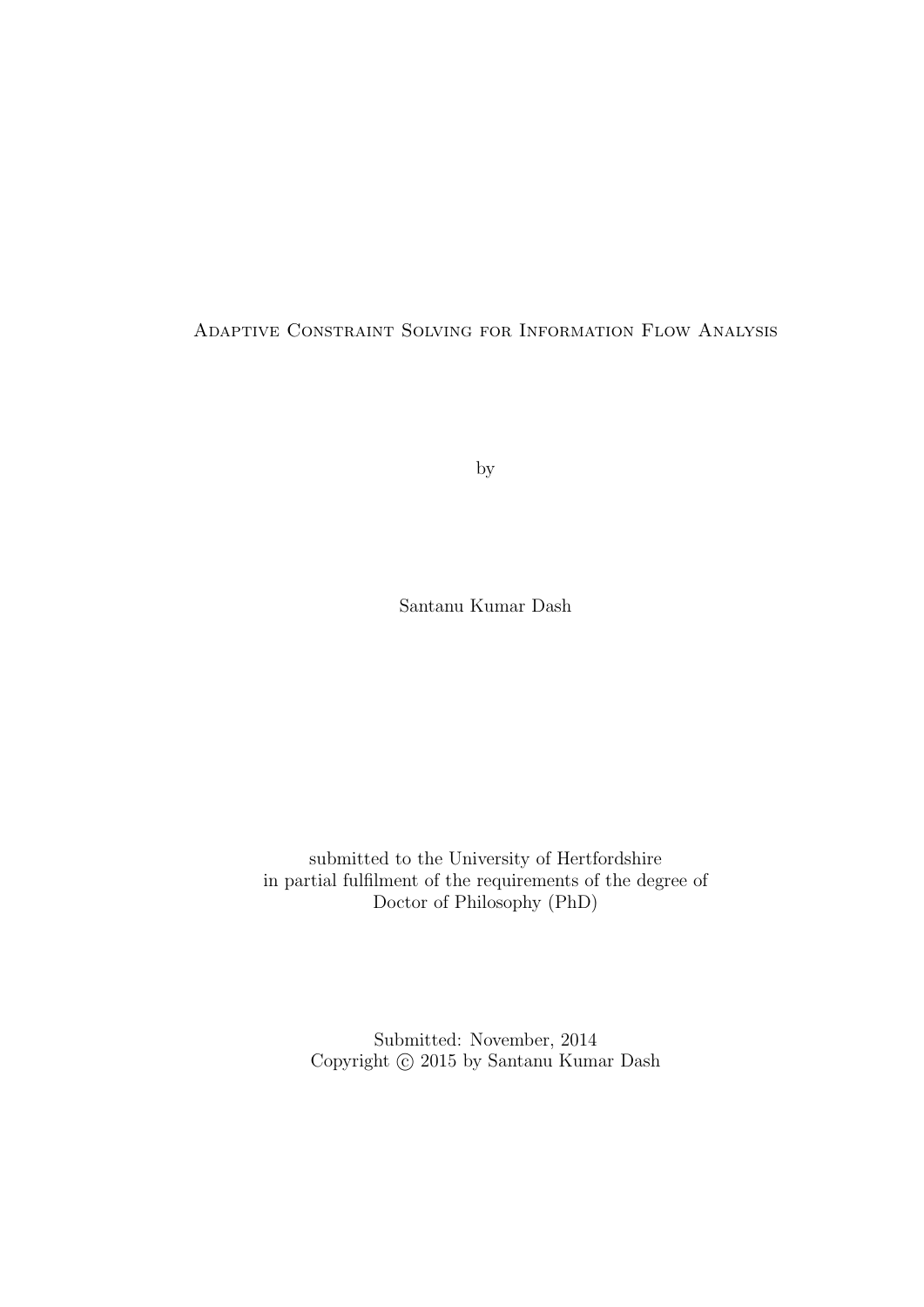# Adaptive Constraint Solving for Information Flow Analysis

by

Santanu Kumar Dash

submitted to the University of Hertfordshire
in partial fulfilment of the requirements of the degree of
Doctor of Philosophy (PhD)

Submitted: November, 2014
Copyright © 2015 by Santanu Kumar Dash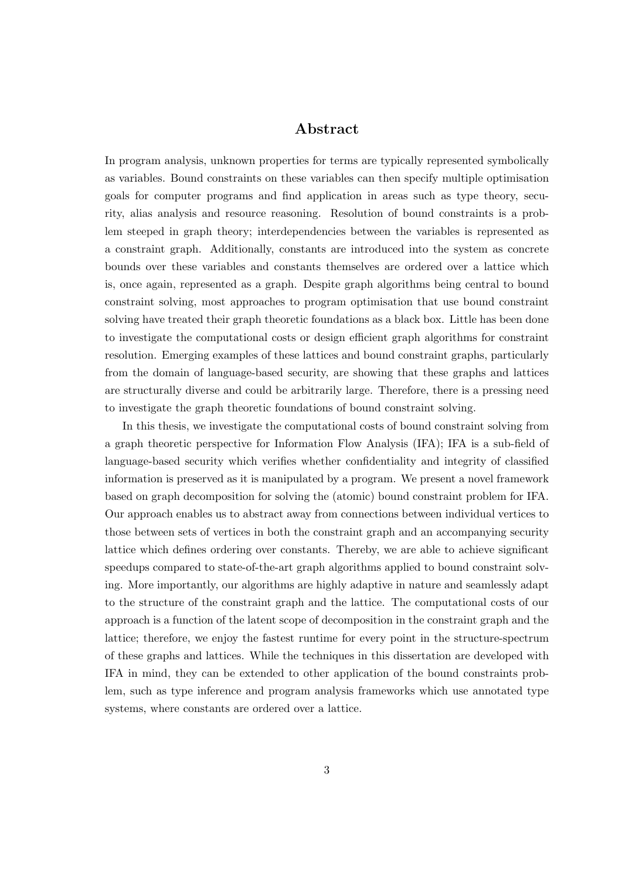# Abstract

In program analysis, unknown properties for terms are typically represented symbolically as variables. Bound constraints on these variables can then specify multiple optimisation goals for computer programs and find application in areas such as type theory, security, alias analysis and resource reasoning. Resolution of bound constraints is a problem steeped in graph theory; interdependencies between the variables is represented as a constraint graph. Additionally, constants are introduced into the system as concrete bounds over these variables and constants themselves are ordered over a lattice which is, once again, represented as a graph. Despite graph algorithms being central to bound constraint solving, most approaches to program optimisation that use bound constraint solving have treated their graph theoretic foundations as a black box. Little has been done to investigate the computational costs or design efficient graph algorithms for constraint resolution. Emerging examples of these lattices and bound constraint graphs, particularly from the domain of language-based security, are showing that these graphs and lattices are structurally diverse and could be arbitrarily large. Therefore, there is a pressing need to investigate the graph theoretic foundations of bound constraint solving.

In this thesis, we investigate the computational costs of bound constraint solving from a graph theoretic perspective for Information Flow Analysis (IFA); IFA is a sub-field of language-based security which verifies whether confidentiality and integrity of classified information is preserved as it is manipulated by a program. We present a novel framework based on graph decomposition for solving the (atomic) bound constraint problem for IFA. Our approach enables us to abstract away from connections between individual vertices to those between sets of vertices in both the constraint graph and an accompanying security lattice which defines ordering over constants. Thereby, we are able to achieve significant speedups compared to state-of-the-art graph algorithms applied to bound constraint solving. More importantly, our algorithms are highly adaptive in nature and seamlessly adapt to the structure of the constraint graph and the lattice. The computational costs of our approach is a function of the latent scope of decomposition in the constraint graph and the lattice; therefore, we enjoy the fastest runtime for every point in the structure-spectrum of these graphs and lattices. While the techniques in this dissertation are developed with IFA in mind, they can be extended to other application of the bound constraints problem, such as type inference and program analysis frameworks which use annotated type systems, where constants are ordered over a lattice.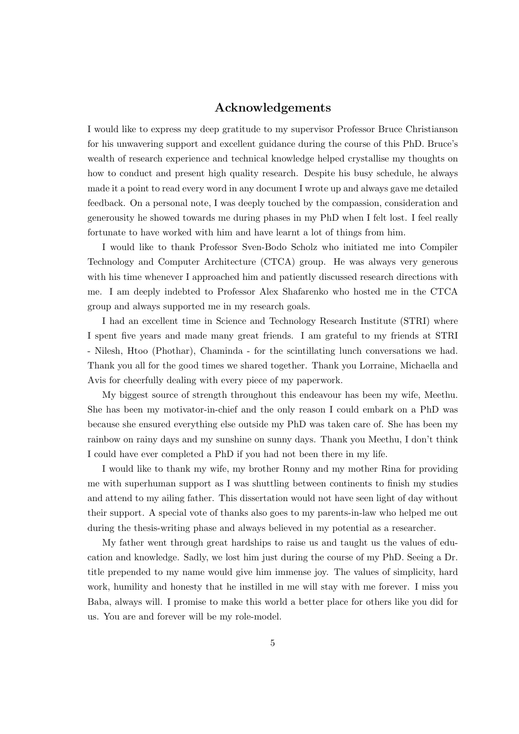## Acknowledgements

I would like to express my deep gratitude to my supervisor Professor Bruce Christianson for his unwavering support and excellent guidance during the course of this PhD. Bruce's wealth of research experience and technical knowledge helped crystallise my thoughts on how to conduct and present high quality research. Despite his busy schedule, he always made it a point to read every word in any document I wrote up and always gave me detailed feedback. On a personal note, I was deeply touched by the compassion, consideration and generousity he showed towards me during phases in my PhD when I felt lost. I feel really fortunate to have worked with him and have learnt a lot of things from him.

I would like to thank Professor Sven-Bodo Scholz who initiated me into Compiler Technology and Computer Architecture (CTCA) group. He was always very generous with his time whenever I approached him and patiently discussed research directions with me. I am deeply indebted to Professor Alex Shafarenko who hosted me in the CTCA group and always supported me in my research goals.

I had an excellent time in Science and Technology Research Institute (STRI) where I spent five years and made many great friends. I am grateful to my friends at STRI - Nilesh, Htoo (Phothar), Chaminda - for the scintillating lunch conversations we had. Thank you all for the good times we shared together. Thank you Lorraine, Michaella and Avis for cheerfully dealing with every piece of my paperwork.

My biggest source of strength throughout this endeavour has been my wife, Meethu. She has been my motivator-in-chief and the only reason I could embark on a PhD was because she ensured everything else outside my PhD was taken care of. She has been my rainbow on rainy days and my sunshine on sunny days. Thank you Meethu, I don't think I could have ever completed a PhD if you had not been there in my life.

I would like to thank my wife, my brother Ronny and my mother Rina for providing me with superhuman support as I was shuttling between continents to finish my studies and attend to my ailing father. This dissertation would not have seen light of day without their support. A special vote of thanks also goes to my parents-in-law who helped me out during the thesis-writing phase and always believed in my potential as a researcher.

My father went through great hardships to raise us and taught us the values of education and knowledge. Sadly, we lost him just during the course of my PhD. Seeing a Dr. title prepended to my name would give him immense joy. The values of simplicity, hard work, humility and honesty that he instilled in me will stay with me forever. I miss you Baba, always will. I promise to make this world a better place for others like you did for us. You are and forever will be my role-model.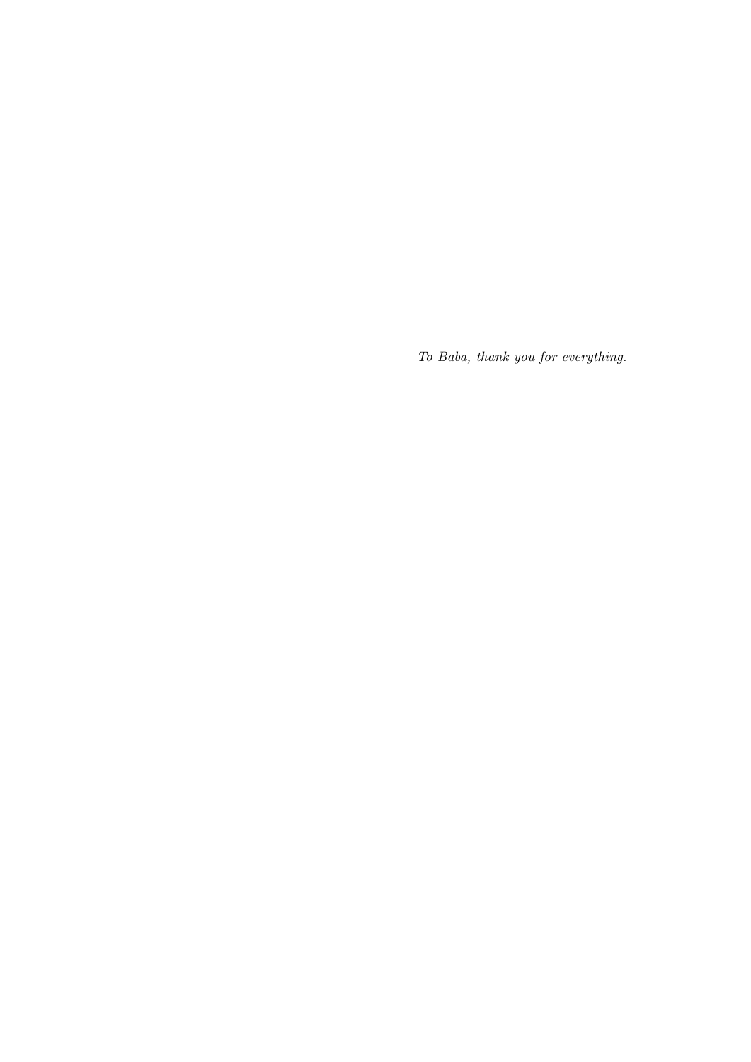*To Baba, thank you for everything.*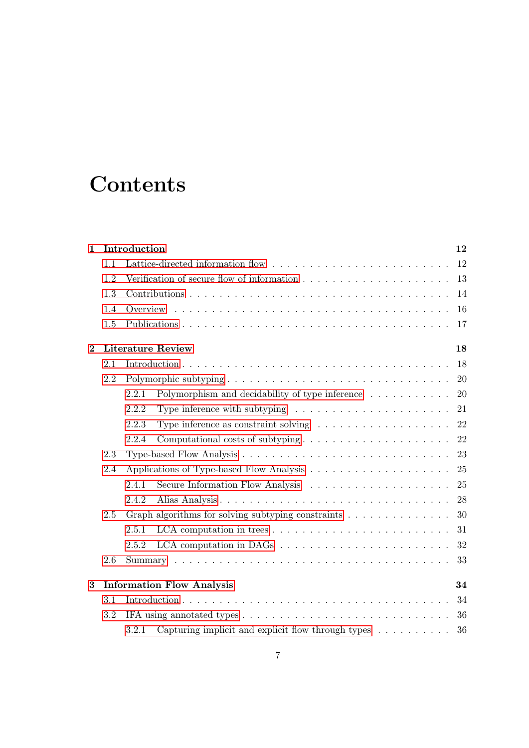# Contents

**1 Introduction** 12

- 1.1 Lattice-directed information flow 12
- 1.2 Verification of secure flow of information 13
- 1.3 Contributions 14
- 1.4 Overview 16
- 1.5 Publications 17

**2 Literature Review** 18

- 2.1 Introduction 18
- 2.2 Polymorphic subtyping 20
  - 2.2.1 Polymorphism and decidability of type inference 20
  - 2.2.2 Type inference with subtyping 21
  - 2.2.3 Type inference as constraint solving 22
  - 2.2.4 Computational costs of subtyping 22
- 2.3 Type-based Flow Analysis 23
- 2.4 Applications of Type-based Flow Analysis 25
  - 2.4.1 Secure Information Flow Analysis 25
  - 2.4.2 Alias Analysis 28
- 2.5 Graph algorithms for solving subtyping constraints 30
  - 2.5.1 LCA computation in trees 31
  - 2.5.2 LCA computation in DAGs 32
- 2.6 Summary 33

**3 Information Flow Analysis** 34

- 3.1 Introduction 34
- 3.2 IFA using annotated types 36
  - 3.2.1 Capturing implicit and explicit flow through types 36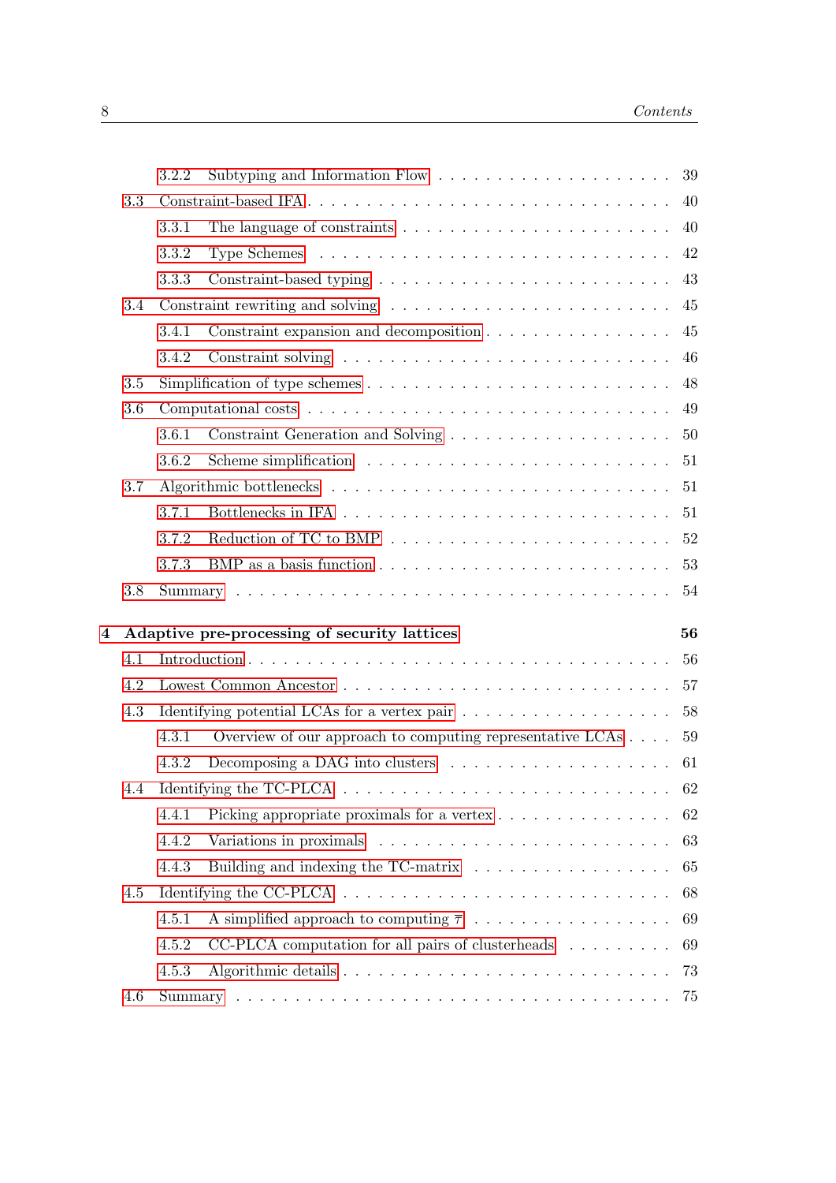3.2.2 Subtyping and Information Flow . . . . . . . . . . . . . . . . . . . . 39

3.3 Constraint-based IFA . . . . . . . . . . . . . . . . . . . . . . . . . . . . . . 40

3.3.1 The language of constraints . . . . . . . . . . . . . . . . . . . . . . 40

3.3.2 Type Schemes . . . . . . . . . . . . . . . . . . . . . . . . . . . . 42

3.3.3 Constraint-based typing . . . . . . . . . . . . . . . . . . . . . . . 43

3.4 Constraint rewriting and solving . . . . . . . . . . . . . . . . . . . . . . 45

3.4.1 Constraint expansion and decomposition . . . . . . . . . . . . . . . 45

3.4.2 Constraint solving . . . . . . . . . . . . . . . . . . . . . . . . . . 46

3.5 Simplification of type schemes . . . . . . . . . . . . . . . . . . . . . . . 48

3.6 Computational costs . . . . . . . . . . . . . . . . . . . . . . . . . . . . . 49

3.6.1 Constraint Generation and Solving . . . . . . . . . . . . . . . . . . 50

3.6.2 Scheme simplification . . . . . . . . . . . . . . . . . . . . . . . . . 51

3.7 Algorithmic bottlenecks . . . . . . . . . . . . . . . . . . . . . . . . . . . 51

3.7.1 Bottlenecks in IFA . . . . . . . . . . . . . . . . . . . . . . . . . . 51

3.7.2 Reduction of TC to BMP . . . . . . . . . . . . . . . . . . . . . . . 52

3.7.3 BMP as a basis function . . . . . . . . . . . . . . . . . . . . . . . 53

3.8 Summary . . . . . . . . . . . . . . . . . . . . . . . . . . . . . . . . . . . 54

**4 Adaptive pre-processing of security lattices** **56**

4.1 Introduction . . . . . . . . . . . . . . . . . . . . . . . . . . . . . . . . . 56

4.2 Lowest Common Ancestor . . . . . . . . . . . . . . . . . . . . . . . . . . 57

4.3 Identifying potential LCAs for a vertex pair . . . . . . . . . . . . . . . . 58

4.3.1 Overview of our approach to computing representative LCAs . . . . 59

4.3.2 Decomposing a DAG into clusters . . . . . . . . . . . . . . . . . . 61

4.4 Identifying the TC-PLCA . . . . . . . . . . . . . . . . . . . . . . . . . . 62

4.4.1 Picking appropriate proximals for a vertex . . . . . . . . . . . . . . 62

4.4.2 Variations in proximals . . . . . . . . . . . . . . . . . . . . . . . . 63

4.4.3 Building and indexing the TC-matrix . . . . . . . . . . . . . . . . 65

4.5 Identifying the CC-PLCA . . . . . . . . . . . . . . . . . . . . . . . . . . 68

4.5.1 A simplified approach to computing $\overline{\tau}$ . . . . . . . . . . . . . . . . 69

4.5.2 CC-PLCA computation for all pairs of clusterheads . . . . . . . . . 69

4.5.3 Algorithmic details . . . . . . . . . . . . . . . . . . . . . . . . . . 73

4.6 Summary . . . . . . . . . . . . . . . . . . . . . . . . . . . . . . . . . . . 75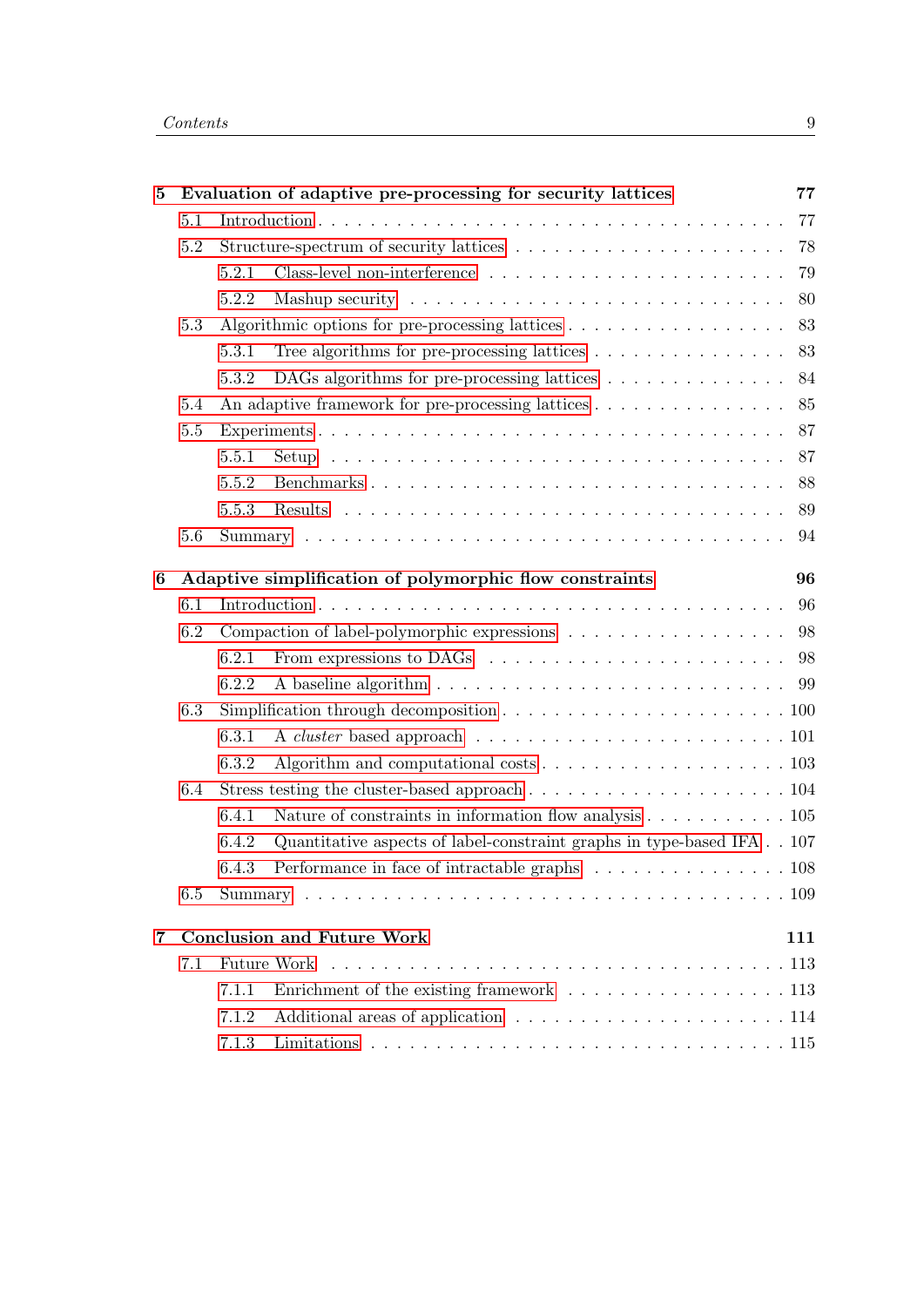**5 Evaluation of adaptive pre-processing for security lattices** **77**

- 5.1 Introduction . . . . . . . . . . . . . . . . . . . . . . . . . . . . . . . . . . 77
- 5.2 Structure-spectrum of security lattices . . . . . . . . . . . . . . . . . . . . 78
  - 5.2.1 Class-level non-interference . . . . . . . . . . . . . . . . . . . . . . 79
  - 5.2.2 Mashup security . . . . . . . . . . . . . . . . . . . . . . . . . . . . 80
- 5.3 Algorithmic options for pre-processing lattices . . . . . . . . . . . . . . . . 83
  - 5.3.1 Tree algorithms for pre-processing lattices . . . . . . . . . . . . . . 83
  - 5.3.2 DAGs algorithms for pre-processing lattices . . . . . . . . . . . . . 84
- 5.4 An adaptive framework for pre-processing lattices . . . . . . . . . . . . . . 85
- 5.5 Experiments . . . . . . . . . . . . . . . . . . . . . . . . . . . . . . . . . . 87
  - 5.5.1 Setup . . . . . . . . . . . . . . . . . . . . . . . . . . . . . . . . . 87
  - 5.5.2 Benchmarks . . . . . . . . . . . . . . . . . . . . . . . . . . . . . . 88
  - 5.5.3 Results . . . . . . . . . . . . . . . . . . . . . . . . . . . . . . . . 89
- 5.6 Summary . . . . . . . . . . . . . . . . . . . . . . . . . . . . . . . . . . . 94

**6 Adaptive simplification of polymorphic flow constraints** **96**

- 6.1 Introduction . . . . . . . . . . . . . . . . . . . . . . . . . . . . . . . . . . 96
- 6.2 Compaction of label-polymorphic expressions . . . . . . . . . . . . . . . . . 98
  - 6.2.1 From expressions to DAGs . . . . . . . . . . . . . . . . . . . . . . 98
  - 6.2.2 A baseline algorithm . . . . . . . . . . . . . . . . . . . . . . . . . 99
- 6.3 Simplification through decomposition . . . . . . . . . . . . . . . . . . . . . 100
  - 6.3.1 A *cluster* based approach . . . . . . . . . . . . . . . . . . . . . . . 101
  - 6.3.2 Algorithm and computational costs . . . . . . . . . . . . . . . . . . . 103
- 6.4 Stress testing the cluster-based approach . . . . . . . . . . . . . . . . . . . 104
  - 6.4.1 Nature of constraints in information flow analysis . . . . . . . . . . . 105
  - 6.4.2 Quantitative aspects of label-constraint graphs in type-based IFA . . 107
  - 6.4.3 Performance in face of intractable graphs . . . . . . . . . . . . . . . 108
- 6.5 Summary . . . . . . . . . . . . . . . . . . . . . . . . . . . . . . . . . . . 109

**7 Conclusion and Future Work** **111**

- 7.1 Future Work . . . . . . . . . . . . . . . . . . . . . . . . . . . . . . . . . . 113
  - 7.1.1 Enrichment of the existing framework . . . . . . . . . . . . . . . . . 113
  - 7.1.2 Additional areas of application . . . . . . . . . . . . . . . . . . . . . 114
  - 7.1.3 Limitations . . . . . . . . . . . . . . . . . . . . . . . . . . . . . . . 115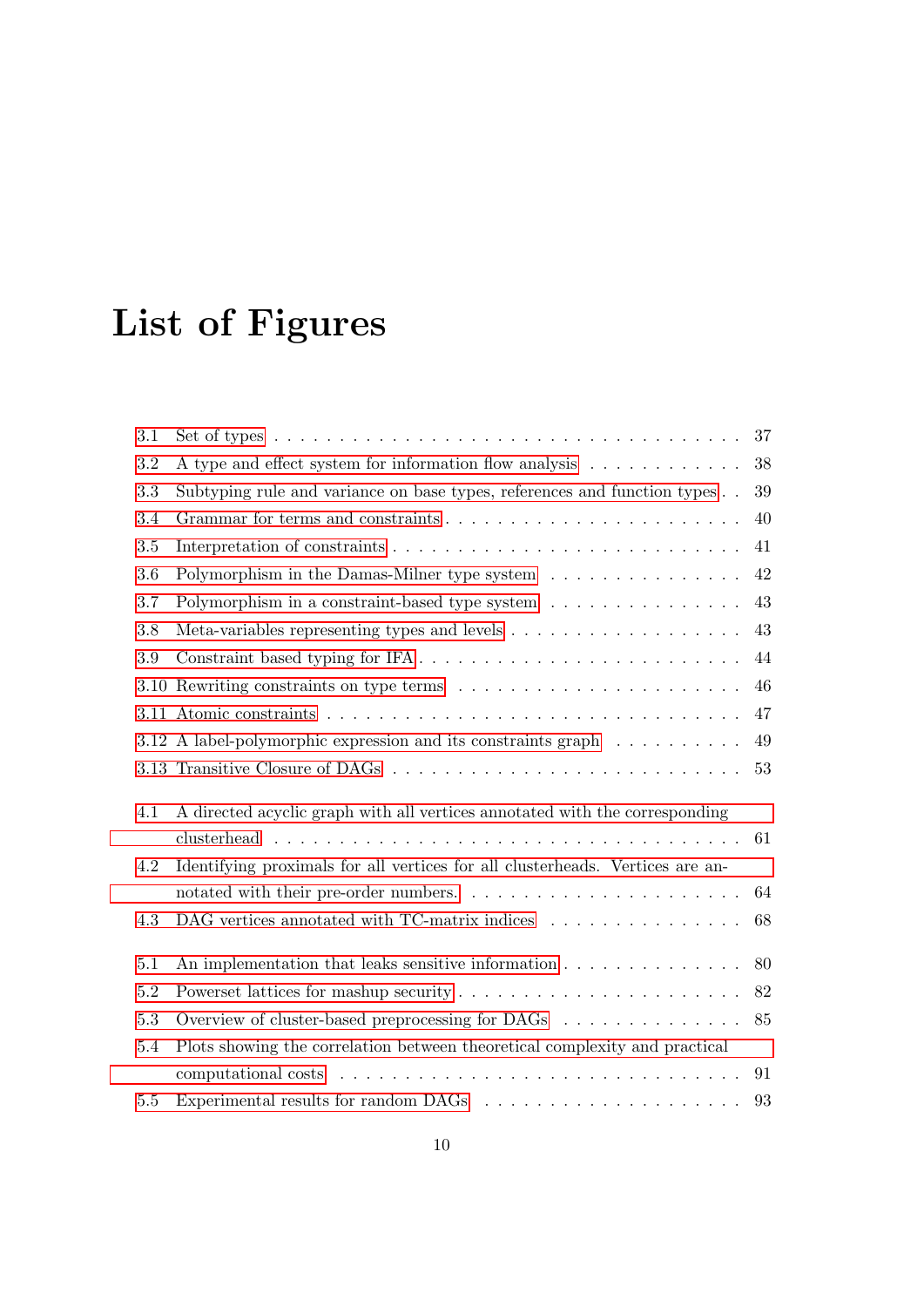# List of Figures

3.1 Set of types . . . . . . . . . . . . . . . . . . . . . . . . . . . . . . . . . . 37

3.2 A type and effect system for information flow analysis . . . . . . . . . . . . 38

3.3 Subtyping rule and variance on base types, references and function types . . 39

3.4 Grammar for terms and constraints . . . . . . . . . . . . . . . . . . . . . . . 40

3.5 Interpretation of constraints . . . . . . . . . . . . . . . . . . . . . . . . . . 41

3.6 Polymorphism in the Damas-Milner type system . . . . . . . . . . . . . . . 42

3.7 Polymorphism in a constraint-based type system . . . . . . . . . . . . . . . 43

3.8 Meta-variables representing types and levels . . . . . . . . . . . . . . . . . . 43

3.9 Constraint based typing for IFA . . . . . . . . . . . . . . . . . . . . . . . . 44

3.10 Rewriting constraints on type terms . . . . . . . . . . . . . . . . . . . . . . 46

3.11 Atomic constraints . . . . . . . . . . . . . . . . . . . . . . . . . . . . . . . 47

3.12 A label-polymorphic expression and its constraints graph . . . . . . . . . . 49

3.13 Transitive Closure of DAGs . . . . . . . . . . . . . . . . . . . . . . . . . . 53

4.1 A directed acyclic graph with all vertices annotated with the corresponding clusterhead . . . . . . . . . . . . . . . . . . . . . . . . . . . . . . . . . . 61

4.2 Identifying proximals for all vertices for all clusterheads. Vertices are annotated with their pre-order numbers. . . . . . . . . . . . . . . . . . . . . . 64

4.3 DAG vertices annotated with TC-matrix indices . . . . . . . . . . . . . . . 68

5.1 An implementation that leaks sensitive information . . . . . . . . . . . . . . 80

5.2 Powerset lattices for mashup security . . . . . . . . . . . . . . . . . . . . . 82

5.3 Overview of cluster-based preprocessing for DAGs . . . . . . . . . . . . . . 85

5.4 Plots showing the correlation between theoretical complexity and practical computational costs . . . . . . . . . . . . . . . . . . . . . . . . . . . . . . . 91

5.5 Experimental results for random DAGs . . . . . . . . . . . . . . . . . . . . 93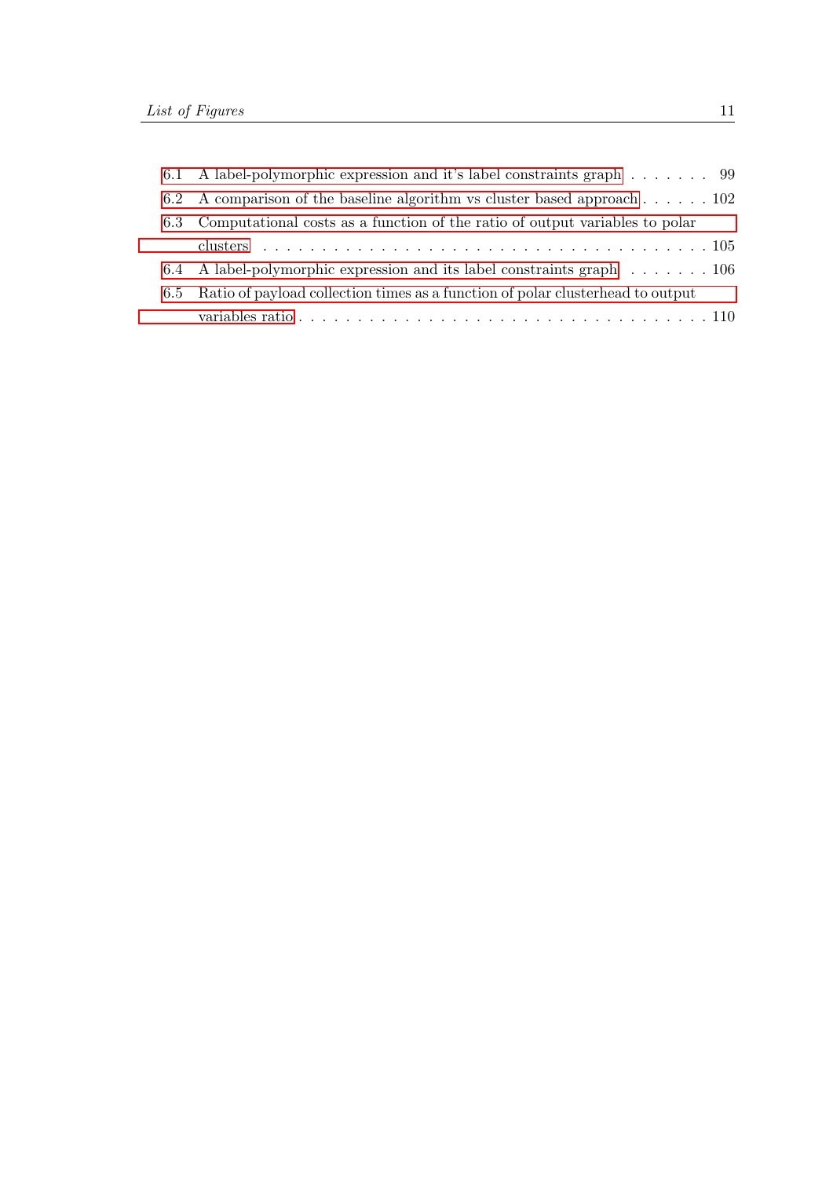6.1 A label-polymorphic expression and it's label constraints graph . . . . . . . . 99

6.2 A comparison of the baseline algorithm vs cluster based approach . . . . . . 102

6.3 Computational costs as a function of the ratio of output variables to polar clusters . . . . . . . . . . . . . . . . . . . . . . . . . . . . . . . . . . . . . . 105

6.4 A label-polymorphic expression and its label constraints graph . . . . . . . 106

6.5 Ratio of payload collection times as a function of polar clusterhead to output variables ratio . . . . . . . . . . . . . . . . . . . . . . . . . . . . . . . . . . . 110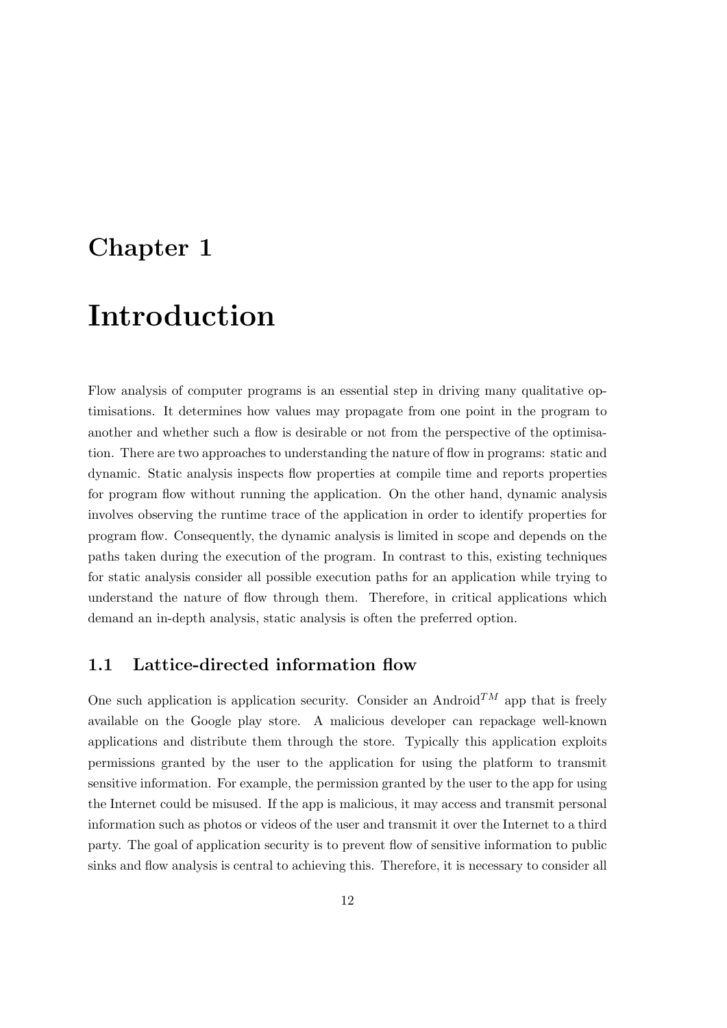# Chapter 1

# Introduction

Flow analysis of computer programs is an essential step in driving many qualitative optimisations. It determines how values may propagate from one point in the program to another and whether such a flow is desirable or not from the perspective of the optimisation. There are two approaches to understanding the nature of flow in programs: static and dynamic. Static analysis inspects flow properties at compile time and reports properties for program flow without running the application. On the other hand, dynamic analysis involves observing the runtime trace of the application in order to identify properties for program flow. Consequently, the dynamic analysis is limited in scope and depends on the paths taken during the execution of the program. In contrast to this, existing techniques for static analysis consider all possible execution paths for an application while trying to understand the nature of flow through them. Therefore, in critical applications which demand an in-depth analysis, static analysis is often the preferred option.

## 1.1 Lattice-directed information flow

One such application is application security. Consider an Android$^{TM}$ app that is freely available on the Google play store. A malicious developer can repackage well-known applications and distribute them through the store. Typically this application exploits permissions granted by the user to the application for using the platform to transmit sensitive information. For example, the permission granted by the user to the app for using the Internet could be misused. If the app is malicious, it may access and transmit personal information such as photos or videos of the user and transmit it over the Internet to a third party. The goal of application security is to prevent flow of sensitive information to public sinks and flow analysis is central to achieving this. Therefore, it is necessary to consider all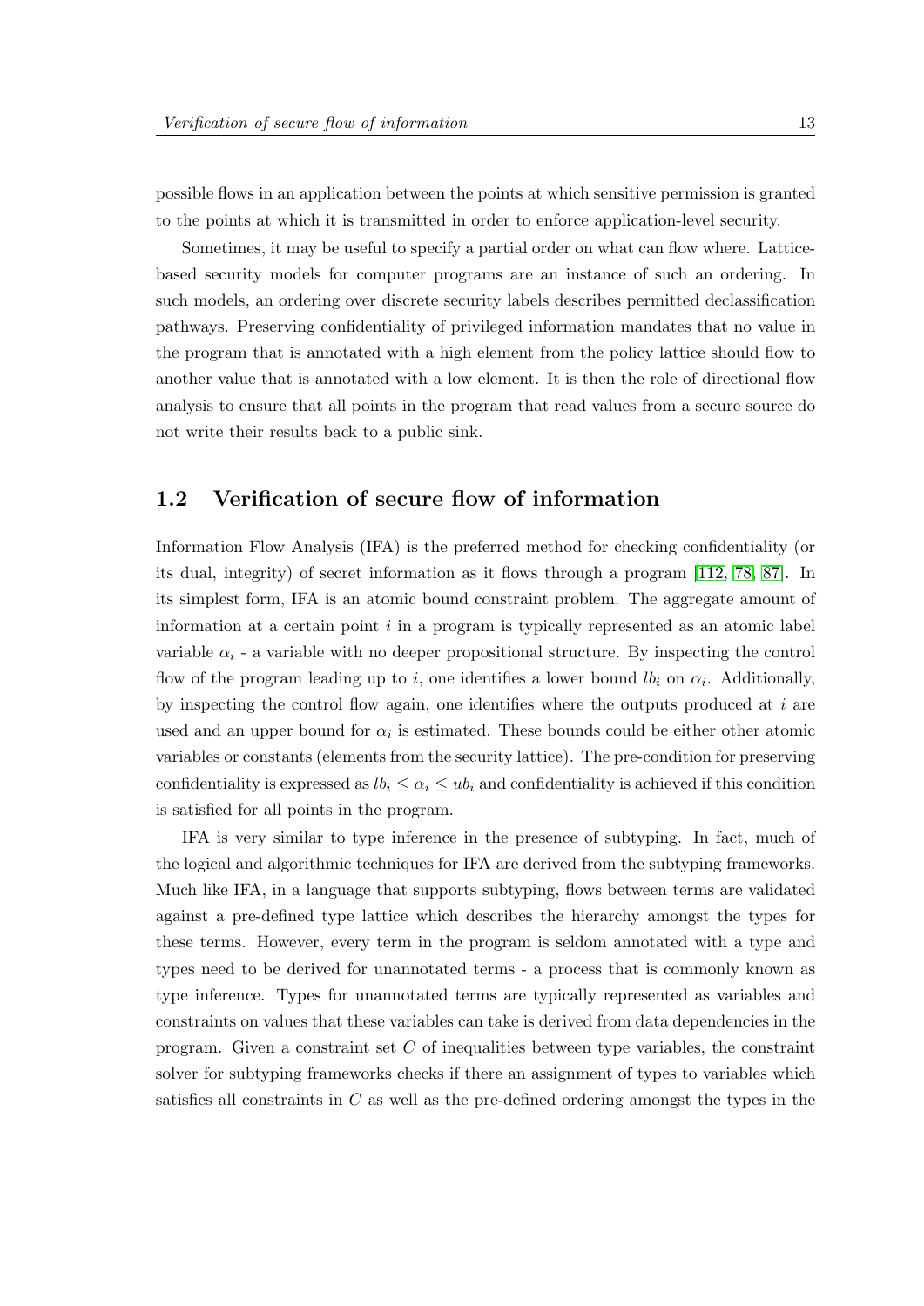possible flows in an application between the points at which sensitive permission is granted to the points at which it is transmitted in order to enforce application-level security.

Sometimes, it may be useful to specify a partial order on what can flow where. Lattice-based security models for computer programs are an instance of such an ordering. In such models, an ordering over discrete security labels describes permitted declassification pathways. Preserving confidentiality of privileged information mandates that no value in the program that is annotated with a high element from the policy lattice should flow to another value that is annotated with a low element. It is then the role of directional flow analysis to ensure that all points in the program that read values from a secure source do not write their results back to a public sink.

## 1.2 Verification of secure flow of information

Information Flow Analysis (IFA) is the preferred method for checking confidentiality (or its dual, integrity) of secret information as it flows through a program [112, 78, 87]. In its simplest form, IFA is an atomic bound constraint problem. The aggregate amount of information at a certain point $i$ in a program is typically represented as an atomic label variable $\alpha_i$ - a variable with no deeper propositional structure. By inspecting the control flow of the program leading up to $i$, one identifies a lower bound $lb_i$ on $\alpha_i$. Additionally, by inspecting the control flow again, one identifies where the outputs produced at $i$ are used and an upper bound for $\alpha_i$ is estimated. These bounds could be either other atomic variables or constants (elements from the security lattice). The pre-condition for preserving confidentiality is expressed as $lb_i \leq \alpha_i \leq ub_i$ and confidentiality is achieved if this condition is satisfied for all points in the program.

IFA is very similar to type inference in the presence of subtyping. In fact, much of the logical and algorithmic techniques for IFA are derived from the subtyping frameworks. Much like IFA, in a language that supports subtyping, flows between terms are validated against a pre-defined type lattice which describes the hierarchy amongst the types for these terms. However, every term in the program is seldom annotated with a type and types need to be derived for unannotated terms - a process that is commonly known as type inference. Types for unannotated terms are typically represented as variables and constraints on values that these variables can take is derived from data dependencies in the program. Given a constraint set $C$ of inequalities between type variables, the constraint solver for subtyping frameworks checks if there an assignment of types to variables which satisfies all constraints in $C$ as well as the pre-defined ordering amongst the types in the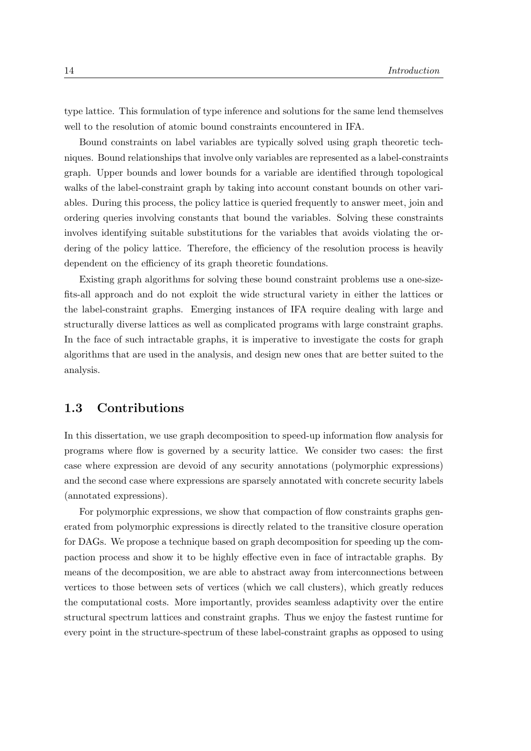type lattice. This formulation of type inference and solutions for the same lend themselves well to the resolution of atomic bound constraints encountered in IFA.

Bound constraints on label variables are typically solved using graph theoretic techniques. Bound relationships that involve only variables are represented as a label-constraints graph. Upper bounds and lower bounds for a variable are identified through topological walks of the label-constraint graph by taking into account constant bounds on other variables. During this process, the policy lattice is queried frequently to answer meet, join and ordering queries involving constants that bound the variables. Solving these constraints involves identifying suitable substitutions for the variables that avoids violating the ordering of the policy lattice. Therefore, the efficiency of the resolution process is heavily dependent on the efficiency of its graph theoretic foundations.

Existing graph algorithms for solving these bound constraint problems use a one-size-fits-all approach and do not exploit the wide structural variety in either the lattices or the label-constraint graphs. Emerging instances of IFA require dealing with large and structurally diverse lattices as well as complicated programs with large constraint graphs. In the face of such intractable graphs, it is imperative to investigate the costs for graph algorithms that are used in the analysis, and design new ones that are better suited to the analysis.

## 1.3 Contributions

In this dissertation, we use graph decomposition to speed-up information flow analysis for programs where flow is governed by a security lattice. We consider two cases: the first case where expression are devoid of any security annotations (polymorphic expressions) and the second case where expressions are sparsely annotated with concrete security labels (annotated expressions).

For polymorphic expressions, we show that compaction of flow constraints graphs generated from polymorphic expressions is directly related to the transitive closure operation for DAGs. We propose a technique based on graph decomposition for speeding up the compaction process and show it to be highly effective even in face of intractable graphs. By means of the decomposition, we are able to abstract away from interconnections between vertices to those between sets of vertices (which we call clusters), which greatly reduces the computational costs. More importantly, provides seamless adaptivity over the entire structural spectrum lattices and constraint graphs. Thus we enjoy the fastest runtime for every point in the structure-spectrum of these label-constraint graphs as opposed to using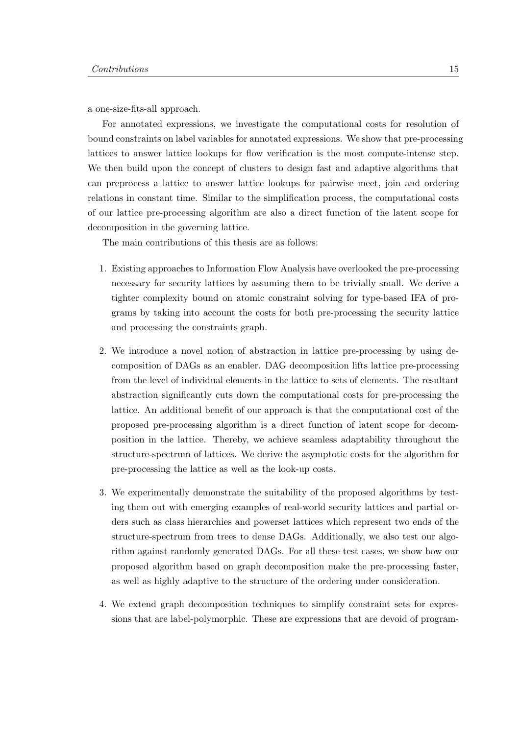a one-size-fits-all approach.

For annotated expressions, we investigate the computational costs for resolution of bound constraints on label variables for annotated expressions. We show that pre-processing lattices to answer lattice lookups for flow verification is the most compute-intense step. We then build upon the concept of clusters to design fast and adaptive algorithms that can preprocess a lattice to answer lattice lookups for pairwise meet, join and ordering relations in constant time. Similar to the simplification process, the computational costs of our lattice pre-processing algorithm are also a direct function of the latent scope for decomposition in the governing lattice.

The main contributions of this thesis are as follows:

1. Existing approaches to Information Flow Analysis have overlooked the pre-processing necessary for security lattices by assuming them to be trivially small. We derive a tighter complexity bound on atomic constraint solving for type-based IFA of programs by taking into account the costs for both pre-processing the security lattice and processing the constraints graph.

2. We introduce a novel notion of abstraction in lattice pre-processing by using decomposition of DAGs as an enabler. DAG decomposition lifts lattice pre-processing from the level of individual elements in the lattice to sets of elements. The resultant abstraction significantly cuts down the computational costs for pre-processing the lattice. An additional benefit of our approach is that the computational cost of the proposed pre-processing algorithm is a direct function of latent scope for decomposition in the lattice. Thereby, we achieve seamless adaptability throughout the structure-spectrum of lattices. We derive the asymptotic costs for the algorithm for pre-processing the lattice as well as the look-up costs.

3. We experimentally demonstrate the suitability of the proposed algorithms by testing them out with emerging examples of real-world security lattices and partial orders such as class hierarchies and powerset lattices which represent two ends of the structure-spectrum from trees to dense DAGs. Additionally, we also test our algorithm against randomly generated DAGs. For all these test cases, we show how our proposed algorithm based on graph decomposition make the pre-processing faster, as well as highly adaptive to the structure of the ordering under consideration.

4. We extend graph decomposition techniques to simplify constraint sets for expressions that are label-polymorphic. These are expressions that are devoid of program-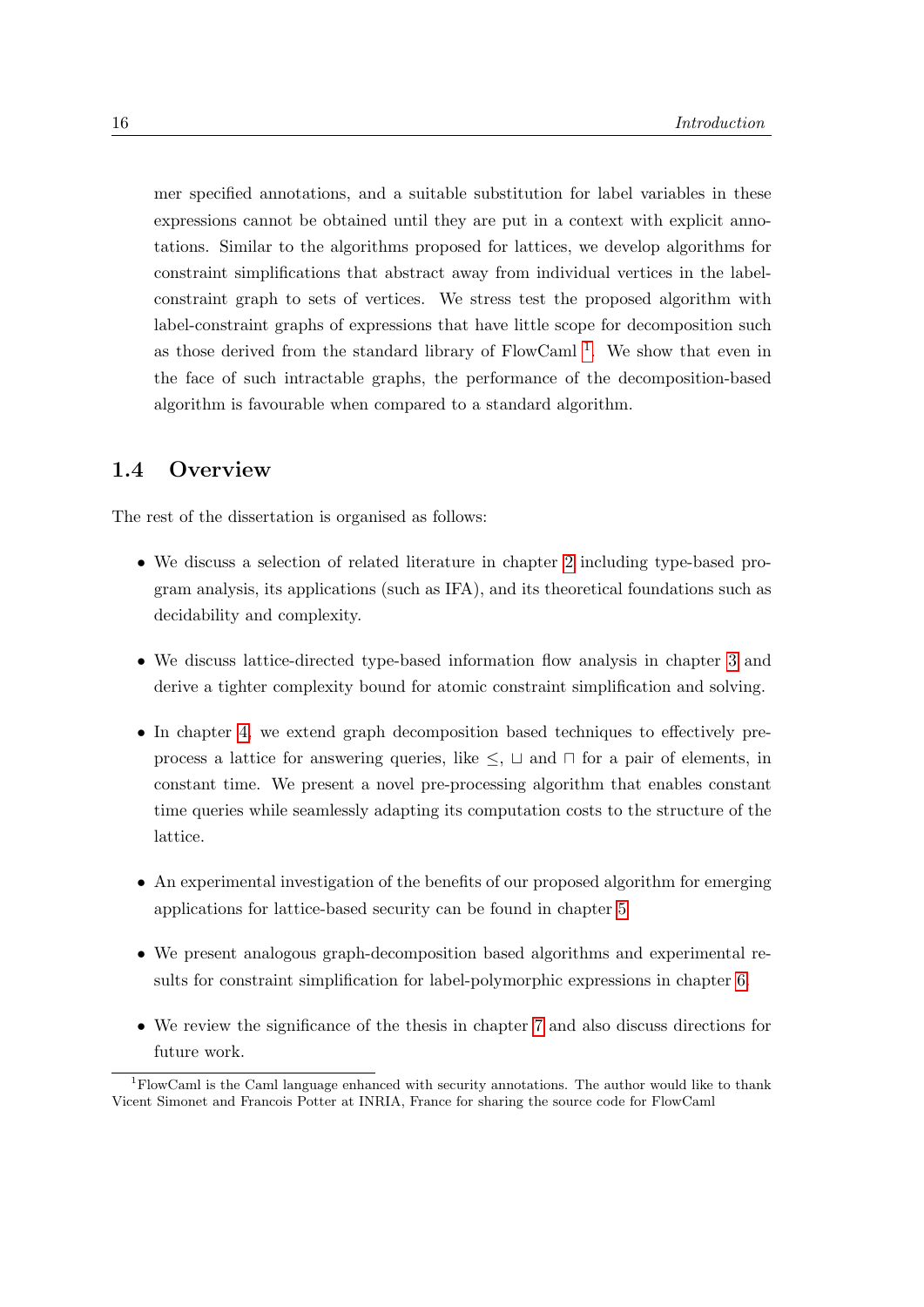mer specified annotations, and a suitable substitution for label variables in these expressions cannot be obtained until they are put in a context with explicit annotations. Similar to the algorithms proposed for lattices, we develop algorithms for constraint simplifications that abstract away from individual vertices in the label-constraint graph to sets of vertices. We stress test the proposed algorithm with label-constraint graphs of expressions that have little scope for decomposition such as those derived from the standard library of FlowCaml [1]. We show that even in the face of such intractable graphs, the performance of the decomposition-based algorithm is favourable when compared to a standard algorithm.

## 1.4 Overview

The rest of the dissertation is organised as follows:

- We discuss a selection of related literature in chapter 2 including type-based program analysis, its applications (such as IFA), and its theoretical foundations such as decidability and complexity.
- We discuss lattice-directed type-based information flow analysis in chapter 3 and derive a tighter complexity bound for atomic constraint simplification and solving.
- In chapter 4, we extend graph decomposition based techniques to effectively pre-process a lattice for answering queries, like $\leq$, $\sqcup$ and $\sqcap$ for a pair of elements, in constant time. We present a novel pre-processing algorithm that enables constant time queries while seamlessly adapting its computation costs to the structure of the lattice.
- An experimental investigation of the benefits of our proposed algorithm for emerging applications for lattice-based security can be found in chapter 5.
- We present analogous graph-decomposition based algorithms and experimental results for constraint simplification for label-polymorphic expressions in chapter 6.
- We review the significance of the thesis in chapter 7 and also discuss directions for future work.

[1]FlowCaml is the Caml language enhanced with security annotations. The author would like to thank Vicent Simonet and Francois Potter at INRIA, France for sharing the source code for FlowCaml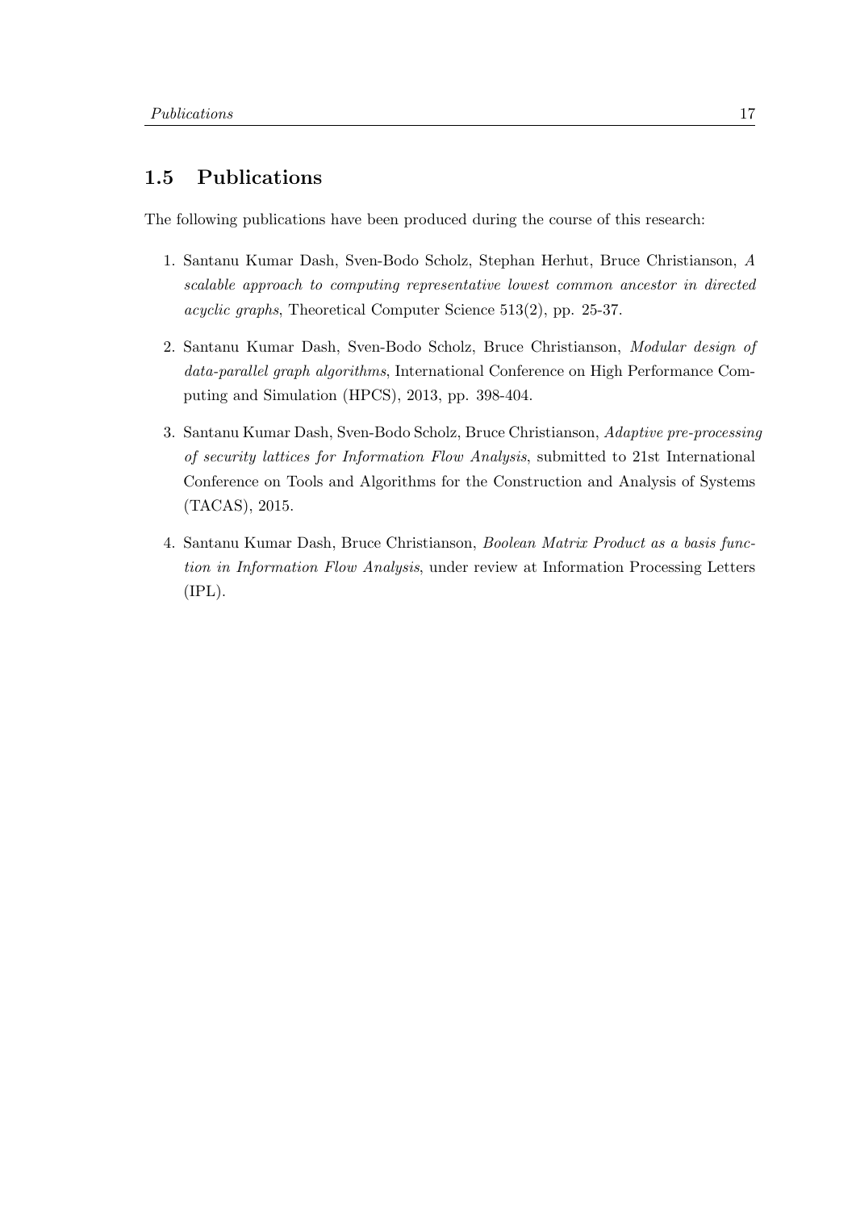## 1.5 Publications

The following publications have been produced during the course of this research:

1. Santanu Kumar Dash, Sven-Bodo Scholz, Stephan Herhut, Bruce Christianson, *A scalable approach to computing representative lowest common ancestor in directed acyclic graphs*, Theoretical Computer Science 513(2), pp. 25-37.

2. Santanu Kumar Dash, Sven-Bodo Scholz, Bruce Christianson, *Modular design of data-parallel graph algorithms*, International Conference on High Performance Computing and Simulation (HPCS), 2013, pp. 398-404.

3. Santanu Kumar Dash, Sven-Bodo Scholz, Bruce Christianson, *Adaptive pre-processing of security lattices for Information Flow Analysis*, submitted to 21st International Conference on Tools and Algorithms for the Construction and Analysis of Systems (TACAS), 2015.

4. Santanu Kumar Dash, Bruce Christianson, *Boolean Matrix Product as a basis function in Information Flow Analysis*, under review at Information Processing Letters (IPL).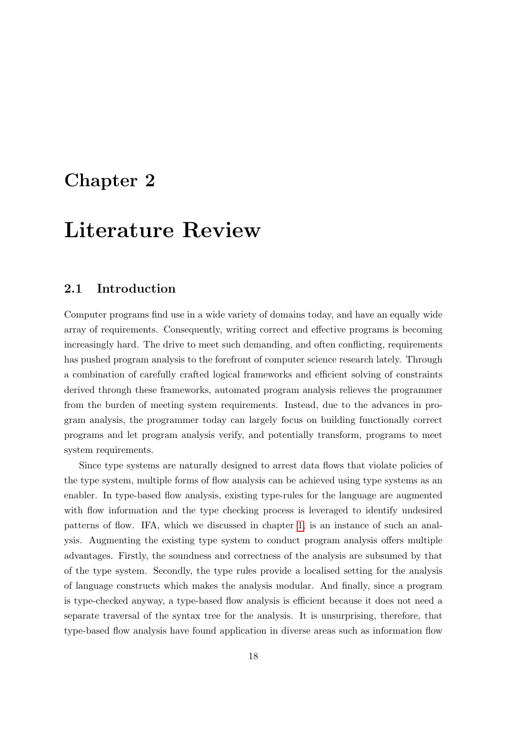# Chapter 2

# Literature Review

## 2.1 Introduction

Computer programs find use in a wide variety of domains today, and have an equally wide array of requirements. Consequently, writing correct and effective programs is becoming increasingly hard. The drive to meet such demanding, and often conflicting, requirements has pushed program analysis to the forefront of computer science research lately. Through a combination of carefully crafted logical frameworks and efficient solving of constraints derived through these frameworks, automated program analysis relieves the programmer from the burden of meeting system requirements. Instead, due to the advances in program analysis, the programmer today can largely focus on building functionally correct programs and let program analysis verify, and potentially transform, programs to meet system requirements.

Since type systems are naturally designed to arrest data flows that violate policies of the type system, multiple forms of flow analysis can be achieved using type systems as an enabler. In type-based flow analysis, existing type-rules for the language are augmented with flow information and the type checking process is leveraged to identify undesired patterns of flow. IFA, which we discussed in chapter 1, is an instance of such an analysis. Augmenting the existing type system to conduct program analysis offers multiple advantages. Firstly, the soundness and correctness of the analysis are subsumed by that of the type system. Secondly, the type rules provide a localised setting for the analysis of language constructs which makes the analysis modular. And finally, since a program is type-checked anyway, a type-based flow analysis is efficient because it does not need a separate traversal of the syntax tree for the analysis. It is unsurprising, therefore, that type-based flow analysis have found application in diverse areas such as information flow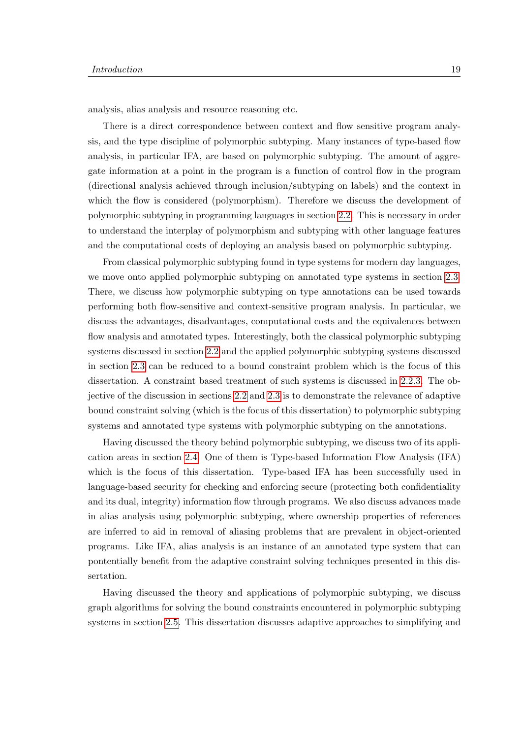analysis, alias analysis and resource reasoning etc.

There is a direct correspondence between context and flow sensitive program analysis, and the type discipline of polymorphic subtyping. Many instances of type-based flow analysis, in particular IFA, are based on polymorphic subtyping. The amount of aggregate information at a point in the program is a function of control flow in the program (directional analysis achieved through inclusion/subtyping on labels) and the context in which the flow is considered (polymorphism). Therefore we discuss the development of polymorphic subtyping in programming languages in section 2.2. This is necessary in order to understand the interplay of polymorphism and subtyping with other language features and the computational costs of deploying an analysis based on polymorphic subtyping.

From classical polymorphic subtyping found in type systems for modern day languages, we move onto applied polymorphic subtyping on annotated type systems in section 2.3. There, we discuss how polymorphic subtyping on type annotations can be used towards performing both flow-sensitive and context-sensitive program analysis. In particular, we discuss the advantages, disadvantages, computational costs and the equivalences between flow analysis and annotated types. Interestingly, both the classical polymorphic subtyping systems discussed in section 2.2 and the applied polymorphic subtyping systems discussed in section 2.3 can be reduced to a bound constraint problem which is the focus of this dissertation. A constraint based treatment of such systems is discussed in 2.2.3. The objective of the discussion in sections 2.2 and 2.3 is to demonstrate the relevance of adaptive bound constraint solving (which is the focus of this dissertation) to polymorphic subtyping systems and annotated type systems with polymorphic subtyping on the annotations.

Having discussed the theory behind polymorphic subtyping, we discuss two of its application areas in section 2.4. One of them is Type-based Information Flow Analysis (IFA) which is the focus of this dissertation. Type-based IFA has been successfully used in language-based security for checking and enforcing secure (protecting both confidentiality and its dual, integrity) information flow through programs. We also discuss advances made in alias analysis using polymorphic subtyping, where ownership properties of references are inferred to aid in removal of aliasing problems that are prevalent in object-oriented programs. Like IFA, alias analysis is an instance of an annotated type system that can pontentially benefit from the adaptive constraint solving techniques presented in this dissertation.

Having discussed the theory and applications of polymorphic subtyping, we discuss graph algorithms for solving the bound constraints encountered in polymorphic subtyping systems in section 2.5. This dissertation discusses adaptive approaches to simplifying and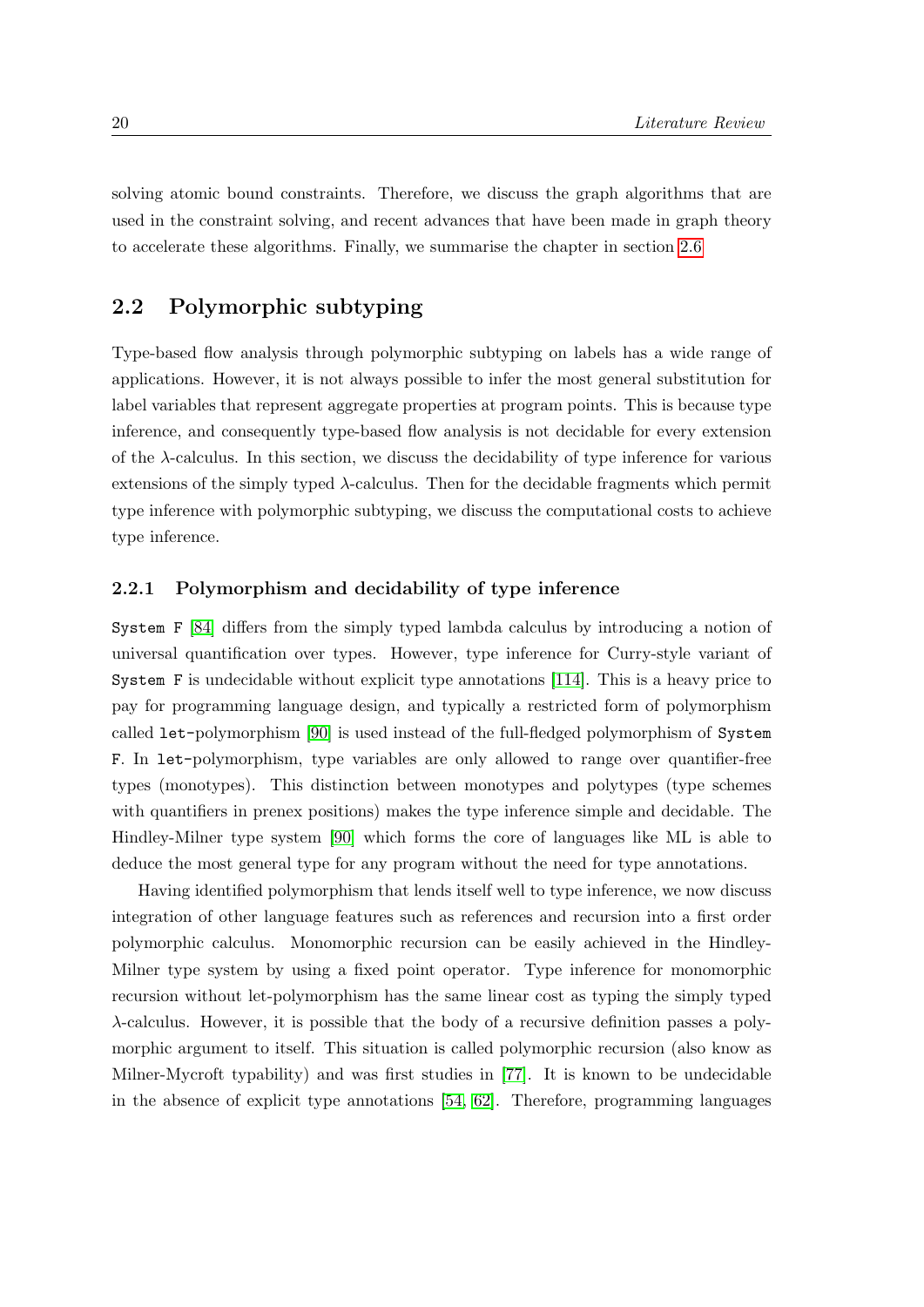solving atomic bound constraints. Therefore, we discuss the graph algorithms that are used in the constraint solving, and recent advances that have been made in graph theory to accelerate these algorithms. Finally, we summarise the chapter in section 2.6

## 2.2 Polymorphic subtyping

Type-based flow analysis through polymorphic subtyping on labels has a wide range of applications. However, it is not always possible to infer the most general substitution for label variables that represent aggregate properties at program points. This is because type inference, and consequently type-based flow analysis is not decidable for every extension of the $\lambda$-calculus. In this section, we discuss the decidability of type inference for various extensions of the simply typed $\lambda$-calculus. Then for the decidable fragments which permit type inference with polymorphic subtyping, we discuss the computational costs to achieve type inference.

### 2.2.1 Polymorphism and decidability of type inference

`System F` [84] differs from the simply typed lambda calculus by introducing a notion of universal quantification over types. However, type inference for Curry-style variant of `System F` is undecidable without explicit type annotations [114]. This is a heavy price to pay for programming language design, and typically a restricted form of polymorphism called `let`-polymorphism [90] is used instead of the full-fledged polymorphism of `System F`. In `let`-polymorphism, type variables are only allowed to range over quantifier-free types (monotypes). This distinction between monotypes and polytypes (type schemes with quantifiers in prenex positions) makes the type inference simple and decidable. The Hindley-Milner type system [90] which forms the core of languages like ML is able to deduce the most general type for any program without the need for type annotations.

Having identified polymorphism that lends itself well to type inference, we now discuss integration of other language features such as references and recursion into a first order polymorphic calculus. Monomorphic recursion can be easily achieved in the Hindley-Milner type system by using a fixed point operator. Type inference for monomorphic recursion without let-polymorphism has the same linear cost as typing the simply typed $\lambda$-calculus. However, it is possible that the body of a recursive definition passes a polymorphic argument to itself. This situation is called polymorphic recursion (also know as Milner-Mycroft typability) and was first studies in [77]. It is known to be undecidable in the absence of explicit type annotations [54, 62]. Therefore, programming languages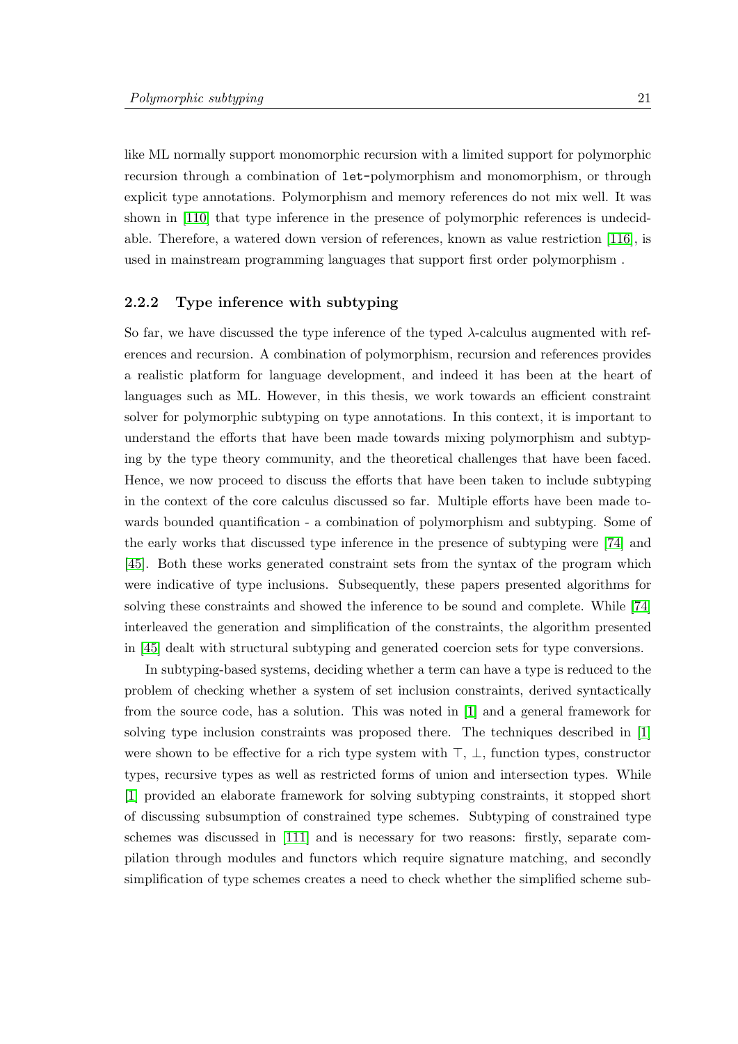like ML normally support monomorphic recursion with a limited support for polymorphic recursion through a combination of `let`-polymorphism and monomorphism, or through explicit type annotations. Polymorphism and memory references do not mix well. It was shown in [110] that type inference in the presence of polymorphic references is undecidable. Therefore, a watered down version of references, known as value restriction [116], is used in mainstream programming languages that support first order polymorphism .

### 2.2.2 Type inference with subtyping

So far, we have discussed the type inference of the typed $\lambda$-calculus augmented with references and recursion. A combination of polymorphism, recursion and references provides a realistic platform for language development, and indeed it has been at the heart of languages such as ML. However, in this thesis, we work towards an efficient constraint solver for polymorphic subtyping on type annotations. In this context, it is important to understand the efforts that have been made towards mixing polymorphism and subtyping by the type theory community, and the theoretical challenges that have been faced. Hence, we now proceed to discuss the efforts that have been taken to include subtyping in the context of the core calculus discussed so far. Multiple efforts have been made towards bounded quantification - a combination of polymorphism and subtyping. Some of the early works that discussed type inference in the presence of subtyping were [74] and [45]. Both these works generated constraint sets from the syntax of the program which were indicative of type inclusions. Subsequently, these papers presented algorithms for solving these constraints and showed the inference to be sound and complete. While [74] interleaved the generation and simplification of the constraints, the algorithm presented in [45] dealt with structural subtyping and generated coercion sets for type conversions.

In subtyping-based systems, deciding whether a term can have a type is reduced to the problem of checking whether a system of set inclusion constraints, derived syntactically from the source code, has a solution. This was noted in [1] and a general framework for solving type inclusion constraints was proposed there. The techniques described in [1] were shown to be effective for a rich type system with $\top$, $\bot$, function types, constructor types, recursive types as well as restricted forms of union and intersection types. While [1] provided an elaborate framework for solving subtyping constraints, it stopped short of discussing subsumption of constrained type schemes. Subtyping of constrained type schemes was discussed in [111] and is necessary for two reasons: firstly, separate compilation through modules and functors which require signature matching, and secondly simplification of type schemes creates a need to check whether the simplified scheme sub-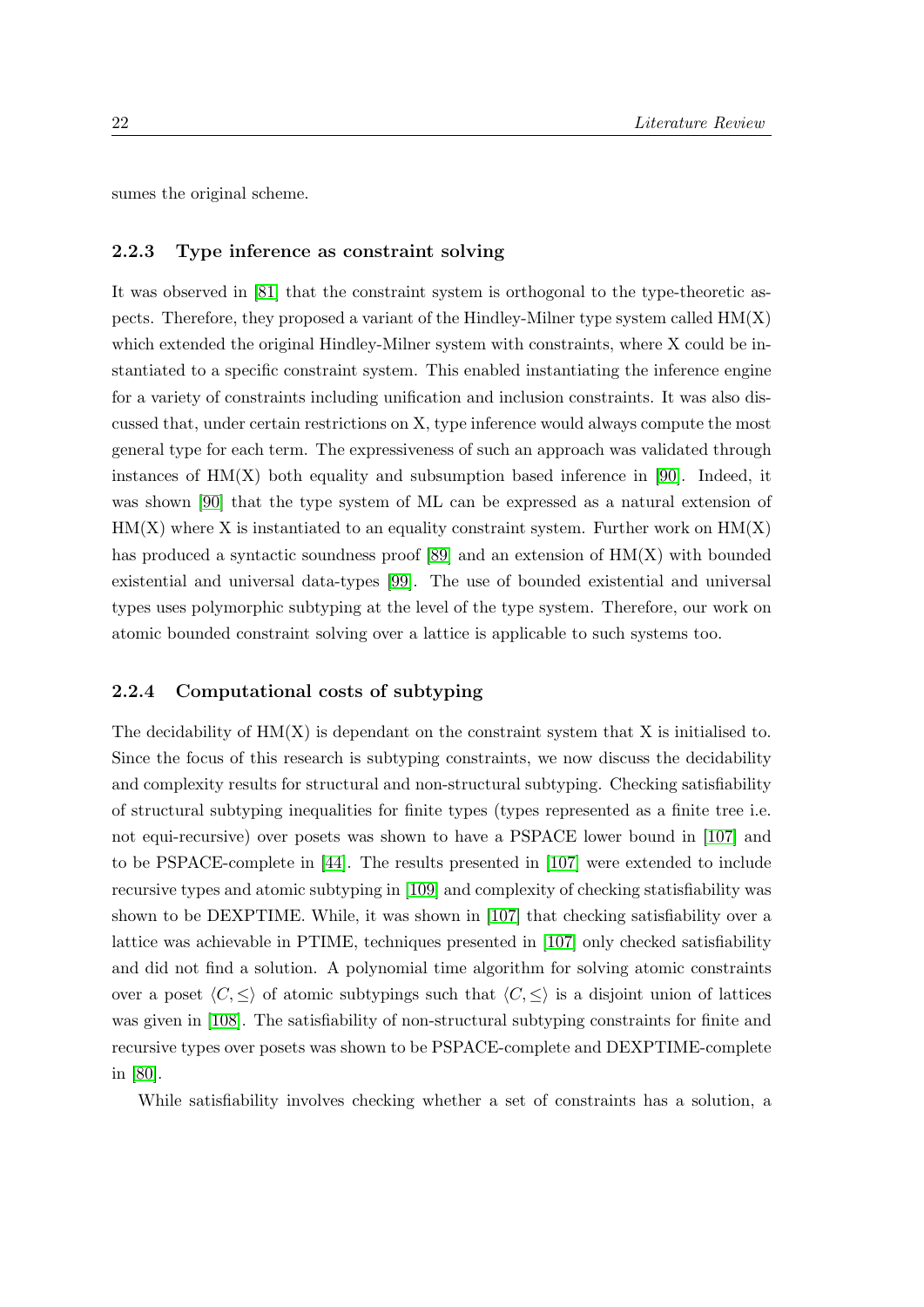sumes the original scheme.

### 2.2.3 Type inference as constraint solving

It was observed in [81] that the constraint system is orthogonal to the type-theoretic aspects. Therefore, they proposed a variant of the Hindley-Milner type system called HM(X) which extended the original Hindley-Milner system with constraints, where X could be instantiated to a specific constraint system. This enabled instantiating the inference engine for a variety of constraints including unification and inclusion constraints. It was also discussed that, under certain restrictions on X, type inference would always compute the most general type for each term. The expressiveness of such an approach was validated through instances of HM(X) both equality and subsumption based inference in [90]. Indeed, it was shown [90] that the type system of ML can be expressed as a natural extension of HM(X) where X is instantiated to an equality constraint system. Further work on HM(X) has produced a syntactic soundness proof [89] and an extension of HM(X) with bounded existential and universal data-types [99]. The use of bounded existential and universal types uses polymorphic subtyping at the level of the type system. Therefore, our work on atomic bounded constraint solving over a lattice is applicable to such systems too.

### 2.2.4 Computational costs of subtyping

The decidability of HM(X) is dependant on the constraint system that X is initialised to. Since the focus of this research is subtyping constraints, we now discuss the decidability and complexity results for structural and non-structural subtyping. Checking satisfiability of structural subtyping inequalities for finite types (types represented as a finite tree i.e. not equi-recursive) over posets was shown to have a PSPACE lower bound in [107] and to be PSPACE-complete in [44]. The results presented in [107] were extended to include recursive types and atomic subtyping in [109] and complexity of checking statisfiability was shown to be DEXPTIME. While, it was shown in [107] that checking satisfiability over a lattice was achievable in PTIME, techniques presented in [107] only checked satisfiability and did not find a solution. A polynomial time algorithm for solving atomic constraints over a poset $\langle C, \leq \rangle$ of atomic subtypings such that $\langle C, \leq \rangle$ is a disjoint union of lattices was given in [108]. The satisfiability of non-structural subtyping constraints for finite and recursive types over posets was shown to be PSPACE-complete and DEXPTIME-complete in [80].

While satisfiability involves checking whether a set of constraints has a solution, a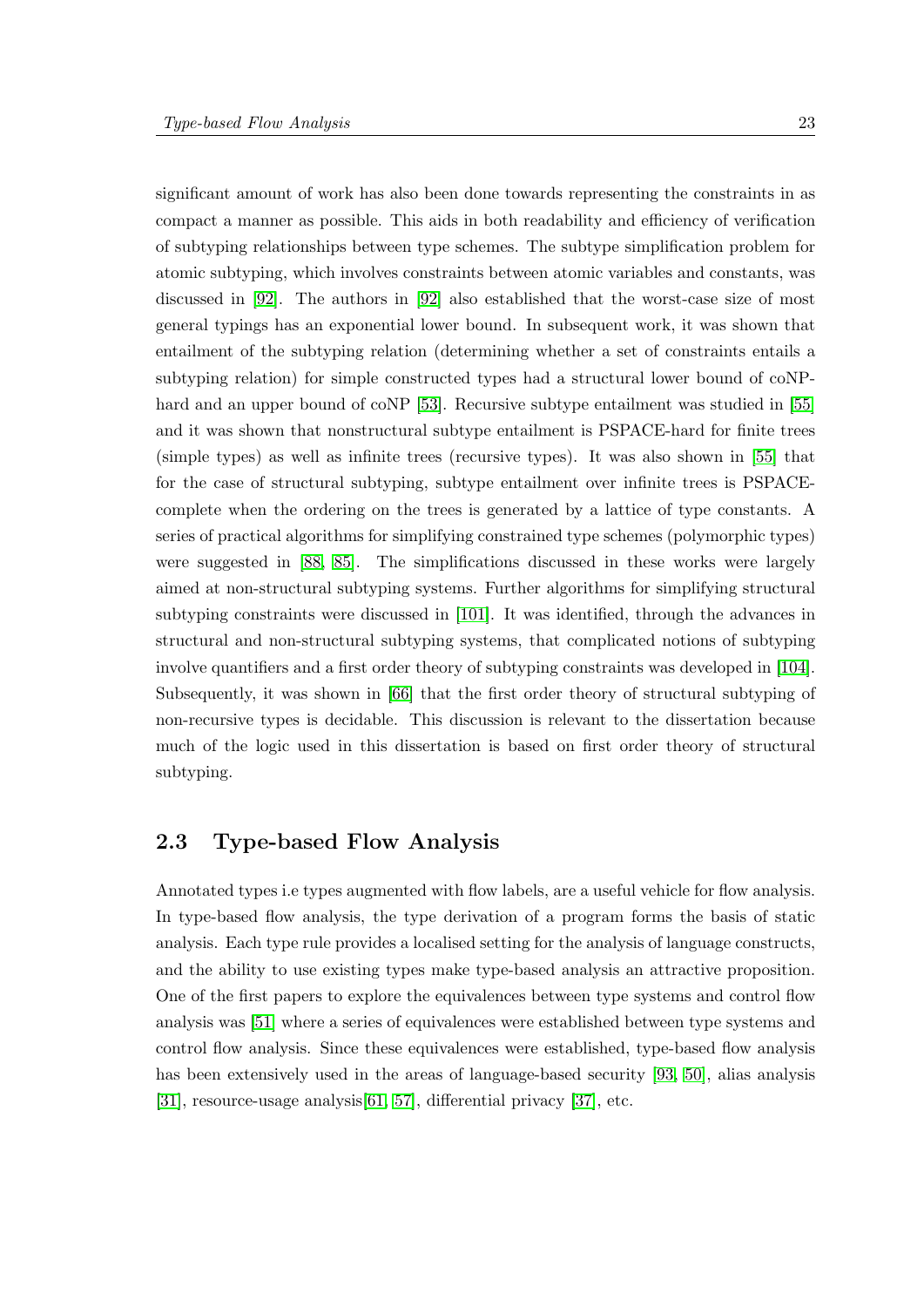significant amount of work has also been done towards representing the constraints in as compact a manner as possible. This aids in both readability and efficiency of verification of subtyping relationships between type schemes. The subtype simplification problem for atomic subtyping, which involves constraints between atomic variables and constants, was discussed in [92]. The authors in [92] also established that the worst-case size of most general typings has an exponential lower bound. In subsequent work, it was shown that entailment of the subtyping relation (determining whether a set of constraints entails a subtyping relation) for simple constructed types had a structural lower bound of coNP-hard and an upper bound of coNP [53]. Recursive subtype entailment was studied in [55] and it was shown that nonstructural subtype entailment is PSPACE-hard for finite trees (simple types) as well as infinite trees (recursive types). It was also shown in [55] that for the case of structural subtyping, subtype entailment over infinite trees is PSPACE-complete when the ordering on the trees is generated by a lattice of type constants. A series of practical algorithms for simplifying constrained type schemes (polymorphic types) were suggested in [88, 85]. The simplifications discussed in these works were largely aimed at non-structural subtyping systems. Further algorithms for simplifying structural subtyping constraints were discussed in [101]. It was identified, through the advances in structural and non-structural subtyping systems, that complicated notions of subtyping involve quantifiers and a first order theory of subtyping constraints was developed in [104]. Subsequently, it was shown in [66] that the first order theory of structural subtyping of non-recursive types is decidable. This discussion is relevant to the dissertation because much of the logic used in this dissertation is based on first order theory of structural subtyping.

## 2.3 Type-based Flow Analysis

Annotated types i.e types augmented with flow labels, are a useful vehicle for flow analysis. In type-based flow analysis, the type derivation of a program forms the basis of static analysis. Each type rule provides a localised setting for the analysis of language constructs, and the ability to use existing types make type-based analysis an attractive proposition. One of the first papers to explore the equivalences between type systems and control flow analysis was [51] where a series of equivalences were established between type systems and control flow analysis. Since these equivalences were established, type-based flow analysis has been extensively used in the areas of language-based security [93, 50], alias analysis [31], resource-usage analysis[61, 57], differential privacy [37], etc.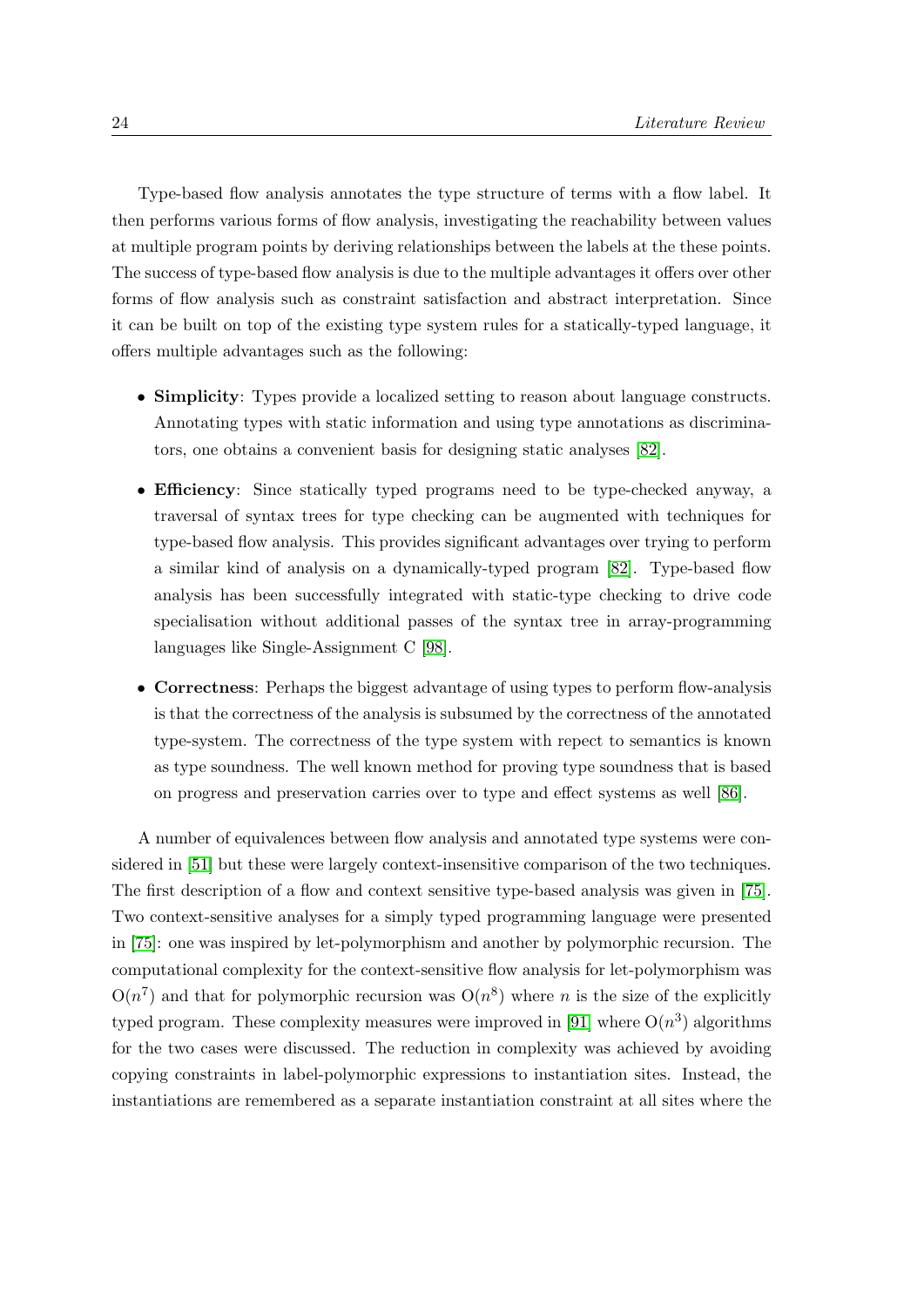Type-based flow analysis annotates the type structure of terms with a flow label. It then performs various forms of flow analysis, investigating the reachability between values at multiple program points by deriving relationships between the labels at the these points. The success of type-based flow analysis is due to the multiple advantages it offers over other forms of flow analysis such as constraint satisfaction and abstract interpretation. Since it can be built on top of the existing type system rules for a statically-typed language, it offers multiple advantages such as the following:

- **Simplicity**: Types provide a localized setting to reason about language constructs. Annotating types with static information and using type annotations as discriminators, one obtains a convenient basis for designing static analyses [82].
- **Efficiency**: Since statically typed programs need to be type-checked anyway, a traversal of syntax trees for type checking can be augmented with techniques for type-based flow analysis. This provides significant advantages over trying to perform a similar kind of analysis on a dynamically-typed program [82]. Type-based flow analysis has been successfully integrated with static-type checking to drive code specialisation without additional passes of the syntax tree in array-programming languages like Single-Assignment C [98].
- **Correctness**: Perhaps the biggest advantage of using types to perform flow-analysis is that the correctness of the analysis is subsumed by the correctness of the annotated type-system. The correctness of the type system with repect to semantics is known as type soundness. The well known method for proving type soundness that is based on progress and preservation carries over to type and effect systems as well [86].

A number of equivalences between flow analysis and annotated type systems were considered in [51] but these were largely context-insensitive comparison of the two techniques. The first description of a flow and context sensitive type-based analysis was given in [75]. Two context-sensitive analyses for a simply typed programming language were presented in [75]: one was inspired by let-polymorphism and another by polymorphic recursion. The computational complexity for the context-sensitive flow analysis for let-polymorphism was $O(n^7)$ and that for polymorphic recursion was $O(n^8)$ where $n$ is the size of the explicitly typed program. These complexity measures were improved in [91] where $O(n^3)$ algorithms for the two cases were discussed. The reduction in complexity was achieved by avoiding copying constraints in label-polymorphic expressions to instantiation sites. Instead, the instantiations are remembered as a separate instantiation constraint at all sites where the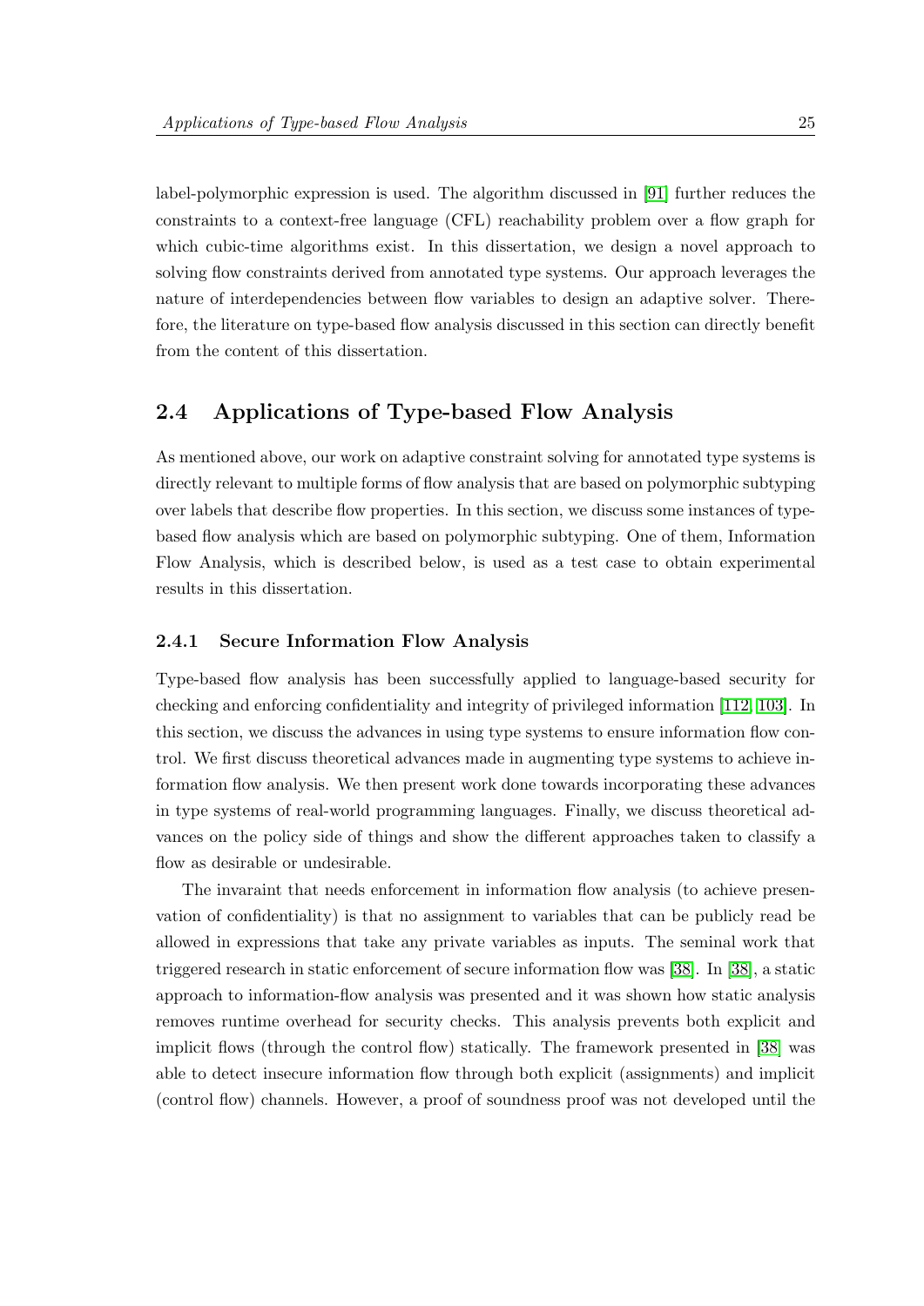label-polymorphic expression is used. The algorithm discussed in [91] further reduces the constraints to a context-free language (CFL) reachability problem over a flow graph for which cubic-time algorithms exist. In this dissertation, we design a novel approach to solving flow constraints derived from annotated type systems. Our approach leverages the nature of interdependencies between flow variables to design an adaptive solver. Therefore, the literature on type-based flow analysis discussed in this section can directly benefit from the content of this dissertation.

## 2.4 Applications of Type-based Flow Analysis

As mentioned above, our work on adaptive constraint solving for annotated type systems is directly relevant to multiple forms of flow analysis that are based on polymorphic subtyping over labels that describe flow properties. In this section, we discuss some instances of type-based flow analysis which are based on polymorphic subtyping. One of them, Information Flow Analysis, which is described below, is used as a test case to obtain experimental results in this dissertation.

### 2.4.1 Secure Information Flow Analysis

Type-based flow analysis has been successfully applied to language-based security for checking and enforcing confidentiality and integrity of privileged information [112, 103]. In this section, we discuss the advances in using type systems to ensure information flow control. We first discuss theoretical advances made in augmenting type systems to achieve information flow analysis. We then present work done towards incorporating these advances in type systems of real-world programming languages. Finally, we discuss theoretical advances on the policy side of things and show the different approaches taken to classify a flow as desirable or undesirable.

The invaraint that needs enforcement in information flow analysis (to achieve presenvation of confidentiality) is that no assignment to variables that can be publicly read be allowed in expressions that take any private variables as inputs. The seminal work that triggered research in static enforcement of secure information flow was [38]. In [38], a static approach to information-flow analysis was presented and it was shown how static analysis removes runtime overhead for security checks. This analysis prevents both explicit and implicit flows (through the control flow) statically. The framework presented in [38] was able to detect insecure information flow through both explicit (assignments) and implicit (control flow) channels. However, a proof of soundness proof was not developed until the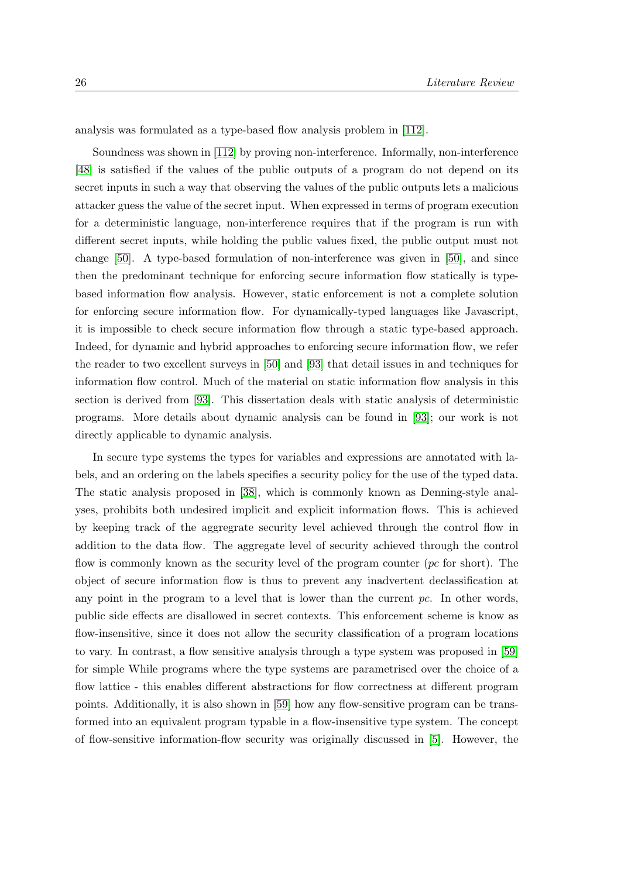analysis was formulated as a type-based flow analysis problem in [112].

Soundness was shown in [112] by proving non-interference. Informally, non-interference [48] is satisfied if the values of the public outputs of a program do not depend on its secret inputs in such a way that observing the values of the public outputs lets a malicious attacker guess the value of the secret input. When expressed in terms of program execution for a deterministic language, non-interference requires that if the program is run with different secret inputs, while holding the public values fixed, the public output must not change [50]. A type-based formulation of non-interference was given in [50], and since then the predominant technique for enforcing secure information flow statically is type-based information flow analysis. However, static enforcement is not a complete solution for enforcing secure information flow. For dynamically-typed languages like Javascript, it is impossible to check secure information flow through a static type-based approach. Indeed, for dynamic and hybrid approaches to enforcing secure information flow, we refer the reader to two excellent surveys in [50] and [93] that detail issues in and techniques for information flow control. Much of the material on static information flow analysis in this section is derived from [93]. This dissertation deals with static analysis of deterministic programs. More details about dynamic analysis can be found in [93]; our work is not directly applicable to dynamic analysis.

In secure type systems the types for variables and expressions are annotated with labels, and an ordering on the labels specifies a security policy for the use of the typed data. The static analysis proposed in [38], which is commonly known as Denning-style analyses, prohibits both undesired implicit and explicit information flows. This is achieved by keeping track of the aggregrate security level achieved through the control flow in addition to the data flow. The aggregate level of security achieved through the control flow is commonly known as the security level of the program counter (*pc* for short). The object of secure information flow is thus to prevent any inadvertent declassification at any point in the program to a level that is lower than the current *pc*. In other words, public side effects are disallowed in secret contexts. This enforcement scheme is know as flow-insensitive, since it does not allow the security classification of a program locations to vary. In contrast, a flow sensitive analysis through a type system was proposed in [59] for simple While programs where the type systems are parametrised over the choice of a flow lattice - this enables different abstractions for flow correctness at different program points. Additionally, it is also shown in [59] how any flow-sensitive program can be transformed into an equivalent program typable in a flow-insensitive type system. The concept of flow-sensitive information-flow security was originally discussed in [5]. However, the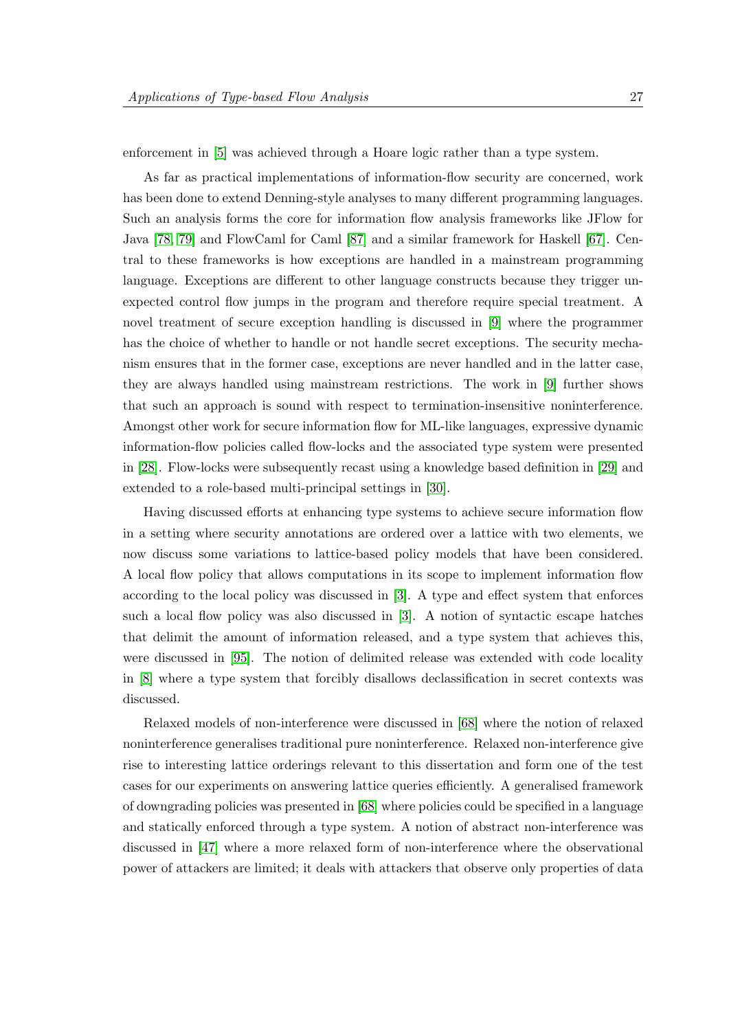enforcement in [5] was achieved through a Hoare logic rather than a type system.

As far as practical implementations of information-flow security are concerned, work has been done to extend Denning-style analyses to many different programming languages. Such an analysis forms the core for information flow analysis frameworks like JFlow for Java [78, 79] and FlowCaml for Caml [87] and a similar framework for Haskell [67]. Central to these frameworks is how exceptions are handled in a mainstream programming language. Exceptions are different to other language constructs because they trigger unexpected control flow jumps in the program and therefore require special treatment. A novel treatment of secure exception handling is discussed in [9] where the programmer has the choice of whether to handle or not handle secret exceptions. The security mechanism ensures that in the former case, exceptions are never handled and in the latter case, they are always handled using mainstream restrictions. The work in [9] further shows that such an approach is sound with respect to termination-insensitive noninterference. Amongst other work for secure information flow for ML-like languages, expressive dynamic information-flow policies called flow-locks and the associated type system were presented in [28]. Flow-locks were subsequently recast using a knowledge based definition in [29] and extended to a role-based multi-principal settings in [30].

Having discussed efforts at enhancing type systems to achieve secure information flow in a setting where security annotations are ordered over a lattice with two elements, we now discuss some variations to lattice-based policy models that have been considered. A local flow policy that allows computations in its scope to implement information flow according to the local policy was discussed in [3]. A type and effect system that enforces such a local flow policy was also discussed in [3]. A notion of syntactic escape hatches that delimit the amount of information released, and a type system that achieves this, were discussed in [95]. The notion of delimited release was extended with code locality in [8] where a type system that forcibly disallows declassification in secret contexts was discussed.

Relaxed models of non-interference were discussed in [68] where the notion of relaxed noninterference generalises traditional pure noninterference. Relaxed non-interference give rise to interesting lattice orderings relevant to this dissertation and form one of the test cases for our experiments on answering lattice queries efficiently. A generalised framework of downgrading policies was presented in [68] where policies could be specified in a language and statically enforced through a type system. A notion of abstract non-interference was discussed in [47] where a more relaxed form of non-interference where the observational power of attackers are limited; it deals with attackers that observe only properties of data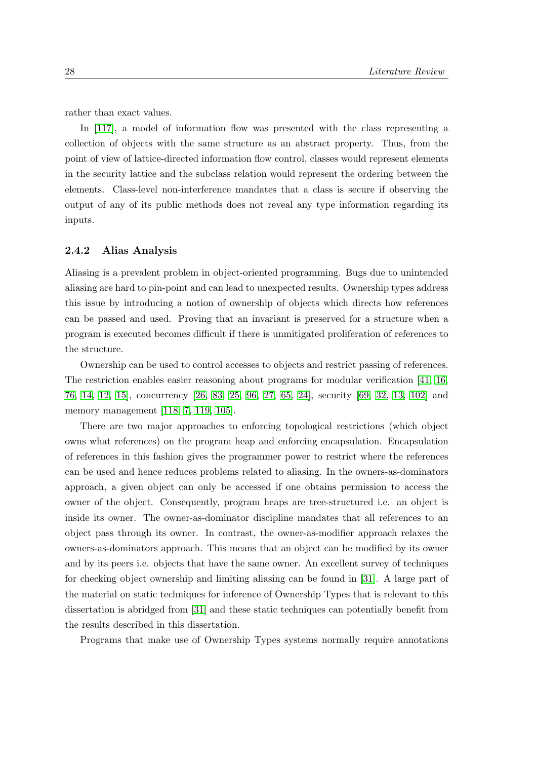rather than exact values.

In [117], a model of information flow was presented with the class representing a collection of objects with the same structure as an abstract property. Thus, from the point of view of lattice-directed information flow control, classes would represent elements in the security lattice and the subclass relation would represent the ordering between the elements. Class-level non-interference mandates that a class is secure if observing the output of any of its public methods does not reveal any type information regarding its inputs.

### 2.4.2 Alias Analysis

Aliasing is a prevalent problem in object-oriented programming. Bugs due to unintended aliasing are hard to pin-point and can lead to unexpected results. Ownership types address this issue by introducing a notion of ownership of objects which directs how references can be passed and used. Proving that an invariant is preserved for a structure when a program is executed becomes difficult if there is unmitigated proliferation of references to the structure.

Ownership can be used to control accesses to objects and restrict passing of references. The restriction enables easier reasoning about programs for modular verification [41, 16, 76, 14, 12, 15], concurrency [26, 83, 25, 96, 27, 65, 24], security [69, 32, 13, 102] and memory management [118, 7, 119, 105].

There are two major approaches to enforcing topological restrictions (which object owns what references) on the program heap and enforcing encapsulation. Encapsulation of references in this fashion gives the programmer power to restrict where the references can be used and hence reduces problems related to aliasing. In the owners-as-dominators approach, a given object can only be accessed if one obtains permission to access the owner of the object. Consequently, program heaps are tree-structured i.e. an object is inside its owner. The owner-as-dominator discipline mandates that all references to an object pass through its owner. In contrast, the owner-as-modifier approach relaxes the owners-as-dominators approach. This means that an object can be modified by its owner and by its peers i.e. objects that have the same owner. An excellent survey of techniques for checking object ownership and limiting aliasing can be found in [31]. A large part of the material on static techniques for inference of Ownership Types that is relevant to this dissertation is abridged from [31] and these static techniques can potentially benefit from the results described in this dissertation.

Programs that make use of Ownership Types systems normally require annotations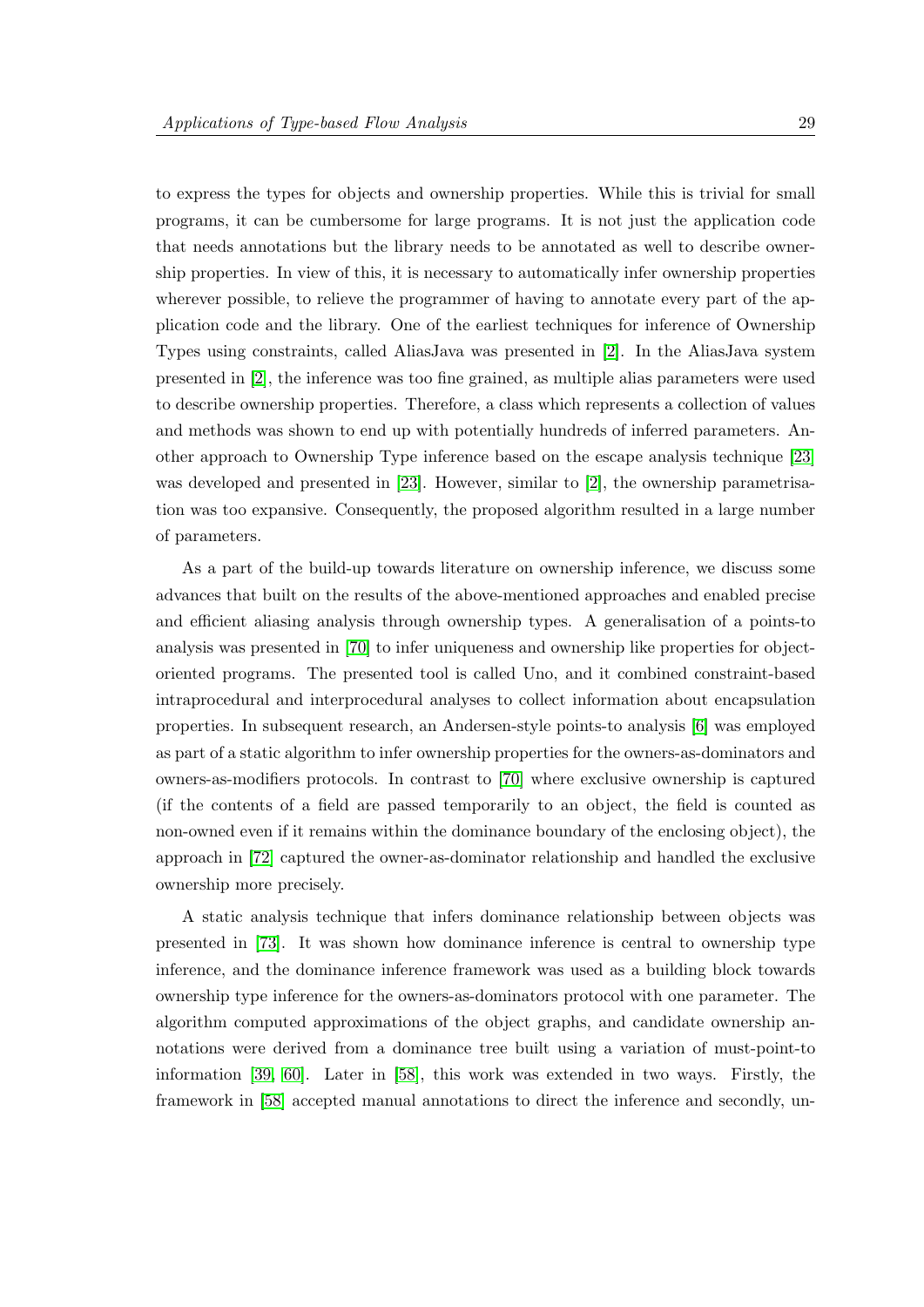to express the types for objects and ownership properties. While this is trivial for small programs, it can be cumbersome for large programs. It is not just the application code that needs annotations but the library needs to be annotated as well to describe ownership properties. In view of this, it is necessary to automatically infer ownership properties wherever possible, to relieve the programmer of having to annotate every part of the application code and the library. One of the earliest techniques for inference of Ownership Types using constraints, called AliasJava was presented in [2]. In the AliasJava system presented in [2], the inference was too fine grained, as multiple alias parameters were used to describe ownership properties. Therefore, a class which represents a collection of values and methods was shown to end up with potentially hundreds of inferred parameters. Another approach to Ownership Type inference based on the escape analysis technique [23] was developed and presented in [23]. However, similar to [2], the ownership parametrisation was too expansive. Consequently, the proposed algorithm resulted in a large number of parameters.

As a part of the build-up towards literature on ownership inference, we discuss some advances that built on the results of the above-mentioned approaches and enabled precise and efficient aliasing analysis through ownership types. A generalisation of a points-to analysis was presented in [70] to infer uniqueness and ownership like properties for object-oriented programs. The presented tool is called Uno, and it combined constraint-based intraprocedural and interprocedural analyses to collect information about encapsulation properties. In subsequent research, an Andersen-style points-to analysis [6] was employed as part of a static algorithm to infer ownership properties for the owners-as-dominators and owners-as-modifiers protocols. In contrast to [70] where exclusive ownership is captured (if the contents of a field are passed temporarily to an object, the field is counted as non-owned even if it remains within the dominance boundary of the enclosing object), the approach in [72] captured the owner-as-dominator relationship and handled the exclusive ownership more precisely.

A static analysis technique that infers dominance relationship between objects was presented in [73]. It was shown how dominance inference is central to ownership type inference, and the dominance inference framework was used as a building block towards ownership type inference for the owners-as-dominators protocol with one parameter. The algorithm computed approximations of the object graphs, and candidate ownership annotations were derived from a dominance tree built using a variation of must-point-to information [39, 60]. Later in [58], this work was extended in two ways. Firstly, the framework in [58] accepted manual annotations to direct the inference and secondly, un-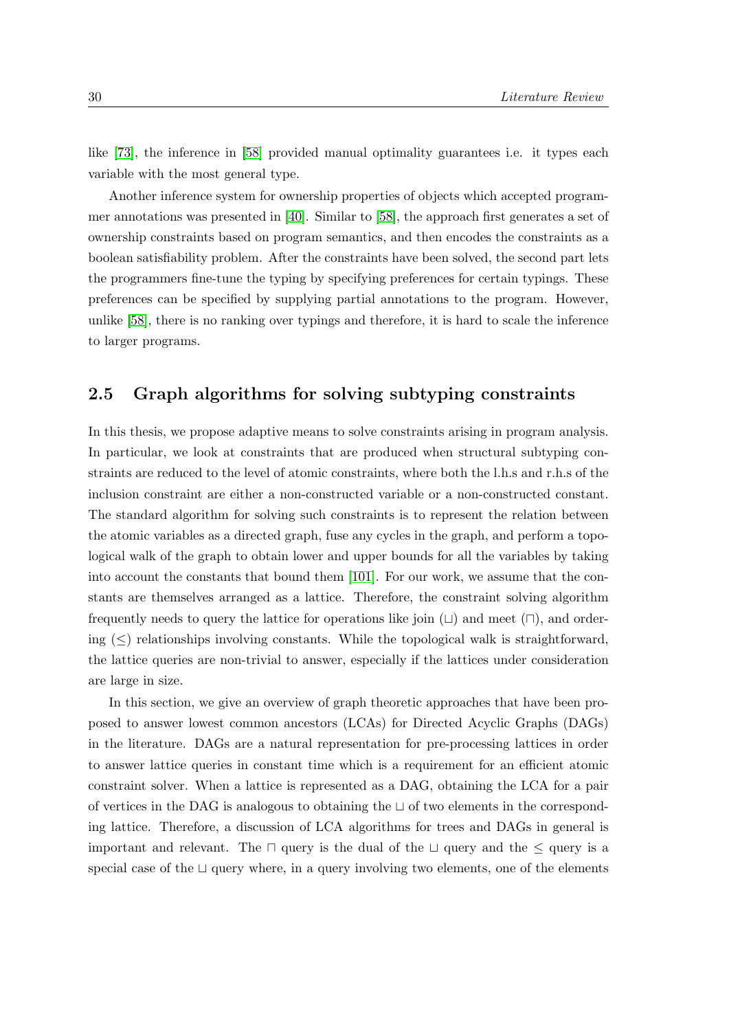like [73], the inference in [58] provided manual optimality guarantees i.e. it types each variable with the most general type.

Another inference system for ownership properties of objects which accepted programmer annotations was presented in [40]. Similar to [58], the approach first generates a set of ownership constraints based on program semantics, and then encodes the constraints as a boolean satisfiability problem. After the constraints have been solved, the second part lets the programmers fine-tune the typing by specifying preferences for certain typings. These preferences can be specified by supplying partial annotations to the program. However, unlike [58], there is no ranking over typings and therefore, it is hard to scale the inference to larger programs.

## 2.5 Graph algorithms for solving subtyping constraints

In this thesis, we propose adaptive means to solve constraints arising in program analysis. In particular, we look at constraints that are produced when structural subtyping constraints are reduced to the level of atomic constraints, where both the l.h.s and r.h.s of the inclusion constraint are either a non-constructed variable or a non-constructed constant. The standard algorithm for solving such constraints is to represent the relation between the atomic variables as a directed graph, fuse any cycles in the graph, and perform a topological walk of the graph to obtain lower and upper bounds for all the variables by taking into account the constants that bound them [101]. For our work, we assume that the constants are themselves arranged as a lattice. Therefore, the constraint solving algorithm frequently needs to query the lattice for operations like join ($\sqcup$) and meet ($\sqcap$), and ordering ($\leq$) relationships involving constants. While the topological walk is straightforward, the lattice queries are non-trivial to answer, especially if the lattices under consideration are large in size.

In this section, we give an overview of graph theoretic approaches that have been proposed to answer lowest common ancestors (LCAs) for Directed Acyclic Graphs (DAGs) in the literature. DAGs are a natural representation for pre-processing lattices in order to answer lattice queries in constant time which is a requirement for an efficient atomic constraint solver. When a lattice is represented as a DAG, obtaining the LCA for a pair of vertices in the DAG is analogous to obtaining the $\sqcup$ of two elements in the corresponding lattice. Therefore, a discussion of LCA algorithms for trees and DAGs in general is important and relevant. The $\sqcap$ query is the dual of the $\sqcup$ query and the $\leq$ query is a special case of the $\sqcup$ query where, in a query involving two elements, one of the elements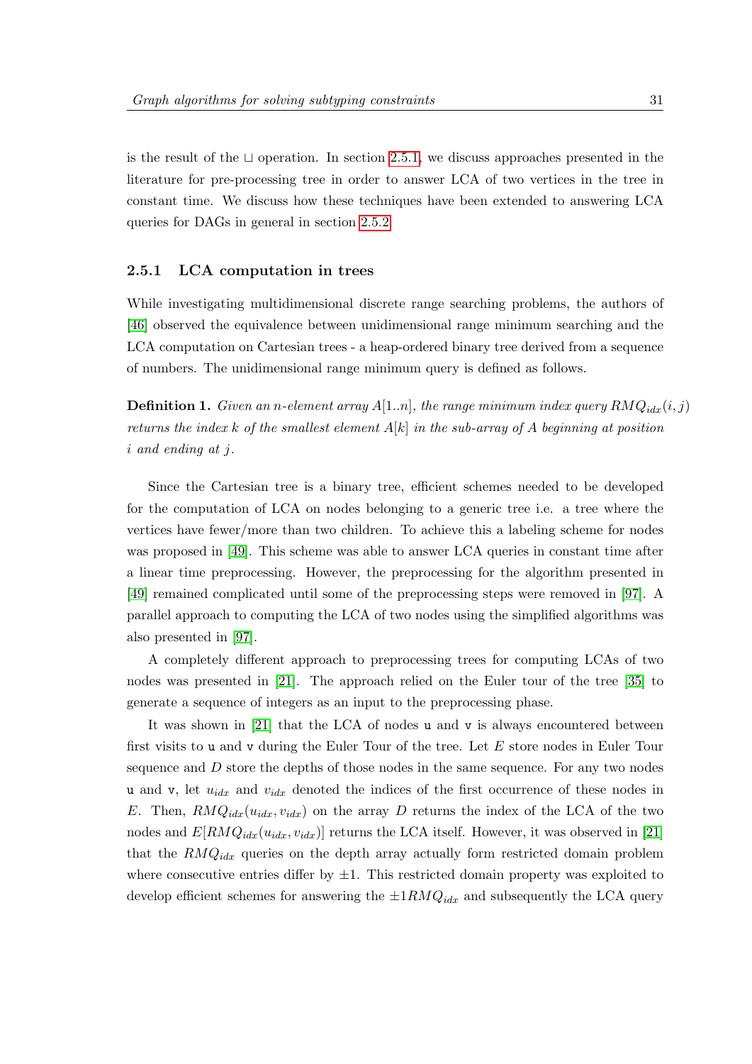is the result of the $\sqcup$ operation. In section 2.5.1, we discuss approaches presented in the literature for pre-processing tree in order to answer LCA of two vertices in the tree in constant time. We discuss how these techniques have been extended to answering LCA queries for DAGs in general in section 2.5.2.

### 2.5.1 LCA computation in trees

While investigating multidimensional discrete range searching problems, the authors of [46] observed the equivalence between unidimensional range minimum searching and the LCA computation on Cartesian trees - a heap-ordered binary tree derived from a sequence of numbers. The unidimensional range minimum query is defined as follows.

**Definition 1.** *Given an $n$-element array $A[1..n]$, the range minimum index query $RMQ_{idx}(i, j)$ returns the index $k$ of the smallest element $A[k]$ in the sub-array of $A$ beginning at position $i$ and ending at $j$.*

Since the Cartesian tree is a binary tree, efficient schemes needed to be developed for the computation of LCA on nodes belonging to a generic tree i.e. a tree where the vertices have fewer/more than two children. To achieve this a labeling scheme for nodes was proposed in [49]. This scheme was able to answer LCA queries in constant time after a linear time preprocessing. However, the preprocessing for the algorithm presented in [49] remained complicated until some of the preprocessing steps were removed in [97]. A parallel approach to computing the LCA of two nodes using the simplified algorithms was also presented in [97].

A completely different approach to preprocessing trees for computing LCAs of two nodes was presented in [21]. The approach relied on the Euler tour of the tree [35] to generate a sequence of integers as an input to the preprocessing phase.

It was shown in [21] that the LCA of nodes `u` and `v` is always encountered between first visits to `u` and `v` during the Euler Tour of the tree. Let $E$ store nodes in Euler Tour sequence and $D$ store the depths of those nodes in the same sequence. For any two nodes `u` and `v`, let $u_{idx}$ and $v_{idx}$ denoted the indices of the first occurrence of these nodes in $E$. Then, $RMQ_{idx}(u_{idx}, v_{idx})$ on the array $D$ returns the index of the LCA of the two nodes and $E[RMQ_{idx}(u_{idx}, v_{idx})]$ returns the LCA itself. However, it was observed in [21] that the $RMQ_{idx}$ queries on the depth array actually form restricted domain problem where consecutive entries differ by $\pm 1$. This restricted domain property was exploited to develop efficient schemes for answering the $\pm 1 RMQ_{idx}$ and subsequently the LCA query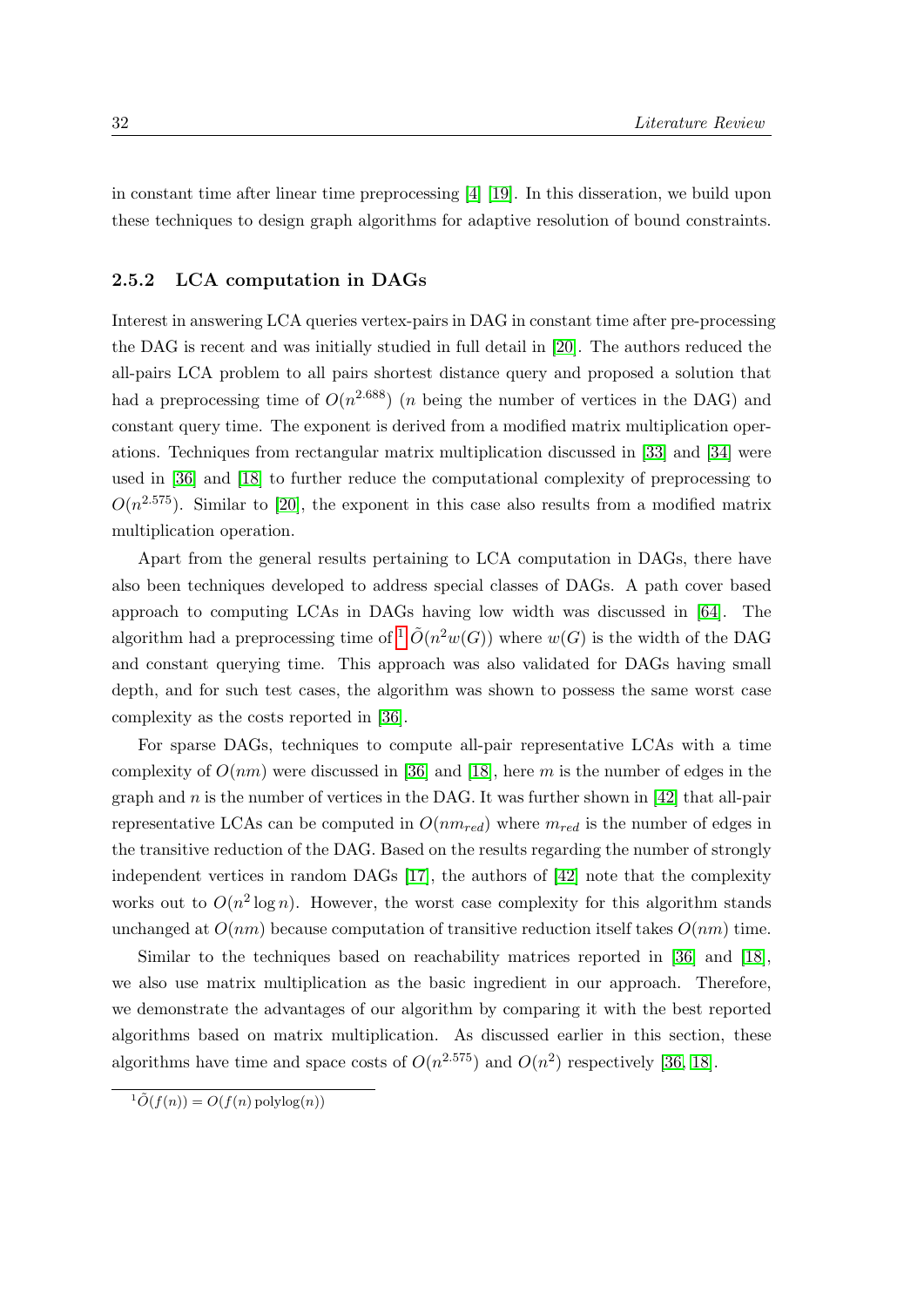in constant time after linear time preprocessing [4] [19]. In this disseration, we build upon these techniques to design graph algorithms for adaptive resolution of bound constraints.

### 2.5.2 LCA computation in DAGs

Interest in answering LCA queries vertex-pairs in DAG in constant time after pre-processing the DAG is recent and was initially studied in full detail in [20]. The authors reduced the all-pairs LCA problem to all pairs shortest distance query and proposed a solution that had a preprocessing time of $O(n^{2.688})$ ($n$ being the number of vertices in the DAG) and constant query time. The exponent is derived from a modified matrix multiplication operations. Techniques from rectangular matrix multiplication discussed in [33] and [34] were used in [36] and [18] to further reduce the computational complexity of preprocessing to $O(n^{2.575})$. Similar to [20], the exponent in this case also results from a modified matrix multiplication operation.

Apart from the general results pertaining to LCA computation in DAGs, there have also been techniques developed to address special classes of DAGs. A path cover based approach to computing LCAs in DAGs having low width was discussed in [64]. The algorithm had a preprocessing time of [1] $\tilde{O}(n^2 w(G))$ where $w(G)$ is the width of the DAG and constant querying time. This approach was also validated for DAGs having small depth, and for such test cases, the algorithm was shown to possess the same worst case complexity as the costs reported in [36].

For sparse DAGs, techniques to compute all-pair representative LCAs with a time complexity of $O(nm)$ were discussed in [36] and [18], here $m$ is the number of edges in the graph and $n$ is the number of vertices in the DAG. It was further shown in [42] that all-pair representative LCAs can be computed in $O(nm_{red})$ where $m_{red}$ is the number of edges in the transitive reduction of the DAG. Based on the results regarding the number of strongly independent vertices in random DAGs [17], the authors of [42] note that the complexity works out to $O(n^2 \log n)$. However, the worst case complexity for this algorithm stands unchanged at $O(nm)$ because computation of transitive reduction itself takes $O(nm)$ time.

Similar to the techniques based on reachability matrices reported in [36] and [18], we also use matrix multiplication as the basic ingredient in our approach. Therefore, we demonstrate the advantages of our algorithm by comparing it with the best reported algorithms based on matrix multiplication. As discussed earlier in this section, these algorithms have time and space costs of $O(n^{2.575})$ and $O(n^2)$ respectively [36, 18].

[1] $\tilde{O}(f(n)) = O(f(n)\,\mathrm{polylog}(n))$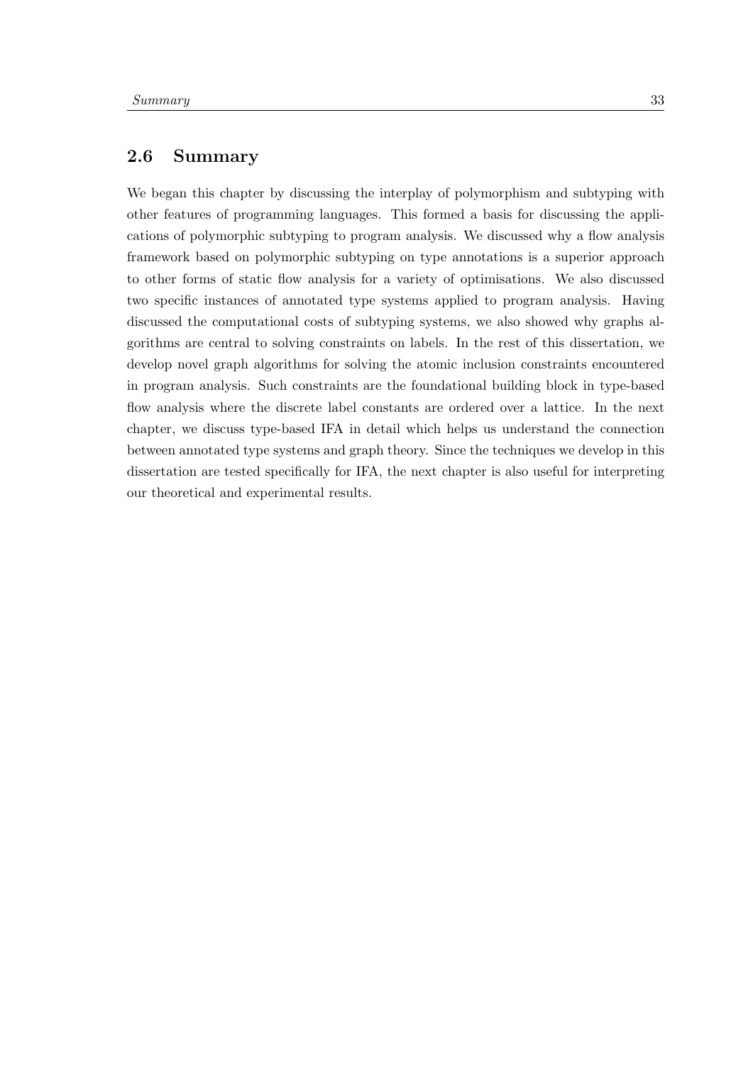## 2.6 Summary

We began this chapter by discussing the interplay of polymorphism and subtyping with other features of programming languages. This formed a basis for discussing the applications of polymorphic subtyping to program analysis. We discussed why a flow analysis framework based on polymorphic subtyping on type annotations is a superior approach to other forms of static flow analysis for a variety of optimisations. We also discussed two specific instances of annotated type systems applied to program analysis. Having discussed the computational costs of subtyping systems, we also showed why graphs algorithms are central to solving constraints on labels. In the rest of this dissertation, we develop novel graph algorithms for solving the atomic inclusion constraints encountered in program analysis. Such constraints are the foundational building block in type-based flow analysis where the discrete label constants are ordered over a lattice. In the next chapter, we discuss type-based IFA in detail which helps us understand the connection between annotated type systems and graph theory. Since the techniques we develop in this dissertation are tested specifically for IFA, the next chapter is also useful for interpreting our theoretical and experimental results.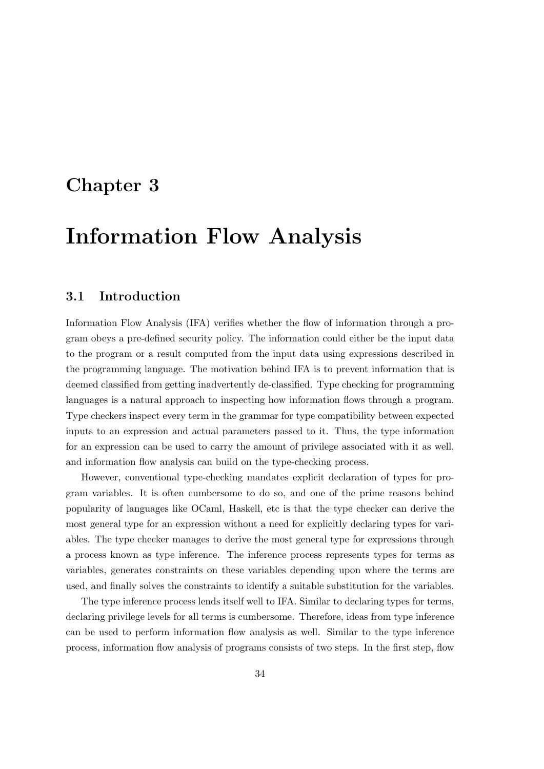# Chapter 3

# Information Flow Analysis

## 3.1 Introduction

Information Flow Analysis (IFA) verifies whether the flow of information through a program obeys a pre-defined security policy. The information could either be the input data to the program or a result computed from the input data using expressions described in the programming language. The motivation behind IFA is to prevent information that is deemed classified from getting inadvertently de-classified. Type checking for programming languages is a natural approach to inspecting how information flows through a program. Type checkers inspect every term in the grammar for type compatibility between expected inputs to an expression and actual parameters passed to it. Thus, the type information for an expression can be used to carry the amount of privilege associated with it as well, and information flow analysis can build on the type-checking process.

However, conventional type-checking mandates explicit declaration of types for program variables. It is often cumbersome to do so, and one of the prime reasons behind popularity of languages like OCaml, Haskell, etc is that the type checker can derive the most general type for an expression without a need for explicitly declaring types for variables. The type checker manages to derive the most general type for expressions through a process known as type inference. The inference process represents types for terms as variables, generates constraints on these variables depending upon where the terms are used, and finally solves the constraints to identify a suitable substitution for the variables.

The type inference process lends itself well to IFA. Similar to declaring types for terms, declaring privilege levels for all terms is cumbersome. Therefore, ideas from type inference can be used to perform information flow analysis as well. Similar to the type inference process, information flow analysis of programs consists of two steps. In the first step, flow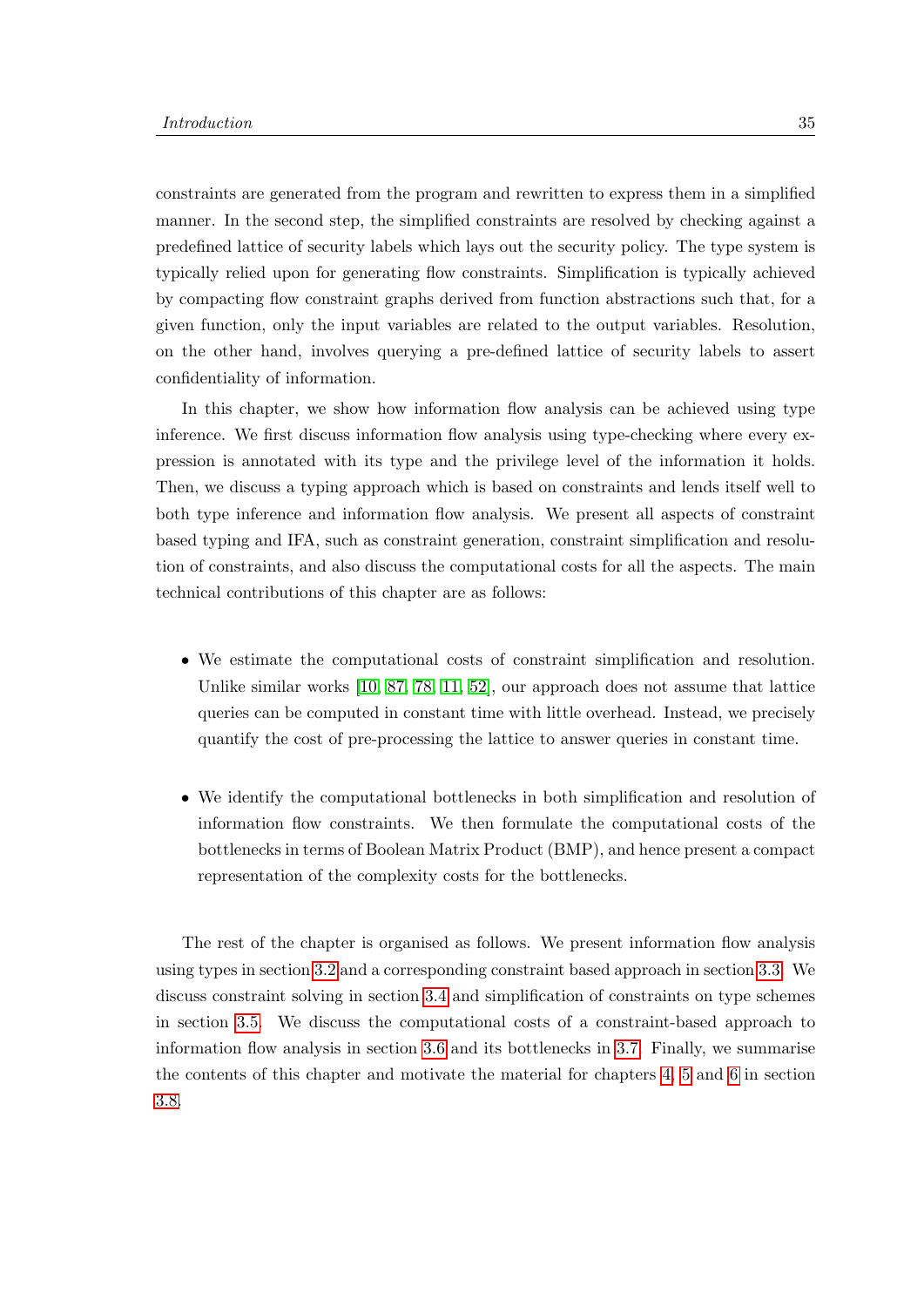constraints are generated from the program and rewritten to express them in a simplified manner. In the second step, the simplified constraints are resolved by checking against a predefined lattice of security labels which lays out the security policy. The type system is typically relied upon for generating flow constraints. Simplification is typically achieved by compacting flow constraint graphs derived from function abstractions such that, for a given function, only the input variables are related to the output variables. Resolution, on the other hand, involves querying a pre-defined lattice of security labels to assert confidentiality of information.

In this chapter, we show how information flow analysis can be achieved using type inference. We first discuss information flow analysis using type-checking where every expression is annotated with its type and the privilege level of the information it holds. Then, we discuss a typing approach which is based on constraints and lends itself well to both type inference and information flow analysis. We present all aspects of constraint based typing and IFA, such as constraint generation, constraint simplification and resolution of constraints, and also discuss the computational costs for all the aspects. The main technical contributions of this chapter are as follows:

- We estimate the computational costs of constraint simplification and resolution. Unlike similar works [10, 87, 78, 11, 52], our approach does not assume that lattice queries can be computed in constant time with little overhead. Instead, we precisely quantify the cost of pre-processing the lattice to answer queries in constant time.

- We identify the computational bottlenecks in both simplification and resolution of information flow constraints. We then formulate the computational costs of the bottlenecks in terms of Boolean Matrix Product (BMP), and hence present a compact representation of the complexity costs for the bottlenecks.

The rest of the chapter is organised as follows. We present information flow analysis using types in section 3.2 and a corresponding constraint based approach in section 3.3. We discuss constraint solving in section 3.4 and simplification of constraints on type schemes in section 3.5. We discuss the computational costs of a constraint-based approach to information flow analysis in section 3.6 and its bottlenecks in 3.7. Finally, we summarise the contents of this chapter and motivate the material for chapters 4, 5 and 6 in section 3.8.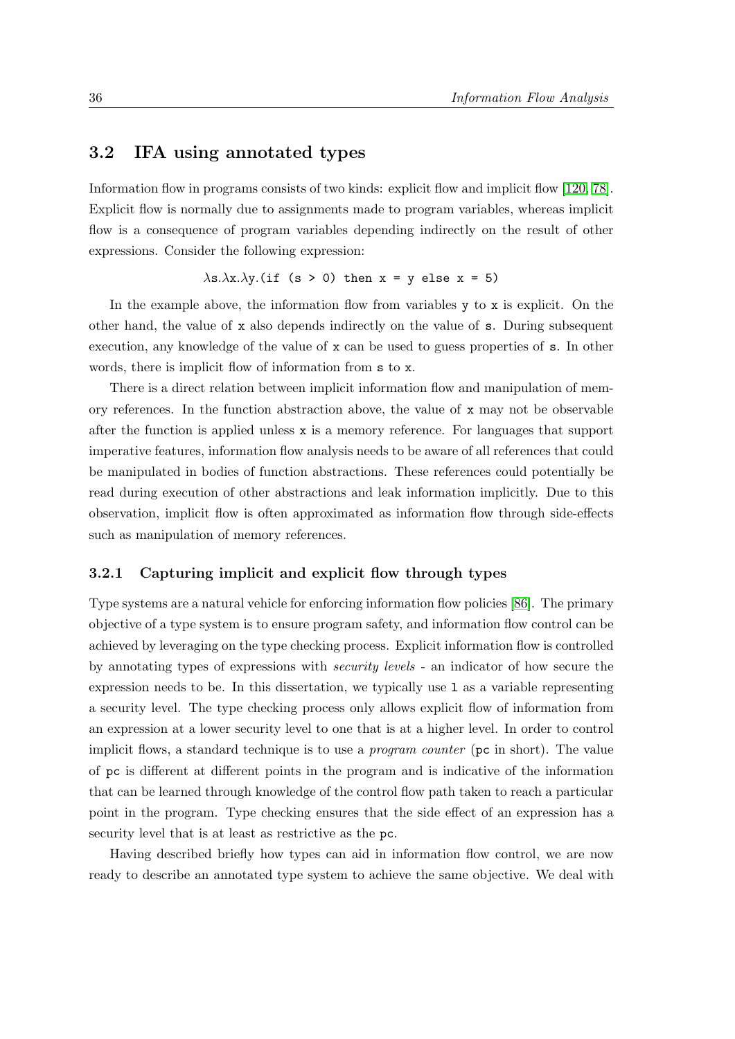## 3.2 IFA using annotated types

Information flow in programs consists of two kinds: explicit flow and implicit flow [120, 78]. Explicit flow is normally due to assignments made to program variables, whereas implicit flow is a consequence of program variables depending indirectly on the result of other expressions. Consider the following expression:

$$\lambda \texttt{s}.\lambda \texttt{x}.\lambda \texttt{y}.(\texttt{if (s > 0) then x = y else x = 5})$$

In the example above, the information flow from variables `y` to `x` is explicit. On the other hand, the value of `x` also depends indirectly on the value of `s`. During subsequent execution, any knowledge of the value of `x` can be used to guess properties of `s`. In other words, there is implicit flow of information from `s` to `x`.

There is a direct relation between implicit information flow and manipulation of memory references. In the function abstraction above, the value of `x` may not be observable after the function is applied unless `x` is a memory reference. For languages that support imperative features, information flow analysis needs to be aware of all references that could be manipulated in bodies of function abstractions. These references could potentially be read during execution of other abstractions and leak information implicitly. Due to this observation, implicit flow is often approximated as information flow through side-effects such as manipulation of memory references.

### 3.2.1 Capturing implicit and explicit flow through types

Type systems are a natural vehicle for enforcing information flow policies [86]. The primary objective of a type system is to ensure program safety, and information flow control can be achieved by leveraging on the type checking process. Explicit information flow is controlled by annotating types of expressions with *security levels* - an indicator of how secure the expression needs to be. In this dissertation, we typically use `l` as a variable representing a security level. The type checking process only allows explicit flow of information from an expression at a lower security level to one that is at a higher level. In order to control implicit flows, a standard technique is to use a *program counter* (`pc` in short). The value of `pc` is different at different points in the program and is indicative of the information that can be learned through knowledge of the control flow path taken to reach a particular point in the program. Type checking ensures that the side effect of an expression has a security level that is at least as restrictive as the `pc`.

Having described briefly how types can aid in information flow control, we are now ready to describe an annotated type system to achieve the same objective. We deal with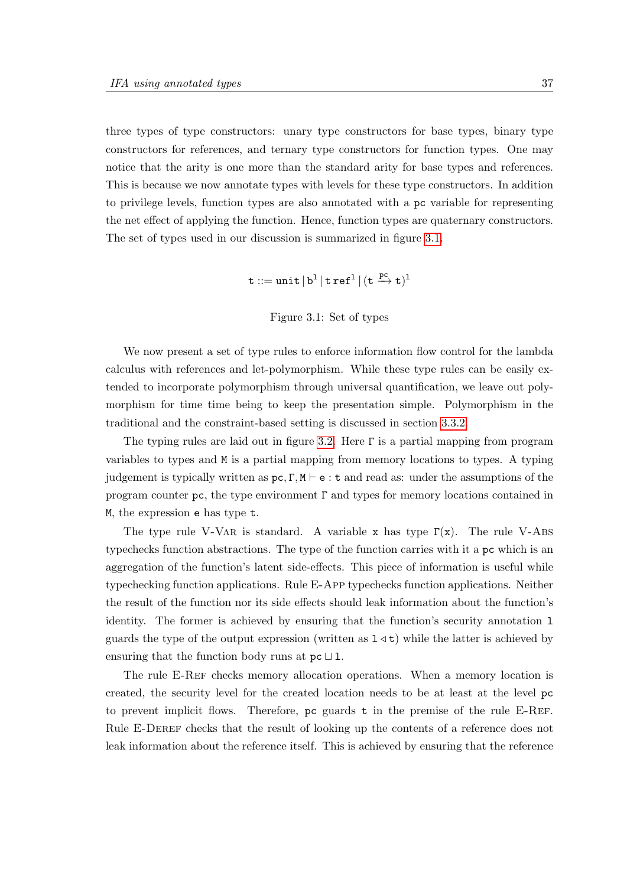three types of type constructors: unary type constructors for base types, binary type constructors for references, and ternary type constructors for function types. One may notice that the arity is one more than the standard arity for base types and references. This is because we now annotate types with levels for these type constructors. In addition to privilege levels, function types are also annotated with a pc variable for representing the net effect of applying the function. Hence, function types are quaternary constructors. The set of types used in our discussion is summarized in figure 3.1.

$$\mathtt{t} ::= \mathtt{unit} \mid \mathtt{b}^{\mathtt{l}} \mid \mathtt{t}\,\mathtt{ref}^{\mathtt{l}} \mid (\mathtt{t} \xrightarrow{\mathtt{pc}} \mathtt{t})^{\mathtt{l}}$$

Figure 3.1: Set of types

We now present a set of type rules to enforce information flow control for the lambda calculus with references and let-polymorphism. While these type rules can be easily extended to incorporate polymorphism through universal quantification, we leave out polymorphism for time time being to keep the presentation simple. Polymorphism in the traditional and the constraint-based setting is discussed in section 3.3.2.

The typing rules are laid out in figure 3.2. Here $\Gamma$ is a partial mapping from program variables to types and M is a partial mapping from memory locations to types. A typing judgement is typically written as $\mathtt{pc}, \Gamma, \mathtt{M} \vdash \mathtt{e} : \mathtt{t}$ and read as: under the assumptions of the program counter pc, the type environment $\Gamma$ and types for memory locations contained in M, the expression e has type t.

The type rule V-Var is standard. A variable x has type $\Gamma(\mathtt{x})$. The rule V-Abs typechecks function abstractions. The type of the function carries with it a pc which is an aggregation of the function's latent side-effects. This piece of information is useful while typechecking function applications. Rule E-App typechecks function applications. Neither the result of the function nor its side effects should leak information about the function's identity. The former is achieved by ensuring that the function's security annotation l guards the type of the output expression (written as $\mathtt{l} \lhd \mathtt{t}$) while the latter is achieved by ensuring that the function body runs at $\mathtt{pc} \sqcup \mathtt{l}$.

The rule E-Ref checks memory allocation operations. When a memory location is created, the security level for the created location needs to be at least at the level pc to prevent implicit flows. Therefore, pc guards t in the premise of the rule E-Ref. Rule E-Deref checks that the result of looking up the contents of a reference does not leak information about the reference itself. This is achieved by ensuring that the reference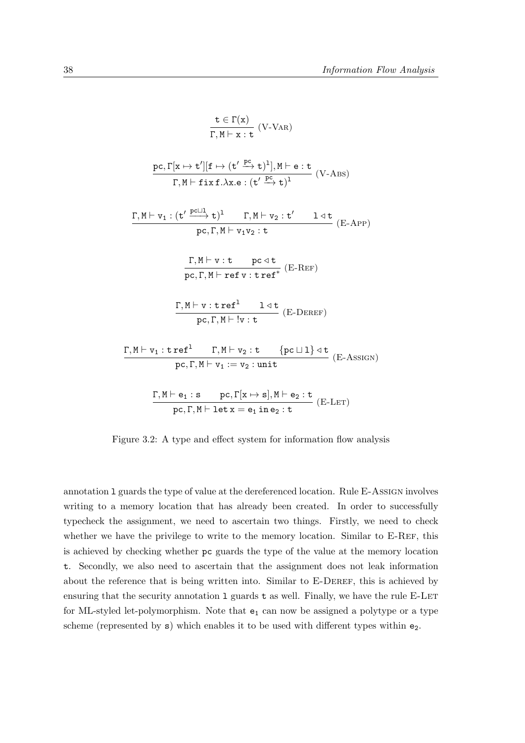$$\frac{\mathtt{t} \in \Gamma(\mathtt{x})}{\Gamma, \mathtt{M} \vdash \mathtt{x} : \mathtt{t}} \text{ (V-VAR)}$$

$$\frac{\mathtt{pc}, \Gamma[\mathtt{x} \mapsto \mathtt{t'}][\mathtt{f} \mapsto (\mathtt{t'} \xrightarrow{\mathtt{pc}} \mathtt{t})^{\mathtt{l}}], \mathtt{M} \vdash \mathtt{e} : \mathtt{t}}{\Gamma, \mathtt{M} \vdash \mathtt{fix}\, \mathtt{f}.\lambda \mathtt{x}.\mathtt{e} : (\mathtt{t'} \xrightarrow{\mathtt{pc}} \mathtt{t})^{\mathtt{l}}} \text{ (V-ABS)}$$

$$\frac{\Gamma, \mathtt{M} \vdash \mathtt{v_1} : (\mathtt{t'} \xrightarrow{\mathtt{pc} \sqcup \mathtt{l}} \mathtt{t})^{\mathtt{l}} \qquad \Gamma, \mathtt{M} \vdash \mathtt{v_2} : \mathtt{t'} \qquad \mathtt{l} \lhd \mathtt{t}}{\mathtt{pc}, \Gamma, \mathtt{M} \vdash \mathtt{v_1 v_2} : \mathtt{t}} \text{ (E-APP)}$$

$$\frac{\Gamma, \mathtt{M} \vdash \mathtt{v} : \mathtt{t} \qquad \mathtt{pc} \lhd \mathtt{t}}{\mathtt{pc}, \Gamma, \mathtt{M} \vdash \mathtt{ref}\, \mathtt{v} : \mathtt{t}\, \mathtt{ref}^{*}} \text{ (E-REF)}$$

$$\frac{\Gamma, \mathtt{M} \vdash \mathtt{v} : \mathtt{t}\, \mathtt{ref}^{\mathtt{l}} \qquad \mathtt{l} \lhd \mathtt{t}}{\mathtt{pc}, \Gamma, \mathtt{M} \vdash\, !\mathtt{v} : \mathtt{t}} \text{ (E-DEREF)}$$

$$\frac{\Gamma, \mathtt{M} \vdash \mathtt{v_1} : \mathtt{t}\, \mathtt{ref}^{\mathtt{l}} \qquad \Gamma, \mathtt{M} \vdash \mathtt{v_2} : \mathtt{t} \qquad \{\mathtt{pc} \sqcup \mathtt{l}\} \lhd \mathtt{t}}{\mathtt{pc}, \Gamma, \mathtt{M} \vdash \mathtt{v_1} := \mathtt{v_2} : \mathtt{unit}} \text{ (E-ASSIGN)}$$

$$\frac{\Gamma, \mathtt{M} \vdash \mathtt{e_1} : \mathtt{s} \qquad \mathtt{pc}, \Gamma[\mathtt{x} \mapsto \mathtt{s}], \mathtt{M} \vdash \mathtt{e_2} : \mathtt{t}}{\mathtt{pc}, \Gamma, \mathtt{M} \vdash \mathtt{let}\, \mathtt{x} = \mathtt{e_1}\, \mathtt{in}\, \mathtt{e_2} : \mathtt{t}} \text{ (E-LET)}$$

Figure 3.2: A type and effect system for information flow analysis

annotation $\mathtt{l}$ guards the type of value at the dereferenced location. Rule E-Assign involves writing to a memory location that has already been created. In order to successfully typecheck the assignment, we need to ascertain two things. Firstly, we need to check whether we have the privilege to write to the memory location. Similar to E-Ref, this is achieved by checking whether $\mathtt{pc}$ guards the type of the value at the memory location $\mathtt{t}$. Secondly, we also need to ascertain that the assignment does not leak information about the reference that is being written into. Similar to E-Deref, this is achieved by ensuring that the security annotation $\mathtt{l}$ guards $\mathtt{t}$ as well. Finally, we have the rule E-Let for ML-styled let-polymorphism. Note that $\mathtt{e_1}$ can now be assigned a polytype or a type scheme (represented by $\mathtt{s}$) which enables it to be used with different types within $\mathtt{e_2}$.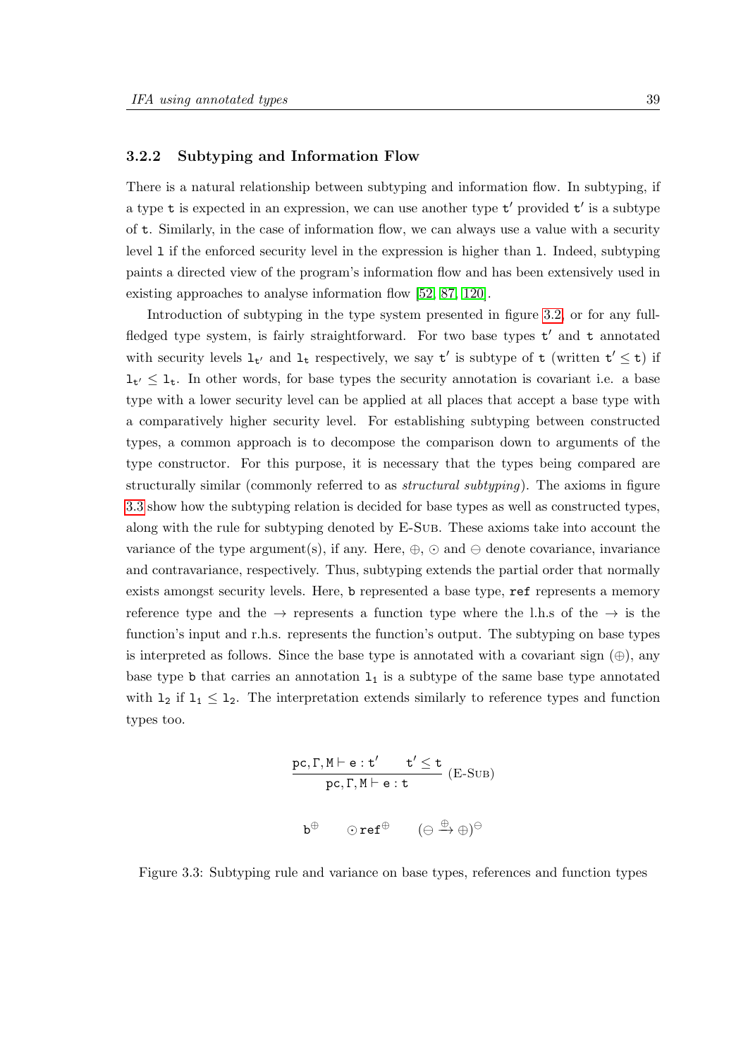### 3.2.2 Subtyping and Information Flow

There is a natural relationship between subtyping and information flow. In subtyping, if a type $\mathtt{t}$ is expected in an expression, we can use another type $\mathtt{t}'$ provided $\mathtt{t}'$ is a subtype of $\mathtt{t}$. Similarly, in the case of information flow, we can always use a value with a security level $\mathtt{l}$ if the enforced security level in the expression is higher than $\mathtt{l}$. Indeed, subtyping paints a directed view of the program's information flow and has been extensively used in existing approaches to analyse information flow [52, 87, 120].

Introduction of subtyping in the type system presented in figure 3.2, or for any full-fledged type system, is fairly straightforward. For two base types $\mathtt{t}'$ and $\mathtt{t}$ annotated with security levels $\mathtt{l}_{\mathtt{t}'}$ and $\mathtt{l}_{\mathtt{t}}$ respectively, we say $\mathtt{t}'$ is subtype of $\mathtt{t}$ (written $\mathtt{t}' \leq \mathtt{t}$) if $\mathtt{l}_{\mathtt{t}'} \leq \mathtt{l}_{\mathtt{t}}$. In other words, for base types the security annotation is covariant i.e. a base type with a lower security level can be applied at all places that accept a base type with a comparatively higher security level. For establishing subtyping between constructed types, a common approach is to decompose the comparison down to arguments of the type constructor. For this purpose, it is necessary that the types being compared are structurally similar (commonly referred to as *structural subtyping*). The axioms in figure 3.3 show how the subtyping relation is decided for base types as well as constructed types, along with the rule for subtyping denoted by E-Sub. These axioms take into account the variance of the type argument(s), if any. Here, $\oplus$, $\odot$ and $\ominus$ denote covariance, invariance and contravariance, respectively. Thus, subtyping extends the partial order that normally exists amongst security levels. Here, $\mathtt{b}$ represented a base type, $\mathtt{ref}$ represents a memory reference type and the $\rightarrow$ represents a function type where the l.h.s of the $\rightarrow$ is the function's input and r.h.s. represents the function's output. The subtyping on base types is interpreted as follows. Since the base type is annotated with a covariant sign ($\oplus$), any base type $\mathtt{b}$ that carries an annotation $\mathtt{l}_1$ is a subtype of the same base type annotated with $\mathtt{l}_2$ if $\mathtt{l}_1 \leq \mathtt{l}_2$. The interpretation extends similarly to reference types and function types too.

$$\frac{\mathtt{pc}, \Gamma, \mathtt{M} \vdash \mathtt{e} : \mathtt{t}' \qquad \mathtt{t}' \leq \mathtt{t}}{\mathtt{pc}, \Gamma, \mathtt{M} \vdash \mathtt{e} : \mathtt{t}} \text{ (E-Sub)}$$

$$\mathtt{b}^{\oplus} \qquad \odot\,\mathtt{ref}^{\oplus} \qquad (\ominus \xrightarrow{\oplus} \oplus)^{\ominus}$$

Figure 3.3: Subtyping rule and variance on base types, references and function types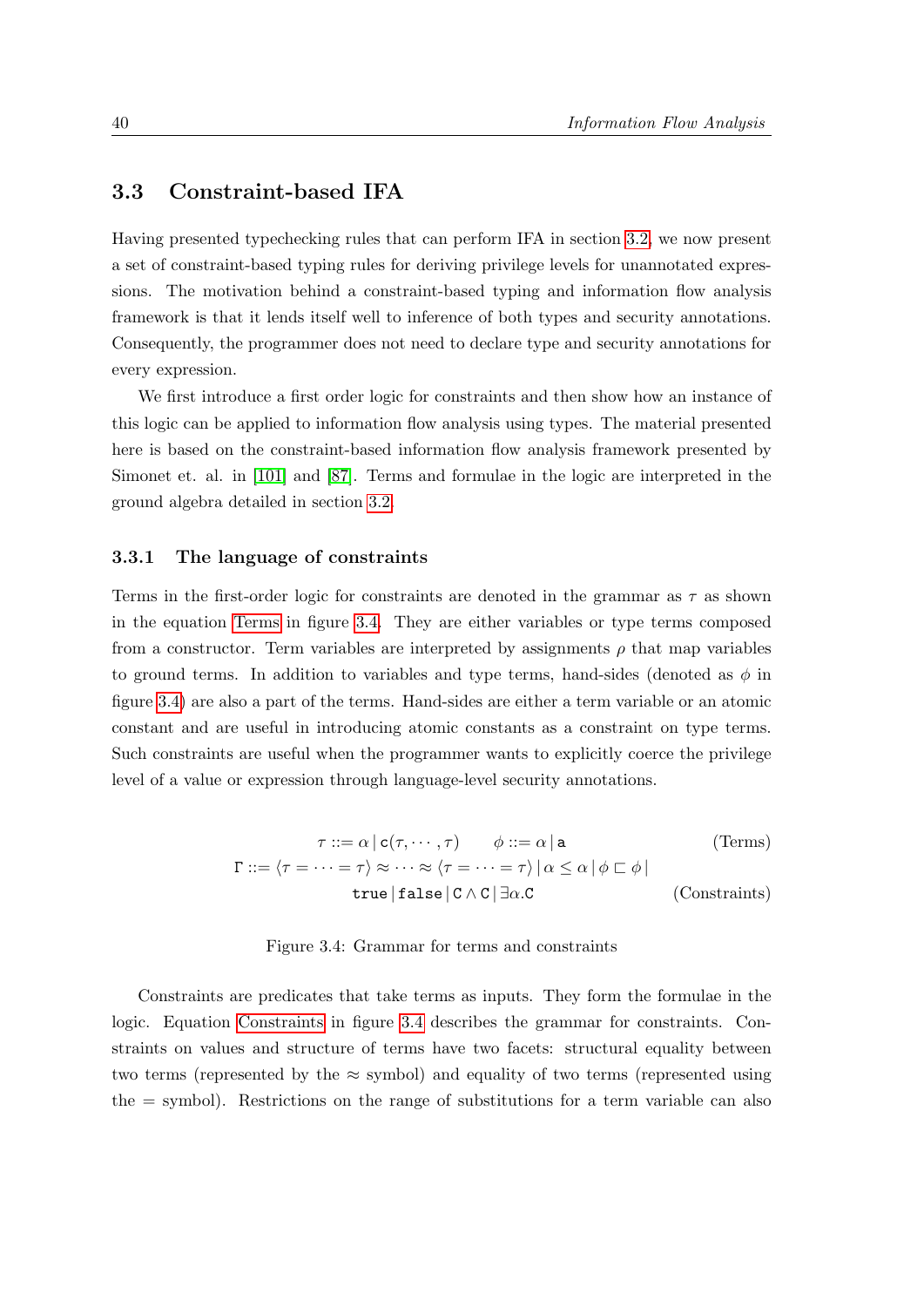## 3.3 Constraint-based IFA

Having presented typechecking rules that can perform IFA in section 3.2, we now present a set of constraint-based typing rules for deriving privilege levels for unannotated expressions. The motivation behind a constraint-based typing and information flow analysis framework is that it lends itself well to inference of both types and security annotations. Consequently, the programmer does not need to declare type and security annotations for every expression.

We first introduce a first order logic for constraints and then show how an instance of this logic can be applied to information flow analysis using types. The material presented here is based on the constraint-based information flow analysis framework presented by Simonet et. al. in [101] and [87]. Terms and formulae in the logic are interpreted in the ground algebra detailed in section 3.2.

### 3.3.1 The language of constraints

Terms in the first-order logic for constraints are denoted in the grammar as $\tau$ as shown in the equation Terms in figure 3.4. They are either variables or type terms composed from a constructor. Term variables are interpreted by assignments $\rho$ that map variables to ground terms. In addition to variables and type terms, hand-sides (denoted as $\phi$ in figure 3.4) are also a part of the terms. Hand-sides are either a term variable or an atomic constant and are useful in introducing atomic constants as a constraint on type terms. Such constraints are useful when the programmer wants to explicitly coerce the privilege level of a value or expression through language-level security annotations.

$$\tau ::= \alpha \,|\, \mathtt{c}(\tau, \cdots, \tau) \qquad \phi ::= \alpha \,|\, \mathtt{a} \tag{Terms}$$

$$\Gamma ::= \langle \tau = \cdots = \tau \rangle \approx \cdots \approx \langle \tau = \cdots = \tau \rangle \,|\, \alpha \leq \alpha \,|\, \phi \sqsubset \phi \,|\, \mathtt{true} \,|\, \mathtt{false} \,|\, \mathtt{C} \wedge \mathtt{C} \,|\, \exists \alpha.\mathtt{C} \tag{Constraints}$$

Figure 3.4: Grammar for terms and constraints

Constraints are predicates that take terms as inputs. They form the formulae in the logic. Equation Constraints in figure 3.4 describes the grammar for constraints. Constraints on values and structure of terms have two facets: structural equality between two terms (represented by the $\approx$ symbol) and equality of two terms (represented using the $=$ symbol). Restrictions on the range of substitutions for a term variable can also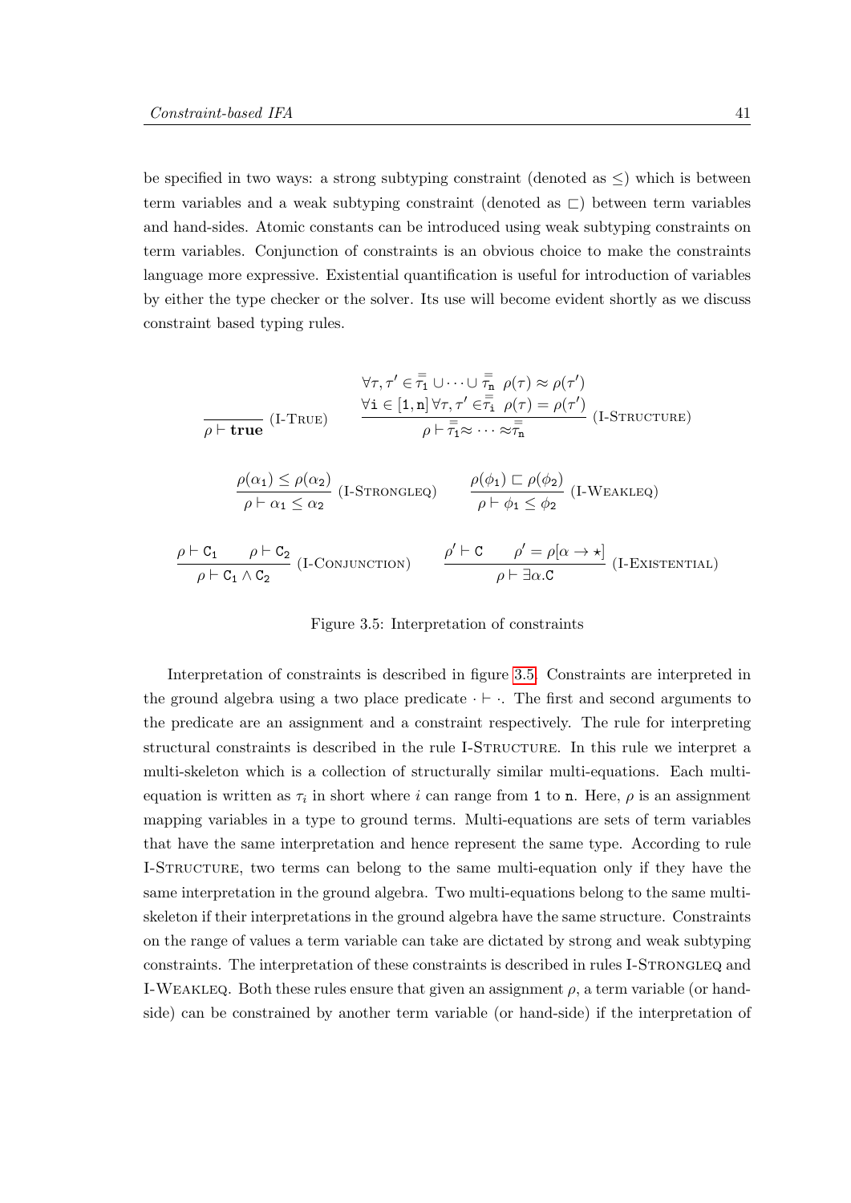be specified in two ways: a strong subtyping constraint (denoted as $\leq$) which is between term variables and a weak subtyping constraint (denoted as $\sqsubset$) between term variables and hand-sides. Atomic constants can be introduced using weak subtyping constraints on term variables. Conjunction of constraints is an obvious choice to make the constraints language more expressive. Existential quantification is useful for introduction of variables by either the type checker or the solver. Its use will become evident shortly as we discuss constraint based typing rules.

$$\frac{}{\rho \vdash \textbf{true}} \text{ (I-True)} \qquad \frac{\begin{array}{c}\forall \tau, \tau' \in \overline{\overline{\tau_1}} \cup \cdots \cup \overline{\overline{\tau_n}} \;\; \rho(\tau) \approx \rho(\tau') \\ \forall \mathtt{i} \in [\mathtt{1}, \mathtt{n}] \, \forall \tau, \tau' \in \overline{\overline{\tau_\mathtt{i}}} \;\; \rho(\tau) = \rho(\tau')\end{array}}{\rho \vdash \overline{\overline{\tau_1}} \approx \cdots \approx \overline{\overline{\tau_n}}} \text{ (I-Structure)}$$

$$\frac{\rho(\alpha_1) \leq \rho(\alpha_2)}{\rho \vdash \alpha_1 \leq \alpha_2} \text{ (I-StrongLeq)} \qquad \frac{\rho(\phi_1) \sqsubset \rho(\phi_2)}{\rho \vdash \phi_1 \leq \phi_2} \text{ (I-WeakLeq)}$$

$$\frac{\rho \vdash \mathtt{C_1} \qquad \rho \vdash \mathtt{C_2}}{\rho \vdash \mathtt{C_1} \wedge \mathtt{C_2}} \text{ (I-Conjunction)} \qquad \frac{\rho' \vdash \mathtt{C} \qquad \rho' = \rho[\alpha \rightarrow \star]}{\rho \vdash \exists \alpha.\mathtt{C}} \text{ (I-Existential)}$$

Figure 3.5: Interpretation of constraints

Interpretation of constraints is described in figure 3.5. Constraints are interpreted in the ground algebra using a two place predicate $\cdot \vdash \cdot$. The first and second arguments to the predicate are an assignment and a constraint respectively. The rule for interpreting structural constraints is described in the rule I-Structure. In this rule we interpret a multi-skeleton which is a collection of structurally similar multi-equations. Each multi-equation is written as $\tau_i$ in short where $i$ can range from $\mathtt{1}$ to $\mathtt{n}$. Here, $\rho$ is an assignment mapping variables in a type to ground terms. Multi-equations are sets of term variables that have the same interpretation and hence represent the same type. According to rule I-Structure, two terms can belong to the same multi-equation only if they have the same interpretation in the ground algebra. Two multi-equations belong to the same multi-skeleton if their interpretations in the ground algebra have the same structure. Constraints on the range of values a term variable can take are dictated by strong and weak subtyping constraints. The interpretation of these constraints is described in rules I-StrongLeq and I-WeakLeq. Both these rules ensure that given an assignment $\rho$, a term variable (or hand-side) can be constrained by another term variable (or hand-side) if the interpretation of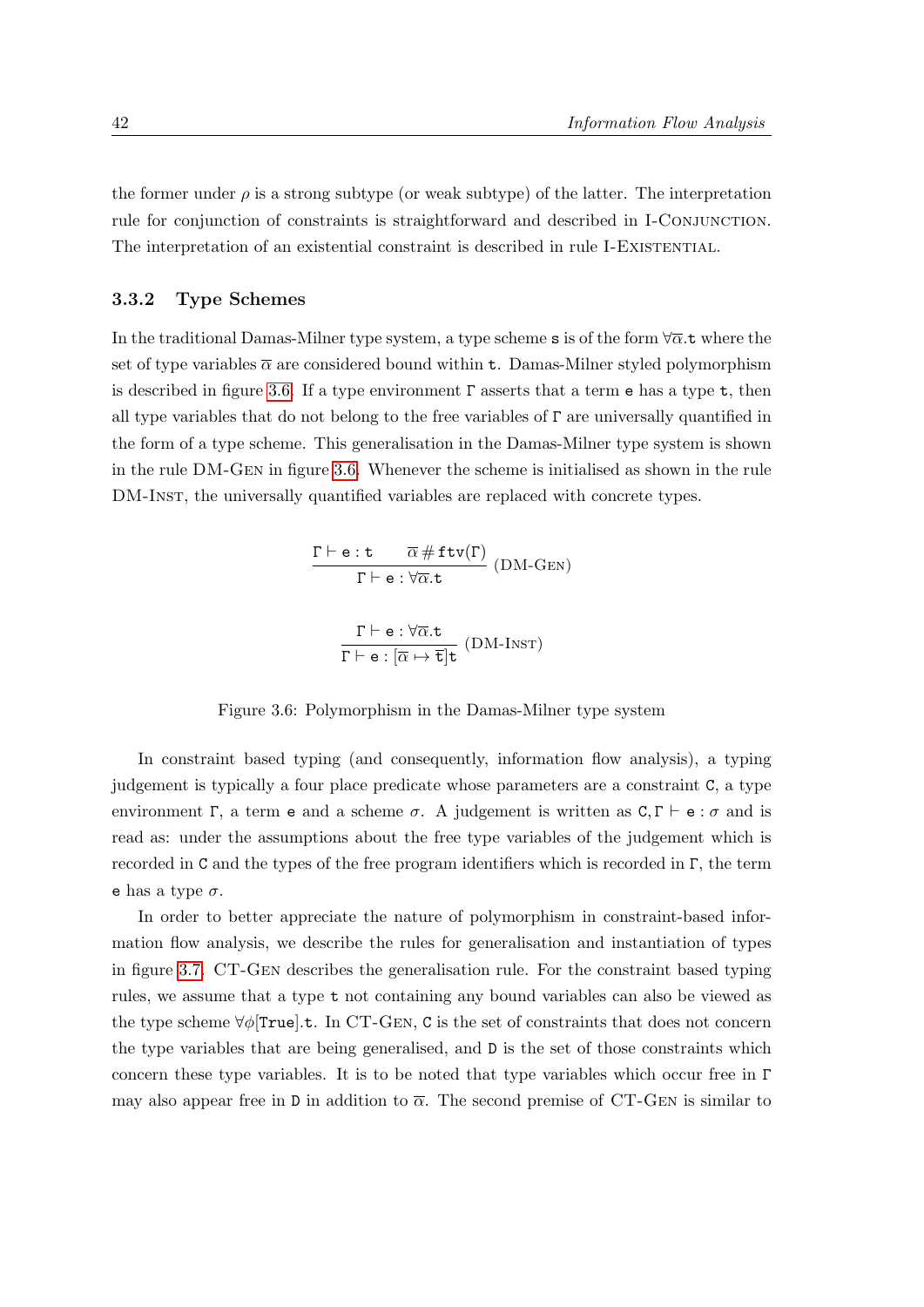the former under $\rho$ is a strong subtype (or weak subtype) of the latter. The interpretation rule for conjunction of constraints is straightforward and described in I-CONJUNCTION. The interpretation of an existential constraint is described in rule I-EXISTENTIAL.

### 3.3.2 Type Schemes

In the traditional Damas-Milner type system, a type scheme $\mathtt{s}$ is of the form $\forall\overline{\alpha}.\mathtt{t}$ where the set of type variables $\overline{\alpha}$ are considered bound within $\mathtt{t}$. Damas-Milner styled polymorphism is described in figure 3.6. If a type environment $\Gamma$ asserts that a term $\mathtt{e}$ has a type $\mathtt{t}$, then all type variables that do not belong to the free variables of $\Gamma$ are universally quantified in the form of a type scheme. This generalisation in the Damas-Milner type system is shown in the rule DM-GEN in figure 3.6. Whenever the scheme is initialised as shown in the rule DM-INST, the universally quantified variables are replaced with concrete types.

$$\frac{\Gamma \vdash \mathtt{e} : \mathtt{t} \qquad \overline{\alpha} \,\#\, \mathtt{ftv}(\Gamma)}{\Gamma \vdash \mathtt{e} : \forall\overline{\alpha}.\mathtt{t}} \text{ (DM-GEN)}$$

$$\frac{\Gamma \vdash \mathtt{e} : \forall\overline{\alpha}.\mathtt{t}}{\Gamma \vdash \mathtt{e} : [\overline{\alpha} \mapsto \overline{\mathtt{t}}]\mathtt{t}} \text{ (DM-INST)}$$

Figure 3.6: Polymorphism in the Damas-Milner type system

In constraint based typing (and consequently, information flow analysis), a typing judgement is typically a four place predicate whose parameters are a constraint $\mathtt{C}$, a type environment $\Gamma$, a term $\mathtt{e}$ and a scheme $\sigma$. A judgement is written as $\mathtt{C}, \Gamma \vdash \mathtt{e} : \sigma$ and is read as: under the assumptions about the free type variables of the judgement which is recorded in $\mathtt{C}$ and the types of the free program identifiers which is recorded in $\Gamma$, the term $\mathtt{e}$ has a type $\sigma$.

In order to better appreciate the nature of polymorphism in constraint-based information flow analysis, we describe the rules for generalisation and instantiation of types in figure 3.7. CT-GEN describes the generalisation rule. For the constraint based typing rules, we assume that a type $\mathtt{t}$ not containing any bound variables can also be viewed as the type scheme $\forall\phi[\mathtt{True}].\mathtt{t}$. In CT-GEN, $\mathtt{C}$ is the set of constraints that does not concern the type variables that are being generalised, and $\mathtt{D}$ is the set of those constraints which concern these type variables. It is to be noted that type variables which occur free in $\Gamma$ may also appear free in $\mathtt{D}$ in addition to $\overline{\alpha}$. The second premise of CT-GEN is similar to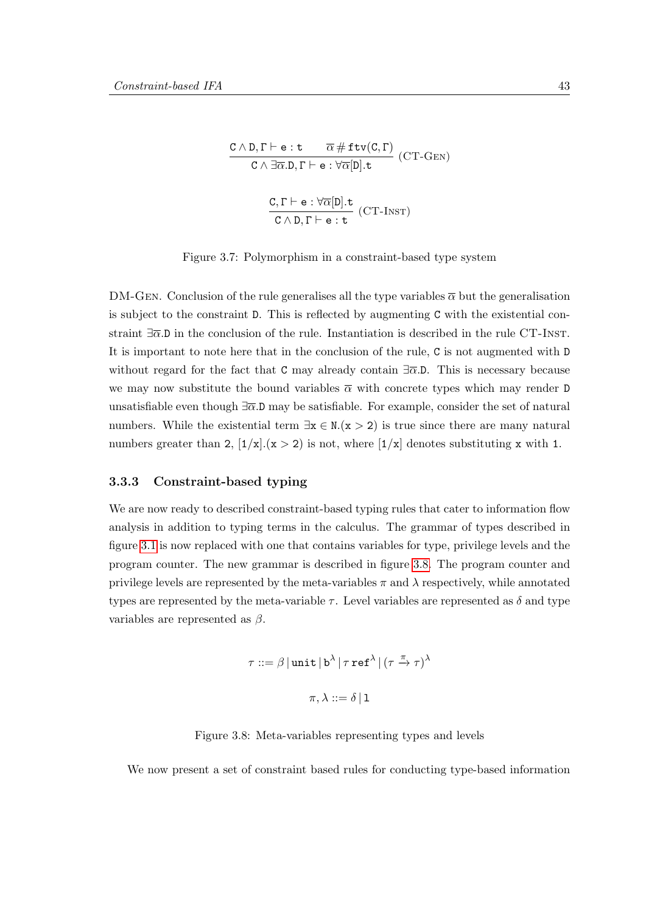$$\frac{\mathtt{C} \wedge \mathtt{D}, \Gamma \vdash \mathtt{e} : \mathtt{t} \qquad \overline{\alpha} \,\#\, \mathtt{ftv}(\mathtt{C}, \Gamma)}{\mathtt{C} \wedge \exists \overline{\alpha}.\mathtt{D}, \Gamma \vdash \mathtt{e} : \forall \overline{\alpha}[\mathtt{D}].\mathtt{t}} \text{ (CT-GEN)}$$

$$\frac{\mathtt{C}, \Gamma \vdash \mathtt{e} : \forall \overline{\alpha}[\mathtt{D}].\mathtt{t}}{\mathtt{C} \wedge \mathtt{D}, \Gamma \vdash \mathtt{e} : \mathtt{t}} \text{ (CT-INST)}$$

Figure 3.7: Polymorphism in a constraint-based type system

DM-GEN. Conclusion of the rule generalises all the type variables $\overline{\alpha}$ but the generalisation is subject to the constraint D. This is reflected by augmenting C with the existential constraint $\exists\overline{\alpha}.\mathtt{D}$ in the conclusion of the rule. Instantiation is described in the rule CT-INST. It is important to note here that in the conclusion of the rule, C is not augmented with D without regard for the fact that C may already contain $\exists\overline{\alpha}.\mathtt{D}$. This is necessary because we may now substitute the bound variables $\overline{\alpha}$ with concrete types which may render D unsatisfiable even though $\exists\overline{\alpha}.\mathtt{D}$ may be satisfiable. For example, consider the set of natural numbers. While the existential term $\exists \mathtt{x} \in \mathtt{N}.(\mathtt{x} > 2)$ is true since there are many natural numbers greater than 2, $[1/\mathtt{x}].(\mathtt{x} > 2)$ is not, where $[1/\mathtt{x}]$ denotes substituting x with 1.

### 3.3.3 Constraint-based typing

We are now ready to described constraint-based typing rules that cater to information flow analysis in addition to typing terms in the calculus. The grammar of types described in figure 3.1 is now replaced with one that contains variables for type, privilege levels and the program counter. The new grammar is described in figure 3.8. The program counter and privilege levels are represented by the meta-variables $\pi$ and $\lambda$ respectively, while annotated types are represented by the meta-variable $\tau$. Level variables are represented as $\delta$ and type variables are represented as $\beta$.

$$\tau ::= \beta \,|\, \mathtt{unit} \,|\, \mathtt{b}^{\lambda} \,|\, \tau\ \mathtt{ref}^{\lambda} \,|\, (\tau \xrightarrow{\pi} \tau)^{\lambda}$$

$$\pi, \lambda ::= \delta \,|\, \mathtt{l}$$

Figure 3.8: Meta-variables representing types and levels

We now present a set of constraint based rules for conducting type-based information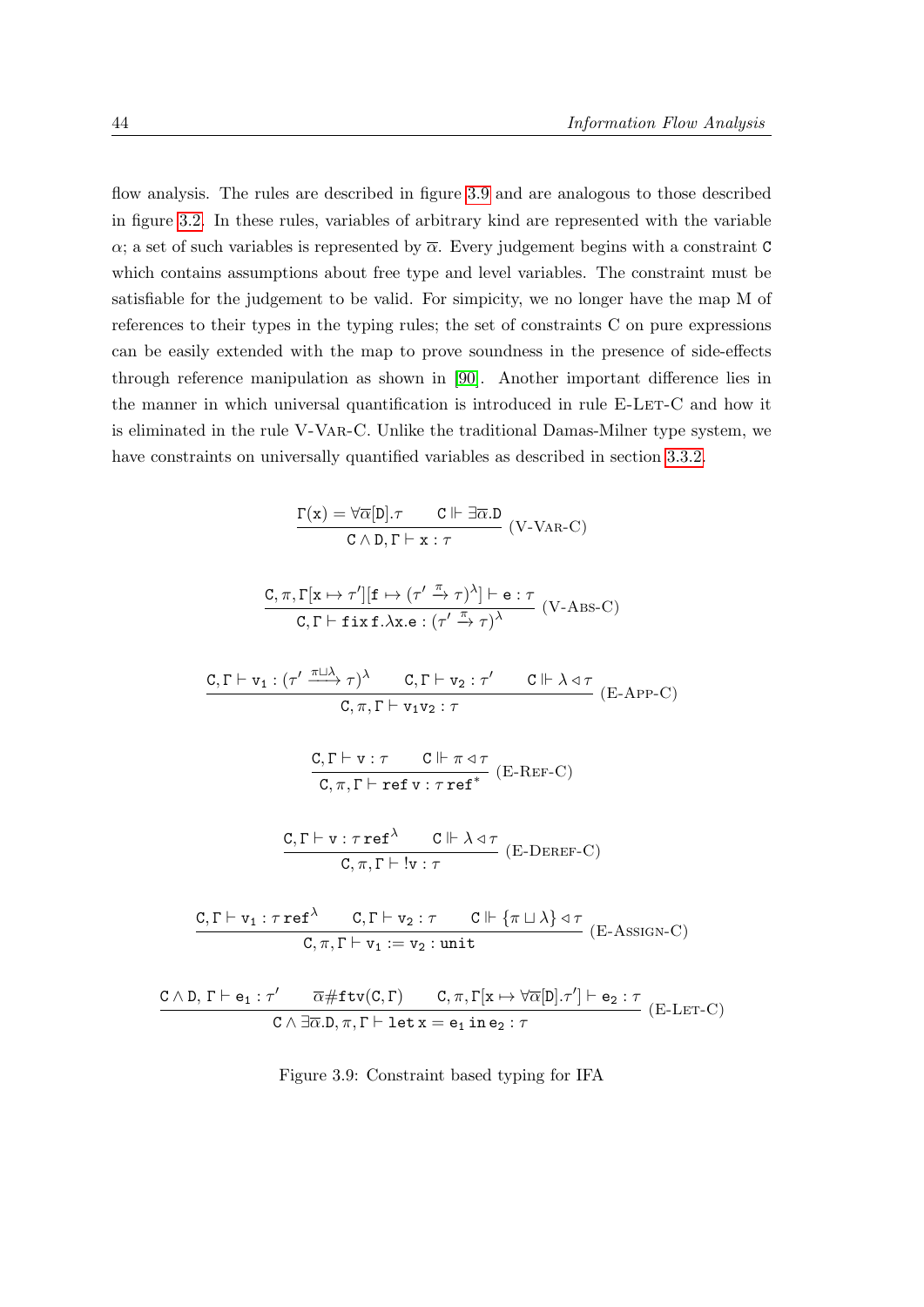flow analysis. The rules are described in figure 3.9 and are analogous to those described in figure 3.2. In these rules, variables of arbitrary kind are represented with the variable $\alpha$; a set of such variables is represented by $\overline{\alpha}$. Every judgement begins with a constraint $\mathtt{C}$ which contains assumptions about free type and level variables. The constraint must be satisfiable for the judgement to be valid. For simpicity, we no longer have the map M of references to their types in the typing rules; the set of constraints C on pure expressions can be easily extended with the map to prove soundness in the presence of side-effects through reference manipulation as shown in [90]. Another important difference lies in the manner in which universal quantification is introduced in rule E-Let-C and how it is eliminated in the rule V-Var-C. Unlike the traditional Damas-Milner type system, we have constraints on universally quantified variables as described in section 3.3.2.

$$\frac{\Gamma(\mathtt{x}) = \forall\overline{\alpha}[\mathtt{D}].\tau \qquad \mathtt{C} \Vdash \exists\overline{\alpha}.\mathtt{D}}{\mathtt{C} \wedge \mathtt{D}, \Gamma \vdash \mathtt{x} : \tau} \text{ (V-Var-C)}$$

$$\frac{\mathtt{C}, \pi, \Gamma[\mathtt{x} \mapsto \tau'][\mathtt{f} \mapsto (\tau' \xrightarrow{\pi} \tau)^{\lambda}] \vdash \mathtt{e} : \tau}{\mathtt{C}, \Gamma \vdash \mathtt{fix\,f}.\lambda\mathtt{x}.\mathtt{e} : (\tau' \xrightarrow{\pi} \tau)^{\lambda}} \text{ (V-Abs-C)}$$

$$\frac{\mathtt{C}, \Gamma \vdash \mathtt{v_1} : (\tau' \xrightarrow{\pi \sqcup \lambda} \tau)^{\lambda} \qquad \mathtt{C}, \Gamma \vdash \mathtt{v_2} : \tau' \qquad \mathtt{C} \Vdash \lambda \lhd \tau}{\mathtt{C}, \pi, \Gamma \vdash \mathtt{v_1 v_2} : \tau} \text{ (E-App-C)}$$

$$\frac{\mathtt{C}, \Gamma \vdash \mathtt{v} : \tau \qquad \mathtt{C} \Vdash \pi \lhd \tau}{\mathtt{C}, \pi, \Gamma \vdash \mathtt{ref\,v} : \tau\,\mathtt{ref}^{*}} \text{ (E-Ref-C)}$$

$$\frac{\mathtt{C}, \Gamma \vdash \mathtt{v} : \tau\,\mathtt{ref}^{\lambda} \qquad \mathtt{C} \Vdash \lambda \lhd \tau}{\mathtt{C}, \pi, \Gamma \vdash\, !\mathtt{v} : \tau} \text{ (E-Deref-C)}$$

$$\frac{\mathtt{C}, \Gamma \vdash \mathtt{v_1} : \tau\,\mathtt{ref}^{\lambda} \qquad \mathtt{C}, \Gamma \vdash \mathtt{v_2} : \tau \qquad \mathtt{C} \Vdash \{\pi \sqcup \lambda\} \lhd \tau}{\mathtt{C}, \pi, \Gamma \vdash \mathtt{v_1} := \mathtt{v_2} : \mathtt{unit}} \text{ (E-Assign-C)}$$

$$\frac{\mathtt{C} \wedge \mathtt{D}, \Gamma \vdash \mathtt{e_1} : \tau' \qquad \overline{\alpha}\#\mathtt{ftv}(\mathtt{C}, \Gamma) \qquad \mathtt{C}, \pi, \Gamma[\mathtt{x} \mapsto \forall\overline{\alpha}[\mathtt{D}].\tau'] \vdash \mathtt{e_2} : \tau}{\mathtt{C} \wedge \exists\overline{\alpha}.\mathtt{D}, \pi, \Gamma \vdash \mathtt{let\,x} = \mathtt{e_1}\,\mathtt{in}\,\mathtt{e_2} : \tau} \text{ (E-Let-C)}$$

Figure 3.9: Constraint based typing for IFA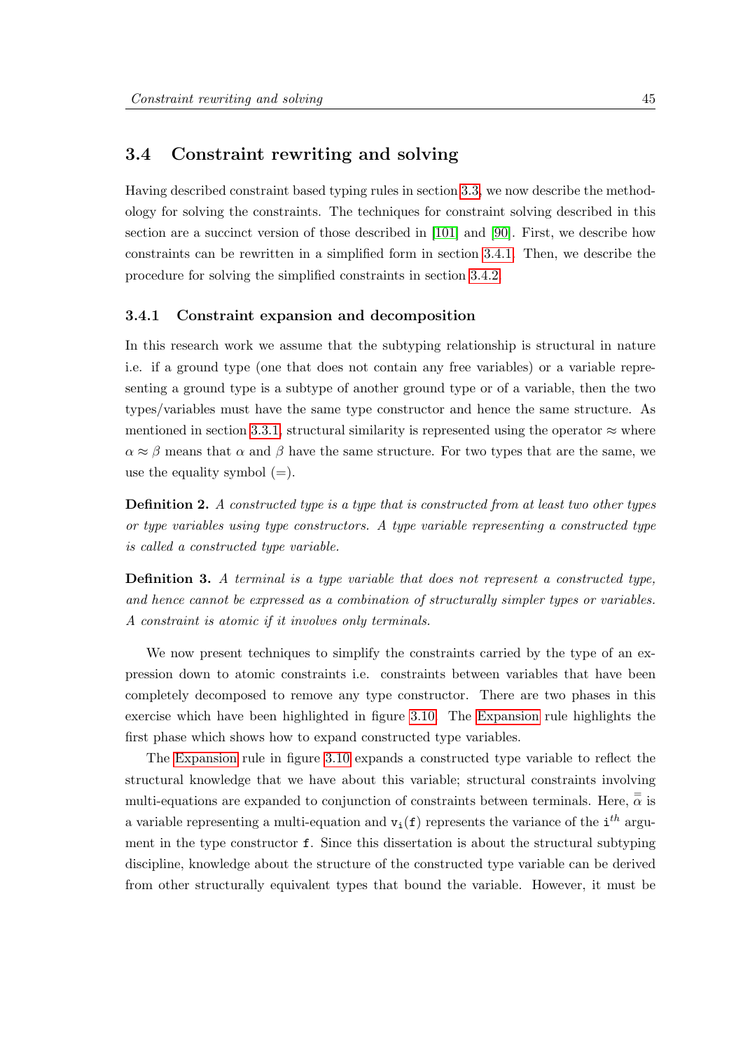## 3.4 Constraint rewriting and solving

Having described constraint based typing rules in section 3.3, we now describe the methodology for solving the constraints. The techniques for constraint solving described in this section are a succinct version of those described in [101] and [90]. First, we describe how constraints can be rewritten in a simplified form in section 3.4.1. Then, we describe the procedure for solving the simplified constraints in section 3.4.2.

### 3.4.1 Constraint expansion and decomposition

In this research work we assume that the subtyping relationship is structural in nature i.e. if a ground type (one that does not contain any free variables) or a variable representing a ground type is a subtype of another ground type or of a variable, then the two types/variables must have the same type constructor and hence the same structure. As mentioned in section 3.3.1, structural similarity is represented using the operator $\approx$ where $\alpha \approx \beta$ means that $\alpha$ and $\beta$ have the same structure. For two types that are the same, we use the equality symbol ($=$).

**Definition 2.** *A constructed type is a type that is constructed from at least two other types or type variables using type constructors. A type variable representing a constructed type is called a constructed type variable.*

**Definition 3.** *A terminal is a type variable that does not represent a constructed type, and hence cannot be expressed as a combination of structurally simpler types or variables. A constraint is atomic if it involves only terminals.*

We now present techniques to simplify the constraints carried by the type of an expression down to atomic constraints i.e. constraints between variables that have been completely decomposed to remove any type constructor. There are two phases in this exercise which have been highlighted in figure 3.10. The Expansion rule highlights the first phase which shows how to expand constructed type variables.

The Expansion rule in figure 3.10 expands a constructed type variable to reflect the structural knowledge that we have about this variable; structural constraints involving multi-equations are expanded to conjunction of constraints between terminals. Here, $\bar{\bar{\alpha}}$ is a variable representing a multi-equation and $\mathtt{v_i(f)}$ represents the variance of the $\mathtt{i}^{th}$ argument in the type constructor $\mathtt{f}$. Since this dissertation is about the structural subtyping discipline, knowledge about the structure of the constructed type variable can be derived from other structurally equivalent types that bound the variable. However, it must be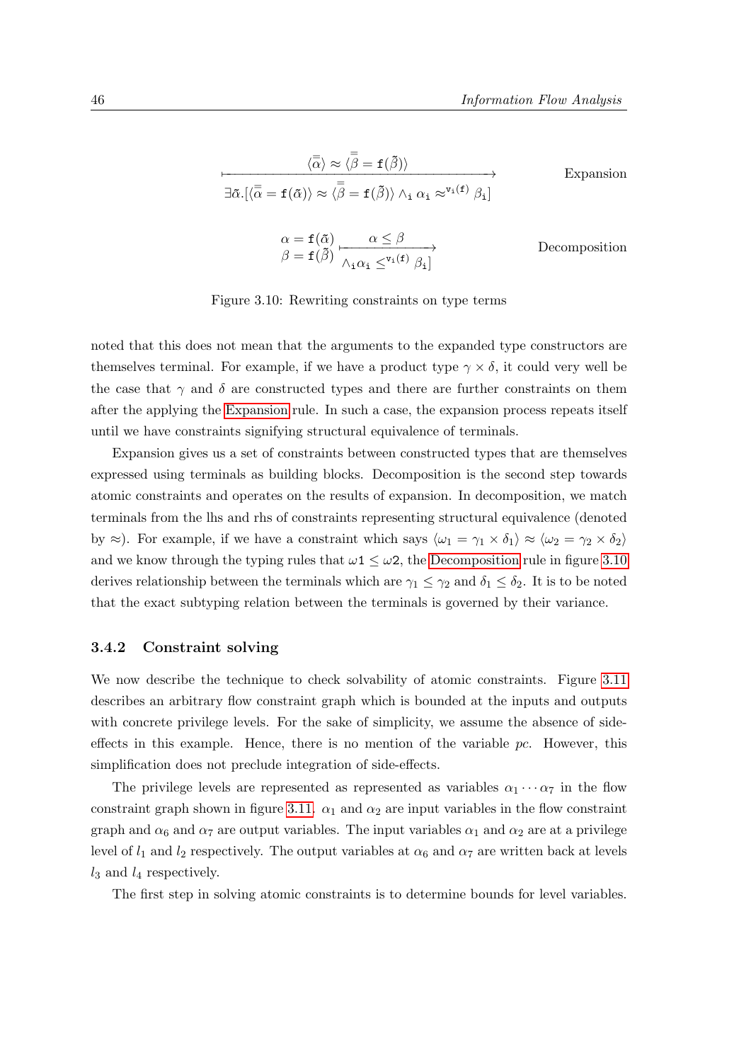$$\frac{\langle \bar{\bar{\alpha}} \rangle \approx \langle \bar{\bar{\beta}} = \mathtt{f}(\tilde{\beta}) \rangle}{\exists \tilde{\alpha}.[\langle \bar{\bar{\alpha}} = \mathtt{f}(\tilde{\alpha}) \rangle \approx \langle \bar{\bar{\beta}} = \mathtt{f}(\tilde{\beta}) \rangle \wedge_{\mathtt{i}} \alpha_{\mathtt{i}} \approx^{\mathtt{v_i(f)}} \beta_{\mathtt{i}}]} \quad \text{Expansion}$$

$$\begin{array}{l} \alpha = \mathtt{f}(\tilde{\alpha}) \\ \beta = \mathtt{f}(\tilde{\beta}) \end{array} \frac{\alpha \leq \beta}{\wedge_{\mathtt{i}} \alpha_{\mathtt{i}} \leq^{\mathtt{v_i(f)}} \beta_{\mathtt{i}}]} \quad \text{Decomposition}$$

Figure 3.10: Rewriting constraints on type terms

noted that this does not mean that the arguments to the expanded type constructors are themselves terminal. For example, if we have a product type $\gamma \times \delta$, it could very well be the case that $\gamma$ and $\delta$ are constructed types and there are further constraints on them after the applying the Expansion rule. In such a case, the expansion process repeats itself until we have constraints signifying structural equivalence of terminals.

Expansion gives us a set of constraints between constructed types that are themselves expressed using terminals as building blocks. Decomposition is the second step towards atomic constraints and operates on the results of expansion. In decomposition, we match terminals from the lhs and rhs of constraints representing structural equivalence (denoted by $\approx$). For example, if we have a constraint which says $\langle \omega_1 = \gamma_1 \times \delta_1 \rangle \approx \langle \omega_2 = \gamma_2 \times \delta_2 \rangle$ and we know through the typing rules that $\omega\mathtt{1} \leq \omega\mathtt{2}$, the Decomposition rule in figure 3.10 derives relationship between the terminals which are $\gamma_1 \leq \gamma_2$ and $\delta_1 \leq \delta_2$. It is to be noted that the exact subtyping relation between the terminals is governed by their variance.

### 3.4.2 Constraint solving

We now describe the technique to check solvability of atomic constraints. Figure 3.11 describes an arbitrary flow constraint graph which is bounded at the inputs and outputs with concrete privilege levels. For the sake of simplicity, we assume the absence of side-effects in this example. Hence, there is no mention of the variable *pc*. However, this simplification does not preclude integration of side-effects.

The privilege levels are represented as represented as variables $\alpha_1 \cdots \alpha_7$ in the flow constraint graph shown in figure 3.11. $\alpha_1$ and $\alpha_2$ are input variables in the flow constraint graph and $\alpha_6$ and $\alpha_7$ are output variables. The input variables $\alpha_1$ and $\alpha_2$ are at a privilege level of $l_1$ and $l_2$ respectively. The output variables at $\alpha_6$ and $\alpha_7$ are written back at levels $l_3$ and $l_4$ respectively.

The first step in solving atomic constraints is to determine bounds for level variables.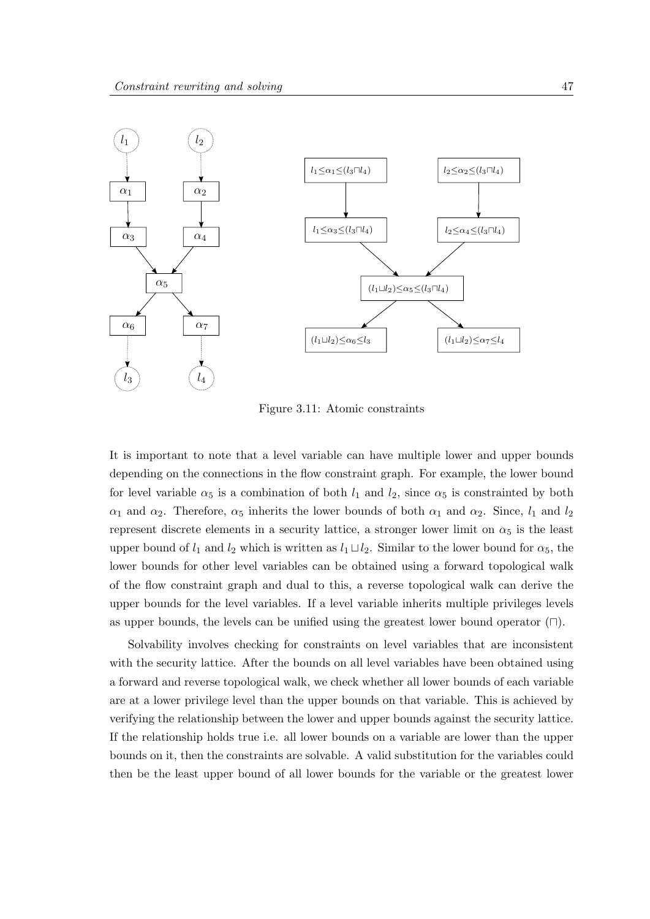Figure 3.11: Atomic constraints

It is important to note that a level variable can have multiple lower and upper bounds depending on the connections in the flow constraint graph. For example, the lower bound for level variable $\alpha_5$ is a combination of both $l_1$ and $l_2$, since $\alpha_5$ is constrainted by both $\alpha_1$ and $\alpha_2$. Therefore, $\alpha_5$ inherits the lower bounds of both $\alpha_1$ and $\alpha_2$. Since, $l_1$ and $l_2$ represent discrete elements in a security lattice, a stronger lower limit on $\alpha_5$ is the least upper bound of $l_1$ and $l_2$ which is written as $l_1 \sqcup l_2$. Similar to the lower bound for $\alpha_5$, the lower bounds for other level variables can be obtained using a forward topological walk of the flow constraint graph and dual to this, a reverse topological walk can derive the upper bounds for the level variables. If a level variable inherits multiple privileges levels as upper bounds, the levels can be unified using the greatest lower bound operator ($\sqcap$).

Solvability involves checking for constraints on level variables that are inconsistent with the security lattice. After the bounds on all level variables have been obtained using a forward and reverse topological walk, we check whether all lower bounds of each variable are at a lower privilege level than the upper bounds on that variable. This is achieved by verifying the relationship between the lower and upper bounds against the security lattice. If the relationship holds true i.e. all lower bounds on a variable are lower than the upper bounds on it, then the constraints are solvable. A valid substitution for the variables could then be the least upper bound of all lower bounds for the variable or the greatest lower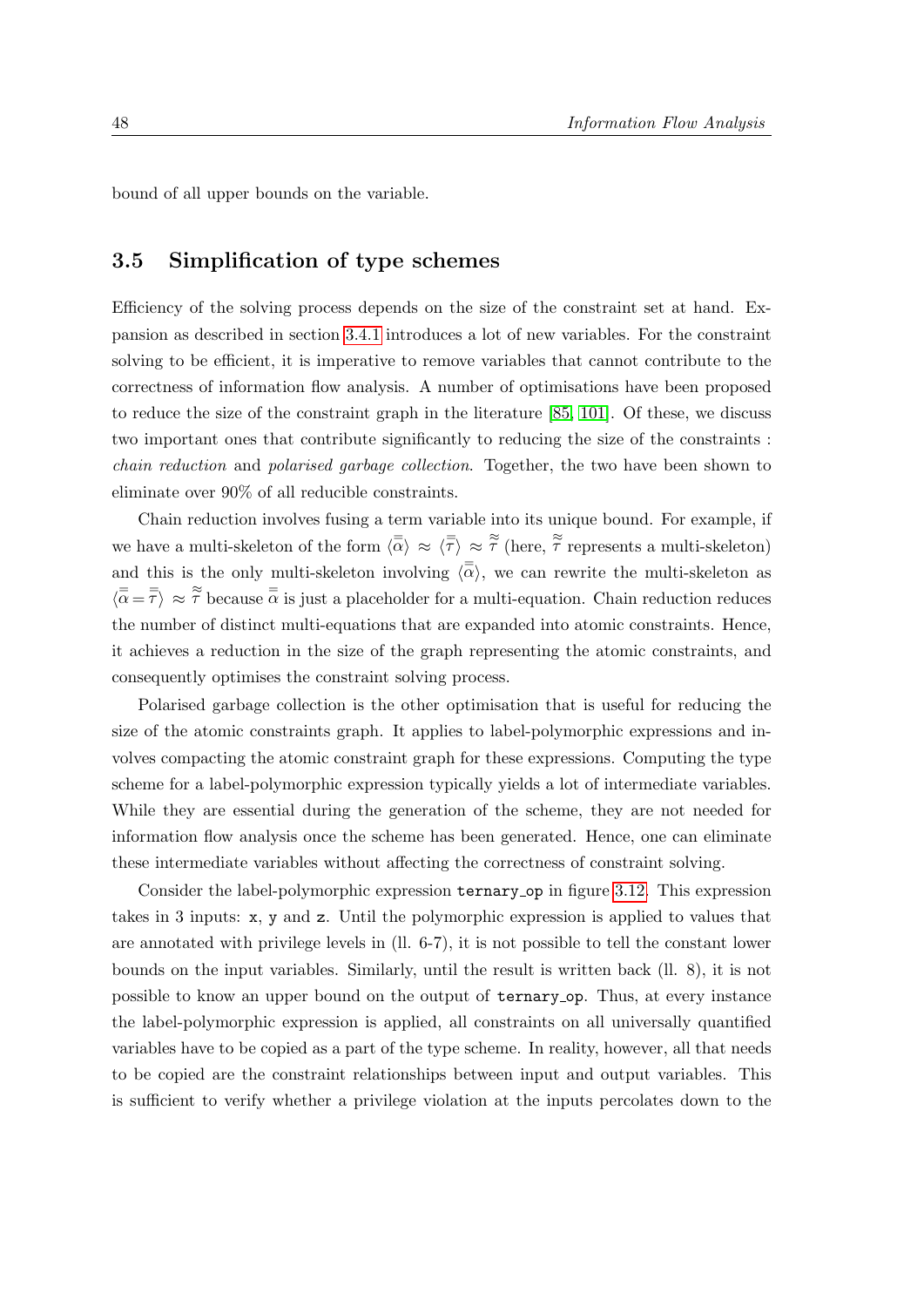bound of all upper bounds on the variable.

## 3.5 Simplification of type schemes

Efficiency of the solving process depends on the size of the constraint set at hand. Expansion as described in section 3.4.1 introduces a lot of new variables. For the constraint solving to be efficient, it is imperative to remove variables that cannot contribute to the correctness of information flow analysis. A number of optimisations have been proposed to reduce the size of the constraint graph in the literature [85, 101]. Of these, we discuss two important ones that contribute significantly to reducing the size of the constraints : *chain reduction* and *polarised garbage collection*. Together, the two have been shown to eliminate over 90% of all reducible constraints.

Chain reduction involves fusing a term variable into its unique bound. For example, if we have a multi-skeleton of the form $\langle\bar{\bar{\alpha}}\rangle \approx \langle\bar{\bar{\tau}}\rangle \approx \overset{\approx}{\tau}$ (here, $\overset{\approx}{\tau}$ represents a multi-skeleton) and this is the only multi-skeleton involving $\langle\bar{\bar{\alpha}}\rangle$, we can rewrite the multi-skeleton as $\langle\bar{\bar{\alpha}} = \bar{\bar{\tau}}\rangle \approx \overset{\approx}{\tau}$ because $\bar{\bar{\alpha}}$ is just a placeholder for a multi-equation. Chain reduction reduces the number of distinct multi-equations that are expanded into atomic constraints. Hence, it achieves a reduction in the size of the graph representing the atomic constraints, and consequently optimises the constraint solving process.

Polarised garbage collection is the other optimisation that is useful for reducing the size of the atomic constraints graph. It applies to label-polymorphic expressions and involves compacting the atomic constraint graph for these expressions. Computing the type scheme for a label-polymorphic expression typically yields a lot of intermediate variables. While they are essential during the generation of the scheme, they are not needed for information flow analysis once the scheme has been generated. Hence, one can eliminate these intermediate variables without affecting the correctness of constraint solving.

Consider the label-polymorphic expression `ternary_op` in figure 3.12. This expression takes in 3 inputs: `x`, `y` and `z`. Until the polymorphic expression is applied to values that are annotated with privilege levels in (ll. 6-7), it is not possible to tell the constant lower bounds on the input variables. Similarly, until the result is written back (ll. 8), it is not possible to know an upper bound on the output of `ternary_op`. Thus, at every instance the label-polymorphic expression is applied, all constraints on all universally quantified variables have to be copied as a part of the type scheme. In reality, however, all that needs to be copied are the constraint relationships between input and output variables. This is sufficient to verify whether a privilege violation at the inputs percolates down to the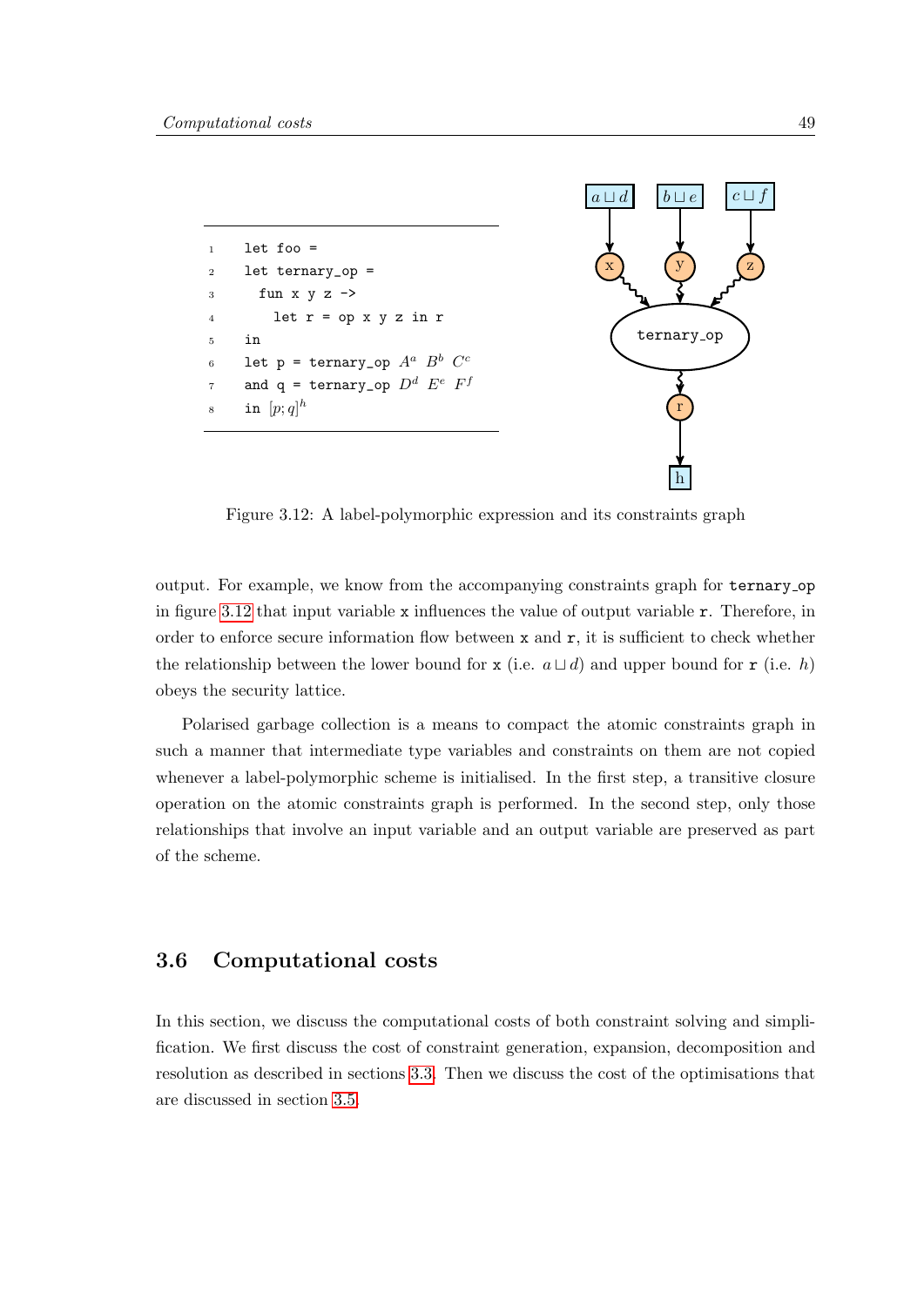```
let foo =
let ternary_op =
  fun x y z ->
    let r = op x y z in r
in
let p = ternary_op A^a B^b C^c
and q = ternary_op D^d E^e F^f
in [p;q]^h
```

Figure 3.12: A label-polymorphic expression and its constraints graph

output. For example, we know from the accompanying constraints graph for `ternary_op` in figure 3.12 that input variable `x` influences the value of output variable `r`. Therefore, in order to enforce secure information flow between `x` and `r`, it is sufficient to check whether the relationship between the lower bound for `x` (i.e. $a \sqcup d$) and upper bound for `r` (i.e. $h$) obeys the security lattice.

Polarised garbage collection is a means to compact the atomic constraints graph in such a manner that intermediate type variables and constraints on them are not copied whenever a label-polymorphic scheme is initialised. In the first step, a transitive closure operation on the atomic constraints graph is performed. In the second step, only those relationships that involve an input variable and an output variable are preserved as part of the scheme.

## 3.6 Computational costs

In this section, we discuss the computational costs of both constraint solving and simplification. We first discuss the cost of constraint generation, expansion, decomposition and resolution as described in sections 3.3. Then we discuss the cost of the optimisations that are discussed in section 3.5.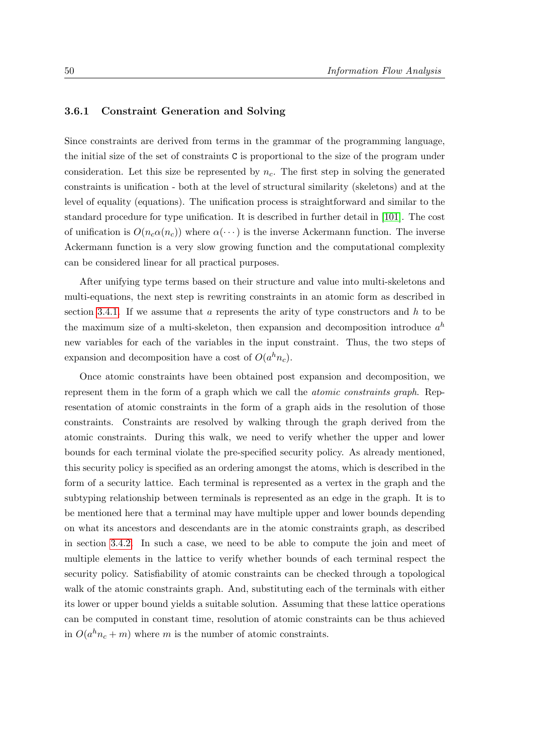### 3.6.1 Constraint Generation and Solving

Since constraints are derived from terms in the grammar of the programming language, the initial size of the set of constraints `C` is proportional to the size of the program under consideration. Let this size be represented by $n_c$. The first step in solving the generated constraints is unification - both at the level of structural similarity (skeletons) and at the level of equality (equations). The unification process is straightforward and similar to the standard procedure for type unification. It is described in further detail in [101]. The cost of unification is $O(n_c \alpha(n_c))$ where $\alpha(\cdots)$ is the inverse Ackermann function. The inverse Ackermann function is a very slow growing function and the computational complexity can be considered linear for all practical purposes.

After unifying type terms based on their structure and value into multi-skeletons and multi-equations, the next step is rewriting constraints in an atomic form as described in section 3.4.1. If we assume that $a$ represents the arity of type constructors and $h$ to be the maximum size of a multi-skeleton, then expansion and decomposition introduce $a^h$ new variables for each of the variables in the input constraint. Thus, the two steps of expansion and decomposition have a cost of $O(a^h n_c)$.

Once atomic constraints have been obtained post expansion and decomposition, we represent them in the form of a graph which we call the *atomic constraints graph*. Representation of atomic constraints in the form of a graph aids in the resolution of those constraints. Constraints are resolved by walking through the graph derived from the atomic constraints. During this walk, we need to verify whether the upper and lower bounds for each terminal violate the pre-specified security policy. As already mentioned, this security policy is specified as an ordering amongst the atoms, which is described in the form of a security lattice. Each terminal is represented as a vertex in the graph and the subtyping relationship between terminals is represented as an edge in the graph. It is to be mentioned here that a terminal may have multiple upper and lower bounds depending on what its ancestors and descendants are in the atomic constraints graph, as described in section 3.4.2. In such a case, we need to be able to compute the join and meet of multiple elements in the lattice to verify whether bounds of each terminal respect the security policy. Satisfiability of atomic constraints can be checked through a topological walk of the atomic constraints graph. And, substituting each of the terminals with either its lower or upper bound yields a suitable solution. Assuming that these lattice operations can be computed in constant time, resolution of atomic constraints can be thus achieved in $O(a^h n_c + m)$ where $m$ is the number of atomic constraints.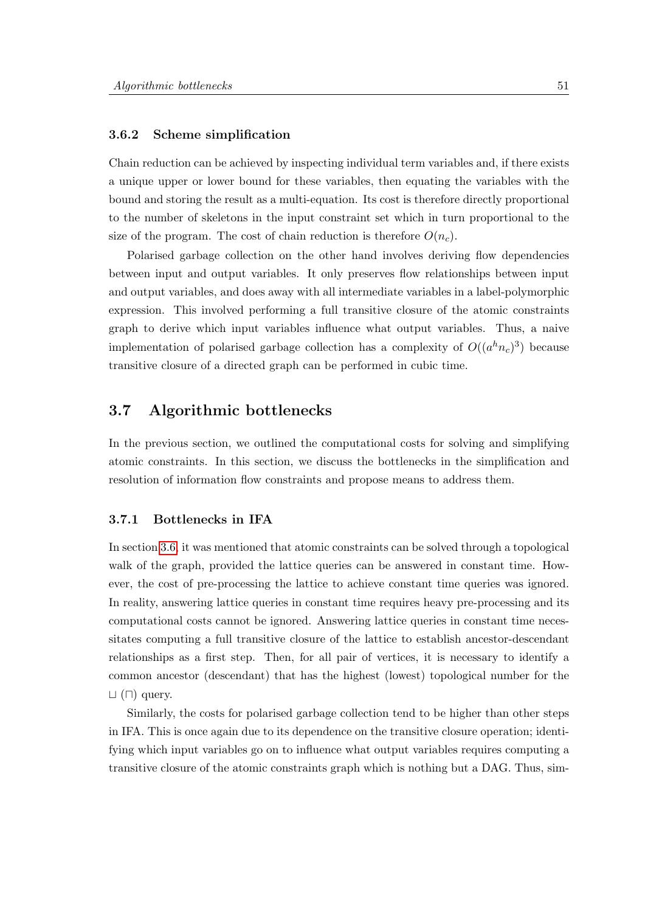### 3.6.2 Scheme simplification

Chain reduction can be achieved by inspecting individual term variables and, if there exists a unique upper or lower bound for these variables, then equating the variables with the bound and storing the result as a multi-equation. Its cost is therefore directly proportional to the number of skeletons in the input constraint set which in turn proportional to the size of the program. The cost of chain reduction is therefore $O(n_c)$.

Polarised garbage collection on the other hand involves deriving flow dependencies between input and output variables. It only preserves flow relationships between input and output variables, and does away with all intermediate variables in a label-polymorphic expression. This involved performing a full transitive closure of the atomic constraints graph to derive which input variables influence what output variables. Thus, a naive implementation of polarised garbage collection has a complexity of $O((a^h n_c)^3)$ because transitive closure of a directed graph can be performed in cubic time.

## 3.7 Algorithmic bottlenecks

In the previous section, we outlined the computational costs for solving and simplifying atomic constraints. In this section, we discuss the bottlenecks in the simplification and resolution of information flow constraints and propose means to address them.

### 3.7.1 Bottlenecks in IFA

In section 3.6, it was mentioned that atomic constraints can be solved through a topological walk of the graph, provided the lattice queries can be answered in constant time. However, the cost of pre-processing the lattice to achieve constant time queries was ignored. In reality, answering lattice queries in constant time requires heavy pre-processing and its computational costs cannot be ignored. Answering lattice queries in constant time necessitates computing a full transitive closure of the lattice to establish ancestor-descendant relationships as a first step. Then, for all pair of vertices, it is necessary to identify a common ancestor (descendant) that has the highest (lowest) topological number for the $\sqcup$ ($\sqcap$) query.

Similarly, the costs for polarised garbage collection tend to be higher than other steps in IFA. This is once again due to its dependence on the transitive closure operation; identifying which input variables go on to influence what output variables requires computing a transitive closure of the atomic constraints graph which is nothing but a DAG. Thus, sim-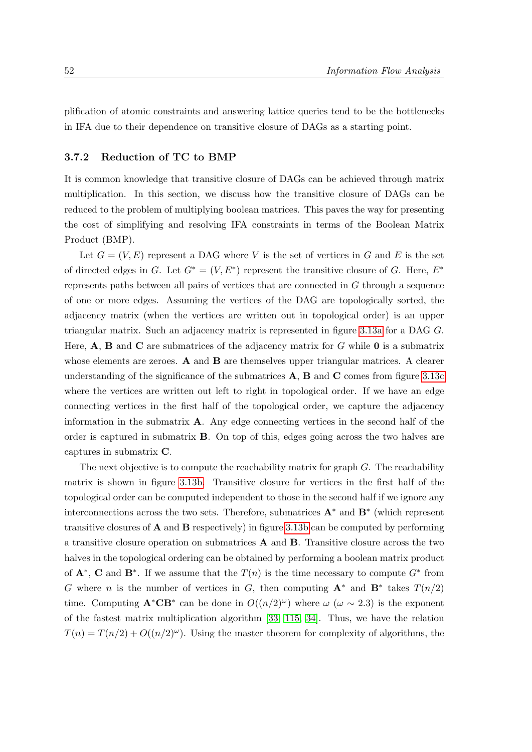plification of atomic constraints and answering lattice queries tend to be the bottlenecks in IFA due to their dependence on transitive closure of DAGs as a starting point.

### 3.7.2 Reduction of TC to BMP

It is common knowledge that transitive closure of DAGs can be achieved through matrix multiplication. In this section, we discuss how the transitive closure of DAGs can be reduced to the problem of multiplying boolean matrices. This paves the way for presenting the cost of simplifying and resolving IFA constraints in terms of the Boolean Matrix Product (BMP).

Let $G = (V, E)$ represent a DAG where $V$ is the set of vertices in $G$ and $E$ is the set of directed edges in $G$. Let $G^* = (V, E^*)$ represent the transitive closure of $G$. Here, $E^*$ represents paths between all pairs of vertices that are connected in $G$ through a sequence of one or more edges. Assuming the vertices of the DAG are topologically sorted, the adjacency matrix (when the vertices are written out in topological order) is an upper triangular matrix. Such an adjacency matrix is represented in figure 3.13a for a DAG $G$. Here, $\mathbf{A}$, $\mathbf{B}$ and $\mathbf{C}$ are submatrices of the adjacency matrix for $G$ while $\mathbf{0}$ is a submatrix whose elements are zeroes. $\mathbf{A}$ and $\mathbf{B}$ are themselves upper triangular matrices. A clearer understanding of the significance of the submatrices $\mathbf{A}$, $\mathbf{B}$ and $\mathbf{C}$ comes from figure 3.13c where the vertices are written out left to right in topological order. If we have an edge connecting vertices in the first half of the topological order, we capture the adjacency information in the submatrix $\mathbf{A}$. Any edge connecting vertices in the second half of the order is captured in submatrix $\mathbf{B}$. On top of this, edges going across the two halves are captures in submatrix $\mathbf{C}$.

The next objective is to compute the reachability matrix for graph $G$. The reachability matrix is shown in figure 3.13b. Transitive closure for vertices in the first half of the topological order can be computed independent to those in the second half if we ignore any interconnections across the two sets. Therefore, submatrices $\mathbf{A}^*$ and $\mathbf{B}^*$ (which represent transitive closures of $\mathbf{A}$ and $\mathbf{B}$ respectively) in figure 3.13b can be computed by performing a transitive closure operation on submatrices $\mathbf{A}$ and $\mathbf{B}$. Transitive closure across the two halves in the topological ordering can be obtained by performing a boolean matrix product of $\mathbf{A}^*$, $\mathbf{C}$ and $\mathbf{B}^*$. If we assume that the $T(n)$ is the time necessary to compute $G^*$ from $G$ where $n$ is the number of vertices in $G$, then computing $\mathbf{A}^*$ and $\mathbf{B}^*$ takes $T(n/2)$ time. Computing $\mathbf{A}^*\mathbf{C}\mathbf{B}^*$ can be done in $O((n/2)^\omega)$ where $\omega$ ($\omega \sim 2.3$) is the exponent of the fastest matrix multiplication algorithm [33, 115, 34]. Thus, we have the relation $T(n) = T(n/2) + O((n/2)^\omega)$. Using the master theorem for complexity of algorithms, the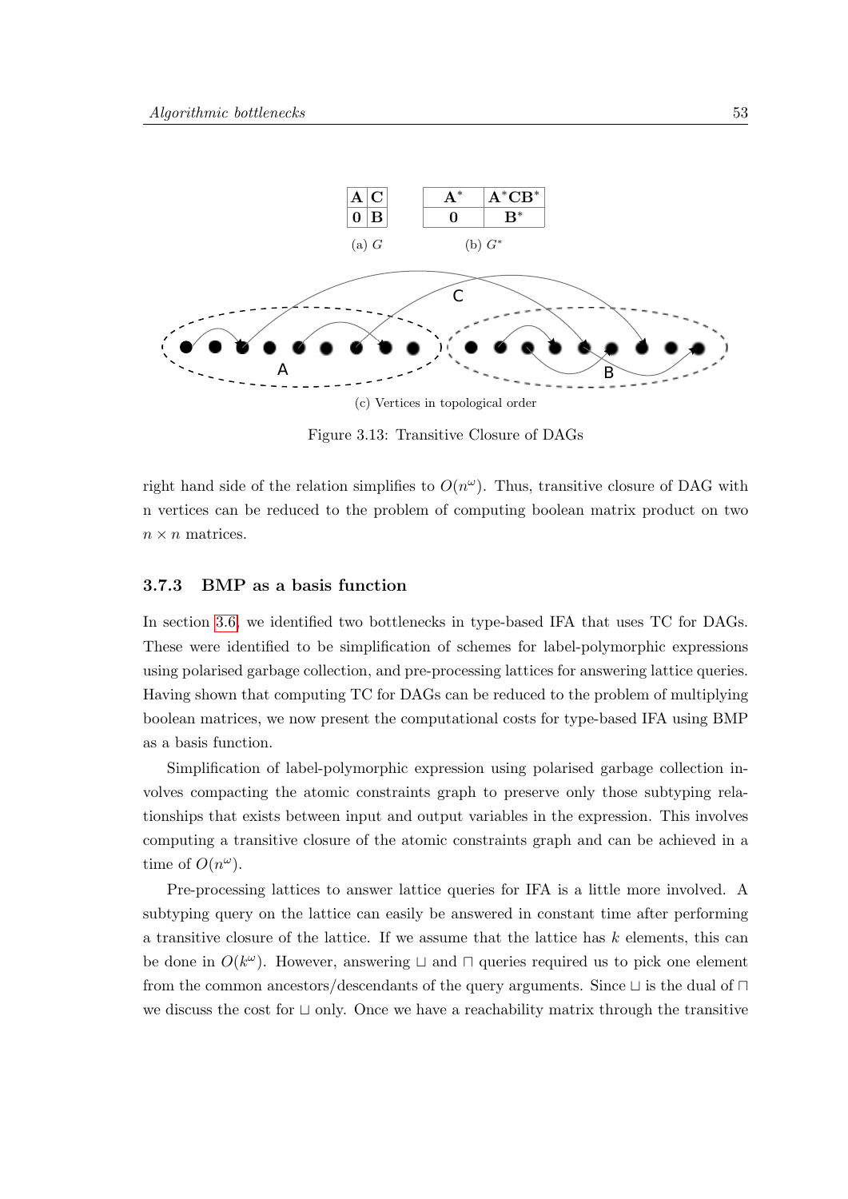| **A** | **C** |
|---|---|
| **0** | **B** |

(a) $G$

| $\mathbf{A}^*$ | $\mathbf{A}^*\mathbf{C}\mathbf{B}^*$ |
|---|---|
| **0** | $\mathbf{B}^*$ |

(b) $G^*$

(c) Vertices in topological order

Figure 3.13: Transitive Closure of DAGs

right hand side of the relation simplifies to $O(n^\omega)$. Thus, transitive closure of DAG with n vertices can be reduced to the problem of computing boolean matrix product on two $n \times n$ matrices.

### 3.7.3 BMP as a basis function

In section 3.6, we identified two bottlenecks in type-based IFA that uses TC for DAGs. These were identified to be simplification of schemes for label-polymorphic expressions using polarised garbage collection, and pre-processing lattices for answering lattice queries. Having shown that computing TC for DAGs can be reduced to the problem of multiplying boolean matrices, we now present the computational costs for type-based IFA using BMP as a basis function.

Simplification of label-polymorphic expression using polarised garbage collection involves compacting the atomic constraints graph to preserve only those subtyping relationships that exists between input and output variables in the expression. This involves computing a transitive closure of the atomic constraints graph and can be achieved in a time of $O(n^\omega)$.

Pre-processing lattices to answer lattice queries for IFA is a little more involved. A subtyping query on the lattice can easily be answered in constant time after performing a transitive closure of the lattice. If we assume that the lattice has $k$ elements, this can be done in $O(k^\omega)$. However, answering $\sqcup$ and $\sqcap$ queries required us to pick one element from the common ancestors/descendants of the query arguments. Since $\sqcup$ is the dual of $\sqcap$ we discuss the cost for $\sqcup$ only. Once we have a reachability matrix through the transitive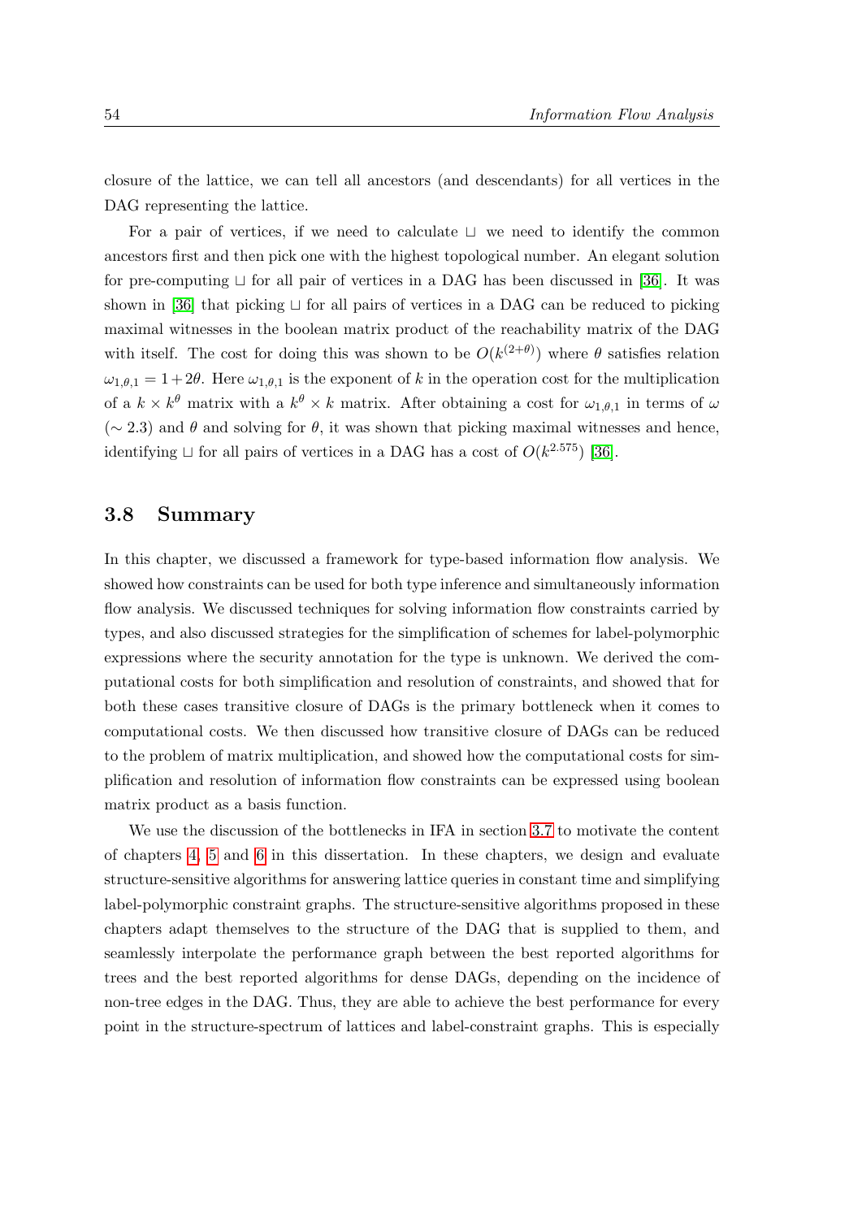closure of the lattice, we can tell all ancestors (and descendants) for all vertices in the DAG representing the lattice.

For a pair of vertices, if we need to calculate $\sqcup$ we need to identify the common ancestors first and then pick one with the highest topological number. An elegant solution for pre-computing $\sqcup$ for all pair of vertices in a DAG has been discussed in [36]. It was shown in [36] that picking $\sqcup$ for all pairs of vertices in a DAG can be reduced to picking maximal witnesses in the boolean matrix product of the reachability matrix of the DAG with itself. The cost for doing this was shown to be $O(k^{(2+\theta)})$ where $\theta$ satisfies relation $\omega_{1,\theta,1} = 1+2\theta$. Here $\omega_{1,\theta,1}$ is the exponent of $k$ in the operation cost for the multiplication of a $k \times k^{\theta}$ matrix with a $k^{\theta} \times k$ matrix. After obtaining a cost for $\omega_{1,\theta,1}$ in terms of $\omega$ ($\sim 2.3$) and $\theta$ and solving for $\theta$, it was shown that picking maximal witnesses and hence, identifying $\sqcup$ for all pairs of vertices in a DAG has a cost of $O(k^{2.575})$ [36].

## 3.8 Summary

In this chapter, we discussed a framework for type-based information flow analysis. We showed how constraints can be used for both type inference and simultaneously information flow analysis. We discussed techniques for solving information flow constraints carried by types, and also discussed strategies for the simplification of schemes for label-polymorphic expressions where the security annotation for the type is unknown. We derived the computational costs for both simplification and resolution of constraints, and showed that for both these cases transitive closure of DAGs is the primary bottleneck when it comes to computational costs. We then discussed how transitive closure of DAGs can be reduced to the problem of matrix multiplication, and showed how the computational costs for simplification and resolution of information flow constraints can be expressed using boolean matrix product as a basis function.

We use the discussion of the bottlenecks in IFA in section 3.7 to motivate the content of chapters 4, 5 and 6 in this dissertation. In these chapters, we design and evaluate structure-sensitive algorithms for answering lattice queries in constant time and simplifying label-polymorphic constraint graphs. The structure-sensitive algorithms proposed in these chapters adapt themselves to the structure of the DAG that is supplied to them, and seamlessly interpolate the performance graph between the best reported algorithms for trees and the best reported algorithms for dense DAGs, depending on the incidence of non-tree edges in the DAG. Thus, they are able to achieve the best performance for every point in the structure-spectrum of lattices and label-constraint graphs. This is especially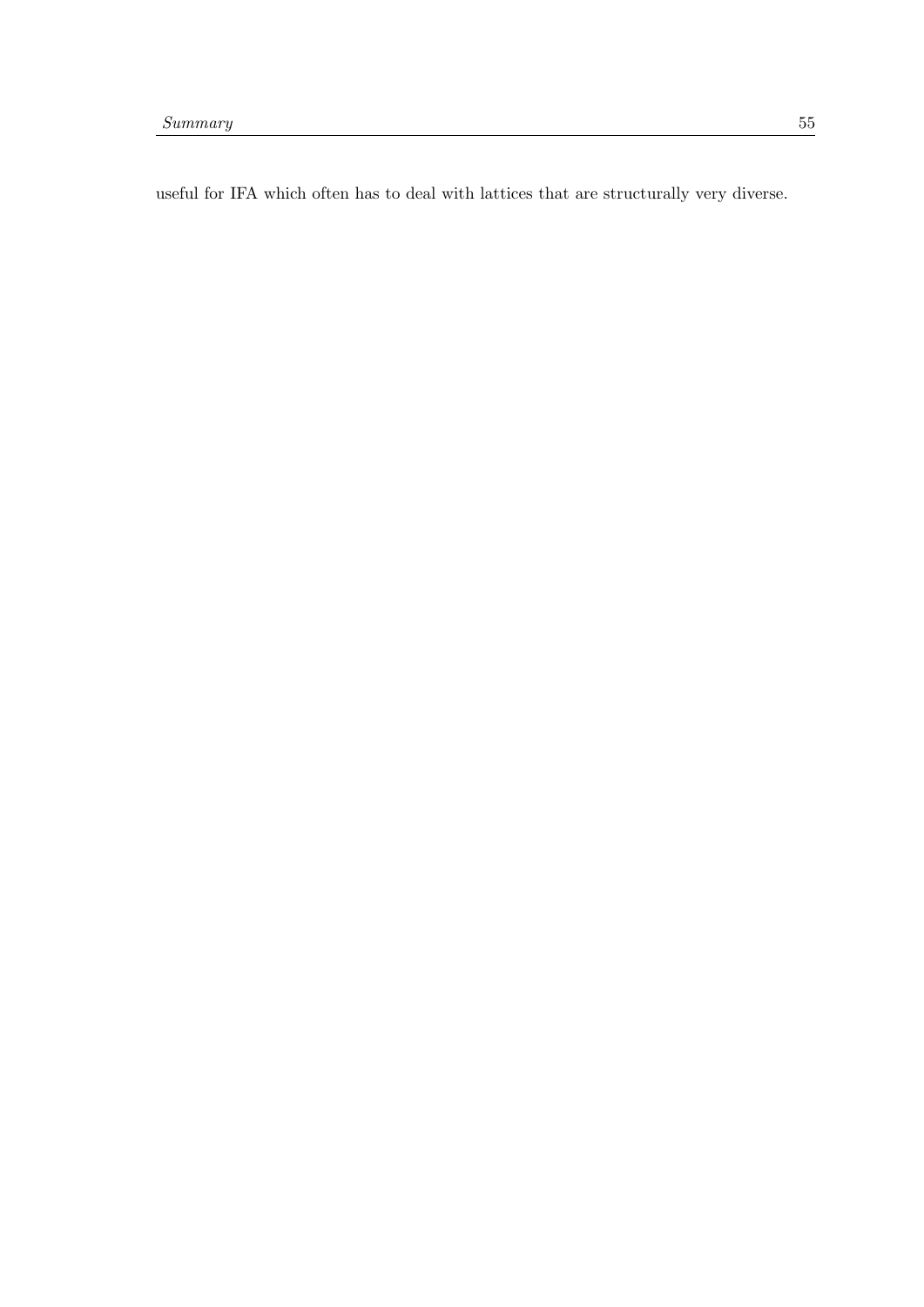useful for IFA which often has to deal with lattices that are structurally very diverse.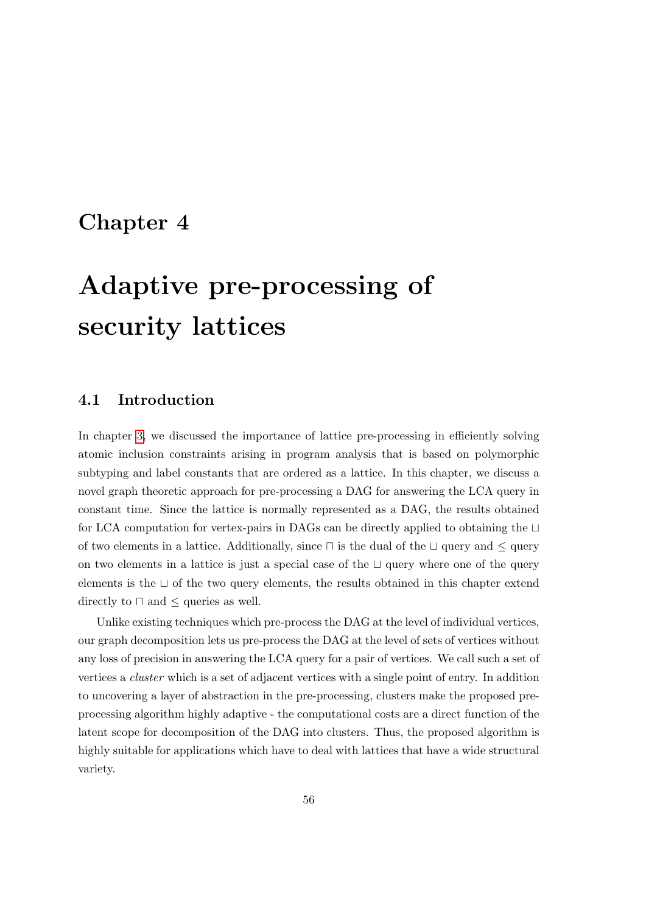# Chapter 4

# Adaptive pre-processing of security lattices

## 4.1 Introduction

In chapter 3, we discussed the importance of lattice pre-processing in efficiently solving atomic inclusion constraints arising in program analysis that is based on polymorphic subtyping and label constants that are ordered as a lattice. In this chapter, we discuss a novel graph theoretic approach for pre-processing a DAG for answering the LCA query in constant time. Since the lattice is normally represented as a DAG, the results obtained for LCA computation for vertex-pairs in DAGs can be directly applied to obtaining the $\sqcup$ of two elements in a lattice. Additionally, since $\sqcap$ is the dual of the $\sqcup$ query and $\leq$ query on two elements in a lattice is just a special case of the $\sqcup$ query where one of the query elements is the $\sqcup$ of the two query elements, the results obtained in this chapter extend directly to $\sqcap$ and $\leq$ queries as well.

Unlike existing techniques which pre-process the DAG at the level of individual vertices, our graph decomposition lets us pre-process the DAG at the level of sets of vertices without any loss of precision in answering the LCA query for a pair of vertices. We call such a set of vertices a *cluster* which is a set of adjacent vertices with a single point of entry. In addition to uncovering a layer of abstraction in the pre-processing, clusters make the proposed pre-processing algorithm highly adaptive - the computational costs are a direct function of the latent scope for decomposition of the DAG into clusters. Thus, the proposed algorithm is highly suitable for applications which have to deal with lattices that have a wide structural variety.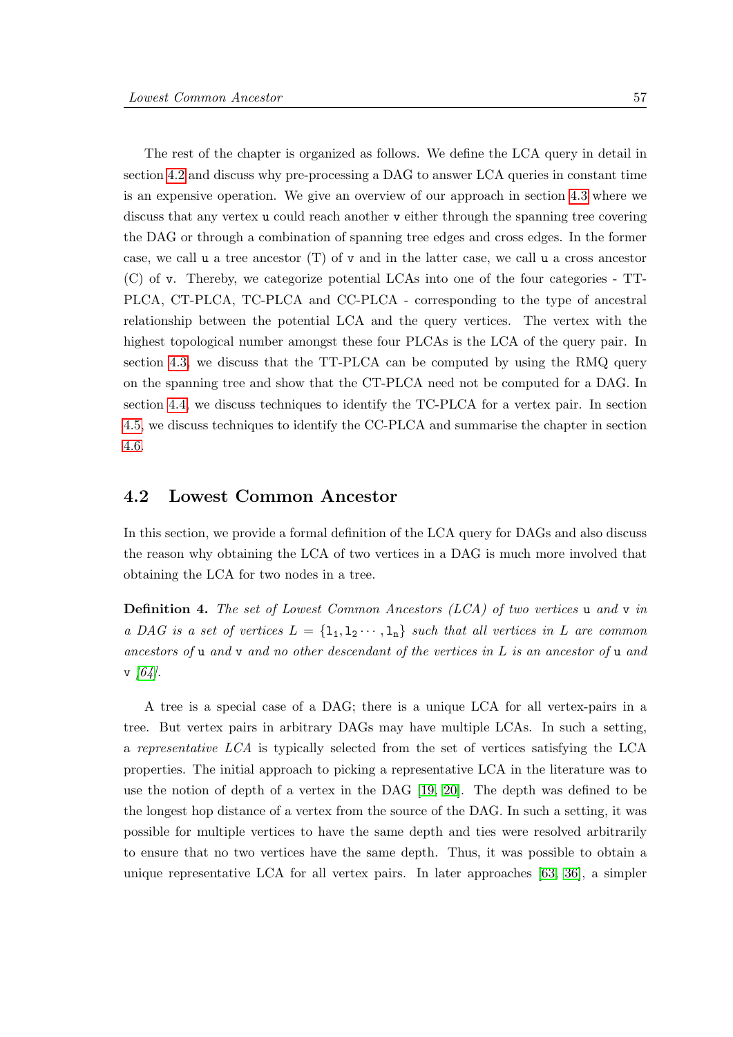The rest of the chapter is organized as follows. We define the LCA query in detail in section 4.2 and discuss why pre-processing a DAG to answer LCA queries in constant time is an expensive operation. We give an overview of our approach in section 4.3 where we discuss that any vertex u could reach another v either through the spanning tree covering the DAG or through a combination of spanning tree edges and cross edges. In the former case, we call u a tree ancestor (T) of v and in the latter case, we call u a cross ancestor (C) of v. Thereby, we categorize potential LCAs into one of the four categories - TT-PLCA, CT-PLCA, TC-PLCA and CC-PLCA - corresponding to the type of ancestral relationship between the potential LCA and the query vertices. The vertex with the highest topological number amongst these four PLCAs is the LCA of the query pair. In section 4.3, we discuss that the TT-PLCA can be computed by using the RMQ query on the spanning tree and show that the CT-PLCA need not be computed for a DAG. In section 4.4, we discuss techniques to identify the TC-PLCA for a vertex pair. In section 4.5, we discuss techniques to identify the CC-PLCA and summarise the chapter in section 4.6.

## 4.2 Lowest Common Ancestor

In this section, we provide a formal definition of the LCA query for DAGs and also discuss the reason why obtaining the LCA of two vertices in a DAG is much more involved that obtaining the LCA for two nodes in a tree.

**Definition 4.** *The set of Lowest Common Ancestors (LCA) of two vertices* u *and* v *in a DAG is a set of vertices* $L = \{l_1, l_2 \cdots, l_n\}$ *such that all vertices in* $L$ *are common ancestors of* u *and* v *and no other descendant of the vertices in* $L$ *is an ancestor of* u *and* v *[64].*

A tree is a special case of a DAG; there is a unique LCA for all vertex-pairs in a tree. But vertex pairs in arbitrary DAGs may have multiple LCAs. In such a setting, a *representative LCA* is typically selected from the set of vertices satisfying the LCA properties. The initial approach to picking a representative LCA in the literature was to use the notion of depth of a vertex in the DAG [19, 20]. The depth was defined to be the longest hop distance of a vertex from the source of the DAG. In such a setting, it was possible for multiple vertices to have the same depth and ties were resolved arbitrarily to ensure that no two vertices have the same depth. Thus, it was possible to obtain a unique representative LCA for all vertex pairs. In later approaches [63, 36], a simpler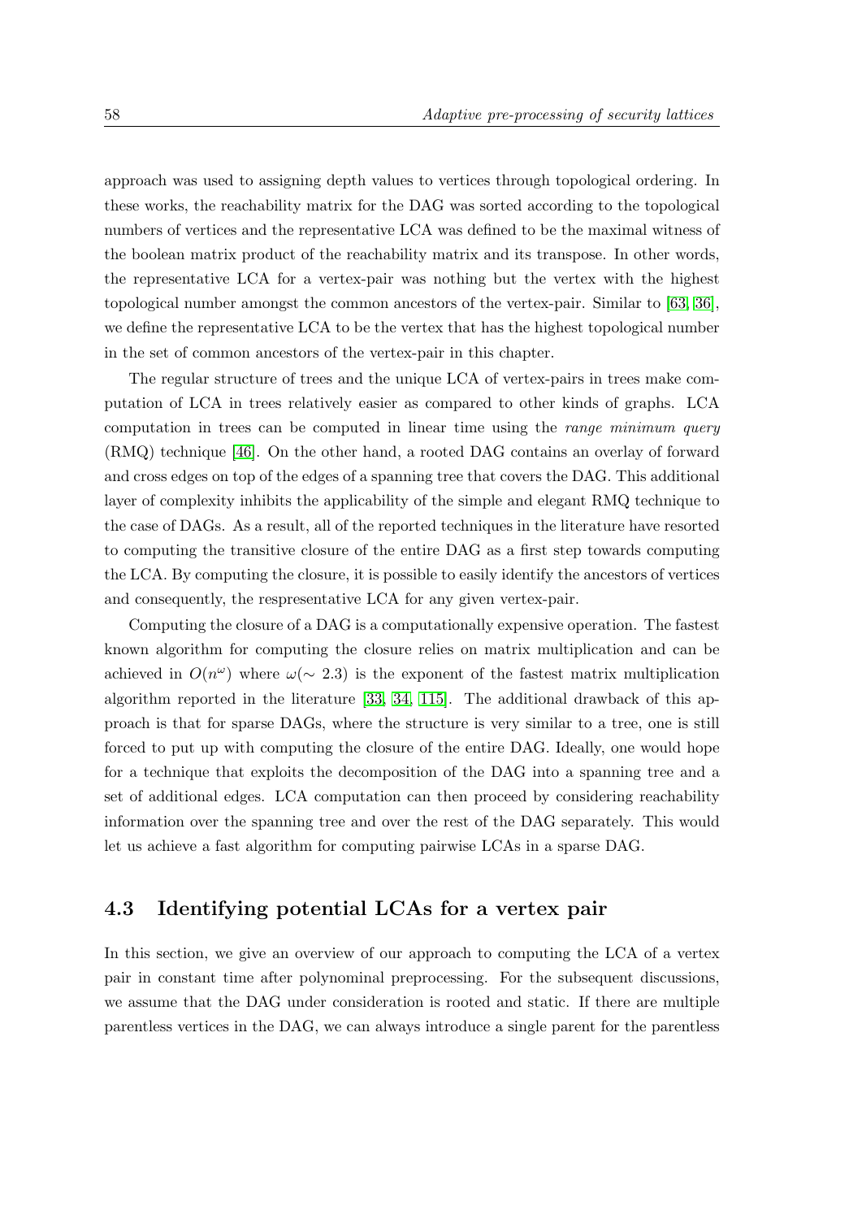approach was used to assigning depth values to vertices through topological ordering. In these works, the reachability matrix for the DAG was sorted according to the topological numbers of vertices and the representative LCA was defined to be the maximal witness of the boolean matrix product of the reachability matrix and its transpose. In other words, the representative LCA for a vertex-pair was nothing but the vertex with the highest topological number amongst the common ancestors of the vertex-pair. Similar to [63, 36], we define the representative LCA to be the vertex that has the highest topological number in the set of common ancestors of the vertex-pair in this chapter.

The regular structure of trees and the unique LCA of vertex-pairs in trees make computation of LCA in trees relatively easier as compared to other kinds of graphs. LCA computation in trees can be computed in linear time using the *range minimum query* (RMQ) technique [46]. On the other hand, a rooted DAG contains an overlay of forward and cross edges on top of the edges of a spanning tree that covers the DAG. This additional layer of complexity inhibits the applicability of the simple and elegant RMQ technique to the case of DAGs. As a result, all of the reported techniques in the literature have resorted to computing the transitive closure of the entire DAG as a first step towards computing the LCA. By computing the closure, it is possible to easily identify the ancestors of vertices and consequently, the respresentative LCA for any given vertex-pair.

Computing the closure of a DAG is a computationally expensive operation. The fastest known algorithm for computing the closure relies on matrix multiplication and can be achieved in $O(n^{\omega})$ where $\omega(\sim 2.3)$ is the exponent of the fastest matrix multiplication algorithm reported in the literature [33, 34, 115]. The additional drawback of this approach is that for sparse DAGs, where the structure is very similar to a tree, one is still forced to put up with computing the closure of the entire DAG. Ideally, one would hope for a technique that exploits the decomposition of the DAG into a spanning tree and a set of additional edges. LCA computation can then proceed by considering reachability information over the spanning tree and over the rest of the DAG separately. This would let us achieve a fast algorithm for computing pairwise LCAs in a sparse DAG.

## 4.3 Identifying potential LCAs for a vertex pair

In this section, we give an overview of our approach to computing the LCA of a vertex pair in constant time after polynominal preprocessing. For the subsequent discussions, we assume that the DAG under consideration is rooted and static. If there are multiple parentless vertices in the DAG, we can always introduce a single parent for the parentless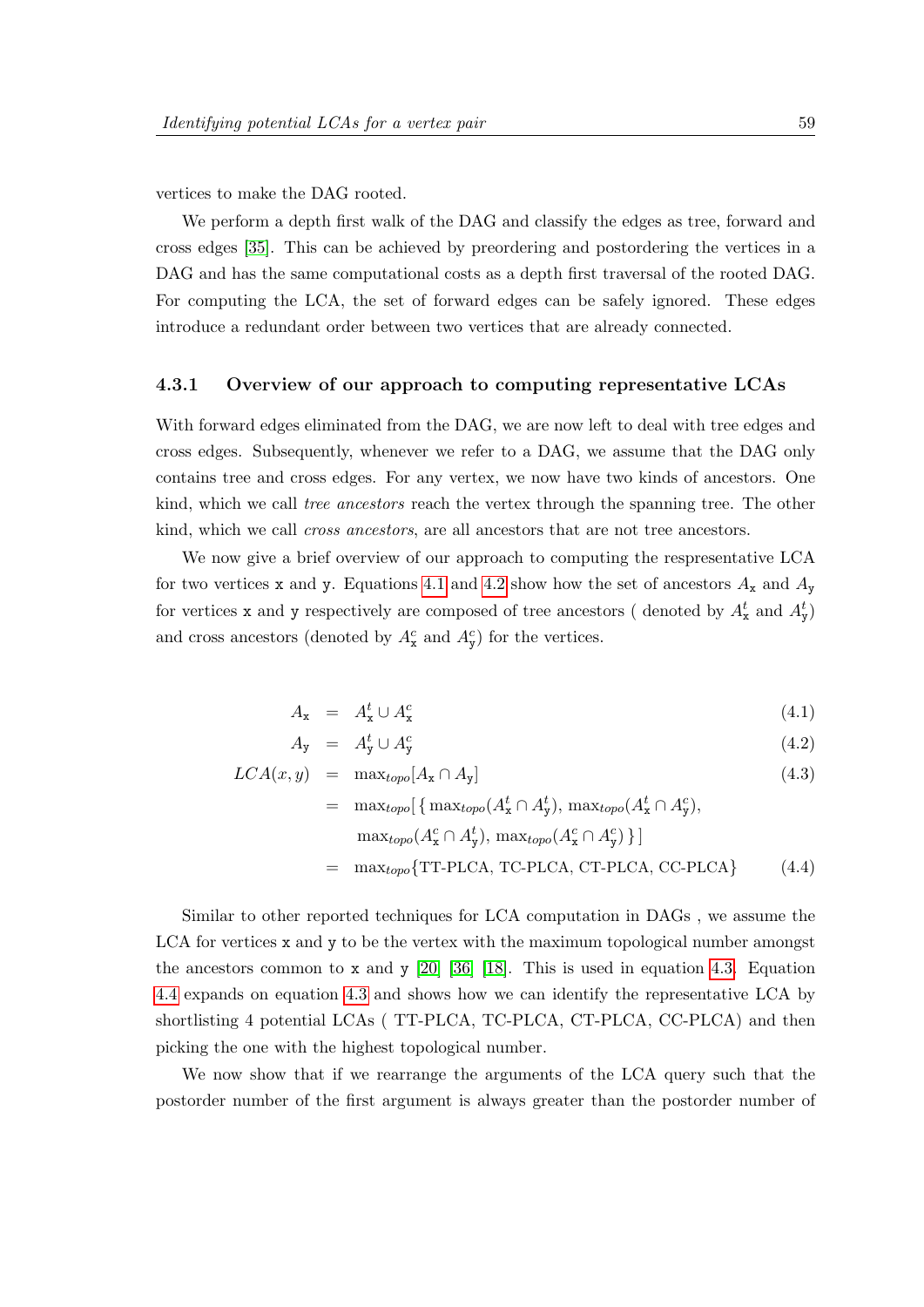vertices to make the DAG rooted.

We perform a depth first walk of the DAG and classify the edges as tree, forward and cross edges [35]. This can be achieved by preordering and postordering the vertices in a DAG and has the same computational costs as a depth first traversal of the rooted DAG. For computing the LCA, the set of forward edges can be safely ignored. These edges introduce a redundant order between two vertices that are already connected.

### 4.3.1 Overview of our approach to computing representative LCAs

With forward edges eliminated from the DAG, we are now left to deal with tree edges and cross edges. Subsequently, whenever we refer to a DAG, we assume that the DAG only contains tree and cross edges. For any vertex, we now have two kinds of ancestors. One kind, which we call *tree ancestors* reach the vertex through the spanning tree. The other kind, which we call *cross ancestors*, are all ancestors that are not tree ancestors.

We now give a brief overview of our approach to computing the respresentative LCA for two vertices x and y. Equations 4.1 and 4.2 show how the set of ancestors $A_{\mathtt{x}}$ and $A_{\mathtt{y}}$ for vertices x and y respectively are composed of tree ancestors ( denoted by $A^t_{\mathtt{x}}$ and $A^t_{\mathtt{y}}$) and cross ancestors (denoted by $A^c_{\mathtt{x}}$ and $A^c_{\mathtt{y}}$) for the vertices.

$$A_{\mathtt{x}} = A^t_{\mathtt{x}} \cup A^c_{\mathtt{x}} \tag{4.1}$$

$$A_{\mathtt{y}} = A^t_{\mathtt{y}} \cup A^c_{\mathtt{y}} \tag{4.2}$$

$$LCA(x,y) = \max_{topo}[A_{\mathtt{x}} \cap A_{\mathtt{y}}] \tag{4.3}$$

$$\begin{aligned} &= \max_{topo}[\,\{\max_{topo}(A^t_{\mathtt{x}} \cap A^t_{\mathtt{y}}),\, \max_{topo}(A^t_{\mathtt{x}} \cap A^c_{\mathtt{y}}), \\ &\qquad \max_{topo}(A^c_{\mathtt{x}} \cap A^t_{\mathtt{y}}),\, \max_{topo}(A^c_{\mathtt{x}} \cap A^c_{\mathtt{y}})\,\}\,] \\ &= \max_{topo}\{\text{TT-PLCA, TC-PLCA, CT-PLCA, CC-PLCA}\} \end{aligned} \tag{4.4}$$

Similar to other reported techniques for LCA computation in DAGs , we assume the LCA for vertices x and y to be the vertex with the maximum topological number amongst the ancestors common to x and y [20] [36] [18]. This is used in equation 4.3. Equation 4.4 expands on equation 4.3 and shows how we can identify the representative LCA by shortlisting 4 potential LCAs ( TT-PLCA, TC-PLCA, CT-PLCA, CC-PLCA) and then picking the one with the highest topological number.

We now show that if we rearrange the arguments of the LCA query such that the postorder number of the first argument is always greater than the postorder number of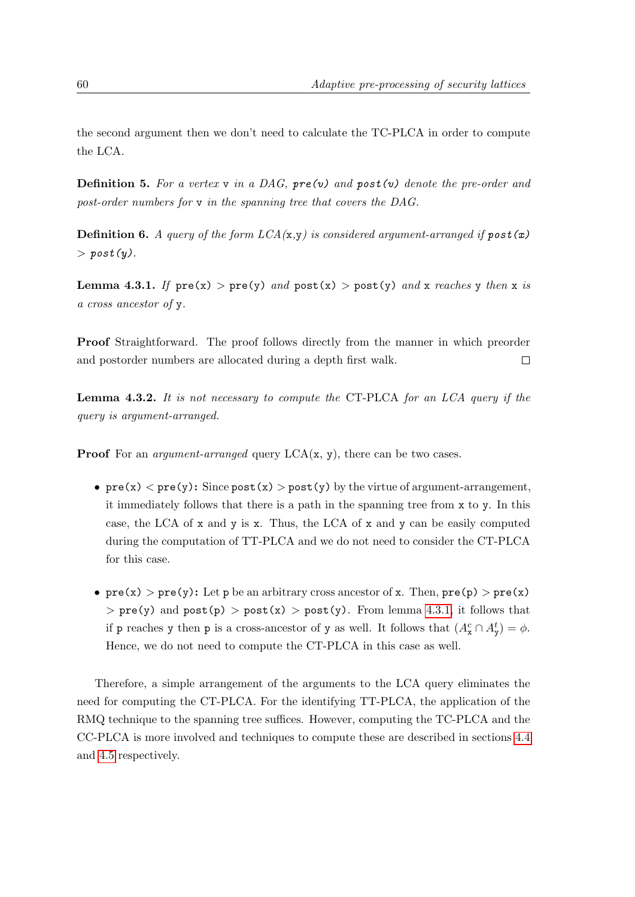the second argument then we don't need to calculate the TC-PLCA in order to compute the LCA.

**Definition 5.** *For a vertex* `v` *in a DAG,* ***pre(v)*** *and* ***post(v)*** *denote the pre-order and post-order numbers for* `v` *in the spanning tree that covers the DAG.*

**Definition 6.** *A query of the form LCA(*`x`*,*`y`*) is considered argument-arranged if* ***post(x)*** $>$ ***post(y)***.

**Lemma 4.3.1.** *If* `pre(x)` $>$ `pre(y)` *and* `post(x)` $>$ `post(y)` *and* `x` *reaches* `y` *then* `x` *is a cross ancestor of* `y`.

**Proof** Straightforward. The proof follows directly from the manner in which preorder and postorder numbers are allocated during a depth first walk. □

**Lemma 4.3.2.** *It is not necessary to compute the* CT-PLCA *for an LCA query if the query is argument-arranged.*

**Proof** For an *argument-arranged* query LCA(`x`, `y`), there can be two cases.

- `pre(x)` $<$ `pre(y)`**:** Since `post(x)` $>$ `post(y)` by the virtue of argument-arrangement, it immediately follows that there is a path in the spanning tree from `x` to `y`. In this case, the LCA of `x` and `y` is `x`. Thus, the LCA of `x` and `y` can be easily computed during the computation of TT-PLCA and we do not need to consider the CT-PLCA for this case.

- `pre(x)` $>$ `pre(y)`**:** Let `p` be an arbitrary cross ancestor of `x`. Then, `pre(p)` $>$ `pre(x)` $>$ `pre(y)` and `post(p)` $>$ `post(x)` $>$ `post(y)`. From lemma 4.3.1, it follows that if `p` reaches `y` then `p` is a cross-ancestor of `y` as well. It follows that $(A^c_{\texttt{x}} \cap A^t_{\texttt{y}}) = \phi$. Hence, we do not need to compute the CT-PLCA in this case as well.

Therefore, a simple arrangement of the arguments to the LCA query eliminates the need for computing the CT-PLCA. For the identifying TT-PLCA, the application of the RMQ technique to the spanning tree suffices. However, computing the TC-PLCA and the CC-PLCA is more involved and techniques to compute these are described in sections 4.4 and 4.5 respectively.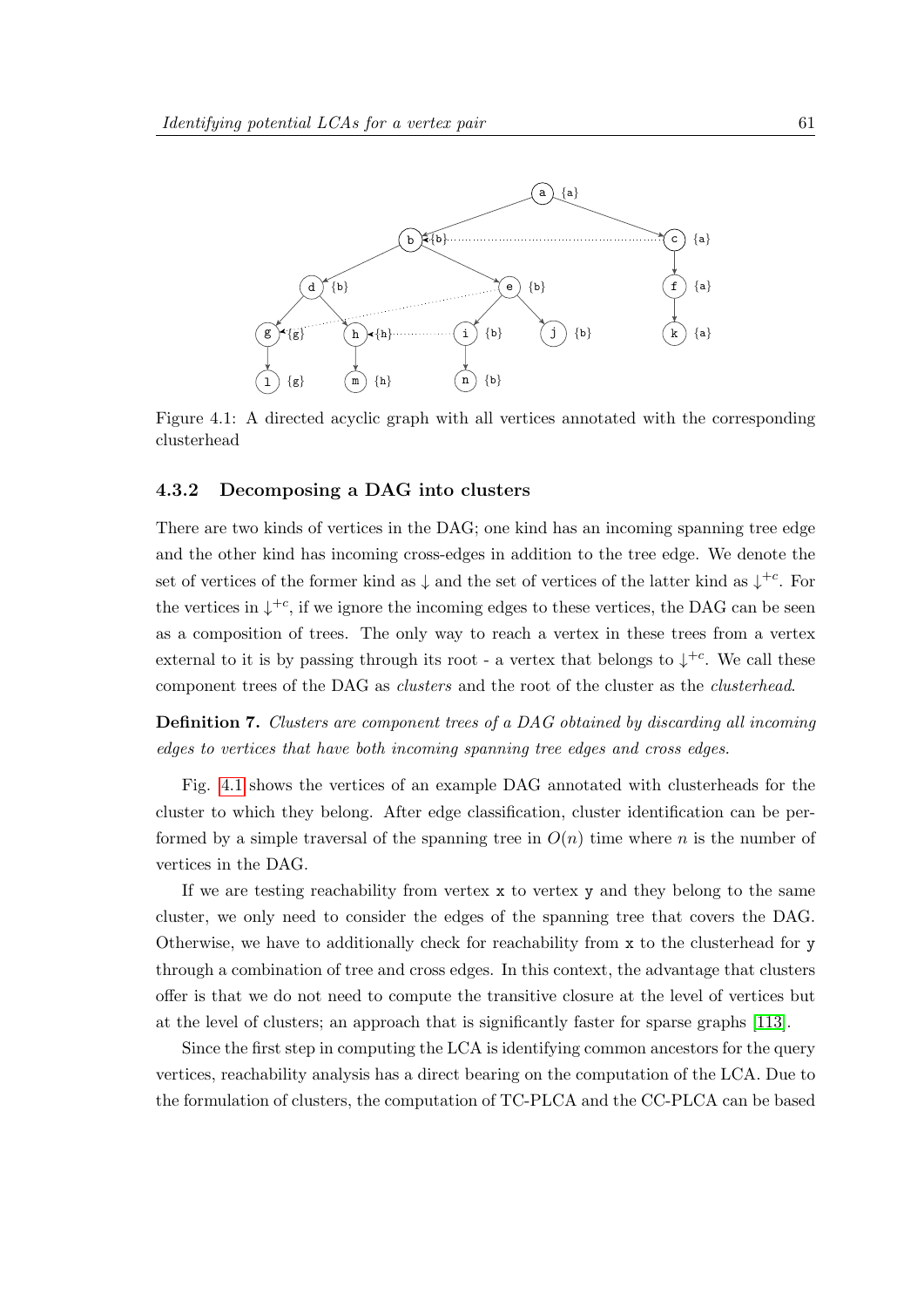Figure 4.1: A directed acyclic graph with all vertices annotated with the corresponding clusterhead

### 4.3.2 Decomposing a DAG into clusters

There are two kinds of vertices in the DAG; one kind has an incoming spanning tree edge and the other kind has incoming cross-edges in addition to the tree edge. We denote the set of vertices of the former kind as $\downarrow$ and the set of vertices of the latter kind as $\downarrow^{+c}$. For the vertices in $\downarrow^{+c}$, if we ignore the incoming edges to these vertices, the DAG can be seen as a composition of trees. The only way to reach a vertex in these trees from a vertex external to it is by passing through its root - a vertex that belongs to $\downarrow^{+c}$. We call these component trees of the DAG as *clusters* and the root of the cluster as the *clusterhead*.

**Definition 7.** *Clusters are component trees of a DAG obtained by discarding all incoming edges to vertices that have both incoming spanning tree edges and cross edges.*

Fig. 4.1 shows the vertices of an example DAG annotated with clusterheads for the cluster to which they belong. After edge classification, cluster identification can be performed by a simple traversal of the spanning tree in $O(n)$ time where $n$ is the number of vertices in the DAG.

If we are testing reachability from vertex x to vertex y and they belong to the same cluster, we only need to consider the edges of the spanning tree that covers the DAG. Otherwise, we have to additionally check for reachability from x to the clusterhead for y through a combination of tree and cross edges. In this context, the advantage that clusters offer is that we do not need to compute the transitive closure at the level of vertices but at the level of clusters; an approach that is significantly faster for sparse graphs [113].

Since the first step in computing the LCA is identifying common ancestors for the query vertices, reachability analysis has a direct bearing on the computation of the LCA. Due to the formulation of clusters, the computation of TC-PLCA and the CC-PLCA can be based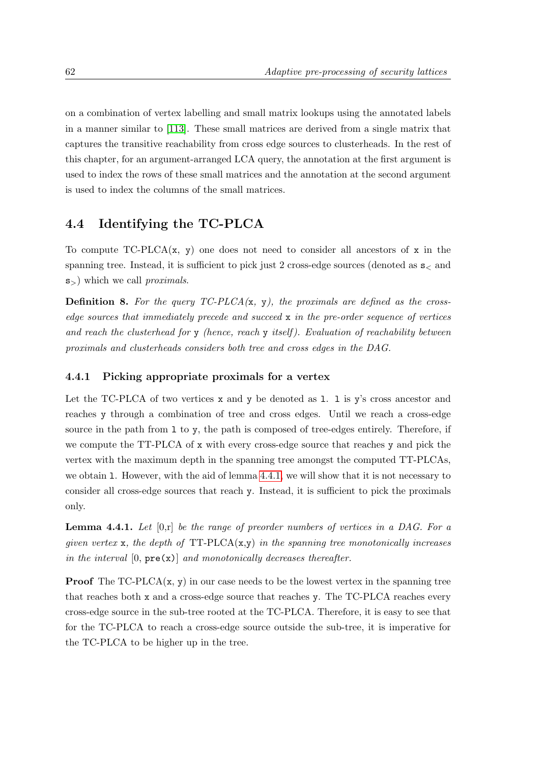on a combination of vertex labelling and small matrix lookups using the annotated labels in a manner similar to [113]. These small matrices are derived from a single matrix that captures the transitive reachability from cross edge sources to clusterheads. In the rest of this chapter, for an argument-arranged LCA query, the annotation at the first argument is used to index the rows of these small matrices and the annotation at the second argument is used to index the columns of the small matrices.

## 4.4 Identifying the TC-PLCA

To compute TC-PLCA(x, y) one does not need to consider all ancestors of x in the spanning tree. Instead, it is sufficient to pick just 2 cross-edge sources (denoted as $s_<$ and $s_>$) which we call *proximals*.

**Definition 8.** *For the query TC-PLCA(*x*,* y*), the proximals are defined as the cross-edge sources that immediately precede and succeed* x *in the pre-order sequence of vertices and reach the clusterhead for* y *(hence, reach* y *itself). Evaluation of reachability between proximals and clusterheads considers both tree and cross edges in the DAG.*

### 4.4.1 Picking appropriate proximals for a vertex

Let the TC-PLCA of two vertices x and y be denoted as l. l is y's cross ancestor and reaches y through a combination of tree and cross edges. Until we reach a cross-edge source in the path from l to y, the path is composed of tree-edges entirely. Therefore, if we compute the TT-PLCA of x with every cross-edge source that reaches y and pick the vertex with the maximum depth in the spanning tree amongst the computed TT-PLCAs, we obtain l. However, with the aid of lemma 4.4.1, we will show that it is not necessary to consider all cross-edge sources that reach y. Instead, it is sufficient to pick the proximals only.

**Lemma 4.4.1.** *Let* [0,r] *be the range of preorder numbers of vertices in a DAG. For a given vertex* x*, the depth of* TT-PLCA(x,y) *in the spanning tree monotonically increases in the interval* [0, pre(x)] *and monotonically decreases thereafter.*

**Proof** The TC-PLCA(x, y) in our case needs to be the lowest vertex in the spanning tree that reaches both x and a cross-edge source that reaches y. The TC-PLCA reaches every cross-edge source in the sub-tree rooted at the TC-PLCA. Therefore, it is easy to see that for the TC-PLCA to reach a cross-edge source outside the sub-tree, it is imperative for the TC-PLCA to be higher up in the tree.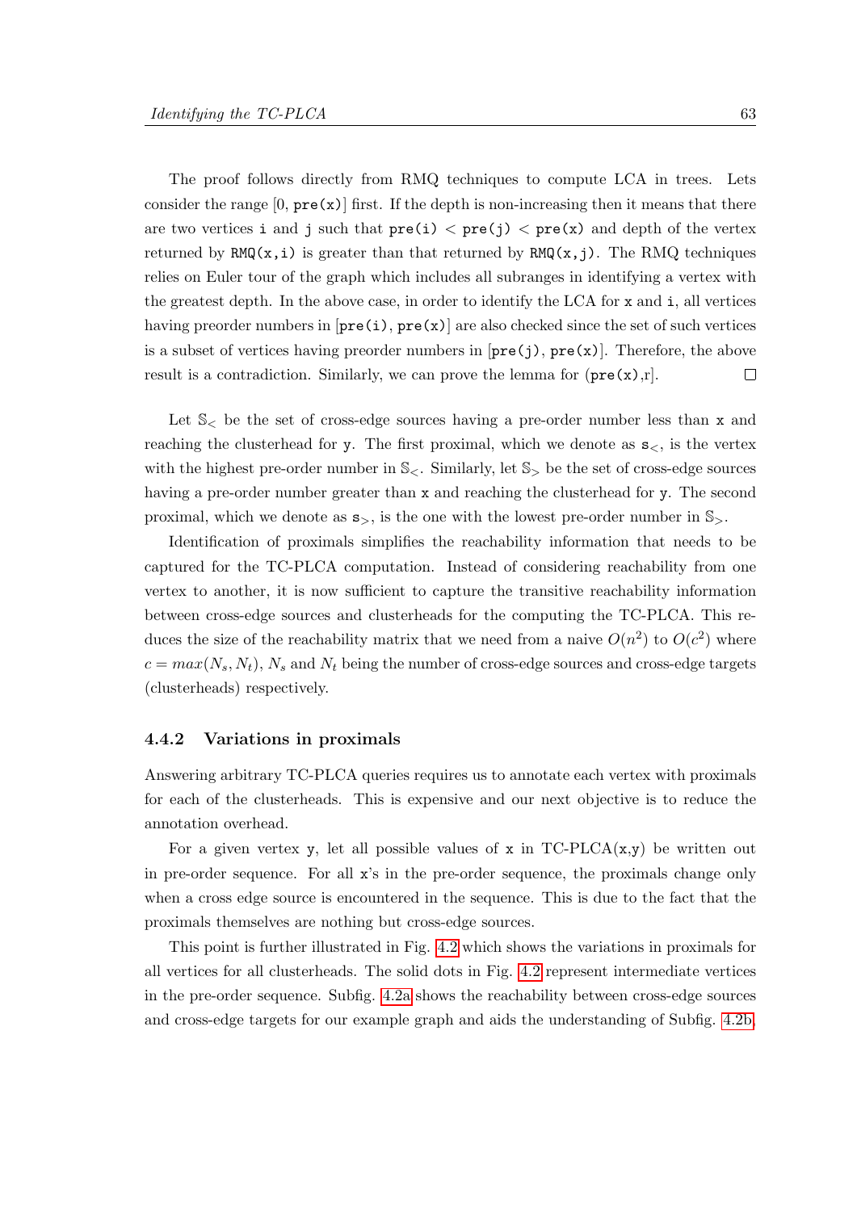The proof follows directly from RMQ techniques to compute LCA in trees. Lets consider the range [0, `pre(x)`] first. If the depth is non-increasing then it means that there are two vertices `i` and `j` such that `pre(i)` < `pre(j)` < `pre(x)` and depth of the vertex returned by `RMQ(x,i)` is greater than that returned by `RMQ(x,j)`. The RMQ techniques relies on Euler tour of the graph which includes all subranges in identifying a vertex with the greatest depth. In the above case, in order to identify the LCA for `x` and `i`, all vertices having preorder numbers in [`pre(i)`, `pre(x)`] are also checked since the set of such vertices is a subset of vertices having preorder numbers in [`pre(j)`, `pre(x)`]. Therefore, the above result is a contradiction. Similarly, we can prove the lemma for (`pre(x)`,r]. □

Let $\mathbb{S}_<$ be the set of cross-edge sources having a pre-order number less than `x` and reaching the clusterhead for `y`. The first proximal, which we denote as $\mathtt{s}_<$, is the vertex with the highest pre-order number in $\mathbb{S}_<$. Similarly, let $\mathbb{S}_>$ be the set of cross-edge sources having a pre-order number greater than `x` and reaching the clusterhead for `y`. The second proximal, which we denote as $\mathtt{s}_>$, is the one with the lowest pre-order number in $\mathbb{S}_>$.

Identification of proximals simplifies the reachability information that needs to be captured for the TC-PLCA computation. Instead of considering reachability from one vertex to another, it is now sufficient to capture the transitive reachability information between cross-edge sources and clusterheads for the computing the TC-PLCA. This reduces the size of the reachability matrix that we need from a naive $O(n^2)$ to $O(c^2)$ where $c = max(N_s, N_t)$, $N_s$ and $N_t$ being the number of cross-edge sources and cross-edge targets (clusterheads) respectively.

### 4.4.2 Variations in proximals

Answering arbitrary TC-PLCA queries requires us to annotate each vertex with proximals for each of the clusterheads. This is expensive and our next objective is to reduce the annotation overhead.

For a given vertex `y`, let all possible values of `x` in TC-PLCA(`x`,`y`) be written out in pre-order sequence. For all `x`'s in the pre-order sequence, the proximals change only when a cross edge source is encountered in the sequence. This is due to the fact that the proximals themselves are nothing but cross-edge sources.

This point is further illustrated in Fig. 4.2 which shows the variations in proximals for all vertices for all clusterheads. The solid dots in Fig. 4.2 represent intermediate vertices in the pre-order sequence. Subfig. 4.2a shows the reachability between cross-edge sources and cross-edge targets for our example graph and aids the understanding of Subfig. 4.2b.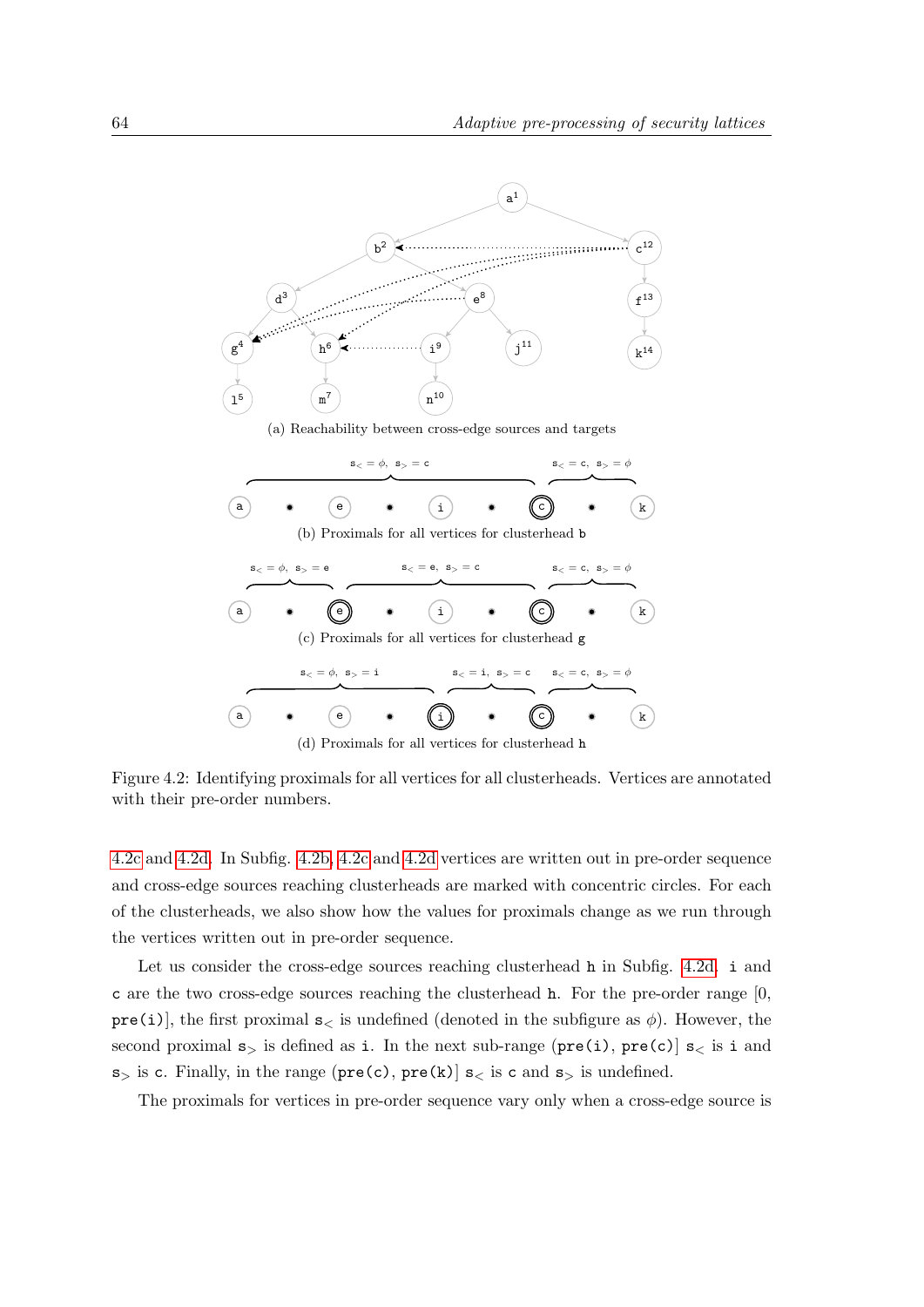(a) Reachability between cross-edge sources and targets

(b) Proximals for all vertices for clusterhead b

(c) Proximals for all vertices for clusterhead g

(d) Proximals for all vertices for clusterhead h

Figure 4.2: Identifying proximals for all vertices for all clusterheads. Vertices are annotated with their pre-order numbers.

4.2c and 4.2d. In Subfig. 4.2b, 4.2c and 4.2d vertices are written out in pre-order sequence and cross-edge sources reaching clusterheads are marked with concentric circles. For each of the clusterheads, we also show how the values for proximals change as we run through the vertices written out in pre-order sequence.

Let us consider the cross-edge sources reaching clusterhead h in Subfig. 4.2d. i and c are the two cross-edge sources reaching the clusterhead h. For the pre-order range [0, pre(i)], the first proximal $s_<$ is undefined (denoted in the subfigure as $\phi$). However, the second proximal $s_>$ is defined as i. In the next sub-range (pre(i), pre(c)] $s_<$ is i and $s_>$ is c. Finally, in the range (pre(c), pre(k)] $s_<$ is c and $s_>$ is undefined.

The proximals for vertices in pre-order sequence vary only when a cross-edge source is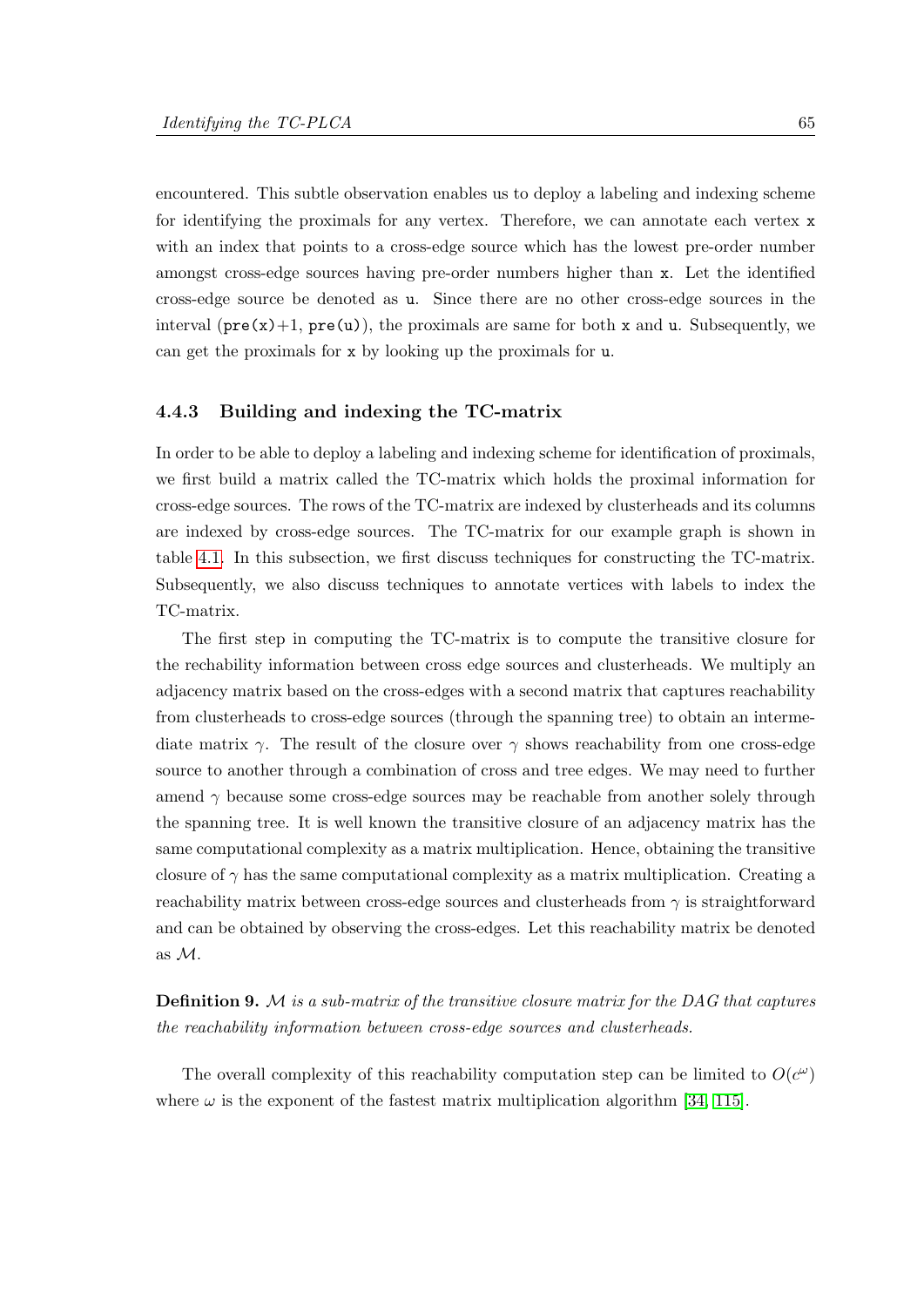encountered. This subtle observation enables us to deploy a labeling and indexing scheme for identifying the proximals for any vertex. Therefore, we can annotate each vertex `x` with an index that points to a cross-edge source which has the lowest pre-order number amongst cross-edge sources having pre-order numbers higher than `x`. Let the identified cross-edge source be denoted as `u`. Since there are no other cross-edge sources in the interval (`pre(x)`+1, `pre(u)`), the proximals are same for both `x` and `u`. Subsequently, we can get the proximals for `x` by looking up the proximals for `u`.

### 4.4.3 Building and indexing the TC-matrix

In order to be able to deploy a labeling and indexing scheme for identification of proximals, we first build a matrix called the TC-matrix which holds the proximal information for cross-edge sources. The rows of the TC-matrix are indexed by clusterheads and its columns are indexed by cross-edge sources. The TC-matrix for our example graph is shown in table 4.1. In this subsection, we first discuss techniques for constructing the TC-matrix. Subsequently, we also discuss techniques to annotate vertices with labels to index the TC-matrix.

The first step in computing the TC-matrix is to compute the transitive closure for the rechability information between cross edge sources and clusterheads. We multiply an adjacency matrix based on the cross-edges with a second matrix that captures reachability from clusterheads to cross-edge sources (through the spanning tree) to obtain an intermediate matrix $\gamma$. The result of the closure over $\gamma$ shows reachability from one cross-edge source to another through a combination of cross and tree edges. We may need to further amend $\gamma$ because some cross-edge sources may be reachable from another solely through the spanning tree. It is well known the transitive closure of an adjacency matrix has the same computational complexity as a matrix multiplication. Hence, obtaining the transitive closure of $\gamma$ has the same computational complexity as a matrix multiplication. Creating a reachability matrix between cross-edge sources and clusterheads from $\gamma$ is straightforward and can be obtained by observing the cross-edges. Let this reachability matrix be denoted as $\mathcal{M}$.

**Definition 9.** *$\mathcal{M}$ is a sub-matrix of the transitive closure matrix for the DAG that captures the reachability information between cross-edge sources and clusterheads.*

The overall complexity of this reachability computation step can be limited to $O(c^{\omega})$ where $\omega$ is the exponent of the fastest matrix multiplication algorithm [34, 115].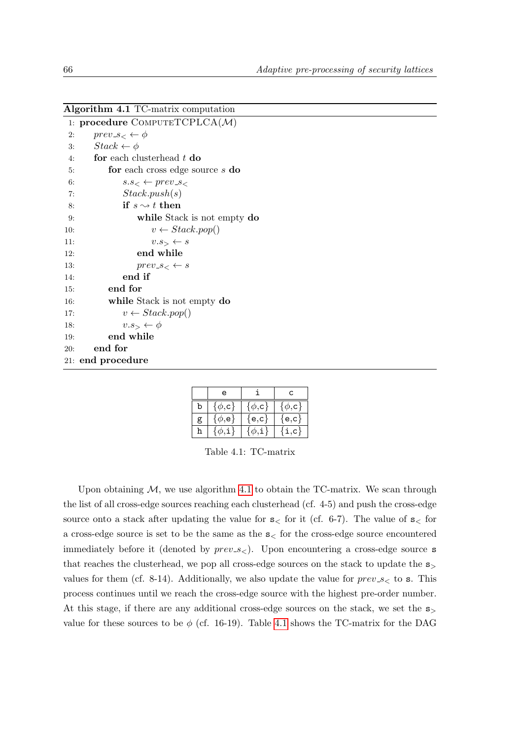**Algorithm 4.1** TC-matrix computation

```
1:  procedure ComputeTCPLCA(M)
2:      prev_s< ← φ
3:      Stack ← φ
4:      for each clusterhead t do
5:          for each cross edge source s do
6:              s.s< ← prev_s<
7:              Stack.push(s)
8:              if s ⇝ t then
9:                  while Stack is not empty do
10:                     v ← Stack.pop()
11:                     v.s> ← s
12:                 end while
13:                 prev_s< ← s
14:             end if
15:         end for
16:         while Stack is not empty do
17:             v ← Stack.pop()
18:             v.s> ← φ
19:         end while
20:     end for
21: end procedure
```

| | e | i | c |
|---|---|---|---|
| b | {$\phi$,c} | {$\phi$,c} | {$\phi$,c} |
| g | {$\phi$,e} | {e,c} | {e,c} |
| h | {$\phi$,i} | {$\phi$,i} | {i,c} |

Table 4.1: TC-matrix

Upon obtaining $\mathcal{M}$, we use algorithm 4.1 to obtain the TC-matrix. We scan through the list of all cross-edge sources reaching each clusterhead (cf. 4-5) and push the cross-edge source onto a stack after updating the value for $s_<$ for it (cf. 6-7). The value of $s_<$ for a cross-edge source is set to be the same as the $s_<$ for the cross-edge source encountered immediately before it (denoted by $prev\_s_<$). Upon encountering a cross-edge source s that reaches the clusterhead, we pop all cross-edge sources on the stack to update the $s_>$ values for them (cf. 8-14). Additionally, we also update the value for $prev\_s_<$ to s. This process continues until we reach the cross-edge source with the highest pre-order number. At this stage, if there are any additional cross-edge sources on the stack, we set the $s_>$ value for these sources to be $\phi$ (cf. 16-19). Table 4.1 shows the TC-matrix for the DAG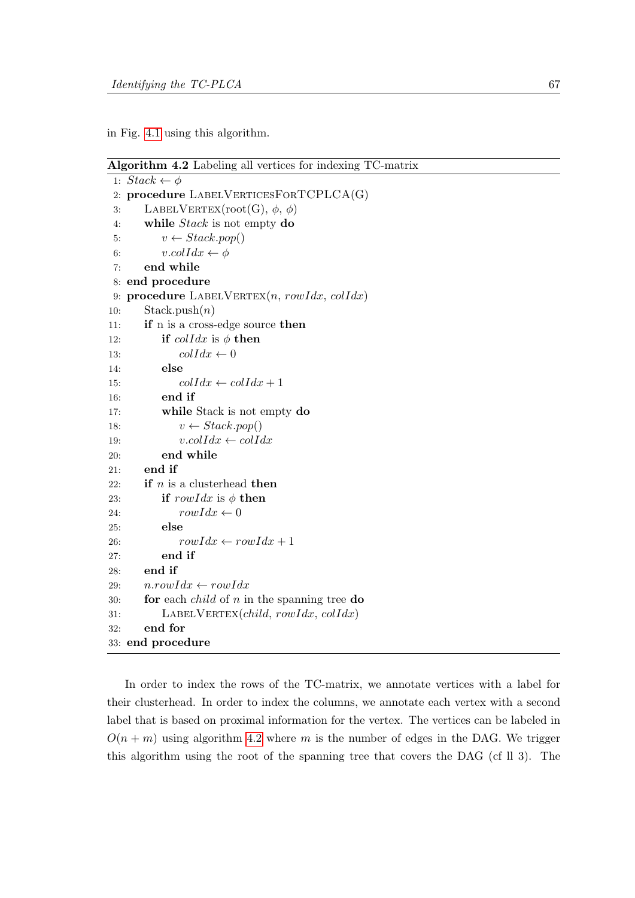in Fig. 4.1 using this algorithm.

**Algorithm 4.2** Labeling all vertices for indexing TC-matrix

```
1: Stack ← φ
2: procedure LabelVerticesForTCPLCA(G)
3:     LabelVertex(root(G), φ, φ)
4:     while Stack is not empty do
5:         v ← Stack.pop()
6:         v.colIdx ← φ
7:     end while
8: end procedure
9: procedure LabelVertex(n, rowIdx, colIdx)
10:    Stack.push(n)
11:    if n is a cross-edge source then
12:        if colIdx is φ then
13:            colIdx ← 0
14:        else
15:            colIdx ← colIdx + 1
16:        end if
17:        while Stack is not empty do
18:            v ← Stack.pop()
19:            v.colIdx ← colIdx
20:        end while
21:    end if
22:    if n is a clusterhead then
23:        if rowIdx is φ then
24:            rowIdx ← 0
25:        else
26:            rowIdx ← rowIdx + 1
27:        end if
28:    end if
29:    n.rowIdx ← rowIdx
30:    for each child of n in the spanning tree do
31:        LabelVertex(child, rowIdx, colIdx)
32:    end for
33: end procedure
```

In order to index the rows of the TC-matrix, we annotate vertices with a label for their clusterhead. In order to index the columns, we annotate each vertex with a second label that is based on proximal information for the vertex. The vertices can be labeled in $O(n + m)$ using algorithm 4.2 where $m$ is the number of edges in the DAG. We trigger this algorithm using the root of the spanning tree that covers the DAG (cf ll 3). The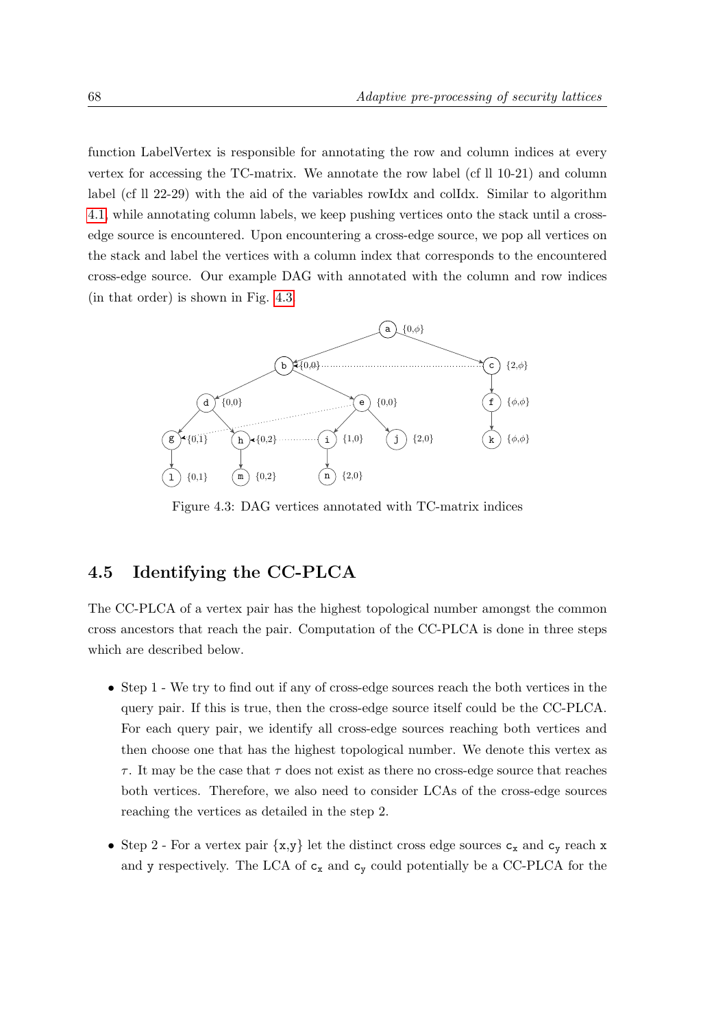function LabelVertex is responsible for annotating the row and column indices at every vertex for accessing the TC-matrix. We annotate the row label (cf ll 10-21) and column label (cf ll 22-29) with the aid of the variables rowIdx and colIdx. Similar to algorithm 4.1, while annotating column labels, we keep pushing vertices onto the stack until a cross-edge source is encountered. Upon encountering a cross-edge source, we pop all vertices on the stack and label the vertices with a column index that corresponds to the encountered cross-edge source. Our example DAG with annotated with the column and row indices (in that order) is shown in Fig. 4.3

Figure 4.3: DAG vertices annotated with TC-matrix indices

## 4.5 Identifying the CC-PLCA

The CC-PLCA of a vertex pair has the highest topological number amongst the common cross ancestors that reach the pair. Computation of the CC-PLCA is done in three steps which are described below.

- Step 1 - We try to find out if any of cross-edge sources reach the both vertices in the query pair. If this is true, then the cross-edge source itself could be the CC-PLCA. For each query pair, we identify all cross-edge sources reaching both vertices and then choose one that has the highest topological number. We denote this vertex as $\tau$. It may be the case that $\tau$ does not exist as there no cross-edge source that reaches both vertices. Therefore, we also need to consider LCAs of the cross-edge sources reaching the vertices as detailed in the step 2.
- Step 2 - For a vertex pair {x,y} let the distinct cross edge sources $c_x$ and $c_y$ reach x and y respectively. The LCA of $c_x$ and $c_y$ could potentially be a CC-PLCA for the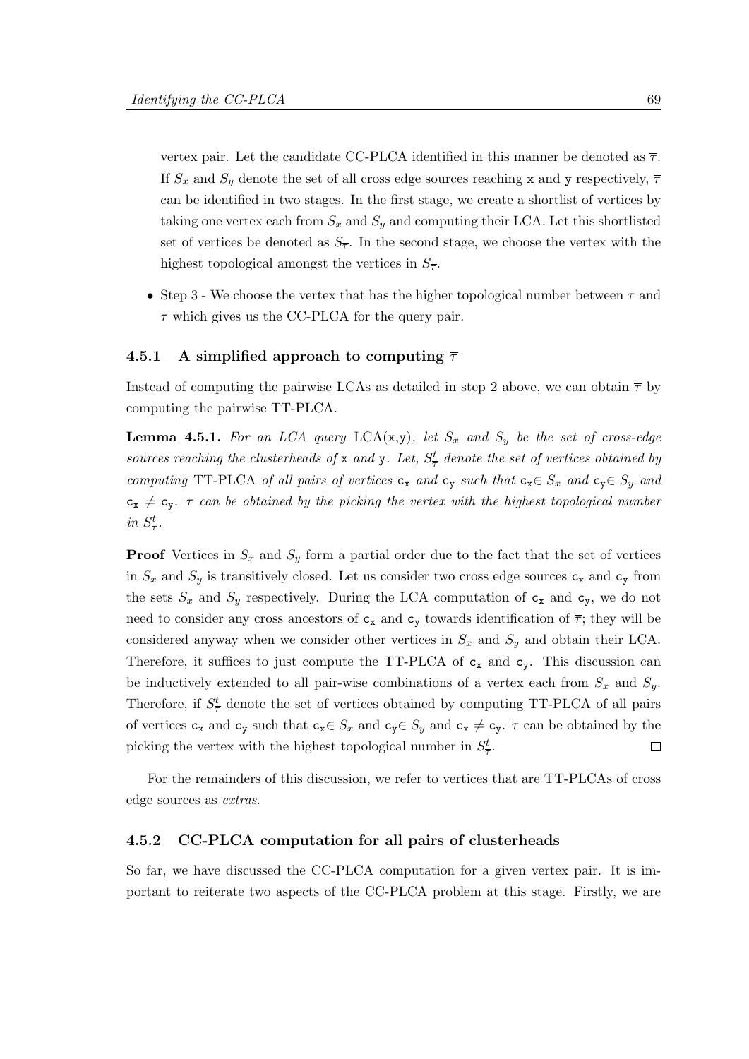vertex pair. Let the candidate CC-PLCA identified in this manner be denoted as $\overline{\tau}$. If $S_x$ and $S_y$ denote the set of all cross edge sources reaching x and y respectively, $\overline{\tau}$ can be identified in two stages. In the first stage, we create a shortlist of vertices by taking one vertex each from $S_x$ and $S_y$ and computing their LCA. Let this shortlisted set of vertices be denoted as $S_{\overline{\tau}}$. In the second stage, we choose the vertex with the highest topological amongst the vertices in $S_{\overline{\tau}}$.

- Step 3 - We choose the vertex that has the higher topological number between $\tau$ and $\overline{\tau}$ which gives us the CC-PLCA for the query pair.

### 4.5.1 A simplified approach to computing $\overline{\tau}$

Instead of computing the pairwise LCAs as detailed in step 2 above, we can obtain $\overline{\tau}$ by computing the pairwise TT-PLCA.

**Lemma 4.5.1.** *For an LCA query* LCA(x,y)*, let $S_x$ and $S_y$ be the set of cross-edge sources reaching the clusterheads of* x *and* y*. Let, $S^t_{\overline{\tau}}$ denote the set of vertices obtained by computing* TT-PLCA *of all pairs of vertices* $c_x$ *and* $c_y$ *such that* $c_x \in S_x$ *and* $c_y \in S_y$ *and* $c_x \neq c_y$*. $\overline{\tau}$ can be obtained by the picking the vertex with the highest topological number in $S^t_{\overline{\tau}}$.*

**Proof** Vertices in $S_x$ and $S_y$ form a partial order due to the fact that the set of vertices in $S_x$ and $S_y$ is transitively closed. Let us consider two cross edge sources $c_x$ and $c_y$ from the sets $S_x$ and $S_y$ respectively. During the LCA computation of $c_x$ and $c_y$, we do not need to consider any cross ancestors of $c_x$ and $c_y$ towards identification of $\overline{\tau}$; they will be considered anyway when we consider other vertices in $S_x$ and $S_y$ and obtain their LCA. Therefore, it suffices to just compute the TT-PLCA of $c_x$ and $c_y$. This discussion can be inductively extended to all pair-wise combinations of a vertex each from $S_x$ and $S_y$. Therefore, if $S^t_{\overline{\tau}}$ denote the set of vertices obtained by computing TT-PLCA of all pairs of vertices $c_x$ and $c_y$ such that $c_x \in S_x$ and $c_y \in S_y$ and $c_x \neq c_y$. $\overline{\tau}$ can be obtained by the picking the vertex with the highest topological number in $S^t_{\overline{\tau}}$. □

For the remainders of this discussion, we refer to vertices that are TT-PLCAs of cross edge sources as *extras*.

### 4.5.2 CC-PLCA computation for all pairs of clusterheads

So far, we have discussed the CC-PLCA computation for a given vertex pair. It is important to reiterate two aspects of the CC-PLCA problem at this stage. Firstly, we are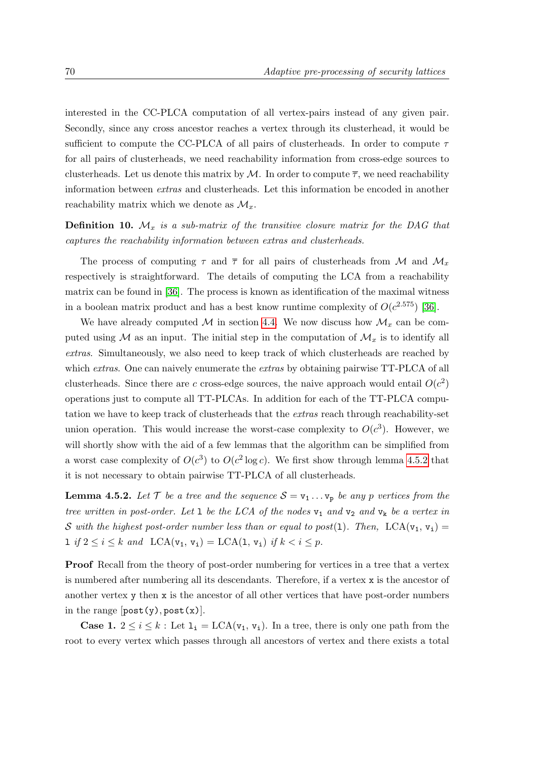interested in the CC-PLCA computation of all vertex-pairs instead of any given pair. Secondly, since any cross ancestor reaches a vertex through its clusterhead, it would be sufficient to compute the CC-PLCA of all pairs of clusterheads. In order to compute $\tau$ for all pairs of clusterheads, we need reachability information from cross-edge sources to clusterheads. Let us denote this matrix by $\mathcal{M}$. In order to compute $\overline{\tau}$, we need reachability information between *extras* and clusterheads. Let this information be encoded in another reachability matrix which we denote as $\mathcal{M}_x$.

**Definition 10.** *$\mathcal{M}_x$ is a sub-matrix of the transitive closure matrix for the DAG that captures the reachability information between extras and clusterheads.*

The process of computing $\tau$ and $\overline{\tau}$ for all pairs of clusterheads from $\mathcal{M}$ and $\mathcal{M}_x$ respectively is straightforward. The details of computing the LCA from a reachability matrix can be found in [36]. The process is known as identification of the maximal witness in a boolean matrix product and has a best know runtime complexity of $O(c^{2.575})$ [36].

We have already computed $\mathcal{M}$ in section 4.4. We now discuss how $\mathcal{M}_x$ can be computed using $\mathcal{M}$ as an input. The initial step in the computation of $\mathcal{M}_x$ is to identify all *extras*. Simultaneously, we also need to keep track of which clusterheads are reached by which *extras*. One can naively enumerate the *extras* by obtaining pairwise TT-PLCA of all clusterheads. Since there are $c$ cross-edge sources, the naive approach would entail $O(c^2)$ operations just to compute all TT-PLCAs. In addition for each of the TT-PLCA computation we have to keep track of clusterheads that the *extras* reach through reachability-set union operation. This would increase the worst-case complexity to $O(c^3)$. However, we will shortly show with the aid of a few lemmas that the algorithm can be simplified from a worst case complexity of $O(c^3)$ to $O(c^2 \log c)$. We first show through lemma 4.5.2 that it is not necessary to obtain pairwise TT-PLCA of all clusterheads.

**Lemma 4.5.2.** *Let $\mathcal{T}$ be a tree and the sequence $\mathcal{S} = \mathtt{v_1} \ldots \mathtt{v_p}$ be any $p$ vertices from the tree written in post-order. Let $\mathtt{l}$ be the LCA of the nodes $\mathtt{v_1}$ and $\mathtt{v_2}$ and $\mathtt{v_k}$ be a vertex in $\mathcal{S}$ with the highest post-order number less than or equal to post($\mathtt{l}$). Then,* $\text{LCA}(\mathtt{v_1}, \mathtt{v_i}) = \mathtt{l}$ *if* $2 \le i \le k$ *and* $\text{LCA}(\mathtt{v_1}, \mathtt{v_i}) = \text{LCA}(\mathtt{l}, \mathtt{v_i})$ *if* $k < i \le p$.

**Proof** Recall from the theory of post-order numbering for vertices in a tree that a vertex is numbered after numbering all its descendants. Therefore, if a vertex $\mathtt{x}$ is the ancestor of another vertex $\mathtt{y}$ then $\mathtt{x}$ is the ancestor of all other vertices that have post-order numbers in the range $[\mathtt{post(y)}, \mathtt{post(x)}]$.

**Case 1.** $2 \le i \le k$ : Let $\mathtt{l_i} = \text{LCA}(\mathtt{v_1}, \mathtt{v_i})$. In a tree, there is only one path from the root to every vertex which passes through all ancestors of vertex and there exists a total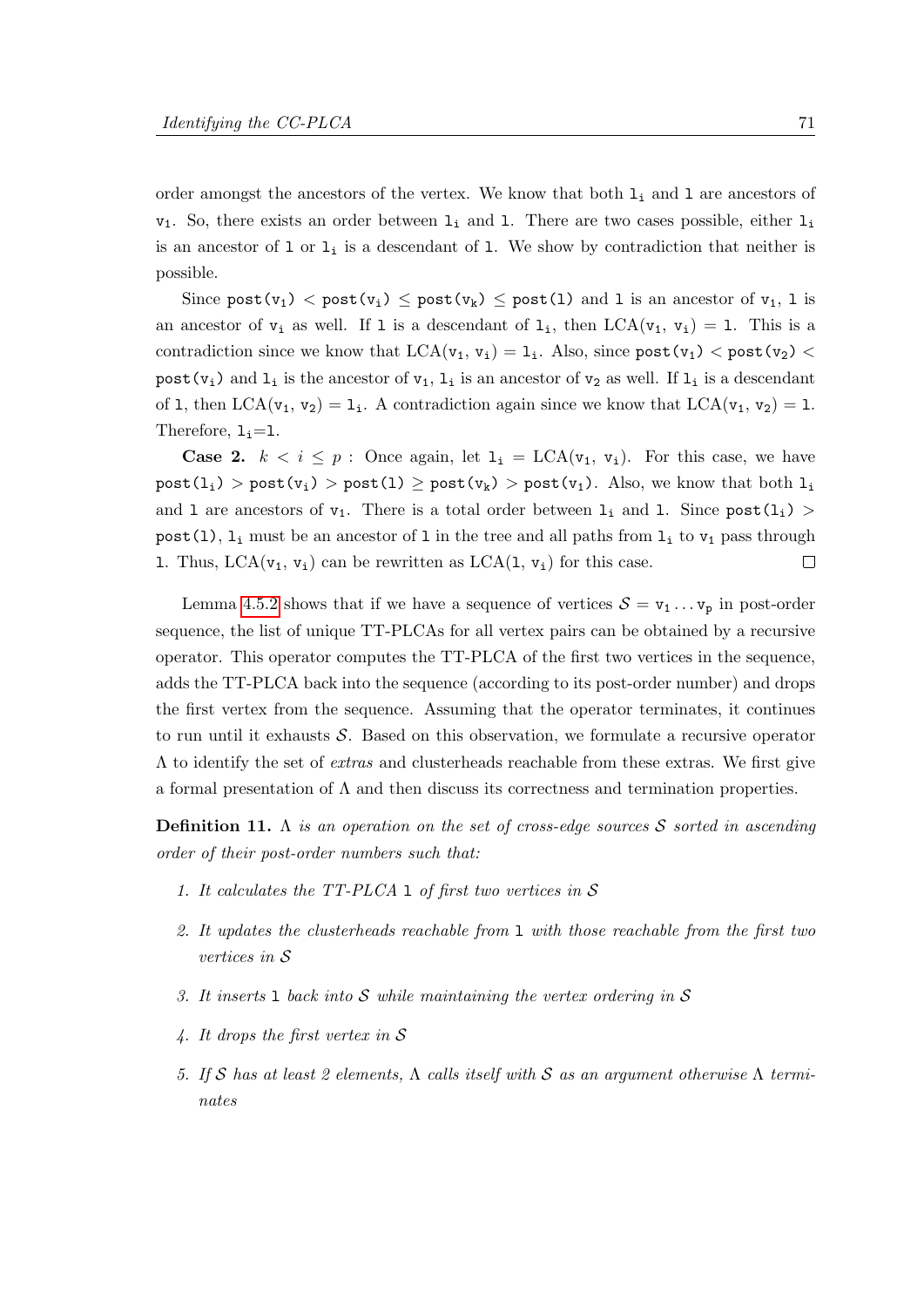order amongst the ancestors of the vertex. We know that both $\mathtt{l_i}$ and $\mathtt{l}$ are ancestors of $\mathtt{v_1}$. So, there exists an order between $\mathtt{l_i}$ and $\mathtt{l}$. There are two cases possible, either $\mathtt{l_i}$ is an ancestor of $\mathtt{l}$ or $\mathtt{l_i}$ is a descendant of $\mathtt{l}$. We show by contradiction that neither is possible.

Since $\mathtt{post(v_1)} < \mathtt{post(v_i)} \leq \mathtt{post(v_k)} \leq \mathtt{post(l)}$ and $\mathtt{l}$ is an ancestor of $\mathtt{v_1}$, $\mathtt{l}$ is an ancestor of $\mathtt{v_i}$ as well. If $\mathtt{l}$ is a descendant of $\mathtt{l_i}$, then $\text{LCA}(\mathtt{v_1}, \mathtt{v_i}) = \mathtt{l}$. This is a contradiction since we know that $\text{LCA}(\mathtt{v_1}, \mathtt{v_i}) = \mathtt{l_i}$. Also, since $\mathtt{post(v_1)} < \mathtt{post(v_2)} < \mathtt{post(v_i)}$ and $\mathtt{l_i}$ is the ancestor of $\mathtt{v_1}$, $\mathtt{l_i}$ is an ancestor of $\mathtt{v_2}$ as well. If $\mathtt{l_i}$ is a descendant of $\mathtt{l}$, then $\text{LCA}(\mathtt{v_1}, \mathtt{v_2}) = \mathtt{l_i}$. A contradiction again since we know that $\text{LCA}(\mathtt{v_1}, \mathtt{v_2}) = \mathtt{l}$. Therefore, $\mathtt{l_i}$=$\mathtt{l}$.

**Case 2.** $k < i \leq p$ : Once again, let $\mathtt{l_i} = \text{LCA}(\mathtt{v_1}, \mathtt{v_i})$. For this case, we have $\mathtt{post(l_i)} > \mathtt{post(v_i)} > \mathtt{post(l)} \geq \mathtt{post(v_k)} > \mathtt{post(v_1)}$. Also, we know that both $\mathtt{l_i}$ and $\mathtt{l}$ are ancestors of $\mathtt{v_1}$. There is a total order between $\mathtt{l_i}$ and $\mathtt{l}$. Since $\mathtt{post(l_i)} > \mathtt{post(l)}$, $\mathtt{l_i}$ must be an ancestor of $\mathtt{l}$ in the tree and all paths from $\mathtt{l_i}$ to $\mathtt{v_1}$ pass through $\mathtt{l}$. Thus, $\text{LCA}(\mathtt{v_1}, \mathtt{v_i})$ can be rewritten as $\text{LCA}(\mathtt{l}, \mathtt{v_i})$ for this case. ☐

Lemma 4.5.2 shows that if we have a sequence of vertices $\mathcal{S} = \mathtt{v_1} \ldots \mathtt{v_p}$ in post-order sequence, the list of unique TT-PLCAs for all vertex pairs can be obtained by a recursive operator. This operator computes the TT-PLCA of the first two vertices in the sequence, adds the TT-PLCA back into the sequence (according to its post-order number) and drops the first vertex from the sequence. Assuming that the operator terminates, it continues to run until it exhausts $\mathcal{S}$. Based on this observation, we formulate a recursive operator $\Lambda$ to identify the set of *extras* and clusterheads reachable from these extras. We first give a formal presentation of $\Lambda$ and then discuss its correctness and termination properties.

**Definition 11.** *$\Lambda$ is an operation on the set of cross-edge sources $\mathcal{S}$ sorted in ascending order of their post-order numbers such that:*

1. *It calculates the TT-PLCA $\mathtt{l}$ of first two vertices in $\mathcal{S}$*
2. *It updates the clusterheads reachable from $\mathtt{l}$ with those reachable from the first two vertices in $\mathcal{S}$*
3. *It inserts $\mathtt{l}$ back into $\mathcal{S}$ while maintaining the vertex ordering in $\mathcal{S}$*
4. *It drops the first vertex in $\mathcal{S}$*
5. *If $\mathcal{S}$ has at least 2 elements, $\Lambda$ calls itself with $\mathcal{S}$ as an argument otherwise $\Lambda$ terminates*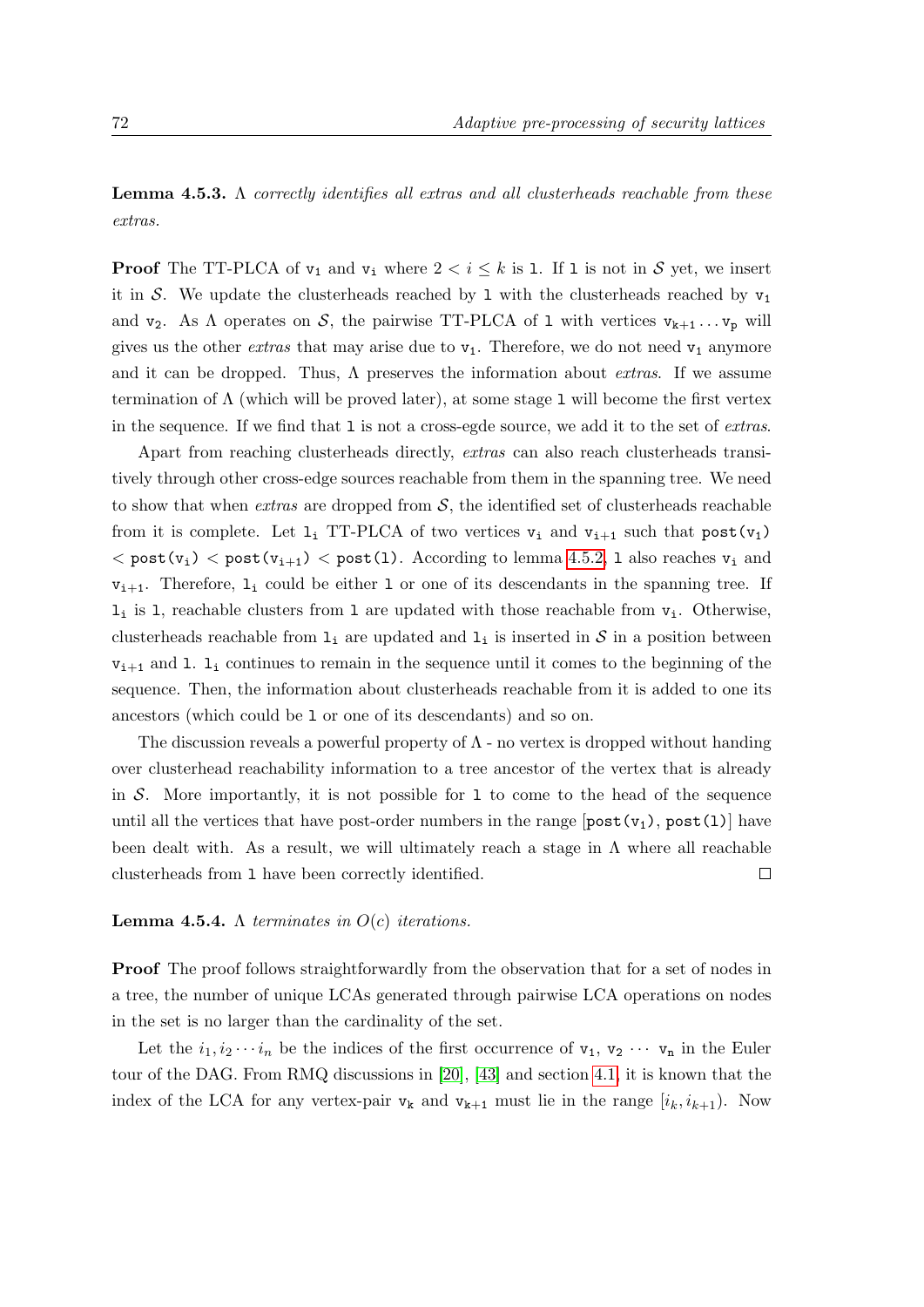**Lemma 4.5.3.** *Λ correctly identifies all extras and all clusterheads reachable from these extras.*

**Proof** The TT-PLCA of $v_1$ and $v_i$ where $2 < i \leq k$ is l. If l is not in $\mathcal{S}$ yet, we insert it in $\mathcal{S}$. We update the clusterheads reached by l with the clusterheads reached by $v_1$ and $v_2$. As Λ operates on $\mathcal{S}$, the pairwise TT-PLCA of l with vertices $v_{k+1} \ldots v_p$ will gives us the other *extras* that may arise due to $v_1$. Therefore, we do not need $v_1$ anymore and it can be dropped. Thus, Λ preserves the information about *extras*. If we assume termination of Λ (which will be proved later), at some stage l will become the first vertex in the sequence. If we find that l is not a cross-egde source, we add it to the set of *extras*.

Apart from reaching clusterheads directly, *extras* can also reach clusterheads transitively through other cross-edge sources reachable from them in the spanning tree. We need to show that when *extras* are dropped from $\mathcal{S}$, the identified set of clusterheads reachable from it is complete. Let $l_i$ TT-PLCA of two vertices $v_i$ and $v_{i+1}$ such that $\texttt{post}(v_1) < \texttt{post}(v_i) < \texttt{post}(v_{i+1}) < \texttt{post}(l)$. According to lemma 4.5.2, l also reaches $v_i$ and $v_{i+1}$. Therefore, $l_i$ could be either l or one of its descendants in the spanning tree. If $l_i$ is l, reachable clusters from l are updated with those reachable from $v_i$. Otherwise, clusterheads reachable from $l_i$ are updated and $l_i$ is inserted in $\mathcal{S}$ in a position between $v_{i+1}$ and l. $l_i$ continues to remain in the sequence until it comes to the beginning of the sequence. Then, the information about clusterheads reachable from it is added to one its ancestors (which could be l or one of its descendants) and so on.

The discussion reveals a powerful property of Λ - no vertex is dropped without handing over clusterhead reachability information to a tree ancestor of the vertex that is already in $\mathcal{S}$. More importantly, it is not possible for l to come to the head of the sequence until all the vertices that have post-order numbers in the range $[\texttt{post}(v_1), \texttt{post}(l)]$ have been dealt with. As a result, we will ultimately reach a stage in Λ where all reachable clusterheads from l have been correctly identified. □

**Lemma 4.5.4.** *Λ terminates in $O(c)$ iterations.*

**Proof** The proof follows straightforwardly from the observation that for a set of nodes in a tree, the number of unique LCAs generated through pairwise LCA operations on nodes in the set is no larger than the cardinality of the set.

Let the $i_1, i_2 \cdots i_n$ be the indices of the first occurrence of $v_1$, $v_2$ $\cdots$ $v_n$ in the Euler tour of the DAG. From RMQ discussions in [20], [43] and section 4.1, it is known that the index of the LCA for any vertex-pair $v_k$ and $v_{k+1}$ must lie in the range $[i_k, i_{k+1})$. Now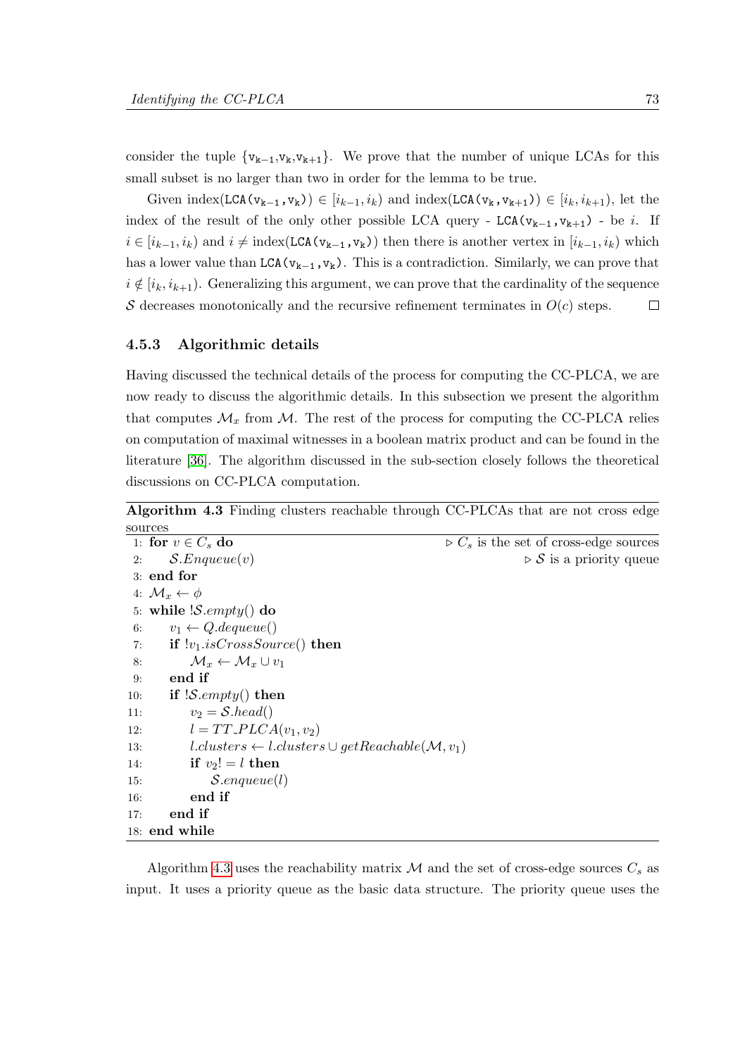consider the tuple $\{v_{k-1}, v_k, v_{k+1}\}$. We prove that the number of unique LCAs for this small subset is no larger than two in order for the lemma to be true.

Given index($\texttt{LCA}(v_{k-1}, v_k)$) $\in [i_{k-1}, i_k)$ and index($\texttt{LCA}(v_k, v_{k+1})$) $\in [i_k, i_{k+1})$, let the index of the result of the only other possible LCA query - $\texttt{LCA}(v_{k-1}, v_{k+1})$ - be $i$. If $i \in [i_{k-1}, i_k)$ and $i \neq$ index($\texttt{LCA}(v_{k-1}, v_k)$) then there is another vertex in $[i_{k-1}, i_k)$ which has a lower value than $\texttt{LCA}(v_{k-1}, v_k)$. This is a contradiction. Similarly, we can prove that $i \notin [i_k, i_{k+1})$. Generalizing this argument, we can prove that the cardinality of the sequence $\mathcal{S}$ decreases monotonically and the recursive refinement terminates in $O(c)$ steps. □

### 4.5.3 Algorithmic details

Having discussed the technical details of the process for computing the CC-PLCA, we are now ready to discuss the algorithmic details. In this subsection we present the algorithm that computes $\mathcal{M}_x$ from $\mathcal{M}$. The rest of the process for computing the CC-PLCA relies on computation of maximal witnesses in a boolean matrix product and can be found in the literature [36]. The algorithm discussed in the sub-section closely follows the theoretical discussions on CC-PLCA computation.

**Algorithm 4.3** Finding clusters reachable through CC-PLCAs that are not cross edge sources

```
 1: for v ∈ C_s do                              ▷ C_s is the set of cross-edge sources
 2:     S.Enqueue(v)                            ▷ S is a priority queue
 3: end for
 4: M_x ← φ
 5: while !S.empty() do
 6:     v_1 ← Q.dequeue()
 7:     if !v_1.isCrossSource() then
 8:         M_x ← M_x ∪ v_1
 9:     end if
10:     if !S.empty() then
11:         v_2 = S.head()
12:         l = TT_PLCA(v_1, v_2)
13:         l.clusters ← l.clusters ∪ getReachable(M, v_1)
14:         if v_2! = l then
15:             S.enqueue(l)
16:         end if
17:     end if
18: end while
```

Algorithm 4.3 uses the reachability matrix $\mathcal{M}$ and the set of cross-edge sources $C_s$ as input. It uses a priority queue as the basic data structure. The priority queue uses the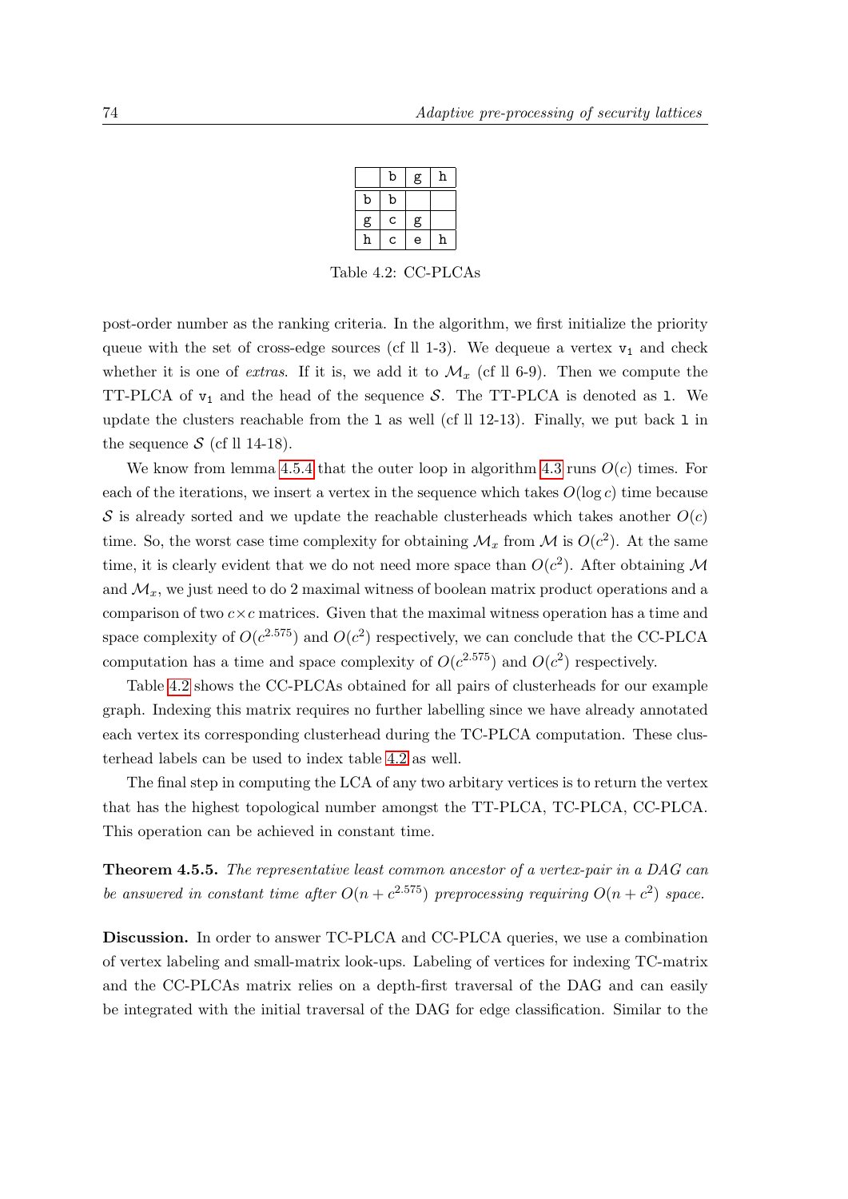| | b | g | h |
|---|---|---|---|
| b | b | | |
| g | c | g | |
| h | c | e | h |

Table 4.2: CC-PLCAs

post-order number as the ranking criteria. In the algorithm, we first initialize the priority queue with the set of cross-edge sources (cf ll 1-3). We dequeue a vertex $v_1$ and check whether it is one of *extras*. If it is, we add it to $\mathcal{M}_x$ (cf ll 6-9). Then we compute the TT-PLCA of $v_1$ and the head of the sequence $\mathcal{S}$. The TT-PLCA is denoted as `l`. We update the clusters reachable from the `l` as well (cf ll 12-13). Finally, we put back `l` in the sequence $\mathcal{S}$ (cf ll 14-18).

We know from lemma 4.5.4 that the outer loop in algorithm 4.3 runs $O(c)$ times. For each of the iterations, we insert a vertex in the sequence which takes $O(\log c)$ time because $\mathcal{S}$ is already sorted and we update the reachable clusterheads which takes another $O(c)$ time. So, the worst case time complexity for obtaining $\mathcal{M}_x$ from $\mathcal{M}$ is $O(c^2)$. At the same time, it is clearly evident that we do not need more space than $O(c^2)$. After obtaining $\mathcal{M}$ and $\mathcal{M}_x$, we just need to do 2 maximal witness of boolean matrix product operations and a comparison of two $c \times c$ matrices. Given that the maximal witness operation has a time and space complexity of $O(c^{2.575})$ and $O(c^2)$ respectively, we can conclude that the CC-PLCA computation has a time and space complexity of $O(c^{2.575})$ and $O(c^2)$ respectively.

Table 4.2 shows the CC-PLCAs obtained for all pairs of clusterheads for our example graph. Indexing this matrix requires no further labelling since we have already annotated each vertex its corresponding clusterhead during the TC-PLCA computation. These clusterhead labels can be used to index table 4.2 as well.

The final step in computing the LCA of any two arbitary vertices is to return the vertex that has the highest topological number amongst the TT-PLCA, TC-PLCA, CC-PLCA. This operation can be achieved in constant time.

**Theorem 4.5.5.** *The representative least common ancestor of a vertex-pair in a DAG can be answered in constant time after $O(n + c^{2.575})$ preprocessing requiring $O(n + c^2)$ space.*

**Discussion.** In order to answer TC-PLCA and CC-PLCA queries, we use a combination of vertex labeling and small-matrix look-ups. Labeling of vertices for indexing TC-matrix and the CC-PLCAs matrix relies on a depth-first traversal of the DAG and can easily be integrated with the initial traversal of the DAG for edge classification. Similar to the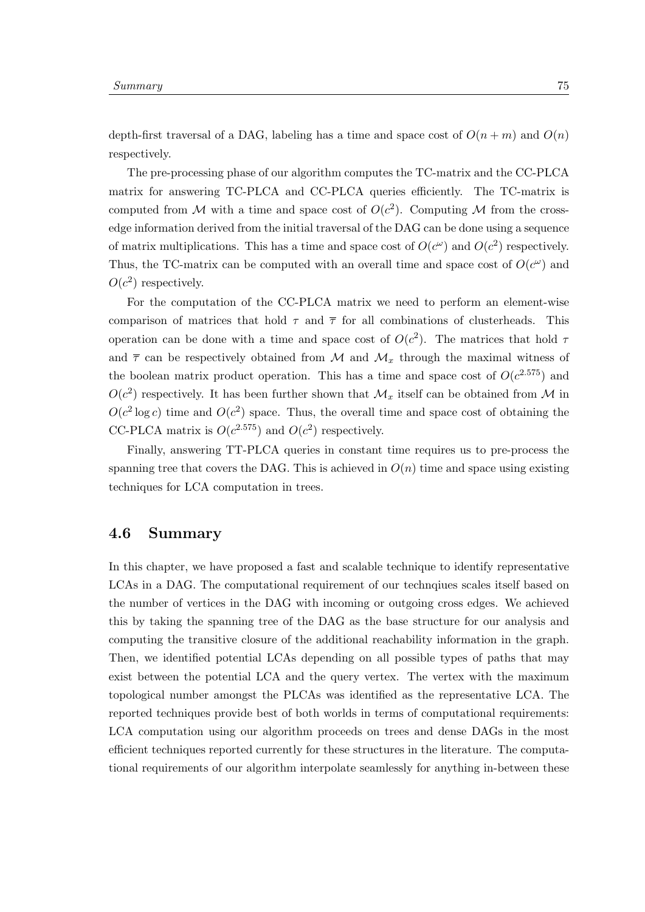depth-first traversal of a DAG, labeling has a time and space cost of $O(n + m)$ and $O(n)$ respectively.

The pre-processing phase of our algorithm computes the TC-matrix and the CC-PLCA matrix for answering TC-PLCA and CC-PLCA queries efficiently. The TC-matrix is computed from $\mathcal{M}$ with a time and space cost of $O(c^2)$. Computing $\mathcal{M}$ from the cross-edge information derived from the initial traversal of the DAG can be done using a sequence of matrix multiplications. This has a time and space cost of $O(c^\omega)$ and $O(c^2)$ respectively. Thus, the TC-matrix can be computed with an overall time and space cost of $O(c^\omega)$ and $O(c^2)$ respectively.

For the computation of the CC-PLCA matrix we need to perform an element-wise comparison of matrices that hold $\tau$ and $\overline{\tau}$ for all combinations of clusterheads. This operation can be done with a time and space cost of $O(c^2)$. The matrices that hold $\tau$ and $\overline{\tau}$ can be respectively obtained from $\mathcal{M}$ and $\mathcal{M}_x$ through the maximal witness of the boolean matrix product operation. This has a time and space cost of $O(c^{2.575})$ and $O(c^2)$ respectively. It has been further shown that $\mathcal{M}_x$ itself can be obtained from $\mathcal{M}$ in $O(c^2 \log c)$ time and $O(c^2)$ space. Thus, the overall time and space cost of obtaining the CC-PLCA matrix is $O(c^{2.575})$ and $O(c^2)$ respectively.

Finally, answering TT-PLCA queries in constant time requires us to pre-process the spanning tree that covers the DAG. This is achieved in $O(n)$ time and space using existing techniques for LCA computation in trees.

## 4.6 Summary

In this chapter, we have proposed a fast and scalable technique to identify representative LCAs in a DAG. The computational requirement of our technqiues scales itself based on the number of vertices in the DAG with incoming or outgoing cross edges. We achieved this by taking the spanning tree of the DAG as the base structure for our analysis and computing the transitive closure of the additional reachability information in the graph. Then, we identified potential LCAs depending on all possible types of paths that may exist between the potential LCA and the query vertex. The vertex with the maximum topological number amongst the PLCAs was identified as the representative LCA. The reported techniques provide best of both worlds in terms of computational requirements: LCA computation using our algorithm proceeds on trees and dense DAGs in the most efficient techniques reported currently for these structures in the literature. The computational requirements of our algorithm interpolate seamlessly for anything in-between these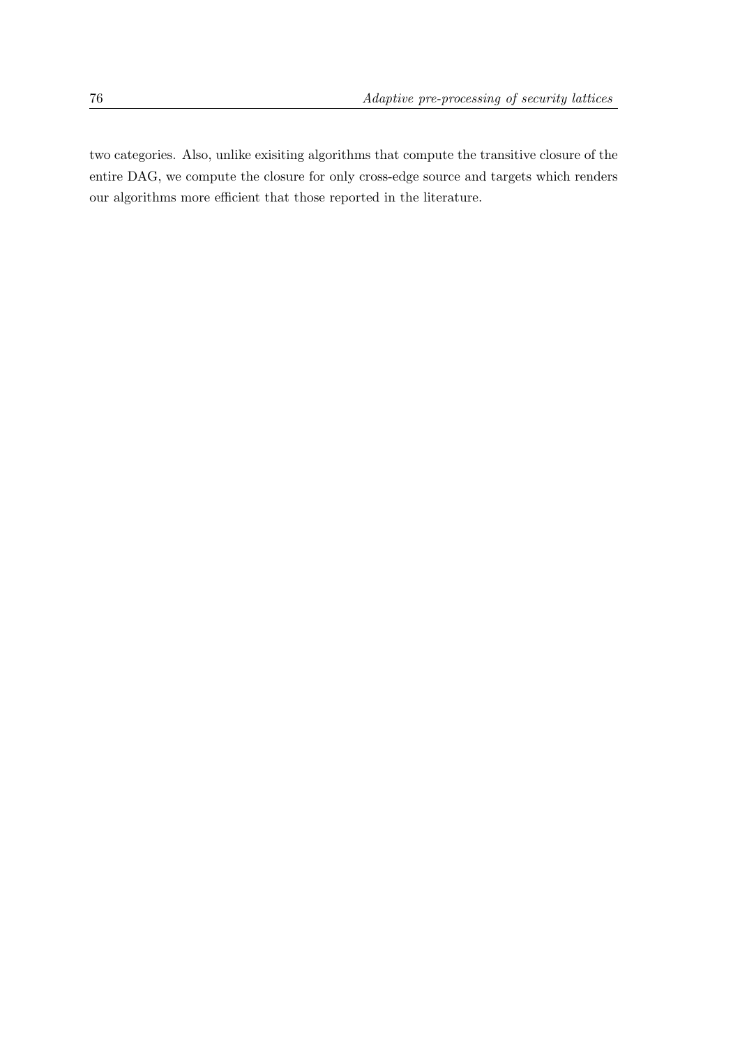two categories. Also, unlike exisiting algorithms that compute the transitive closure of the entire DAG, we compute the closure for only cross-edge source and targets which renders our algorithms more efficient that those reported in the literature.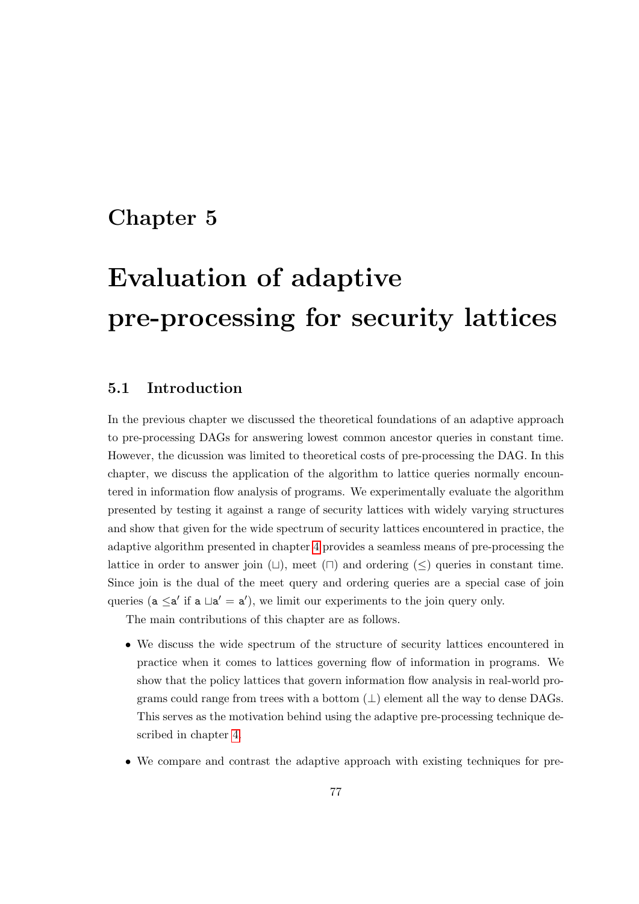# Chapter 5

# Evaluation of adaptive pre-processing for security lattices

## 5.1 Introduction

In the previous chapter we discussed the theoretical foundations of an adaptive approach to pre-processing DAGs for answering lowest common ancestor queries in constant time. However, the dicussion was limited to theoretical costs of pre-processing the DAG. In this chapter, we discuss the application of the algorithm to lattice queries normally encountered in information flow analysis of programs. We experimentally evaluate the algorithm presented by testing it against a range of security lattices with widely varying structures and show that given for the wide spectrum of security lattices encountered in practice, the adaptive algorithm presented in chapter 4 provides a seamless means of pre-processing the lattice in order to answer join ($\sqcup$), meet ($\sqcap$) and ordering ($\leq$) queries in constant time. Since join is the dual of the meet query and ordering queries are a special case of join queries ($\mathsf{a} \leq \mathsf{a}'$ if $\mathsf{a} \sqcup \mathsf{a}' = \mathsf{a}'$), we limit our experiments to the join query only.

The main contributions of this chapter are as follows.

- We discuss the wide spectrum of the structure of security lattices encountered in practice when it comes to lattices governing flow of information in programs. We show that the policy lattices that govern information flow analysis in real-world programs could range from trees with a bottom ($\perp$) element all the way to dense DAGs. This serves as the motivation behind using the adaptive pre-processing technique described in chapter 4.
- We compare and contrast the adaptive approach with existing techniques for pre-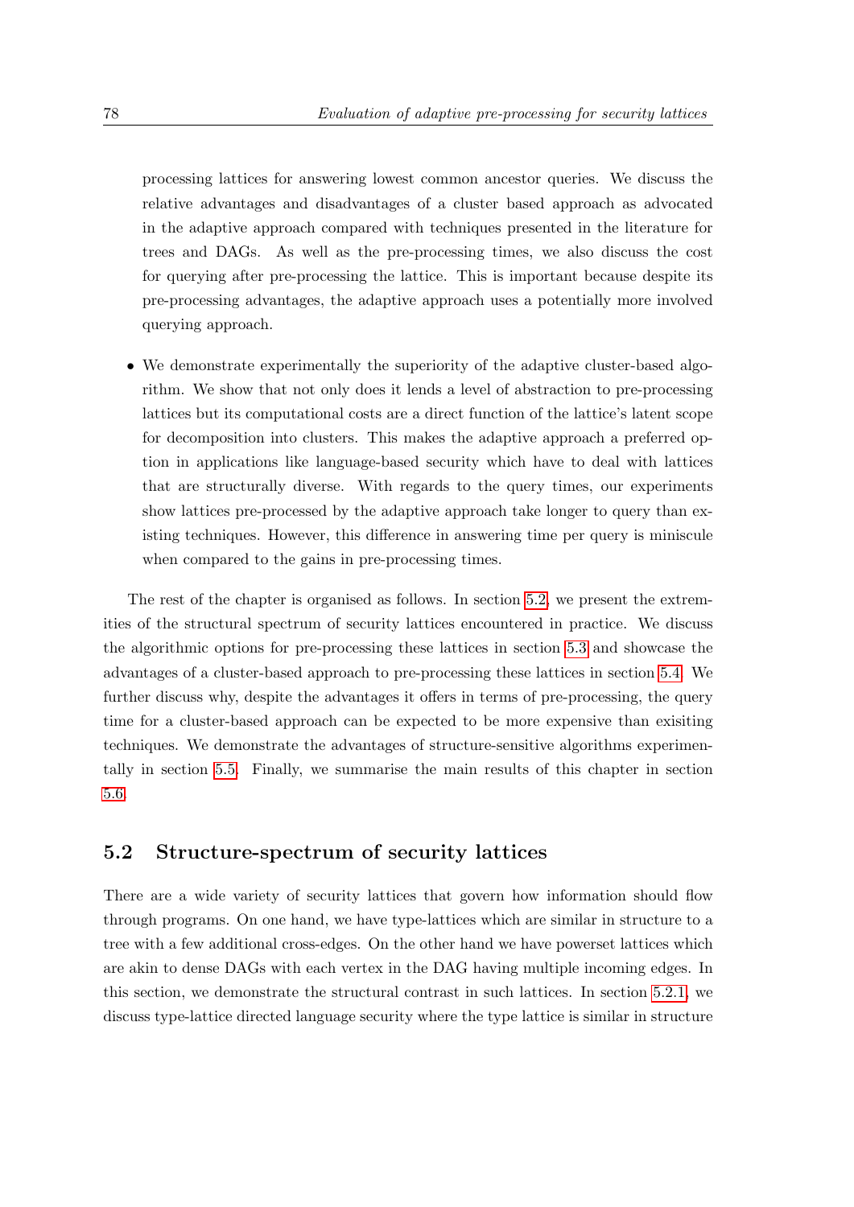processing lattices for answering lowest common ancestor queries. We discuss the relative advantages and disadvantages of a cluster based approach as advocated in the adaptive approach compared with techniques presented in the literature for trees and DAGs. As well as the pre-processing times, we also discuss the cost for querying after pre-processing the lattice. This is important because despite its pre-processing advantages, the adaptive approach uses a potentially more involved querying approach.

- We demonstrate experimentally the superiority of the adaptive cluster-based algorithm. We show that not only does it lends a level of abstraction to pre-processing lattices but its computational costs are a direct function of the lattice's latent scope for decomposition into clusters. This makes the adaptive approach a preferred option in applications like language-based security which have to deal with lattices that are structurally diverse. With regards to the query times, our experiments show lattices pre-processed by the adaptive approach take longer to query than existing techniques. However, this difference in answering time per query is miniscule when compared to the gains in pre-processing times.

The rest of the chapter is organised as follows. In section 5.2, we present the extremities of the structural spectrum of security lattices encountered in practice. We discuss the algorithmic options for pre-processing these lattices in section 5.3 and showcase the advantages of a cluster-based approach to pre-processing these lattices in section 5.4. We further discuss why, despite the advantages it offers in terms of pre-processing, the query time for a cluster-based approach can be expected to be more expensive than exisiting techniques. We demonstrate the advantages of structure-sensitive algorithms experimentally in section 5.5. Finally, we summarise the main results of this chapter in section 5.6.

## 5.2 Structure-spectrum of security lattices

There are a wide variety of security lattices that govern how information should flow through programs. On one hand, we have type-lattices which are similar in structure to a tree with a few additional cross-edges. On the other hand we have powerset lattices which are akin to dense DAGs with each vertex in the DAG having multiple incoming edges. In this section, we demonstrate the structural contrast in such lattices. In section 5.2.1, we discuss type-lattice directed language security where the type lattice is similar in structure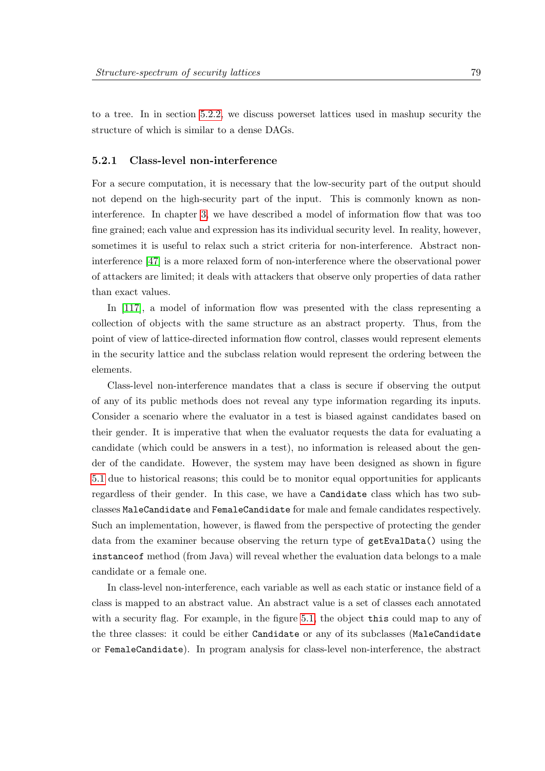to a tree. In in section 5.2.2, we discuss powerset lattices used in mashup security the structure of which is similar to a dense DAGs.

### 5.2.1 Class-level non-interference

For a secure computation, it is necessary that the low-security part of the output should not depend on the high-security part of the input. This is commonly known as non-interference. In chapter 3, we have described a model of information flow that was too fine grained; each value and expression has its individual security level. In reality, however, sometimes it is useful to relax such a strict criteria for non-interference. Abstract non-interference [47] is a more relaxed form of non-interference where the observational power of attackers are limited; it deals with attackers that observe only properties of data rather than exact values.

In [117], a model of information flow was presented with the class representing a collection of objects with the same structure as an abstract property. Thus, from the point of view of lattice-directed information flow control, classes would represent elements in the security lattice and the subclass relation would represent the ordering between the elements.

Class-level non-interference mandates that a class is secure if observing the output of any of its public methods does not reveal any type information regarding its inputs. Consider a scenario where the evaluator in a test is biased against candidates based on their gender. It is imperative that when the evaluator requests the data for evaluating a candidate (which could be answers in a test), no information is released about the gender of the candidate. However, the system may have been designed as shown in figure 5.1 due to historical reasons; this could be to monitor equal opportunities for applicants regardless of their gender. In this case, we have a `Candidate` class which has two subclasses `MaleCandidate` and `FemaleCandidate` for male and female candidates respectively. Such an implementation, however, is flawed from the perspective of protecting the gender data from the examiner because observing the return type of `getEvalData()` using the `instanceof` method (from Java) will reveal whether the evaluation data belongs to a male candidate or a female one.

In class-level non-interference, each variable as well as each static or instance field of a class is mapped to an abstract value. An abstract value is a set of classes each annotated with a security flag. For example, in the figure 5.1, the object `this` could map to any of the three classes: it could be either `Candidate` or any of its subclasses (`MaleCandidate` or `FemaleCandidate`). In program analysis for class-level non-interference, the abstract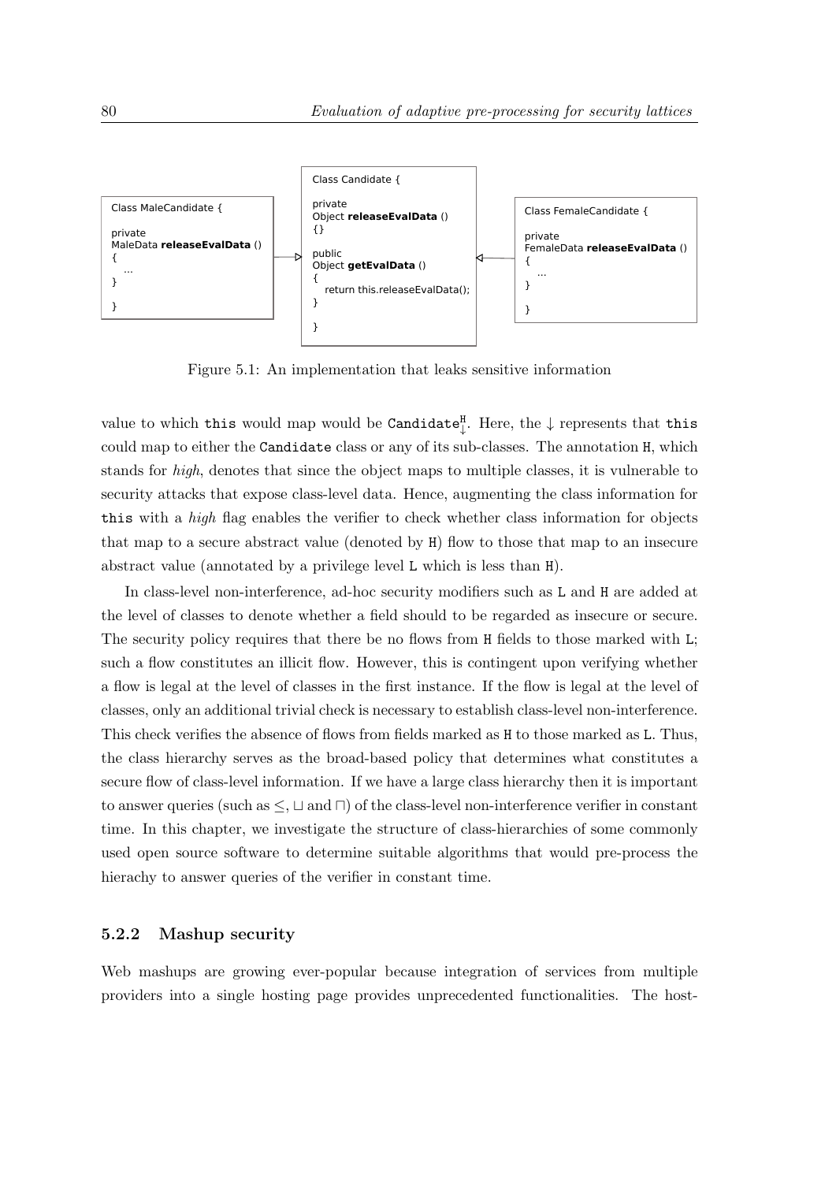```
Class MaleCandidate {

private
MaleData releaseEvalData ()
{
   ...
}

}
```

```
Class Candidate {

private
Object releaseEvalData ()
{}

public
Object getEvalData ()
{
   return this.releaseEvalData();
}

}
```

```
Class FemaleCandidate {

private
FemaleData releaseEvalData ()
{
   ...
}

}
```

Figure 5.1: An implementation that leaks sensitive information

value to which `this` would map would be $\texttt{Candidate}^{\texttt{H}}_{\downarrow}$. Here, the $\downarrow$ represents that `this` could map to either the `Candidate` class or any of its sub-classes. The annotation `H`, which stands for *high*, denotes that since the object maps to multiple classes, it is vulnerable to security attacks that expose class-level data. Hence, augmenting the class information for `this` with a *high* flag enables the verifier to check whether class information for objects that map to a secure abstract value (denoted by `H`) flow to those that map to an insecure abstract value (annotated by a privilege level `L` which is less than `H`).

In class-level non-interference, ad-hoc security modifiers such as `L` and `H` are added at the level of classes to denote whether a field should to be regarded as insecure or secure. The security policy requires that there be no flows from `H` fields to those marked with `L`; such a flow constitutes an illicit flow. However, this is contingent upon verifying whether a flow is legal at the level of classes in the first instance. If the flow is legal at the level of classes, only an additional trivial check is necessary to establish class-level non-interference. This check verifies the absence of flows from fields marked as `H` to those marked as `L`. Thus, the class hierarchy serves as the broad-based policy that determines what constitutes a secure flow of class-level information. If we have a large class hierarchy then it is important to answer queries (such as $\leq$, $\sqcup$ and $\sqcap$) of the class-level non-interference verifier in constant time. In this chapter, we investigate the structure of class-hierarchies of some commonly used open source software to determine suitable algorithms that would pre-process the hierachy to answer queries of the verifier in constant time.

### 5.2.2 Mashup security

Web mashups are growing ever-popular because integration of services from multiple providers into a single hosting page provides unprecedented functionalities. The host-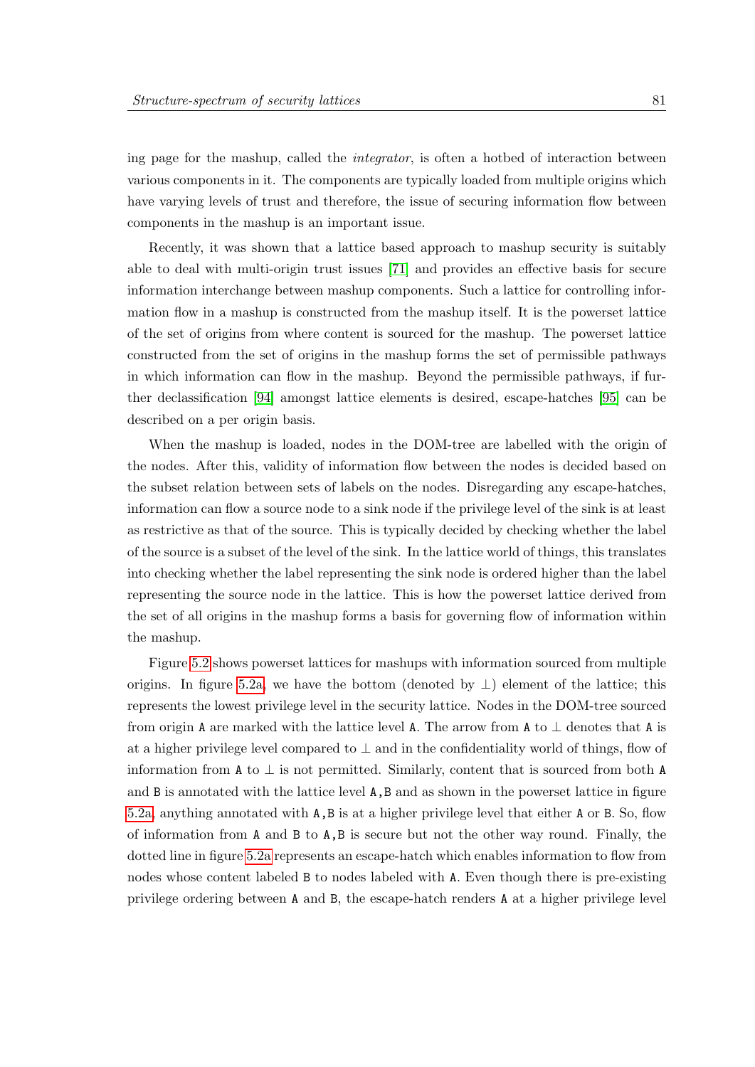ing page for the mashup, called the *integrator*, is often a hotbed of interaction between various components in it. The components are typically loaded from multiple origins which have varying levels of trust and therefore, the issue of securing information flow between components in the mashup is an important issue.

Recently, it was shown that a lattice based approach to mashup security is suitably able to deal with multi-origin trust issues [71] and provides an effective basis for secure information interchange between mashup components. Such a lattice for controlling information flow in a mashup is constructed from the mashup itself. It is the powerset lattice of the set of origins from where content is sourced for the mashup. The powerset lattice constructed from the set of origins in the mashup forms the set of permissible pathways in which information can flow in the mashup. Beyond the permissible pathways, if further declassification [94] amongst lattice elements is desired, escape-hatches [95] can be described on a per origin basis.

When the mashup is loaded, nodes in the DOM-tree are labelled with the origin of the nodes. After this, validity of information flow between the nodes is decided based on the subset relation between sets of labels on the nodes. Disregarding any escape-hatches, information can flow a source node to a sink node if the privilege level of the sink is at least as restrictive as that of the source. This is typically decided by checking whether the label of the source is a subset of the level of the sink. In the lattice world of things, this translates into checking whether the label representing the sink node is ordered higher than the label representing the source node in the lattice. This is how the powerset lattice derived from the set of all origins in the mashup forms a basis for governing flow of information within the mashup.

Figure 5.2 shows powerset lattices for mashups with information sourced from multiple origins. In figure 5.2a, we have the bottom (denoted by $\perp$) element of the lattice; this represents the lowest privilege level in the security lattice. Nodes in the DOM-tree sourced from origin `A` are marked with the lattice level `A`. The arrow from `A` to $\perp$ denotes that `A` is at a higher privilege level compared to $\perp$ and in the confidentiality world of things, flow of information from `A` to $\perp$ is not permitted. Similarly, content that is sourced from both `A` and `B` is annotated with the lattice level `A,B` and as shown in the powerset lattice in figure 5.2a, anything annotated with `A,B` is at a higher privilege level that either `A` or `B`. So, flow of information from `A` and `B` to `A,B` is secure but not the other way round. Finally, the dotted line in figure 5.2a represents an escape-hatch which enables information to flow from nodes whose content labeled `B` to nodes labeled with `A`. Even though there is pre-existing privilege ordering between `A` and `B`, the escape-hatch renders `A` at a higher privilege level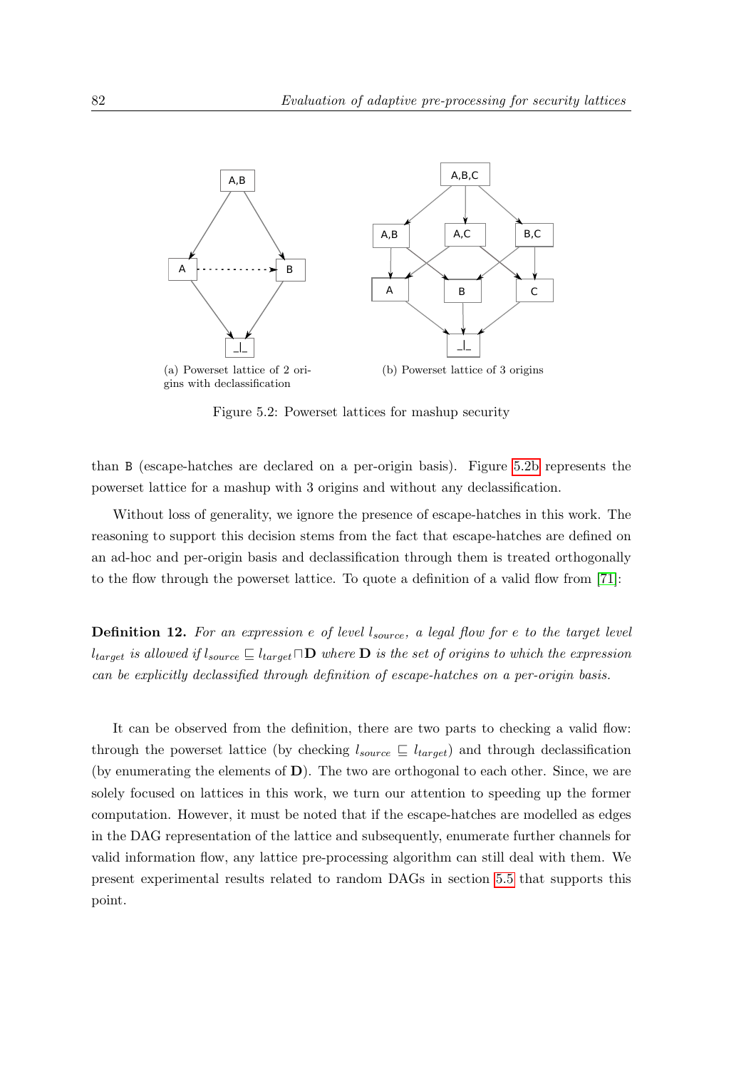(a) Powerset lattice of 2 origins with declassification

(b) Powerset lattice of 3 origins

Figure 5.2: Powerset lattices for mashup security

than B (escape-hatches are declared on a per-origin basis). Figure 5.2b represents the powerset lattice for a mashup with 3 origins and without any declassification.

Without loss of generality, we ignore the presence of escape-hatches in this work. The reasoning to support this decision stems from the fact that escape-hatches are defined on an ad-hoc and per-origin basis and declassification through them is treated orthogonally to the flow through the powerset lattice. To quote a definition of a valid flow from [71]:

**Definition 12.** *For an expression e of level $l_{source}$, a legal flow for e to the target level $l_{target}$ is allowed if $l_{source} \sqsubseteq l_{target} \sqcap \mathbf{D}$ where $\mathbf{D}$ is the set of origins to which the expression can be explicitly declassified through definition of escape-hatches on a per-origin basis.*

It can be observed from the definition, there are two parts to checking a valid flow: through the powerset lattice (by checking $l_{source} \sqsubseteq l_{target}$) and through declassification (by enumerating the elements of $\mathbf{D}$). The two are orthogonal to each other. Since, we are solely focused on lattices in this work, we turn our attention to speeding up the former computation. However, it must be noted that if the escape-hatches are modelled as edges in the DAG representation of the lattice and subsequently, enumerate further channels for valid information flow, any lattice pre-processing algorithm can still deal with them. We present experimental results related to random DAGs in section 5.5 that supports this point.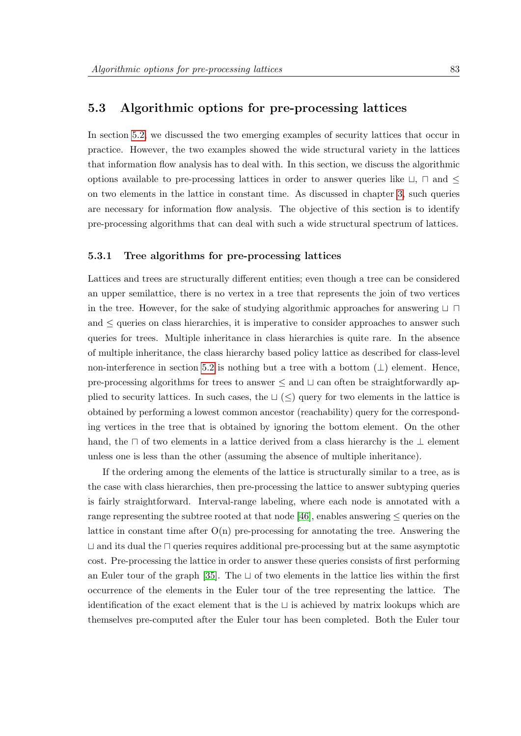## 5.3 Algorithmic options for pre-processing lattices

In section 5.2, we discussed the two emerging examples of security lattices that occur in practice. However, the two examples showed the wide structural variety in the lattices that information flow analysis has to deal with. In this section, we discuss the algorithmic options available to pre-processing lattices in order to answer queries like $\sqcup$, $\sqcap$ and $\leq$ on two elements in the lattice in constant time. As discussed in chapter 3, such queries are necessary for information flow analysis. The objective of this section is to identify pre-processing algorithms that can deal with such a wide structural spectrum of lattices.

### 5.3.1 Tree algorithms for pre-processing lattices

Lattices and trees are structurally different entities; even though a tree can be considered an upper semilattice, there is no vertex in a tree that represents the join of two vertices in the tree. However, for the sake of studying algorithmic approaches for answering $\sqcup$ $\sqcap$ and $\leq$ queries on class hierarchies, it is imperative to consider approaches to answer such queries for trees. Multiple inheritance in class hierarchies is quite rare. In the absence of multiple inheritance, the class hierarchy based policy lattice as described for class-level non-interference in section 5.2 is nothing but a tree with a bottom ($\perp$) element. Hence, pre-processing algorithms for trees to answer $\leq$ and $\sqcup$ can often be straightforwardly applied to security lattices. In such cases, the $\sqcup$ ($\leq$) query for two elements in the lattice is obtained by performing a lowest common ancestor (reachability) query for the corresponding vertices in the tree that is obtained by ignoring the bottom element. On the other hand, the $\sqcap$ of two elements in a lattice derived from a class hierarchy is the $\perp$ element unless one is less than the other (assuming the absence of multiple inheritance).

If the ordering among the elements of the lattice is structurally similar to a tree, as is the case with class hierarchies, then pre-processing the lattice to answer subtyping queries is fairly straightforward. Interval-range labeling, where each node is annotated with a range representing the subtree rooted at that node [46], enables answering $\leq$ queries on the lattice in constant time after O(n) pre-processing for annotating the tree. Answering the $\sqcup$ and its dual the $\sqcap$ queries requires additional pre-processing but at the same asymptotic cost. Pre-processing the lattice in order to answer these queries consists of first performing an Euler tour of the graph [35]. The $\sqcup$ of two elements in the lattice lies within the first occurrence of the elements in the Euler tour of the tree representing the lattice. The identification of the exact element that is the $\sqcup$ is achieved by matrix lookups which are themselves pre-computed after the Euler tour has been completed. Both the Euler tour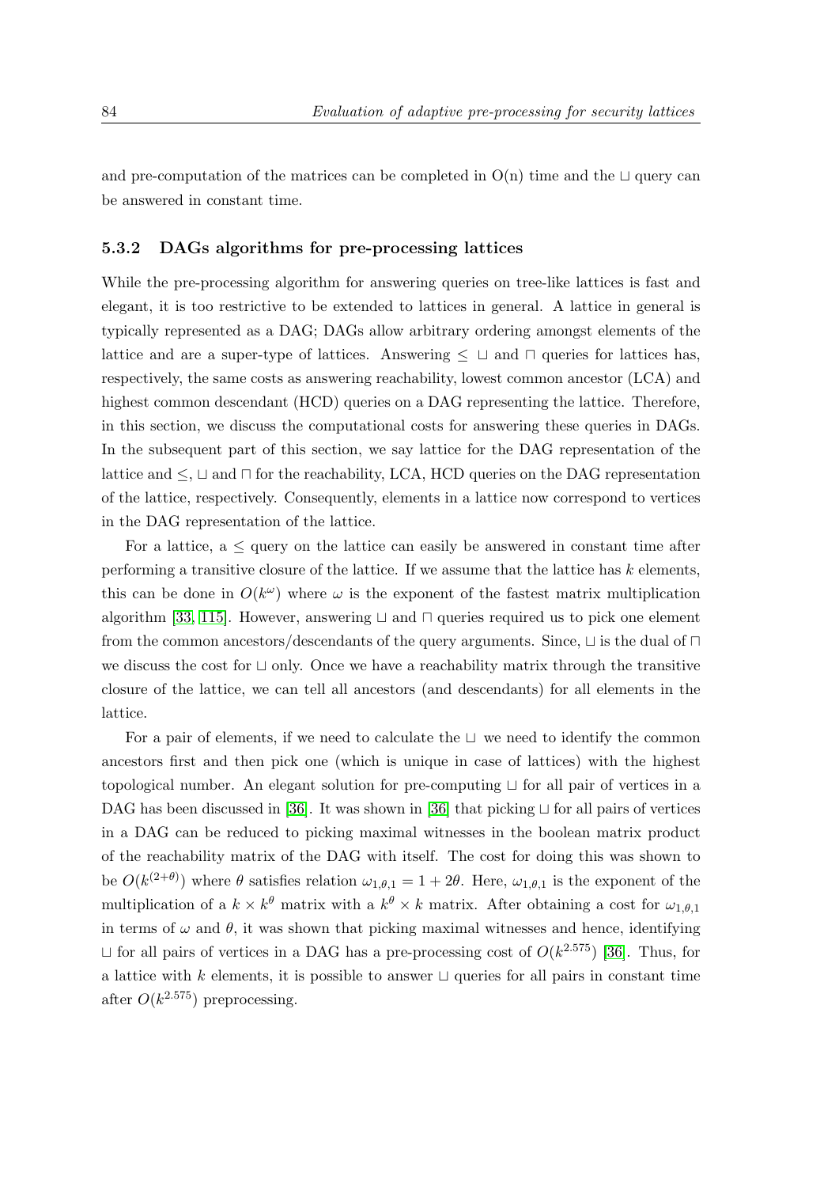and pre-computation of the matrices can be completed in O(n) time and the $\sqcup$ query can be answered in constant time.

### 5.3.2 DAGs algorithms for pre-processing lattices

While the pre-processing algorithm for answering queries on tree-like lattices is fast and elegant, it is too restrictive to be extended to lattices in general. A lattice in general is typically represented as a DAG; DAGs allow arbitrary ordering amongst elements of the lattice and are a super-type of lattices. Answering $\leq$ $\sqcup$ and $\sqcap$ queries for lattices has, respectively, the same costs as answering reachability, lowest common ancestor (LCA) and highest common descendant (HCD) queries on a DAG representing the lattice. Therefore, in this section, we discuss the computational costs for answering these queries in DAGs. In the subsequent part of this section, we say lattice for the DAG representation of the lattice and $\leq$, $\sqcup$ and $\sqcap$ for the reachability, LCA, HCD queries on the DAG representation of the lattice, respectively. Consequently, elements in a lattice now correspond to vertices in the DAG representation of the lattice.

For a lattice, a $\leq$ query on the lattice can easily be answered in constant time after performing a transitive closure of the lattice. If we assume that the lattice has $k$ elements, this can be done in $O(k^{\omega})$ where $\omega$ is the exponent of the fastest matrix multiplication algorithm [33, 115]. However, answering $\sqcup$ and $\sqcap$ queries required us to pick one element from the common ancestors/descendants of the query arguments. Since, $\sqcup$ is the dual of $\sqcap$ we discuss the cost for $\sqcup$ only. Once we have a reachability matrix through the transitive closure of the lattice, we can tell all ancestors (and descendants) for all elements in the lattice.

For a pair of elements, if we need to calculate the $\sqcup$ we need to identify the common ancestors first and then pick one (which is unique in case of lattices) with the highest topological number. An elegant solution for pre-computing $\sqcup$ for all pair of vertices in a DAG has been discussed in [36]. It was shown in [36] that picking $\sqcup$ for all pairs of vertices in a DAG can be reduced to picking maximal witnesses in the boolean matrix product of the reachability matrix of the DAG with itself. The cost for doing this was shown to be $O(k^{(2+\theta)})$ where $\theta$ satisfies relation $\omega_{1,\theta,1} = 1 + 2\theta$. Here, $\omega_{1,\theta,1}$ is the exponent of the multiplication of a $k \times k^{\theta}$ matrix with a $k^{\theta} \times k$ matrix. After obtaining a cost for $\omega_{1,\theta,1}$ in terms of $\omega$ and $\theta$, it was shown that picking maximal witnesses and hence, identifying $\sqcup$ for all pairs of vertices in a DAG has a pre-processing cost of $O(k^{2.575})$ [36]. Thus, for a lattice with $k$ elements, it is possible to answer $\sqcup$ queries for all pairs in constant time after $O(k^{2.575})$ preprocessing.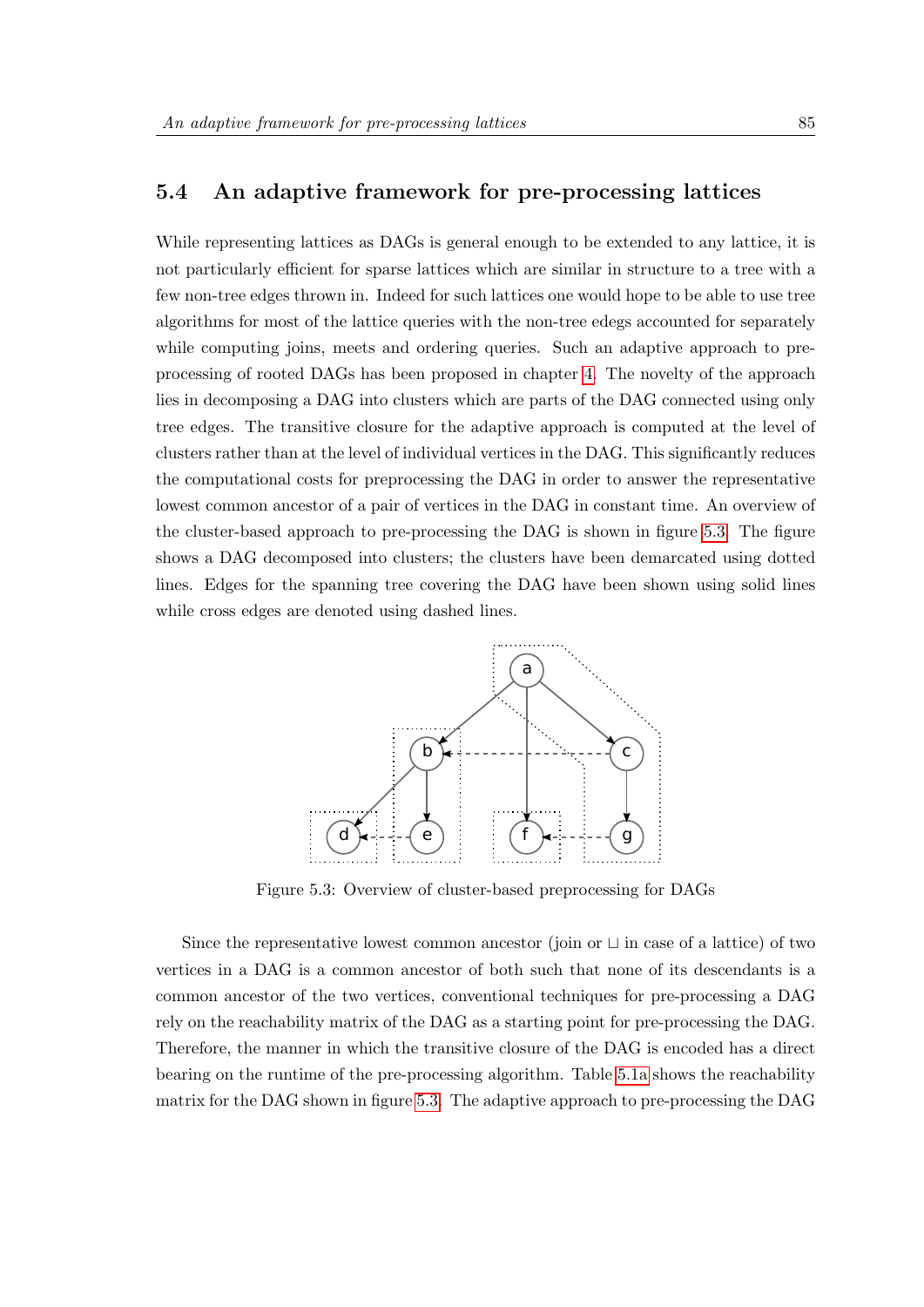## 5.4 An adaptive framework for pre-processing lattices

While representing lattices as DAGs is general enough to be extended to any lattice, it is not particularly efficient for sparse lattices which are similar in structure to a tree with a few non-tree edges thrown in. Indeed for such lattices one would hope to be able to use tree algorithms for most of the lattice queries with the non-tree edegs accounted for separately while computing joins, meets and ordering queries. Such an adaptive approach to pre-processing of rooted DAGs has been proposed in chapter 4. The novelty of the approach lies in decomposing a DAG into clusters which are parts of the DAG connected using only tree edges. The transitive closure for the adaptive approach is computed at the level of clusters rather than at the level of individual vertices in the DAG. This significantly reduces the computational costs for preprocessing the DAG in order to answer the representative lowest common ancestor of a pair of vertices in the DAG in constant time. An overview of the cluster-based approach to pre-processing the DAG is shown in figure 5.3. The figure shows a DAG decomposed into clusters; the clusters have been demarcated using dotted lines. Edges for the spanning tree covering the DAG have been shown using solid lines while cross edges are denoted using dashed lines.

Figure 5.3: Overview of cluster-based preprocessing for DAGs

Since the representative lowest common ancestor (join or $\sqcup$ in case of a lattice) of two vertices in a DAG is a common ancestor of both such that none of its descendants is a common ancestor of the two vertices, conventional techniques for pre-processing a DAG rely on the reachability matrix of the DAG as a starting point for pre-processing the DAG. Therefore, the manner in which the transitive closure of the DAG is encoded has a direct bearing on the runtime of the pre-processing algorithm. Table 5.1a shows the reachability matrix for the DAG shown in figure 5.3. The adaptive approach to pre-processing the DAG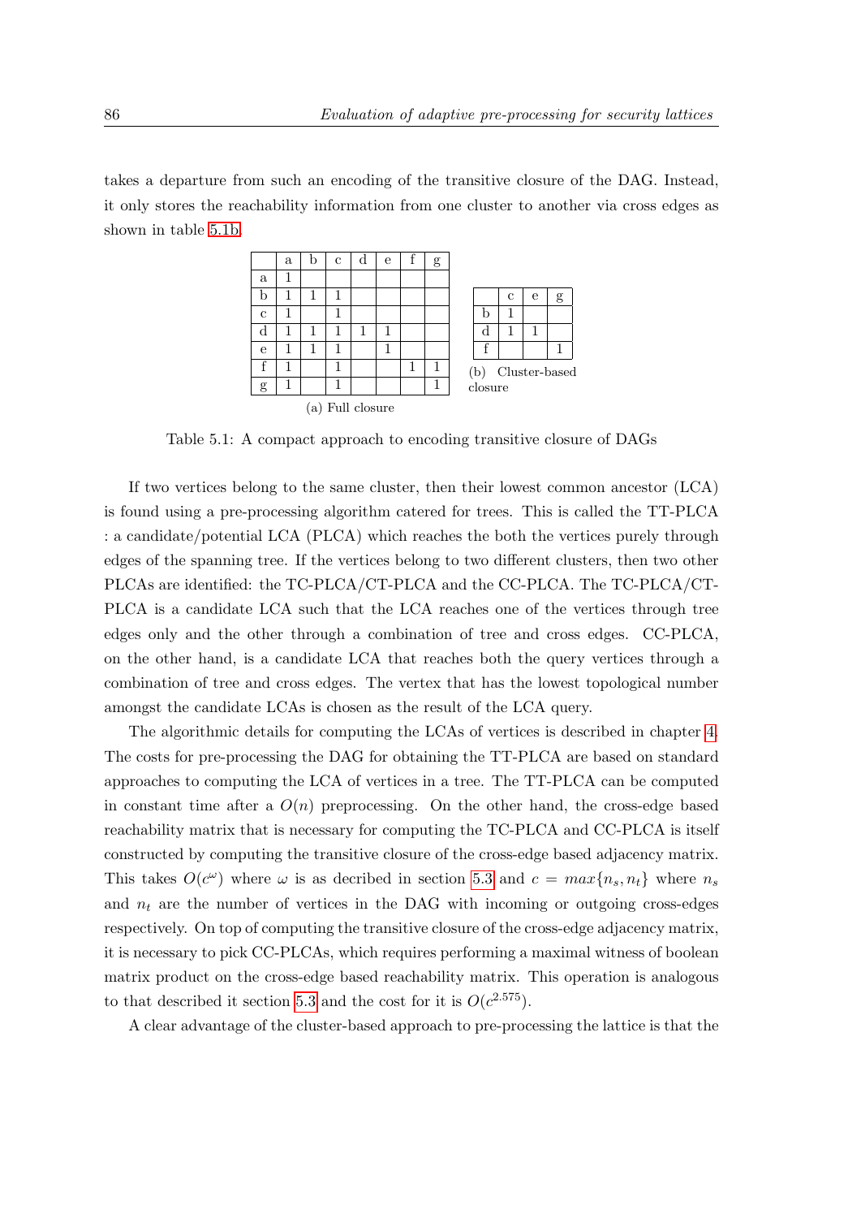takes a departure from such an encoding of the transitive closure of the DAG. Instead, it only stores the reachability information from one cluster to another via cross edges as shown in table 5.1b.

|   | a | b | c | d | e | f | g |
|---|---|---|---|---|---|---|---|
| a | 1 |   |   |   |   |   |   |
| b | 1 | 1 | 1 |   |   |   |   |
| c | 1 |   | 1 |   |   |   |   |
| d | 1 | 1 | 1 | 1 | 1 |   |   |
| e | 1 | 1 | 1 |   | 1 |   |   |
| f | 1 |   | 1 |   |   | 1 | 1 |
| g | 1 |   | 1 |   |   |   | 1 |

(a) Full closure

|   | c | e | g |
|---|---|---|---|
| b | 1 |   |   |
| d | 1 | 1 |   |
| f |   |   | 1 |

(b) Cluster-based closure

Table 5.1: A compact approach to encoding transitive closure of DAGs

If two vertices belong to the same cluster, then their lowest common ancestor (LCA) is found using a pre-processing algorithm catered for trees. This is called the TT-PLCA : a candidate/potential LCA (PLCA) which reaches the both the vertices purely through edges of the spanning tree. If the vertices belong to two different clusters, then two other PLCAs are identified: the TC-PLCA/CT-PLCA and the CC-PLCA. The TC-PLCA/CT-PLCA is a candidate LCA such that the LCA reaches one of the vertices through tree edges only and the other through a combination of tree and cross edges. CC-PLCA, on the other hand, is a candidate LCA that reaches both the query vertices through a combination of tree and cross edges. The vertex that has the lowest topological number amongst the candidate LCAs is chosen as the result of the LCA query.

The algorithmic details for computing the LCAs of vertices is described in chapter 4. The costs for pre-processing the DAG for obtaining the TT-PLCA are based on standard approaches to computing the LCA of vertices in a tree. The TT-PLCA can be computed in constant time after a $O(n)$ preprocessing. On the other hand, the cross-edge based reachability matrix that is necessary for computing the TC-PLCA and CC-PLCA is itself constructed by computing the transitive closure of the cross-edge based adjacency matrix. This takes $O(c^{\omega})$ where $\omega$ is as decribed in section 5.3 and $c = max\{n_s, n_t\}$ where $n_s$ and $n_t$ are the number of vertices in the DAG with incoming or outgoing cross-edges respectively. On top of computing the transitive closure of the cross-edge adjacency matrix, it is necessary to pick CC-PLCAs, which requires performing a maximal witness of boolean matrix product on the cross-edge based reachability matrix. This operation is analogous to that described it section 5.3 and the cost for it is $O(c^{2.575})$.

A clear advantage of the cluster-based approach to pre-processing the lattice is that the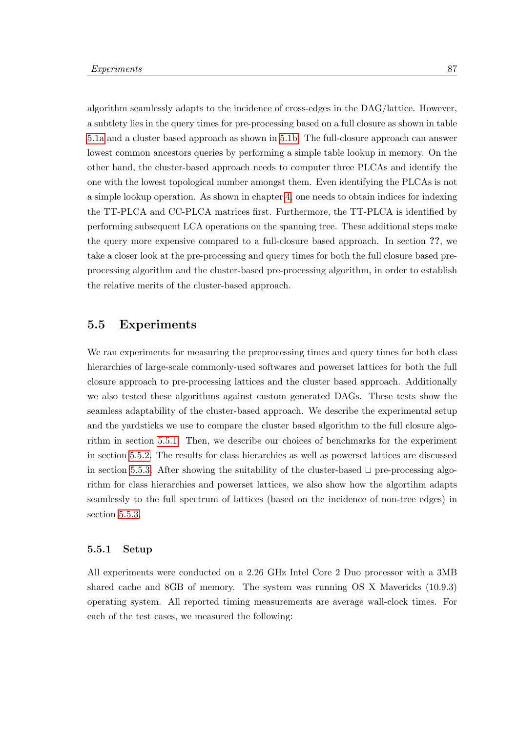algorithm seamlessly adapts to the incidence of cross-edges in the DAG/lattice. However, a subtlety lies in the query times for pre-processing based on a full closure as shown in table 5.1a and a cluster based approach as shown in 5.1b. The full-closure approach can answer lowest common ancestors queries by performing a simple table lookup in memory. On the other hand, the cluster-based approach needs to computer three PLCAs and identify the one with the lowest topological number amongst them. Even identifying the PLCAs is not a simple lookup operation. As shown in chapter 4, one needs to obtain indices for indexing the TT-PLCA and CC-PLCA matrices first. Furthermore, the TT-PLCA is identified by performing subsequent LCA operations on the spanning tree. These additional steps make the query more expensive compared to a full-closure based approach. In section **??**, we take a closer look at the pre-processing and query times for both the full closure based pre-processing algorithm and the cluster-based pre-processing algorithm, in order to establish the relative merits of the cluster-based approach.

## 5.5 Experiments

We ran experiments for measuring the preprocessing times and query times for both class hierarchies of large-scale commonly-used softwares and powerset lattices for both the full closure approach to pre-processing lattices and the cluster based approach. Additionally we also tested these algorithms against custom generated DAGs. These tests show the seamless adaptability of the cluster-based approach. We describe the experimental setup and the yardsticks we use to compare the cluster based algorithm to the full closure algorithm in section 5.5.1. Then, we describe our choices of benchmarks for the experiment in section 5.5.2. The results for class hierarchies as well as powerset lattices are discussed in section 5.5.3. After showing the suitability of the cluster-based $\sqcup$ pre-processing algorithm for class hierarchies and powerset lattices, we also show how the algortihm adapts seamlessly to the full spectrum of lattices (based on the incidence of non-tree edges) in section 5.5.3.

### 5.5.1 Setup

All experiments were conducted on a 2.26 GHz Intel Core 2 Duo processor with a 3MB shared cache and 8GB of memory. The system was running OS X Mavericks (10.9.3) operating system. All reported timing measurements are average wall-clock times. For each of the test cases, we measured the following: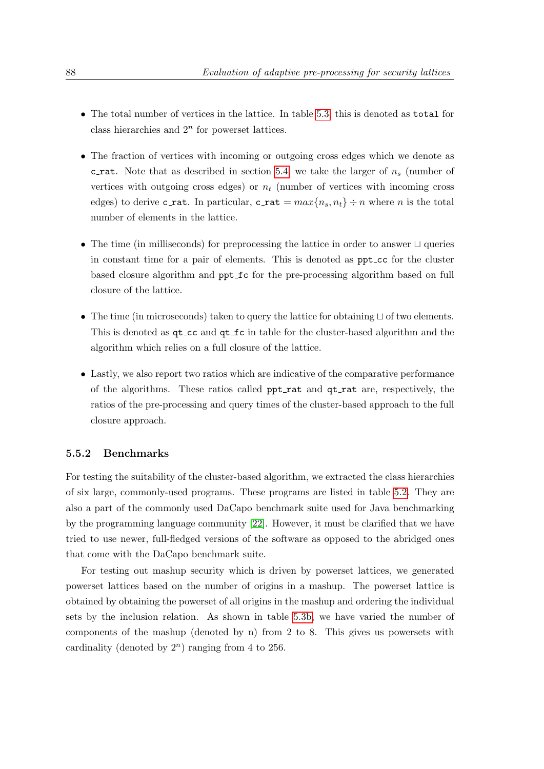- The total number of vertices in the lattice. In table 5.3, this is denoted as `total` for class hierarchies and $2^n$ for powerset lattices.

- The fraction of vertices with incoming or outgoing cross edges which we denote as `c_rat`. Note that as described in section 5.4, we take the larger of $n_s$ (number of vertices with outgoing cross edges) or $n_t$ (number of vertices with incoming cross edges) to derive `c_rat`. In particular, `c_rat` $= max\{n_s, n_t\} \div n$ where $n$ is the total number of elements in the lattice.

- The time (in milliseconds) for preprocessing the lattice in order to answer $\sqcup$ queries in constant time for a pair of elements. This is denoted as `ppt_cc` for the cluster based closure algorithm and `ppt_fc` for the pre-processing algorithm based on full closure of the lattice.

- The time (in microseconds) taken to query the lattice for obtaining $\sqcup$ of two elements. This is denoted as `qt_cc` and `qt_fc` in table for the cluster-based algorithm and the algorithm which relies on a full closure of the lattice.

- Lastly, we also report two ratios which are indicative of the comparative performance of the algorithms. These ratios called `ppt_rat` and `qt_rat` are, respectively, the ratios of the pre-processing and query times of the cluster-based approach to the full closure approach.

### 5.5.2 Benchmarks

For testing the suitability of the cluster-based algorithm, we extracted the class hierarchies of six large, commonly-used programs. These programs are listed in table 5.2. They are also a part of the commonly used DaCapo benchmark suite used for Java benchmarking by the programming language community [22]. However, it must be clarified that we have tried to use newer, full-fledged versions of the software as opposed to the abridged ones that come with the DaCapo benchmark suite.

For testing out mashup security which is driven by powerset lattices, we generated powerset lattices based on the number of origins in a mashup. The powerset lattice is obtained by obtaining the powerset of all origins in the mashup and ordering the individual sets by the inclusion relation. As shown in table 5.3b, we have varied the number of components of the mashup (denoted by n) from 2 to 8. This gives us powersets with cardinality (denoted by $2^n$) ranging from 4 to 256.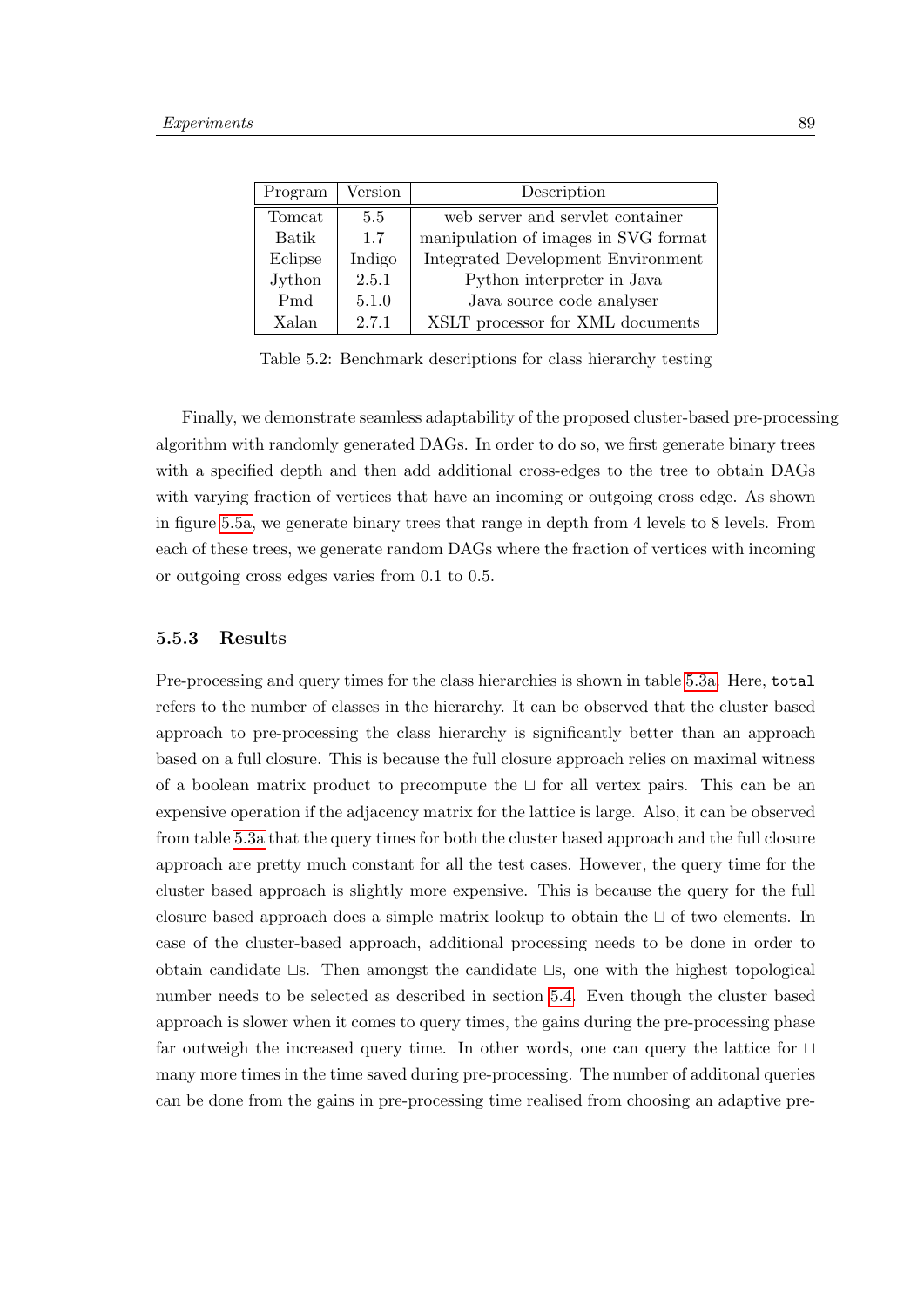| Program | Version | Description |
|---|---|---|
| Tomcat | 5.5 | web server and servlet container |
| Batik | 1.7 | manipulation of images in SVG format |
| Eclipse | Indigo | Integrated Development Environment |
| Jython | 2.5.1 | Python interpreter in Java |
| Pmd | 5.1.0 | Java source code analyser |
| Xalan | 2.7.1 | XSLT processor for XML documents |

Table 5.2: Benchmark descriptions for class hierarchy testing

Finally, we demonstrate seamless adaptability of the proposed cluster-based pre-processing algorithm with randomly generated DAGs. In order to do so, we first generate binary trees with a specified depth and then add additional cross-edges to the tree to obtain DAGs with varying fraction of vertices that have an incoming or outgoing cross edge. As shown in figure 5.5a, we generate binary trees that range in depth from 4 levels to 8 levels. From each of these trees, we generate random DAGs where the fraction of vertices with incoming or outgoing cross edges varies from 0.1 to 0.5.

### 5.5.3 Results

Pre-processing and query times for the class hierarchies is shown in table 5.3a. Here, `total` refers to the number of classes in the hierarchy. It can be observed that the cluster based approach to pre-processing the class hierarchy is significantly better than an approach based on a full closure. This is because the full closure approach relies on maximal witness of a boolean matrix product to precompute the $\sqcup$ for all vertex pairs. This can be an expensive operation if the adjacency matrix for the lattice is large. Also, it can be observed from table 5.3a that the query times for both the cluster based approach and the full closure approach are pretty much constant for all the test cases. However, the query time for the cluster based approach is slightly more expensive. This is because the query for the full closure based approach does a simple matrix lookup to obtain the $\sqcup$ of two elements. In case of the cluster-based approach, additional processing needs to be done in order to obtain candidate $\sqcup$s. Then amongst the candidate $\sqcup$s, one with the highest topological number needs to be selected as described in section 5.4. Even though the cluster based approach is slower when it comes to query times, the gains during the pre-processing phase far outweigh the increased query time. In other words, one can query the lattice for $\sqcup$ many more times in the time saved during pre-processing. The number of additonal queries can be done from the gains in pre-processing time realised from choosing an adaptive pre-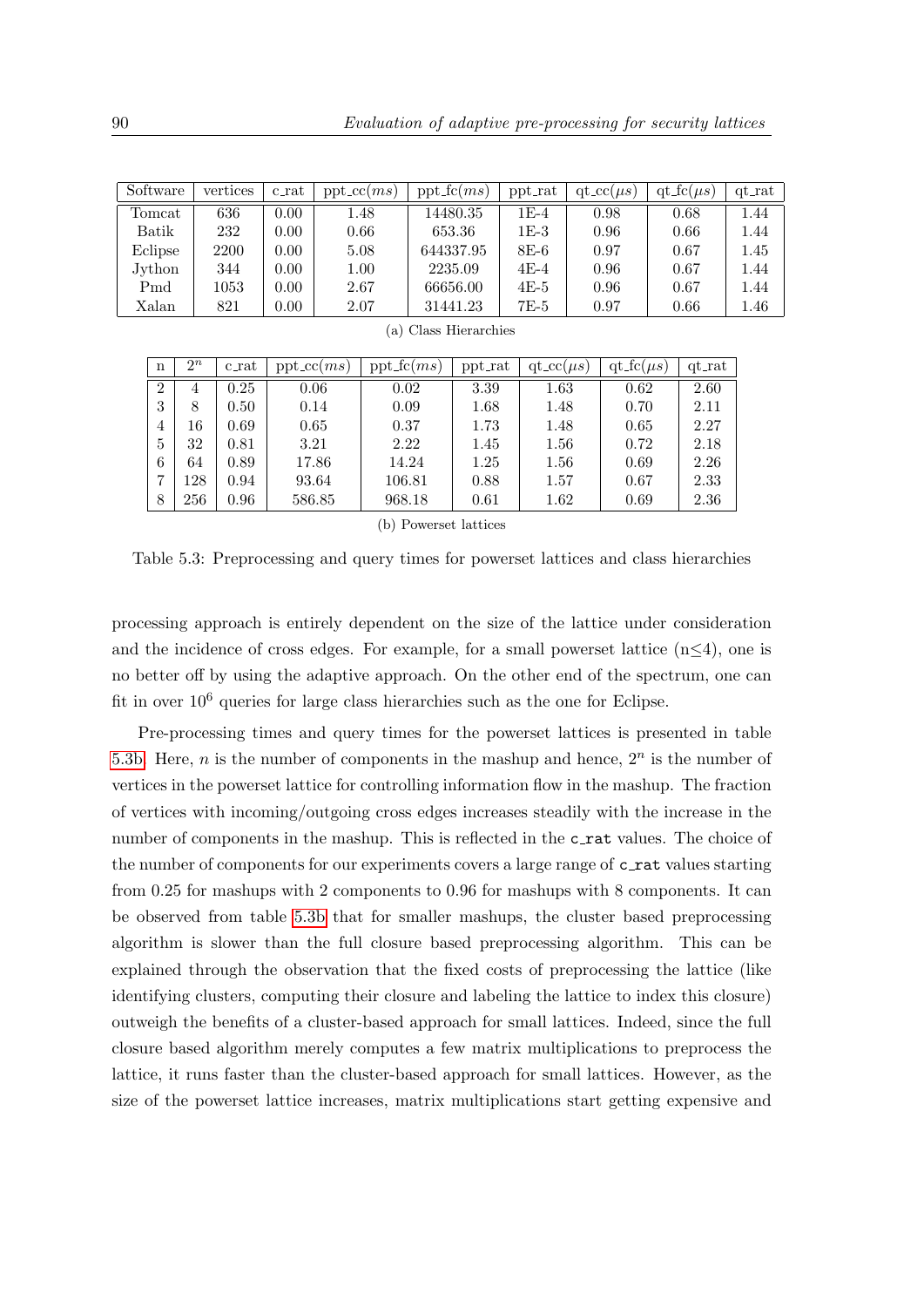| Software | vertices | c_rat | ppt_cc($ms$) | ppt_fc($ms$) | ppt_rat | qt_cc($\mu s$) | qt_fc($\mu s$) | qt_rat |
|---|---|---|---|---|---|---|---|---|
| Tomcat | 636 | 0.00 | 1.48 | 14480.35 | 1E-4 | 0.98 | 0.68 | 1.44 |
| Batik | 232 | 0.00 | 0.66 | 653.36 | 1E-3 | 0.96 | 0.66 | 1.44 |
| Eclipse | 2200 | 0.00 | 5.08 | 644337.95 | 8E-6 | 0.97 | 0.67 | 1.45 |
| Jython | 344 | 0.00 | 1.00 | 2235.09 | 4E-4 | 0.96 | 0.67 | 1.44 |
| Pmd | 1053 | 0.00 | 2.67 | 66656.00 | 4E-5 | 0.96 | 0.67 | 1.44 |
| Xalan | 821 | 0.00 | 2.07 | 31441.23 | 7E-5 | 0.97 | 0.66 | 1.46 |

(a) Class Hierarchies

| n | $2^n$ | c_rat | ppt_cc($ms$) | ppt_fc($ms$) | ppt_rat | qt_cc($\mu s$) | qt_fc($\mu s$) | qt_rat |
|---|---|---|---|---|---|---|---|---|
| 2 | 4 | 0.25 | 0.06 | 0.02 | 3.39 | 1.63 | 0.62 | 2.60 |
| 3 | 8 | 0.50 | 0.14 | 0.09 | 1.68 | 1.48 | 0.70 | 2.11 |
| 4 | 16 | 0.69 | 0.65 | 0.37 | 1.73 | 1.48 | 0.65 | 2.27 |
| 5 | 32 | 0.81 | 3.21 | 2.22 | 1.45 | 1.56 | 0.72 | 2.18 |
| 6 | 64 | 0.89 | 17.86 | 14.24 | 1.25 | 1.56 | 0.69 | 2.26 |
| 7 | 128 | 0.94 | 93.64 | 106.81 | 0.88 | 1.57 | 0.67 | 2.33 |
| 8 | 256 | 0.96 | 586.85 | 968.18 | 0.61 | 1.62 | 0.69 | 2.36 |

(b) Powerset lattices

Table 5.3: Preprocessing and query times for powerset lattices and class hierarchies

processing approach is entirely dependent on the size of the lattice under consideration and the incidence of cross edges. For example, for a small powerset lattice ($n \leq 4$), one is no better off by using the adaptive approach. On the other end of the spectrum, one can fit in over $10^6$ queries for large class hierarchies such as the one for Eclipse.

Pre-processing times and query times for the powerset lattices is presented in table 5.3b. Here, $n$ is the number of components in the mashup and hence, $2^n$ is the number of vertices in the powerset lattice for controlling information flow in the mashup. The fraction of vertices with incoming/outgoing cross edges increases steadily with the increase in the number of components in the mashup. This is reflected in the `c_rat` values. The choice of the number of components for our experiments covers a large range of `c_rat` values starting from 0.25 for mashups with 2 components to 0.96 for mashups with 8 components. It can be observed from table 5.3b that for smaller mashups, the cluster based preprocessing algorithm is slower than the full closure based preprocessing algorithm. This can be explained through the observation that the fixed costs of preprocessing the lattice (like identifying clusters, computing their closure and labeling the lattice to index this closure) outweigh the benefits of a cluster-based approach for small lattices. Indeed, since the full closure based algorithm merely computes a few matrix multiplications to preprocess the lattice, it runs faster than the cluster-based approach for small lattices. However, as the size of the powerset lattice increases, matrix multiplications start getting expensive and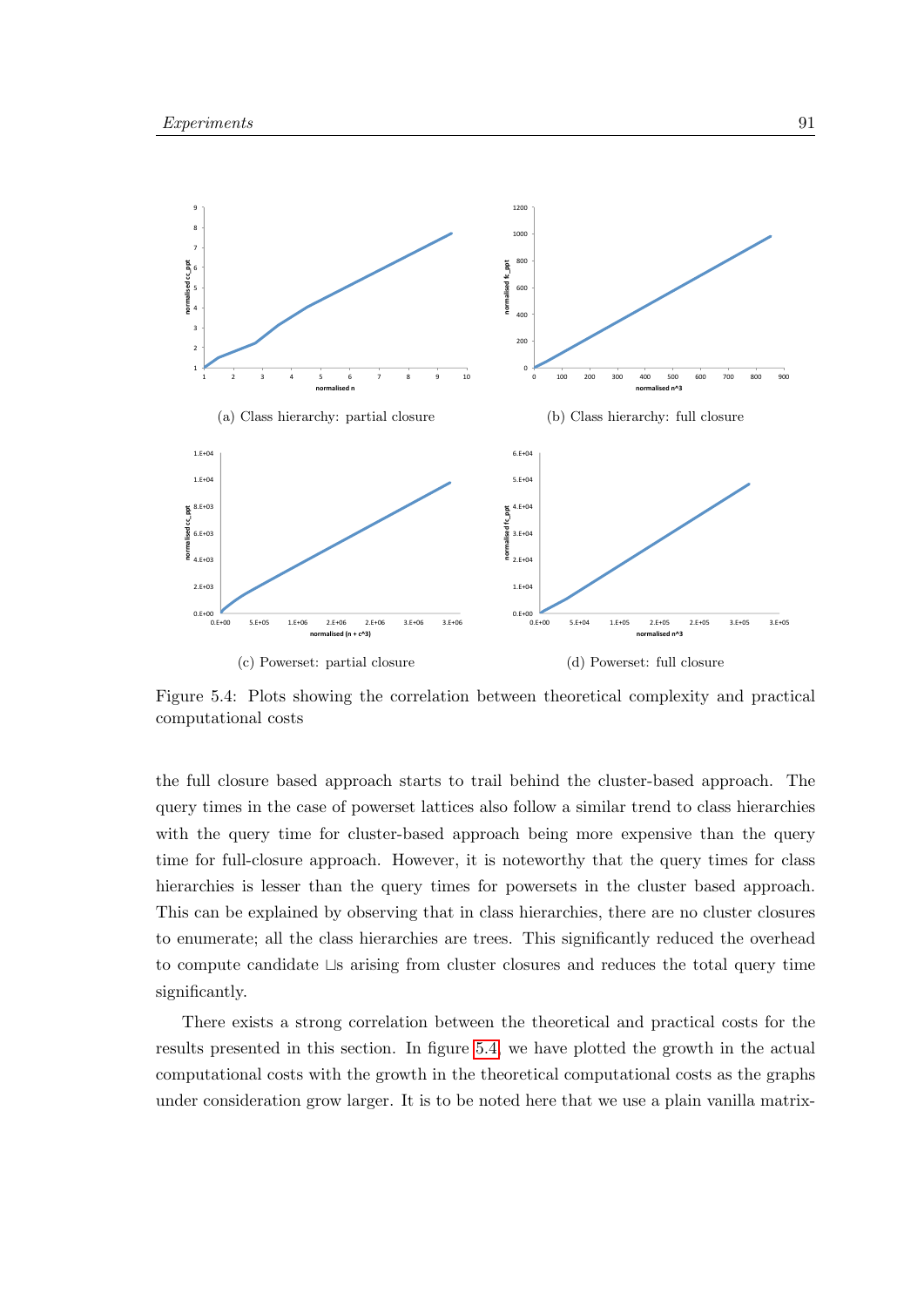(a) Class hierarchy: partial closure

(b) Class hierarchy: full closure

(c) Powerset: partial closure

(d) Powerset: full closure

Figure 5.4: Plots showing the correlation between theoretical complexity and practical computational costs

the full closure based approach starts to trail behind the cluster-based approach. The query times in the case of powerset lattices also follow a similar trend to class hierarchies with the query time for cluster-based approach being more expensive than the query time for full-closure approach. However, it is noteworthy that the query times for class hierarchies is lesser than the query times for powersets in the cluster based approach. This can be explained by observing that in class hierarchies, there are no cluster closures to enumerate; all the class hierarchies are trees. This significantly reduced the overhead to compute candidate $\sqcup$s arising from cluster closures and reduces the total query time significantly.

There exists a strong correlation between the theoretical and practical costs for the results presented in this section. In figure 5.4, we have plotted the growth in the actual computational costs with the growth in the theoretical computational costs as the graphs under consideration grow larger. It is to be noted here that we use a plain vanilla matrix-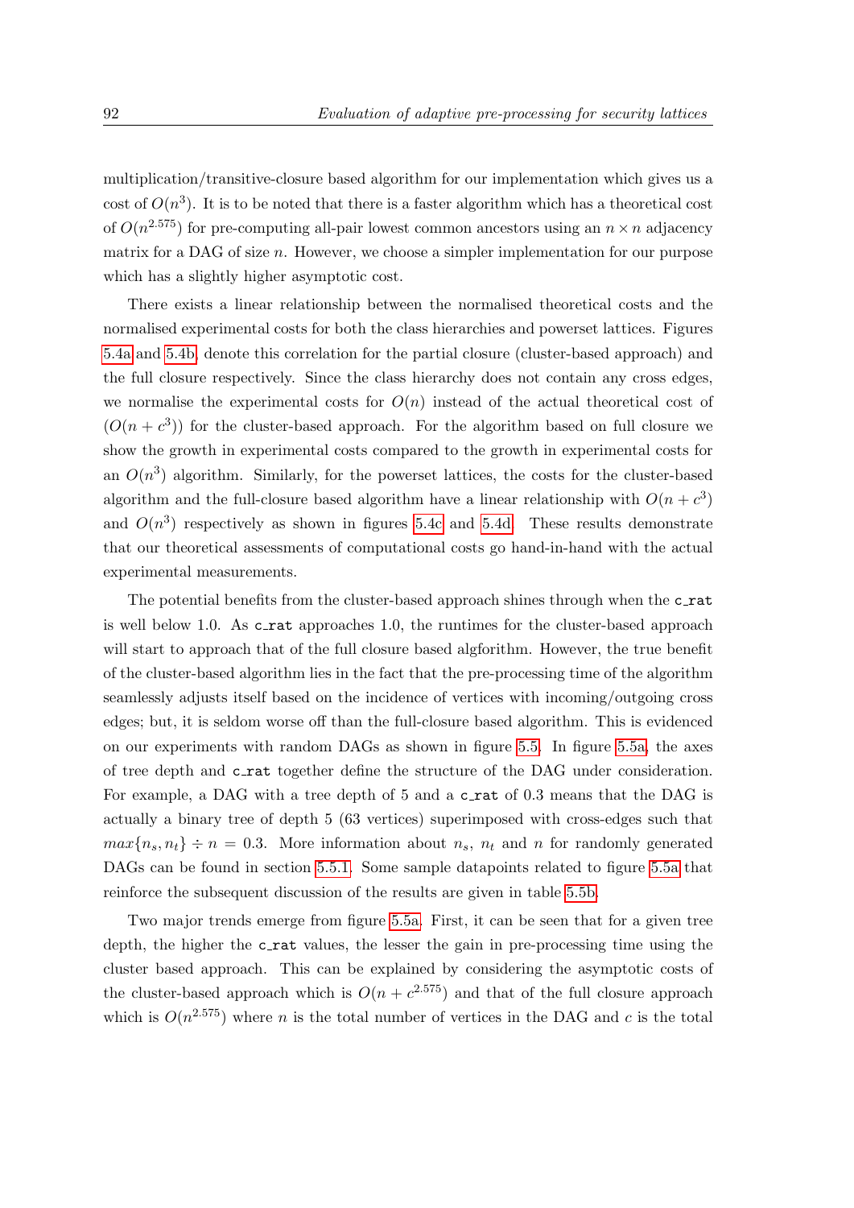multiplication/transitive-closure based algorithm for our implementation which gives us a cost of $O(n^3)$. It is to be noted that there is a faster algorithm which has a theoretical cost of $O(n^{2.575})$ for pre-computing all-pair lowest common ancestors using an $n \times n$ adjacency matrix for a DAG of size $n$. However, we choose a simpler implementation for our purpose which has a slightly higher asymptotic cost.

There exists a linear relationship between the normalised theoretical costs and the normalised experimental costs for both the class hierarchies and powerset lattices. Figures 5.4a and 5.4b denote this correlation for the partial closure (cluster-based approach) and the full closure respectively. Since the class hierarchy does not contain any cross edges, we normalise the experimental costs for $O(n)$ instead of the actual theoretical cost of $(O(n + c^3))$ for the cluster-based approach. For the algorithm based on full closure we show the growth in experimental costs compared to the growth in experimental costs for an $O(n^3)$ algorithm. Similarly, for the powerset lattices, the costs for the cluster-based algorithm and the full-closure based algorithm have a linear relationship with $O(n + c^3)$ and $O(n^3)$ respectively as shown in figures 5.4c and 5.4d. These results demonstrate that our theoretical assessments of computational costs go hand-in-hand with the actual experimental measurements.

The potential benefits from the cluster-based approach shines through when the `c_rat` is well below 1.0. As `c_rat` approaches 1.0, the runtimes for the cluster-based approach will start to approach that of the full closure based algforithm. However, the true benefit of the cluster-based algorithm lies in the fact that the pre-processing time of the algorithm seamlessly adjusts itself based on the incidence of vertices with incoming/outgoing cross edges; but, it is seldom worse off than the full-closure based algorithm. This is evidenced on our experiments with random DAGs as shown in figure 5.5. In figure 5.5a, the axes of tree depth and `c_rat` together define the structure of the DAG under consideration. For example, a DAG with a tree depth of 5 and a `c_rat` of 0.3 means that the DAG is actually a binary tree of depth 5 (63 vertices) superimposed with cross-edges such that $max\{n_s, n_t\} \div n = 0.3$. More information about $n_s$, $n_t$ and $n$ for randomly generated DAGs can be found in section 5.5.1. Some sample datapoints related to figure 5.5a that reinforce the subsequent discussion of the results are given in table 5.5b.

Two major trends emerge from figure 5.5a. First, it can be seen that for a given tree depth, the higher the `c_rat` values, the lesser the gain in pre-processing time using the cluster based approach. This can be explained by considering the asymptotic costs of the cluster-based approach which is $O(n + c^{2.575})$ and that of the full closure approach which is $O(n^{2.575})$ where $n$ is the total number of vertices in the DAG and $c$ is the total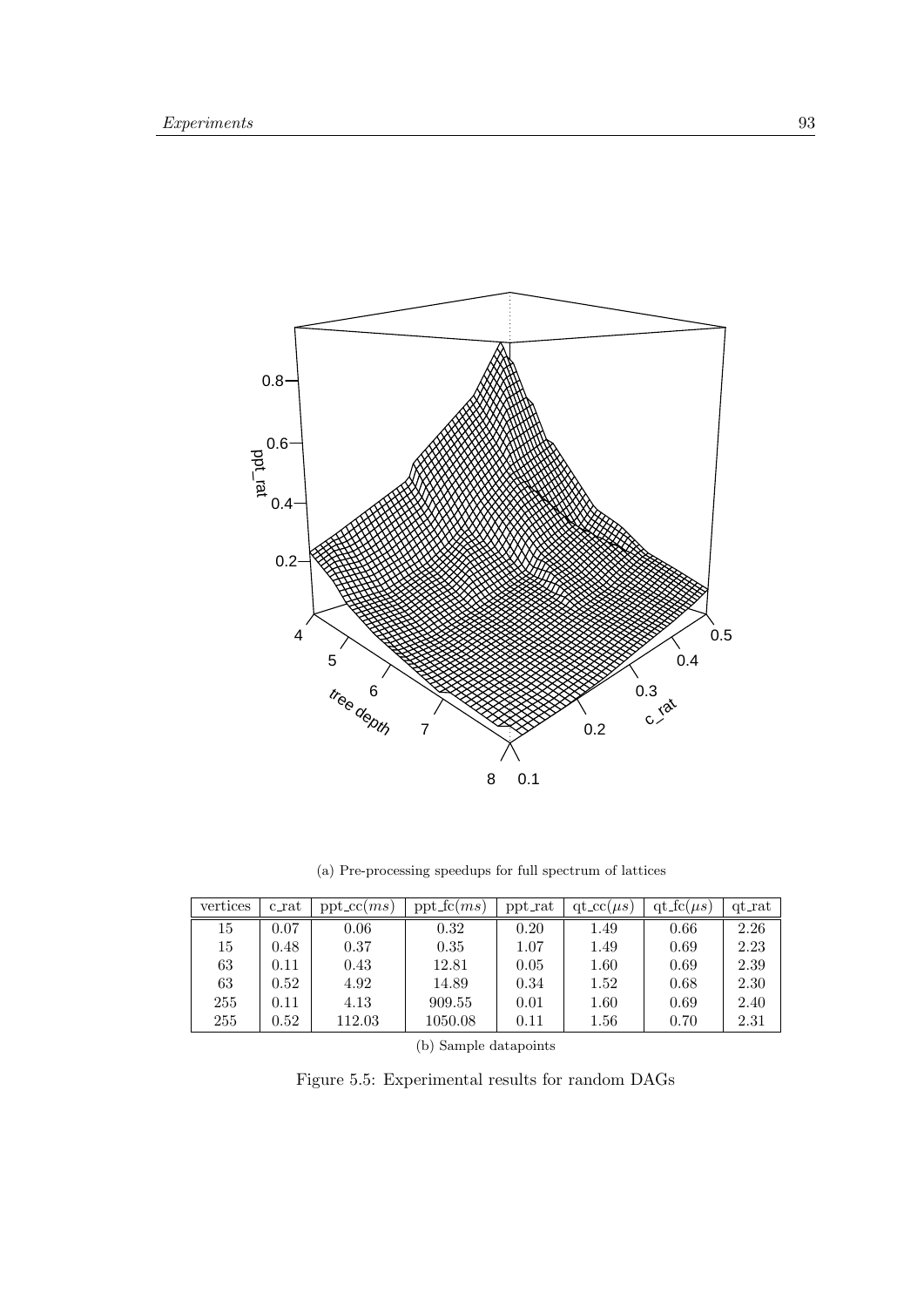(a) Pre-processing speedups for full spectrum of lattices

| vertices | c_rat | ppt_cc($ms$) | ppt_fc($ms$) | ppt_rat | qt_cc($\mu s$) | qt_fc($\mu s$) | qt_rat |
|---|---|---|---|---|---|---|---|
| 15 | 0.07 | 0.06 | 0.32 | 0.20 | 1.49 | 0.66 | 2.26 |
| 15 | 0.48 | 0.37 | 0.35 | 1.07 | 1.49 | 0.69 | 2.23 |
| 63 | 0.11 | 0.43 | 12.81 | 0.05 | 1.60 | 0.69 | 2.39 |
| 63 | 0.52 | 4.92 | 14.89 | 0.34 | 1.52 | 0.68 | 2.30 |
| 255 | 0.11 | 4.13 | 909.55 | 0.01 | 1.60 | 0.69 | 2.40 |
| 255 | 0.52 | 112.03 | 1050.08 | 0.11 | 1.56 | 0.70 | 2.31 |

(b) Sample datapoints

Figure 5.5: Experimental results for random DAGs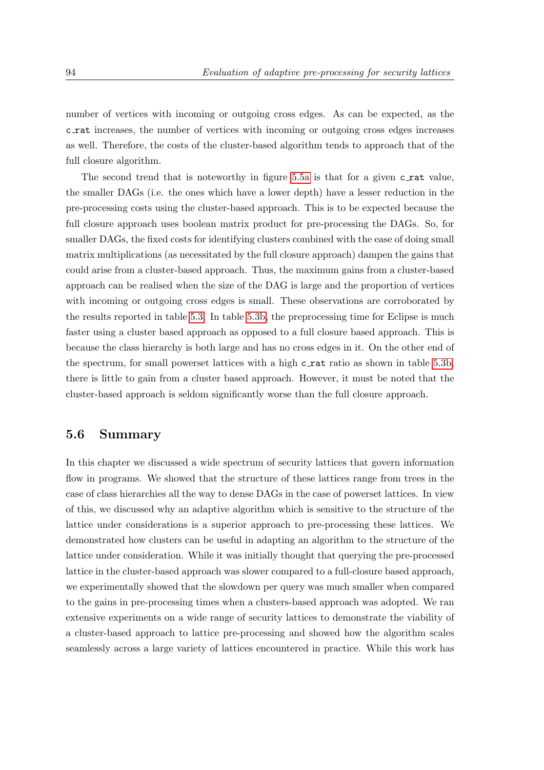number of vertices with incoming or outgoing cross edges. As can be expected, as the `c_rat` increases, the number of vertices with incoming or outgoing cross edges increases as well. Therefore, the costs of the cluster-based algorithm tends to approach that of the full closure algorithm.

The second trend that is noteworthy in figure 5.5a is that for a given `c_rat` value, the smaller DAGs (i.e. the ones which have a lower depth) have a lesser reduction in the pre-processing costs using the cluster-based approach. This is to be expected because the full closure approach uses boolean matrix product for pre-processing the DAGs. So, for smaller DAGs, the fixed costs for identifying clusters combined with the ease of doing small matrix multiplications (as necessitated by the full closure approach) dampen the gains that could arise from a cluster-based approach. Thus, the maximum gains from a cluster-based approach can be realised when the size of the DAG is large and the proportion of vertices with incoming or outgoing cross edges is small. These observations are corroborated by the results reported in table 5.3. In table 5.3b, the preprocessing time for Eclipse is much faster using a cluster based approach as opposed to a full closure based approach. This is because the class hierarchy is both large and has no cross edges in it. On the other end of the spectrum, for small powerset lattices with a high `c_rat` ratio as shown in table 5.3b, there is little to gain from a cluster based approach. However, it must be noted that the cluster-based approach is seldom significantly worse than the full closure approach.

## 5.6 Summary

In this chapter we discussed a wide spectrum of security lattices that govern information flow in programs. We showed that the structure of these lattices range from trees in the case of class hierarchies all the way to dense DAGs in the case of powerset lattices. In view of this, we discussed why an adaptive algorithm which is sensitive to the structure of the lattice under considerations is a superior approach to pre-processing these lattices. We demonstrated how clusters can be useful in adapting an algorithm to the structure of the lattice under consideration. While it was initially thought that querying the pre-processed lattice in the cluster-based approach was slower compared to a full-closure based approach, we experimentally showed that the slowdown per query was much smaller when compared to the gains in pre-processing times when a clusters-based approach was adopted. We ran extensive experiments on a wide range of security lattices to demonstrate the viability of a cluster-based approach to lattice pre-processing and showed how the algorithm scales seamlessly across a large variety of lattices encountered in practice. While this work has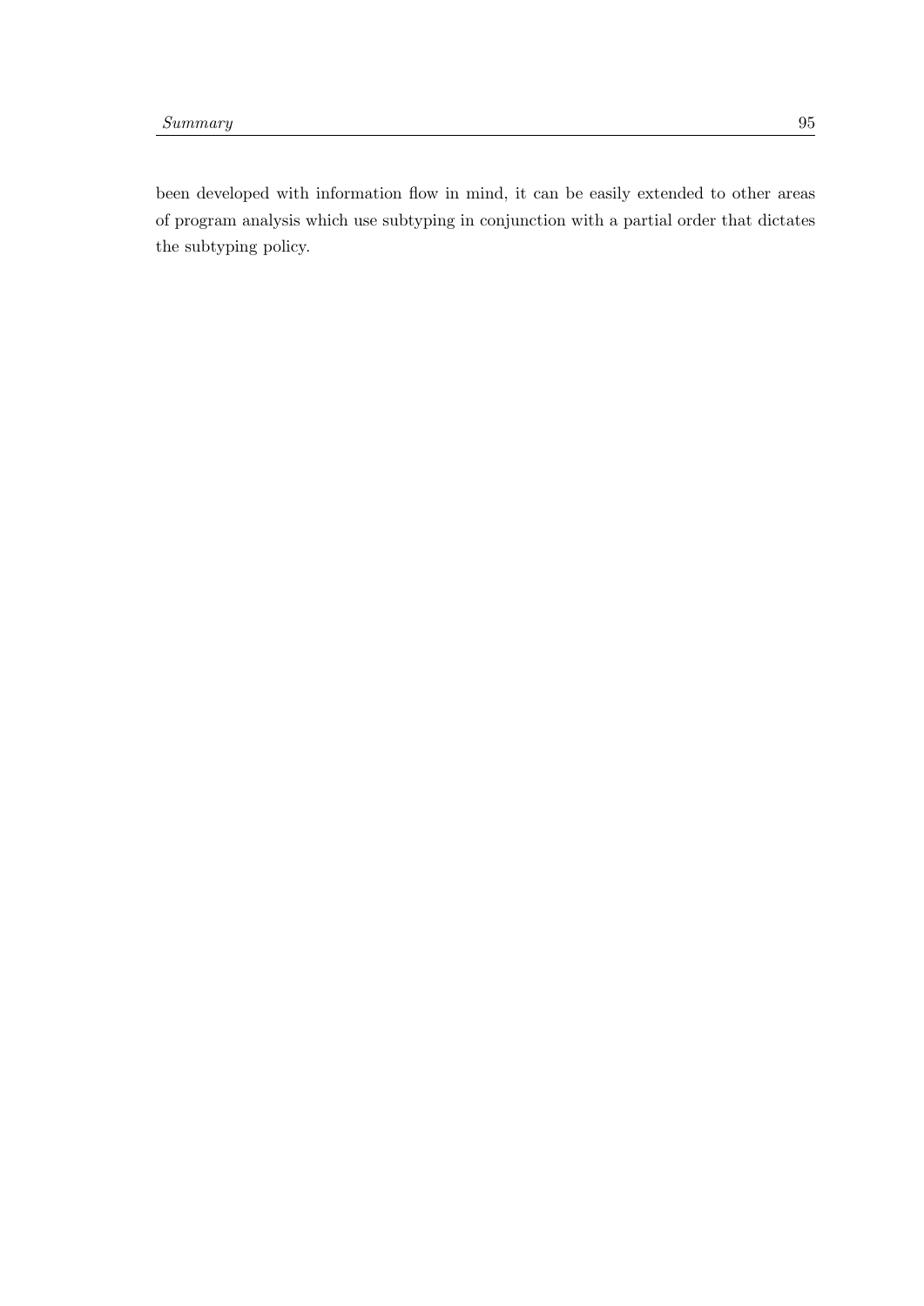been developed with information flow in mind, it can be easily extended to other areas of program analysis which use subtyping in conjunction with a partial order that dictates the subtyping policy.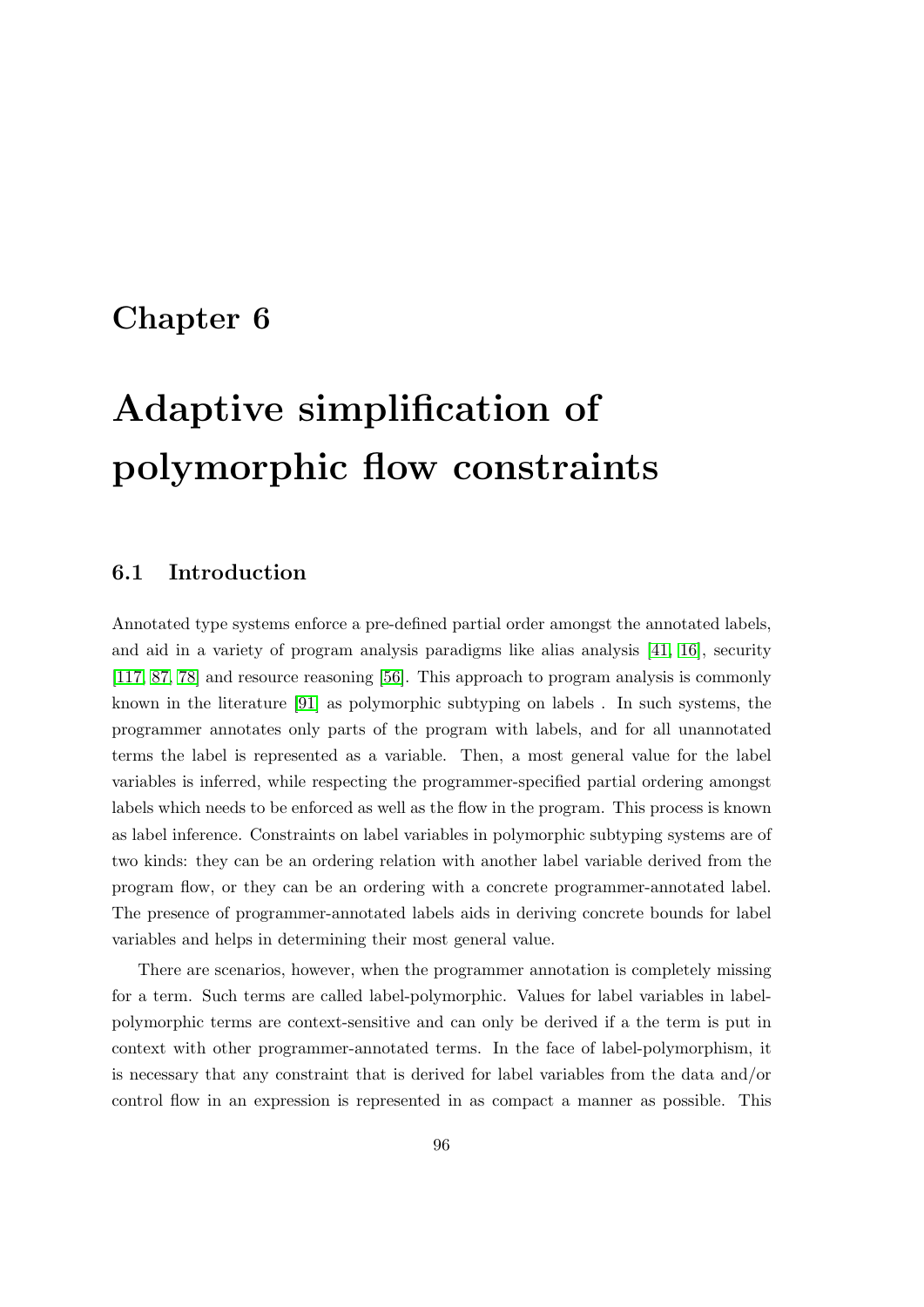# Chapter 6

# Adaptive simplification of polymorphic flow constraints

## 6.1 Introduction

Annotated type systems enforce a pre-defined partial order amongst the annotated labels, and aid in a variety of program analysis paradigms like alias analysis [41, 16], security [117, 87, 78] and resource reasoning [56]. This approach to program analysis is commonly known in the literature [91] as polymorphic subtyping on labels . In such systems, the programmer annotates only parts of the program with labels, and for all unannotated terms the label is represented as a variable. Then, a most general value for the label variables is inferred, while respecting the programmer-specified partial ordering amongst labels which needs to be enforced as well as the flow in the program. This process is known as label inference. Constraints on label variables in polymorphic subtyping systems are of two kinds: they can be an ordering relation with another label variable derived from the program flow, or they can be an ordering with a concrete programmer-annotated label. The presence of programmer-annotated labels aids in deriving concrete bounds for label variables and helps in determining their most general value.

There are scenarios, however, when the programmer annotation is completely missing for a term. Such terms are called label-polymorphic. Values for label variables in label-polymorphic terms are context-sensitive and can only be derived if a the term is put in context with other programmer-annotated terms. In the face of label-polymorphism, it is necessary that any constraint that is derived for label variables from the data and/or control flow in an expression is represented in as compact a manner as possible. This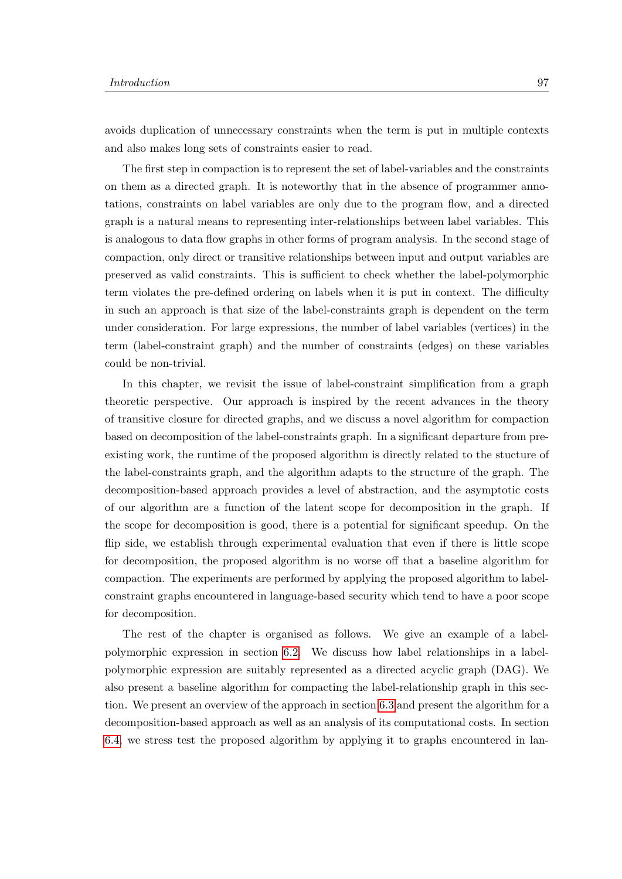avoids duplication of unnecessary constraints when the term is put in multiple contexts and also makes long sets of constraints easier to read.

The first step in compaction is to represent the set of label-variables and the constraints on them as a directed graph. It is noteworthy that in the absence of programmer annotations, constraints on label variables are only due to the program flow, and a directed graph is a natural means to representing inter-relationships between label variables. This is analogous to data flow graphs in other forms of program analysis. In the second stage of compaction, only direct or transitive relationships between input and output variables are preserved as valid constraints. This is sufficient to check whether the label-polymorphic term violates the pre-defined ordering on labels when it is put in context. The difficulty in such an approach is that size of the label-constraints graph is dependent on the term under consideration. For large expressions, the number of label variables (vertices) in the term (label-constraint graph) and the number of constraints (edges) on these variables could be non-trivial.

In this chapter, we revisit the issue of label-constraint simplification from a graph theoretic perspective. Our approach is inspired by the recent advances in the theory of transitive closure for directed graphs, and we discuss a novel algorithm for compaction based on decomposition of the label-constraints graph. In a significant departure from pre-existing work, the runtime of the proposed algorithm is directly related to the stucture of the label-constraints graph, and the algorithm adapts to the structure of the graph. The decomposition-based approach provides a level of abstraction, and the asymptotic costs of our algorithm are a function of the latent scope for decomposition in the graph. If the scope for decomposition is good, there is a potential for significant speedup. On the flip side, we establish through experimental evaluation that even if there is little scope for decomposition, the proposed algorithm is no worse off that a baseline algorithm for compaction. The experiments are performed by applying the proposed algorithm to label-constraint graphs encountered in language-based security which tend to have a poor scope for decomposition.

The rest of the chapter is organised as follows. We give an example of a label-polymorphic expression in section 6.2. We discuss how label relationships in a label-polymorphic expression are suitably represented as a directed acyclic graph (DAG). We also present a baseline algorithm for compacting the label-relationship graph in this section. We present an overview of the approach in section 6.3 and present the algorithm for a decomposition-based approach as well as an analysis of its computational costs. In section 6.4, we stress test the proposed algorithm by applying it to graphs encountered in lan-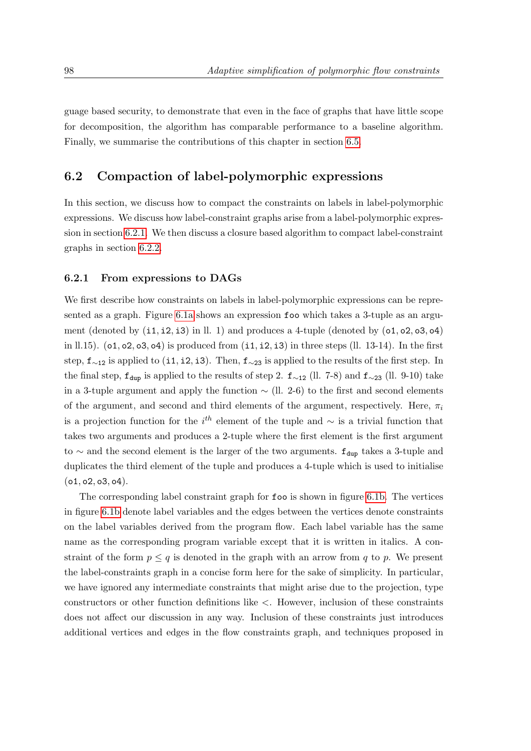guage based security, to demonstrate that even in the face of graphs that have little scope for decomposition, the algorithm has comparable performance to a baseline algorithm. Finally, we summarise the contributions of this chapter in section 6.5.

## 6.2 Compaction of label-polymorphic expressions

In this section, we discuss how to compact the constraints on labels in label-polymorphic expressions. We discuss how label-constraint graphs arise from a label-polymorphic expression in section 6.2.1. We then discuss a closure based algorithm to compact label-constraint graphs in section 6.2.2.

### 6.2.1 From expressions to DAGs

We first describe how constraints on labels in label-polymorphic expressions can be represented as a graph. Figure 6.1a shows an expression `foo` which takes a 3-tuple as an argument (denoted by (`i1`, `i2`, `i3`) in ll. 1) and produces a 4-tuple (denoted by (`o1`, `o2`, `o3`, `o4`) in ll.15). (`o1`, `o2`, `o3`, `o4`) is produced from (`i1`, `i2`, `i3`) in three steps (ll. 13-14). In the first step, $\texttt{f}_{\sim\texttt{12}}$ is applied to (`i1`, `i2`, `i3`). Then, $\texttt{f}_{\sim\texttt{23}}$ is applied to the results of the first step. In the final step, $\texttt{f}_{\texttt{dup}}$ is applied to the results of step 2. $\texttt{f}_{\sim\texttt{12}}$ (ll. 7-8) and $\texttt{f}_{\sim\texttt{23}}$ (ll. 9-10) take in a 3-tuple argument and apply the function $\sim$ (ll. 2-6) to the first and second elements of the argument, and second and third elements of the argument, respectively. Here, $\pi_i$ is a projection function for the $i^{th}$ element of the tuple and $\sim$ is a trivial function that takes two arguments and produces a 2-tuple where the first element is the first argument to $\sim$ and the second element is the larger of the two arguments. $\texttt{f}_{\texttt{dup}}$ takes a 3-tuple and duplicates the third element of the tuple and produces a 4-tuple which is used to initialise (`o1`, `o2`, `o3`, `o4`).

The corresponding label constraint graph for `foo` is shown in figure 6.1b. The vertices in figure 6.1b denote label variables and the edges between the vertices denote constraints on the label variables derived from the program flow. Each label variable has the same name as the corresponding program variable except that it is written in italics. A constraint of the form $p \leq q$ is denoted in the graph with an arrow from $q$ to $p$. We present the label-constraints graph in a concise form here for the sake of simplicity. In particular, we have ignored any intermediate constraints that might arise due to the projection, type constructors or other function definitions like $<$. However, inclusion of these constraints does not affect our discussion in any way. Inclusion of these constraints just introduces additional vertices and edges in the flow constraints graph, and techniques proposed in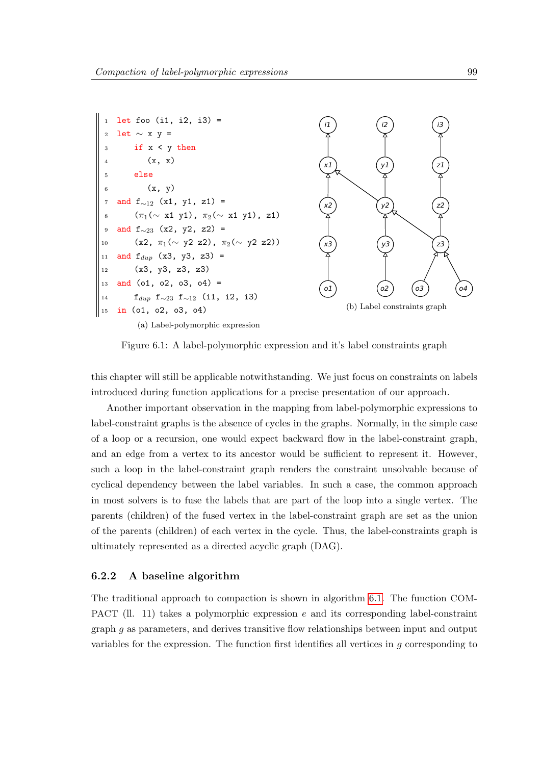```
1  let foo (i1, i2, i3) =
2  let ~ x y =
3      if x < y then
4         (x, x)
5      else
6         (x, y)
7  and f~12 (x1, y1, z1) =
8      (π1(~ x1 y1), π2(~ x1 y1), z1)
9  and f~23 (x2, y2, z2) =
10     (x2, π1(~ y2 z2), π2(~ y2 z2))
11 and fdup (x3, y3, z3) =
12     (x3, y3, z3, z3)
13 and (o1, o2, o3, o4) =
14     fdup f~23 f~12 (i1, i2, i3)
15 in (o1, o2, o3, o4)
```

(a) Label-polymorphic expression

(b) Label constraints graph

Figure 6.1: A label-polymorphic expression and it's label constraints graph

this chapter will still be applicable notwithstanding. We just focus on constraints on labels introduced during function applications for a precise presentation of our approach.

Another important observation in the mapping from label-polymorphic expressions to label-constraint graphs is the absence of cycles in the graphs. Normally, in the simple case of a loop or a recursion, one would expect backward flow in the label-constraint graph, and an edge from a vertex to its ancestor would be sufficient to represent it. However, such a loop in the label-constraint graph renders the constraint unsolvable because of cyclical dependency between the label variables. In such a case, the common approach in most solvers is to fuse the labels that are part of the loop into a single vertex. The parents (children) of the fused vertex in the label-constraint graph are set as the union of the parents (children) of each vertex in the cycle. Thus, the label-constraints graph is ultimately represented as a directed acyclic graph (DAG).

### 6.2.2 A baseline algorithm

The traditional approach to compaction is shown in algorithm 6.1. The function COMPACT (ll. 11) takes a polymorphic expression $e$ and its corresponding label-constraint graph $g$ as parameters, and derives transitive flow relationships between input and output variables for the expression. The function first identifies all vertices in $g$ corresponding to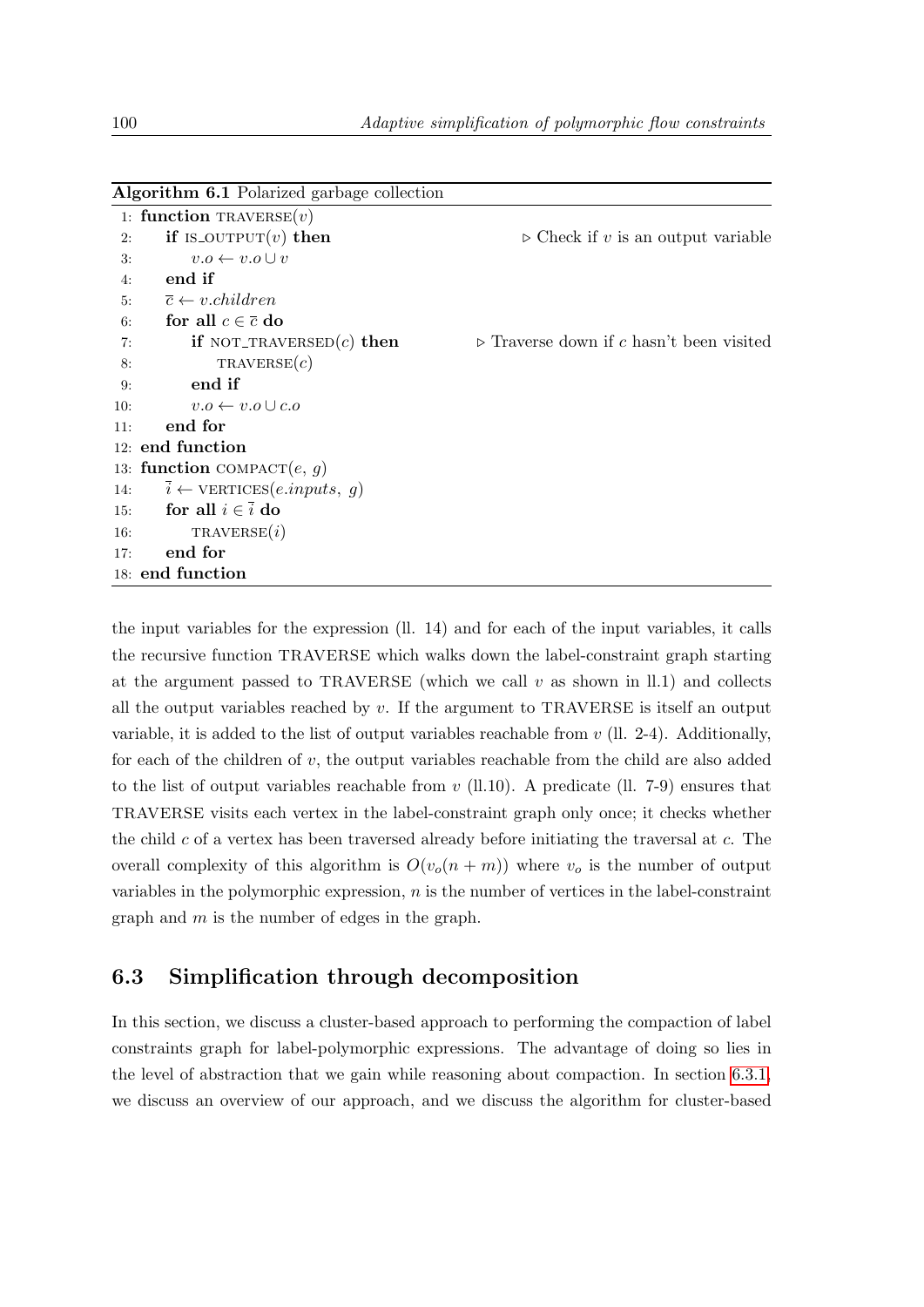**Algorithm 6.1** Polarized garbage collection

```
 1: function TRAVERSE(v)
 2:     if IS_OUTPUT(v) then                     ▷ Check if v is an output variable
 3:         v.o ← v.o ∪ v
 4:     end if
 5:     c̄ ← v.children
 6:     for all c ∈ c̄ do
 7:         if NOT_TRAVERSED(c) then              ▷ Traverse down if c hasn't been visited
 8:             TRAVERSE(c)
 9:         end if
10:         v.o ← v.o ∪ c.o
11:     end for
12: end function
13: function COMPACT(e, g)
14:     ī ← VERTICES(e.inputs, g)
15:     for all i ∈ ī do
16:         TRAVERSE(i)
17:     end for
18: end function
```

the input variables for the expression (ll. 14) and for each of the input variables, it calls the recursive function TRAVERSE which walks down the label-constraint graph starting at the argument passed to TRAVERSE (which we call $v$ as shown in ll.1) and collects all the output variables reached by $v$. If the argument to TRAVERSE is itself an output variable, it is added to the list of output variables reachable from $v$ (ll. 2-4). Additionally, for each of the children of $v$, the output variables reachable from the child are also added to the list of output variables reachable from $v$ (ll.10). A predicate (ll. 7-9) ensures that TRAVERSE visits each vertex in the label-constraint graph only once; it checks whether the child $c$ of a vertex has been traversed already before initiating the traversal at $c$. The overall complexity of this algorithm is $O(v_o(n+m))$ where $v_o$ is the number of output variables in the polymorphic expression, $n$ is the number of vertices in the label-constraint graph and $m$ is the number of edges in the graph.

## 6.3 Simplification through decomposition

In this section, we discuss a cluster-based approach to performing the compaction of label constraints graph for label-polymorphic expressions. The advantage of doing so lies in the level of abstraction that we gain while reasoning about compaction. In section 6.3.1, we discuss an overview of our approach, and we discuss the algorithm for cluster-based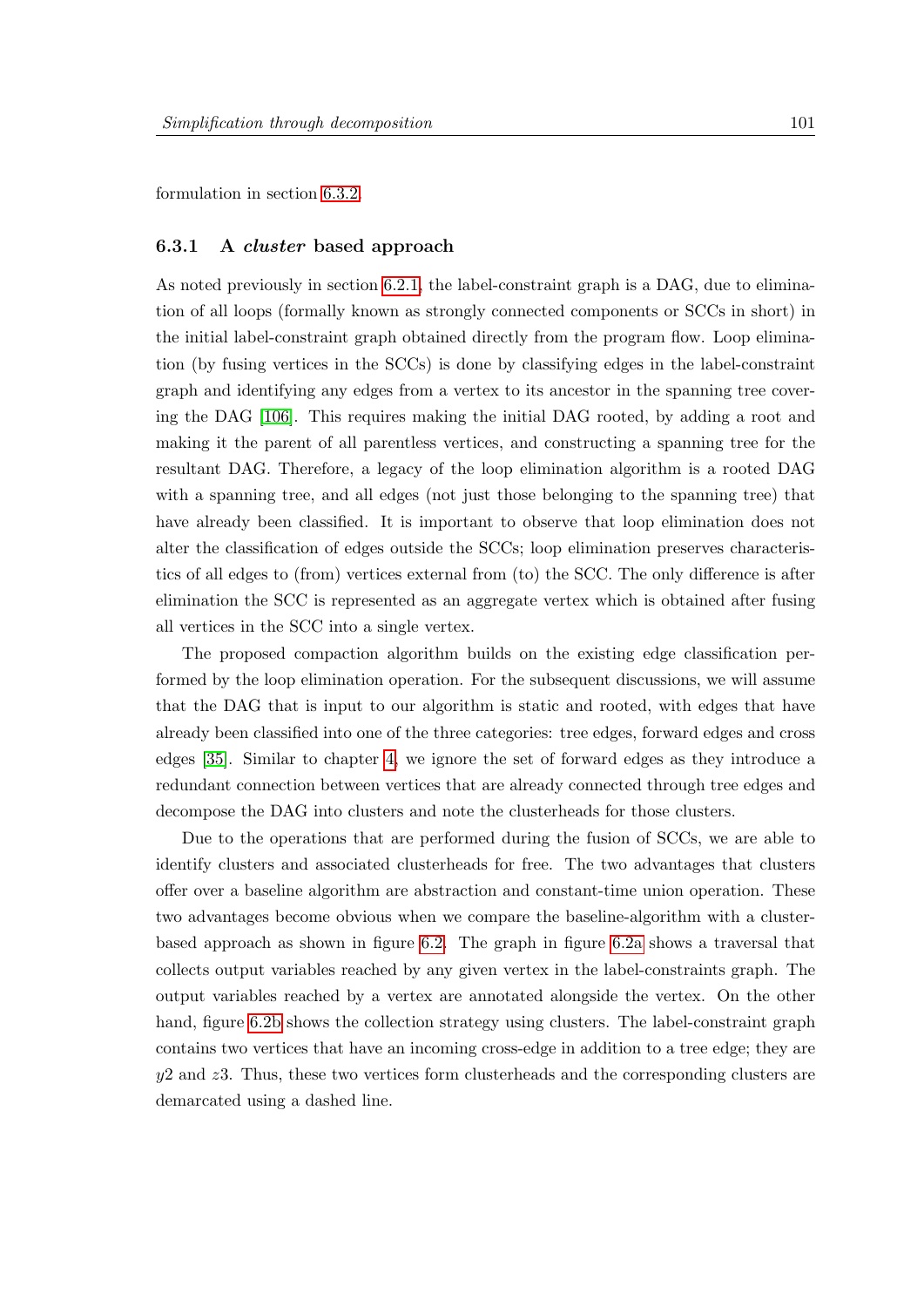formulation in section 6.3.2.

### 6.3.1 A *cluster* based approach

As noted previously in section 6.2.1, the label-constraint graph is a DAG, due to elimination of all loops (formally known as strongly connected components or SCCs in short) in the initial label-constraint graph obtained directly from the program flow. Loop elimination (by fusing vertices in the SCCs) is done by classifying edges in the label-constraint graph and identifying any edges from a vertex to its ancestor in the spanning tree covering the DAG [106]. This requires making the initial DAG rooted, by adding a root and making it the parent of all parentless vertices, and constructing a spanning tree for the resultant DAG. Therefore, a legacy of the loop elimination algorithm is a rooted DAG with a spanning tree, and all edges (not just those belonging to the spanning tree) that have already been classified. It is important to observe that loop elimination does not alter the classification of edges outside the SCCs; loop elimination preserves characteristics of all edges to (from) vertices external from (to) the SCC. The only difference is after elimination the SCC is represented as an aggregate vertex which is obtained after fusing all vertices in the SCC into a single vertex.

The proposed compaction algorithm builds on the existing edge classification performed by the loop elimination operation. For the subsequent discussions, we will assume that the DAG that is input to our algorithm is static and rooted, with edges that have already been classified into one of the three categories: tree edges, forward edges and cross edges [35]. Similar to chapter 4, we ignore the set of forward edges as they introduce a redundant connection between vertices that are already connected through tree edges and decompose the DAG into clusters and note the clusterheads for those clusters.

Due to the operations that are performed during the fusion of SCCs, we are able to identify clusters and associated clusterheads for free. The two advantages that clusters offer over a baseline algorithm are abstraction and constant-time union operation. These two advantages become obvious when we compare the baseline-algorithm with a cluster-based approach as shown in figure 6.2. The graph in figure 6.2a shows a traversal that collects output variables reached by any given vertex in the label-constraints graph. The output variables reached by a vertex are annotated alongside the vertex. On the other hand, figure 6.2b shows the collection strategy using clusters. The label-constraint graph contains two vertices that have an incoming cross-edge in addition to a tree edge; they are $y2$ and $z3$. Thus, these two vertices form clusterheads and the corresponding clusters are demarcated using a dashed line.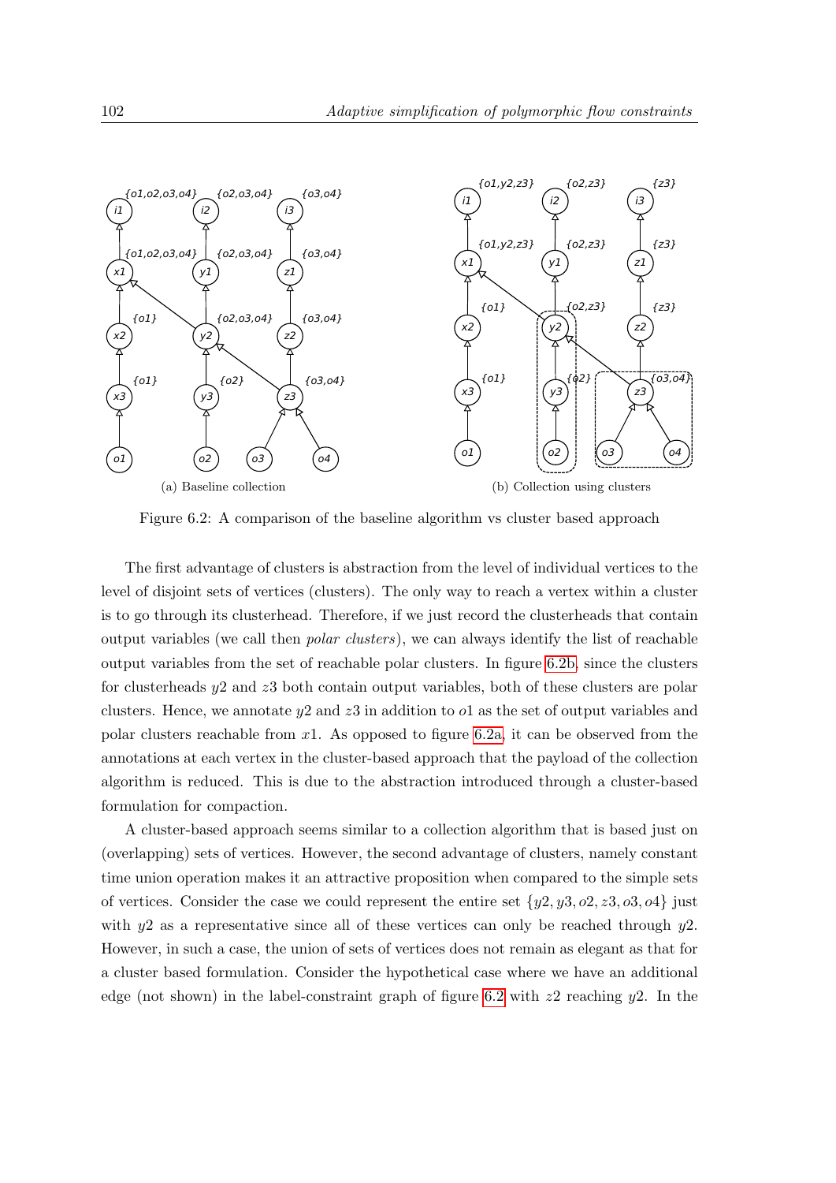(a) Baseline collection

(b) Collection using clusters

Figure 6.2: A comparison of the baseline algorithm vs cluster based approach

The first advantage of clusters is abstraction from the level of individual vertices to the level of disjoint sets of vertices (clusters). The only way to reach a vertex within a cluster is to go through its clusterhead. Therefore, if we just record the clusterheads that contain output variables (we call then *polar clusters*), we can always identify the list of reachable output variables from the set of reachable polar clusters. In figure 6.2b, since the clusters for clusterheads $y2$ and $z3$ both contain output variables, both of these clusters are polar clusters. Hence, we annotate $y2$ and $z3$ in addition to $o1$ as the set of output variables and polar clusters reachable from $x1$. As opposed to figure 6.2a, it can be observed from the annotations at each vertex in the cluster-based approach that the payload of the collection algorithm is reduced. This is due to the abstraction introduced through a cluster-based formulation for compaction.

A cluster-based approach seems similar to a collection algorithm that is based just on (overlapping) sets of vertices. However, the second advantage of clusters, namely constant time union operation makes it an attractive proposition when compared to the simple sets of vertices. Consider the case we could represent the entire set $\{y2, y3, o2, z3, o3, o4\}$ just with $y2$ as a representative since all of these vertices can only be reached through $y2$. However, in such a case, the union of sets of vertices does not remain as elegant as that for a cluster based formulation. Consider the hypothetical case where we have an additional edge (not shown) in the label-constraint graph of figure 6.2 with $z2$ reaching $y2$. In the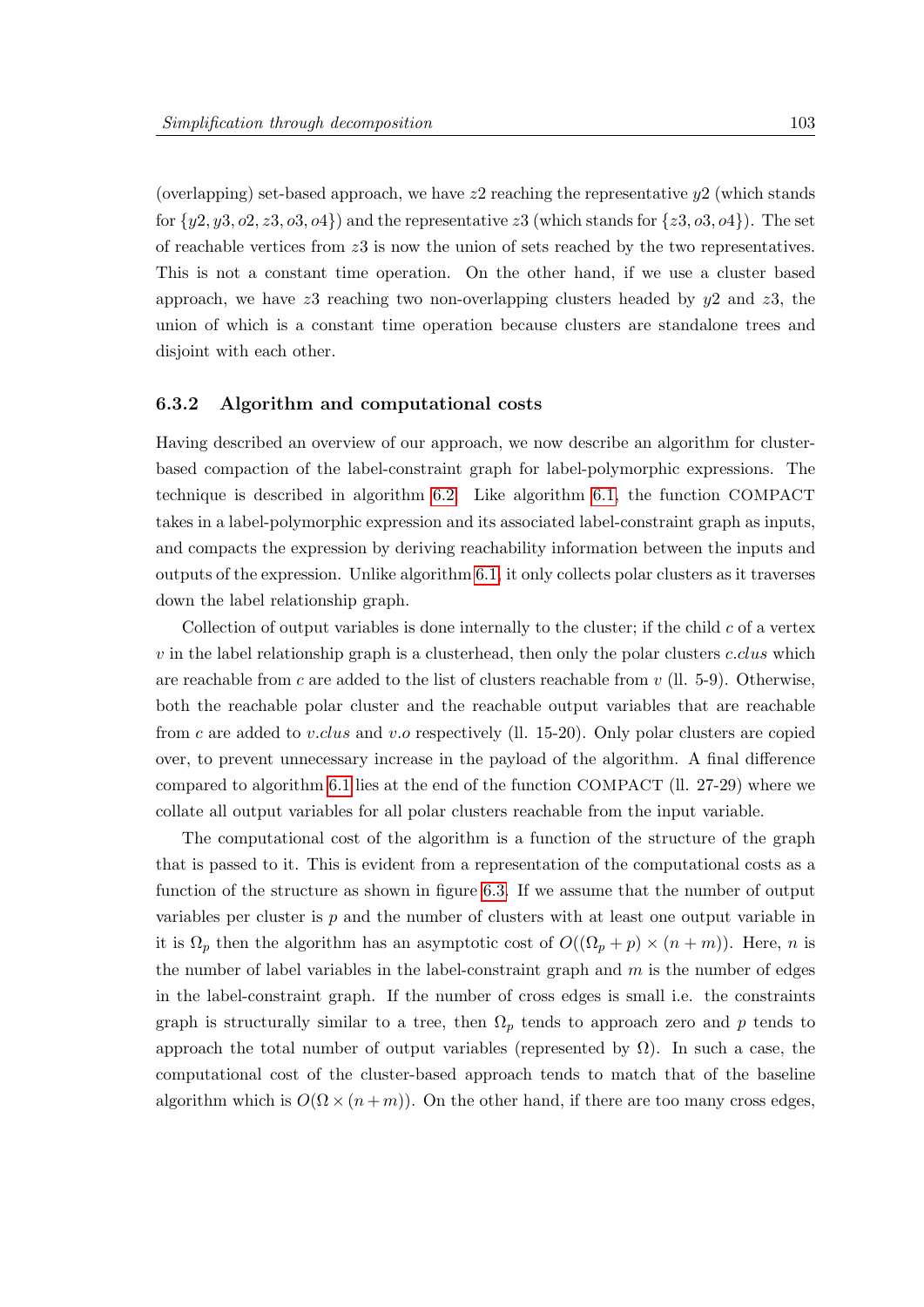(overlapping) set-based approach, we have $z2$ reaching the representative $y2$ (which stands for $\{y2, y3, o2, z3, o3, o4\}$) and the representative $z3$ (which stands for $\{z3, o3, o4\}$). The set of reachable vertices from $z3$ is now the union of sets reached by the two representatives. This is not a constant time operation. On the other hand, if we use a cluster based approach, we have $z3$ reaching two non-overlapping clusters headed by $y2$ and $z3$, the union of which is a constant time operation because clusters are standalone trees and disjoint with each other.

### 6.3.2 Algorithm and computational costs

Having described an overview of our approach, we now describe an algorithm for cluster-based compaction of the label-constraint graph for label-polymorphic expressions. The technique is described in algorithm 6.2. Like algorithm 6.1, the function COMPACT takes in a label-polymorphic expression and its associated label-constraint graph as inputs, and compacts the expression by deriving reachability information between the inputs and outputs of the expression. Unlike algorithm 6.1, it only collects polar clusters as it traverses down the label relationship graph.

Collection of output variables is done internally to the cluster; if the child $c$ of a vertex $v$ in the label relationship graph is a clusterhead, then only the polar clusters $c.clus$ which are reachable from $c$ are added to the list of clusters reachable from $v$ (ll. 5-9). Otherwise, both the reachable polar cluster and the reachable output variables that are reachable from $c$ are added to $v.clus$ and $v.o$ respectively (ll. 15-20). Only polar clusters are copied over, to prevent unnecessary increase in the payload of the algorithm. A final difference compared to algorithm 6.1 lies at the end of the function COMPACT (ll. 27-29) where we collate all output variables for all polar clusters reachable from the input variable.

The computational cost of the algorithm is a function of the structure of the graph that is passed to it. This is evident from a representation of the computational costs as a function of the structure as shown in figure 6.3. If we assume that the number of output variables per cluster is $p$ and the number of clusters with at least one output variable in it is $\Omega_p$ then the algorithm has an asymptotic cost of $O((\Omega_p + p) \times (n + m))$. Here, $n$ is the number of label variables in the label-constraint graph and $m$ is the number of edges in the label-constraint graph. If the number of cross edges is small i.e. the constraints graph is structurally similar to a tree, then $\Omega_p$ tends to approach zero and $p$ tends to approach the total number of output variables (represented by $\Omega$). In such a case, the computational cost of the cluster-based approach tends to match that of the baseline algorithm which is $O(\Omega \times (n + m))$. On the other hand, if there are too many cross edges,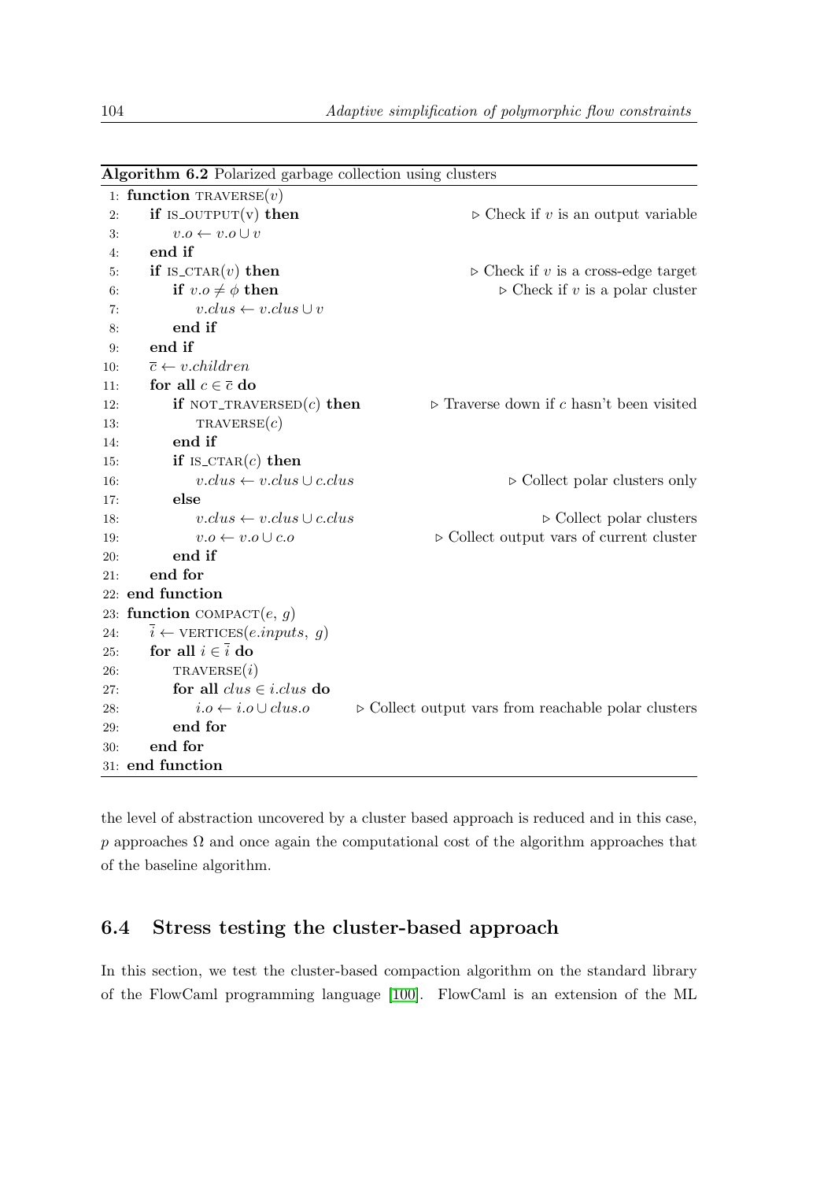**Algorithm 6.2** Polarized garbage collection using clusters

```
 1: function TRAVERSE(v)
 2:     if IS_OUTPUT(v) then                        ▷ Check if v is an output variable
 3:         v.o ← v.o ∪ v
 4:     end if
 5:     if IS_CTAR(v) then                          ▷ Check if v is a cross-edge target
 6:         if v.o ≠ φ then                         ▷ Check if v is a polar cluster
 7:             v.clus ← v.clus ∪ v
 8:         end if
 9:     end if
10:     c̄ ← v.children
11:     for all c ∈ c̄ do
12:         if NOT_TRAVERSED(c) then                ▷ Traverse down if c hasn't been visited
13:             TRAVERSE(c)
14:         end if
15:         if IS_CTAR(c) then
16:             v.clus ← v.clus ∪ c.clus            ▷ Collect polar clusters only
17:         else
18:             v.clus ← v.clus ∪ c.clus            ▷ Collect polar clusters
19:             v.o ← v.o ∪ c.o                     ▷ Collect output vars of current cluster
20:         end if
21:     end for
22: end function
23: function COMPACT(e, g)
24:     ī ← VERTICES(e.inputs, g)
25:     for all i ∈ ī do
26:         TRAVERSE(i)
27:         for all clus ∈ i.clus do
28:             i.o ← i.o ∪ clus.o                  ▷ Collect output vars from reachable polar clusters
29:         end for
30:     end for
31: end function
```

the level of abstraction uncovered by a cluster based approach is reduced and in this case, $p$ approaches $\Omega$ and once again the computational cost of the algorithm approaches that of the baseline algorithm.

## 6.4 Stress testing the cluster-based approach

In this section, we test the cluster-based compaction algorithm on the standard library of the FlowCaml programming language [100]. FlowCaml is an extension of the ML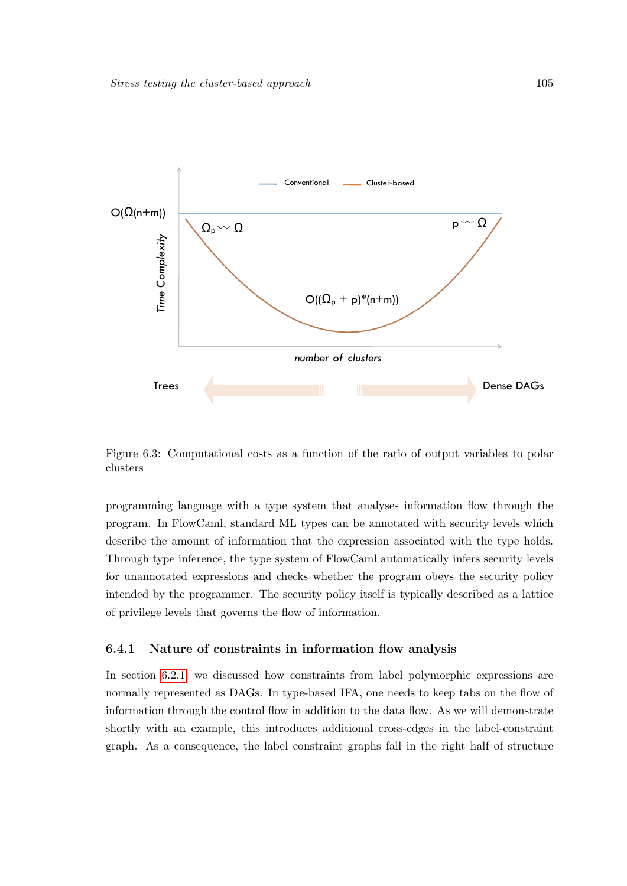Figure 6.3: Computational costs as a function of the ratio of output variables to polar clusters

programming language with a type system that analyses information flow through the program. In FlowCaml, standard ML types can be annotated with security levels which describe the amount of information that the expression associated with the type holds. Through type inference, the type system of FlowCaml automatically infers security levels for unannotated expressions and checks whether the program obeys the security policy intended by the programmer. The security policy itself is typically described as a lattice of privilege levels that governs the flow of information.

### 6.4.1 Nature of constraints in information flow analysis

In section 6.2.1, we discussed how constraints from label polymorphic expressions are normally represented as DAGs. In type-based IFA, one needs to keep tabs on the flow of information through the control flow in addition to the data flow. As we will demonstrate shortly with an example, this introduces additional cross-edges in the label-constraint graph. As a consequence, the label constraint graphs fall in the right half of structure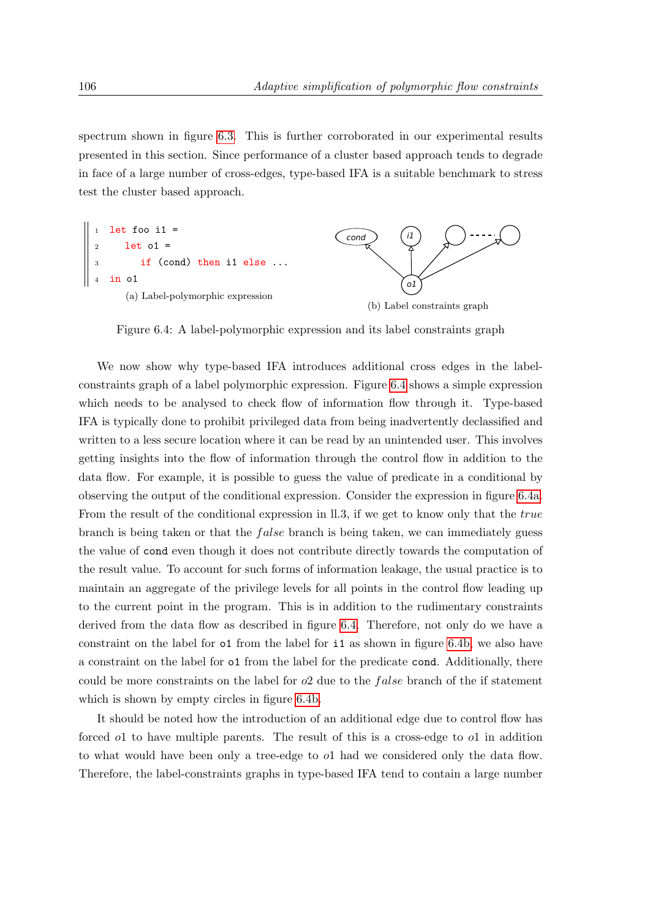spectrum shown in figure 6.3. This is further corroborated in our experimental results presented in this section. Since performance of a cluster based approach tends to degrade in face of a large number of cross-edges, type-based IFA is a suitable benchmark to stress test the cluster based approach.

```
1  let foo i1 =
2    let o1 =
3      if (cond) then i1 else ...
4  in o1
```

(a) Label-polymorphic expression

(b) Label constraints graph

Figure 6.4: A label-polymorphic expression and its label constraints graph

We now show why type-based IFA introduces additional cross edges in the label-constraints graph of a label polymorphic expression. Figure 6.4 shows a simple expression which needs to be analysed to check flow of information flow through it. Type-based IFA is typically done to prohibit privileged data from being inadvertently declassified and written to a less secure location where it can be read by an unintended user. This involves getting insights into the flow of information through the control flow in addition to the data flow. For example, it is possible to guess the value of predicate in a conditional by observing the output of the conditional expression. Consider the expression in figure 6.4a. From the result of the conditional expression in ll.3, if we get to know only that the *true* branch is being taken or that the *false* branch is being taken, we can immediately guess the value of `cond` even though it does not contribute directly towards the computation of the result value. To account for such forms of information leakage, the usual practice is to maintain an aggregate of the privilege levels for all points in the control flow leading up to the current point in the program. This is in addition to the rudimentary constraints derived from the data flow as described in figure 6.4. Therefore, not only do we have a constraint on the label for `o1` from the label for `i1` as shown in figure 6.4b, we also have a constraint on the label for `o1` from the label for the predicate `cond`. Additionally, there could be more constraints on the label for $o2$ due to the *false* branch of the if statement which is shown by empty circles in figure 6.4b.

It should be noted how the introduction of an additional edge due to control flow has forced $o1$ to have multiple parents. The result of this is a cross-edge to $o1$ in addition to what would have been only a tree-edge to $o1$ had we considered only the data flow. Therefore, the label-constraints graphs in type-based IFA tend to contain a large number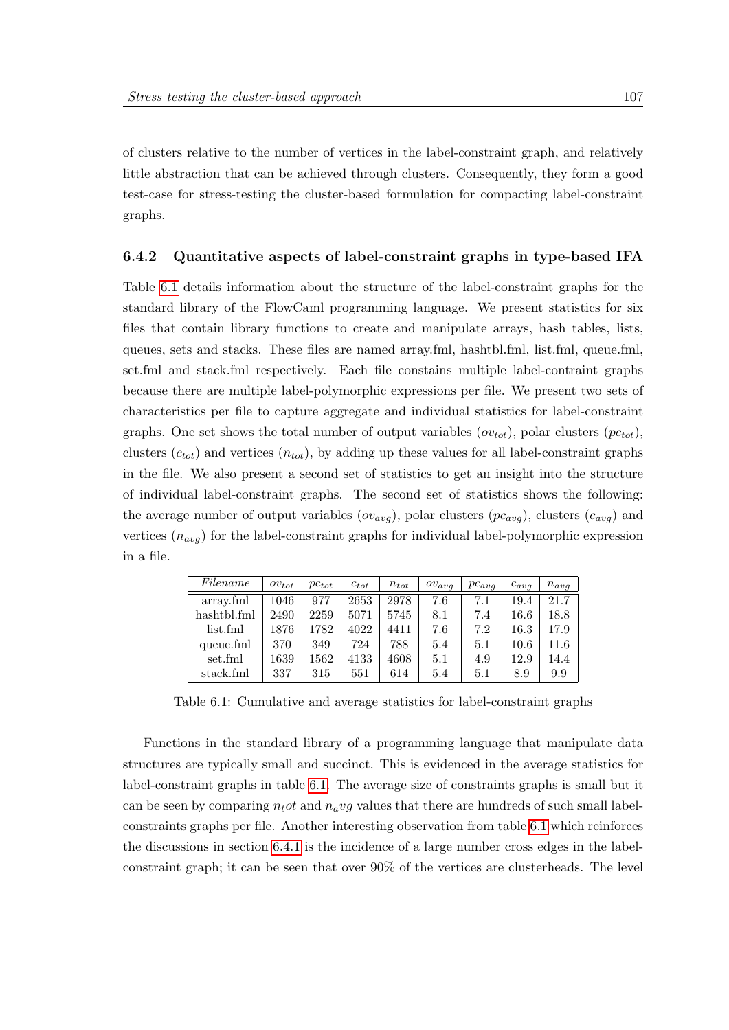of clusters relative to the number of vertices in the label-constraint graph, and relatively little abstraction that can be achieved through clusters. Consequently, they form a good test-case for stress-testing the cluster-based formulation for compacting label-constraint graphs.

### 6.4.2 Quantitative aspects of label-constraint graphs in type-based IFA

Table 6.1 details information about the structure of the label-constraint graphs for the standard library of the FlowCaml programming language. We present statistics for six files that contain library functions to create and manipulate arrays, hash tables, lists, queues, sets and stacks. These files are named array.fml, hashtbl.fml, list.fml, queue.fml, set.fml and stack.fml respectively. Each file constains multiple label-contraint graphs because there are multiple label-polymorphic expressions per file. We present two sets of characteristics per file to capture aggregate and individual statistics for label-constraint graphs. One set shows the total number of output variables ($ov_{tot}$), polar clusters ($pc_{tot}$), clusters ($c_{tot}$) and vertices ($n_{tot}$), by adding up these values for all label-constraint graphs in the file. We also present a second set of statistics to get an insight into the structure of individual label-constraint graphs. The second set of statistics shows the following: the average number of output variables ($ov_{avg}$), polar clusters ($pc_{avg}$), clusters ($c_{avg}$) and vertices ($n_{avg}$) for the label-constraint graphs for individual label-polymorphic expression in a file.

| *Filename* | $ov_{tot}$ | $pc_{tot}$ | $c_{tot}$ | $n_{tot}$ | $ov_{avg}$ | $pc_{avg}$ | $c_{avg}$ | $n_{avg}$ |
|---|---|---|---|---|---|---|---|---|
| array.fml | 1046 | 977 | 2653 | 2978 | 7.6 | 7.1 | 19.4 | 21.7 |
| hashtbl.fml | 2490 | 2259 | 5071 | 5745 | 8.1 | 7.4 | 16.6 | 18.8 |
| list.fml | 1876 | 1782 | 4022 | 4411 | 7.6 | 7.2 | 16.3 | 17.9 |
| queue.fml | 370 | 349 | 724 | 788 | 5.4 | 5.1 | 10.6 | 11.6 |
| set.fml | 1639 | 1562 | 4133 | 4608 | 5.1 | 4.9 | 12.9 | 14.4 |
| stack.fml | 337 | 315 | 551 | 614 | 5.4 | 5.1 | 8.9 | 9.9 |

Table 6.1: Cumulative and average statistics for label-constraint graphs

Functions in the standard library of a programming language that manipulate data structures are typically small and succinct. This is evidenced in the average statistics for label-constraint graphs in table 6.1. The average size of constraints graphs is small but it can be seen by comparing $n_tot$ and $n_avg$ values that there are hundreds of such small label-constraints graphs per file. Another interesting observation from table 6.1 which reinforces the discussions in section 6.4.1 is the incidence of a large number cross edges in the label-constraint graph; it can be seen that over 90% of the vertices are clusterheads. The level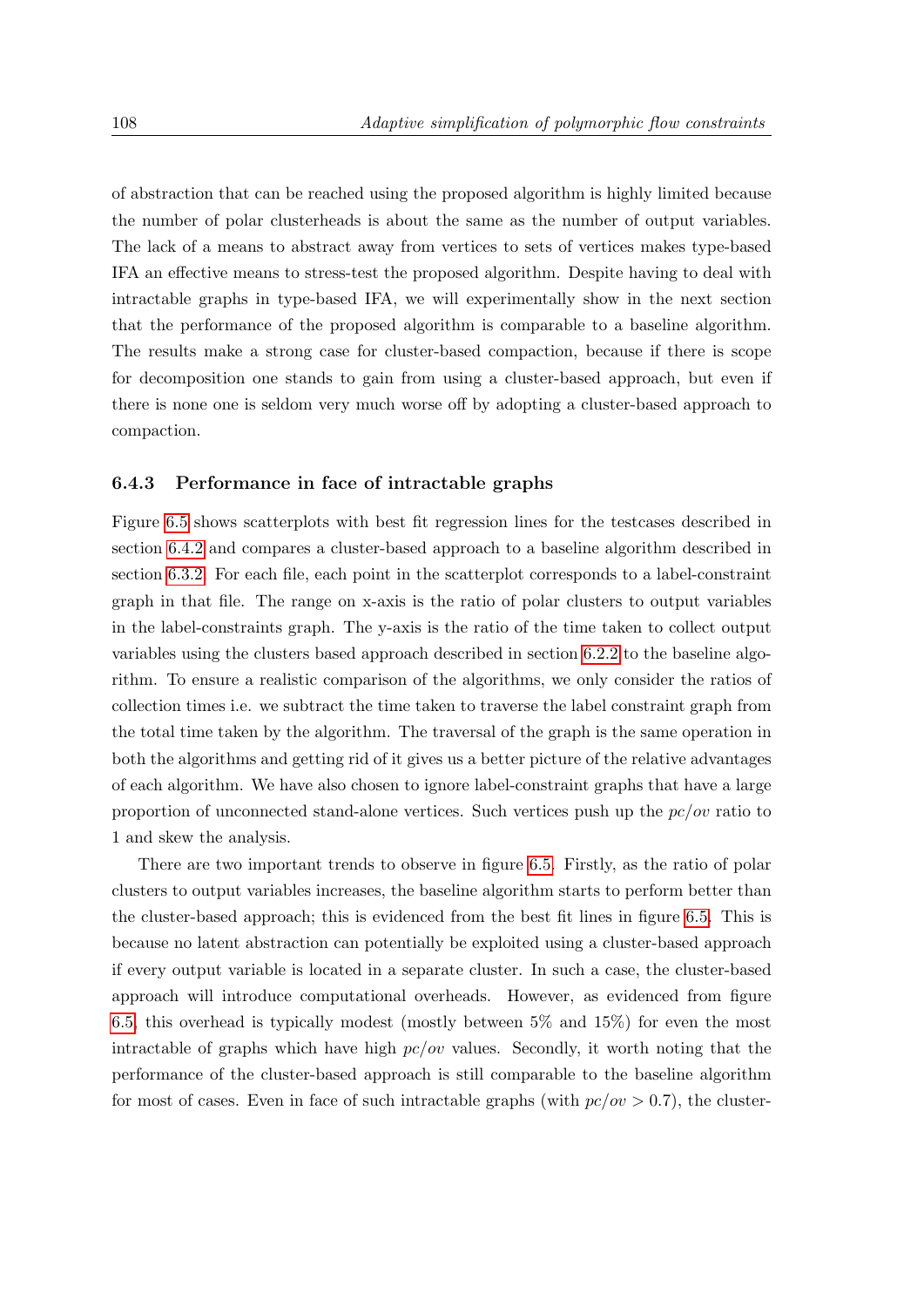of abstraction that can be reached using the proposed algorithm is highly limited because the number of polar clusterheads is about the same as the number of output variables. The lack of a means to abstract away from vertices to sets of vertices makes type-based IFA an effective means to stress-test the proposed algorithm. Despite having to deal with intractable graphs in type-based IFA, we will experimentally show in the next section that the performance of the proposed algorithm is comparable to a baseline algorithm. The results make a strong case for cluster-based compaction, because if there is scope for decomposition one stands to gain from using a cluster-based approach, but even if there is none one is seldom very much worse off by adopting a cluster-based approach to compaction.

### 6.4.3 Performance in face of intractable graphs

Figure 6.5 shows scatterplots with best fit regression lines for the testcases described in section 6.4.2 and compares a cluster-based approach to a baseline algorithm described in section 6.3.2. For each file, each point in the scatterplot corresponds to a label-constraint graph in that file. The range on x-axis is the ratio of polar clusters to output variables in the label-constraints graph. The y-axis is the ratio of the time taken to collect output variables using the clusters based approach described in section 6.2.2 to the baseline algorithm. To ensure a realistic comparison of the algorithms, we only consider the ratios of collection times i.e. we subtract the time taken to traverse the label constraint graph from the total time taken by the algorithm. The traversal of the graph is the same operation in both the algorithms and getting rid of it gives us a better picture of the relative advantages of each algorithm. We have also chosen to ignore label-constraint graphs that have a large proportion of unconnected stand-alone vertices. Such vertices push up the $pc/ov$ ratio to 1 and skew the analysis.

There are two important trends to observe in figure 6.5. Firstly, as the ratio of polar clusters to output variables increases, the baseline algorithm starts to perform better than the cluster-based approach; this is evidenced from the best fit lines in figure 6.5. This is because no latent abstraction can potentially be exploited using a cluster-based approach if every output variable is located in a separate cluster. In such a case, the cluster-based approach will introduce computational overheads. However, as evidenced from figure 6.5, this overhead is typically modest (mostly between 5% and 15%) for even the most intractable of graphs which have high $pc/ov$ values. Secondly, it worth noting that the performance of the cluster-based approach is still comparable to the baseline algorithm for most of cases. Even in face of such intractable graphs (with $pc/ov > 0.7$), the cluster-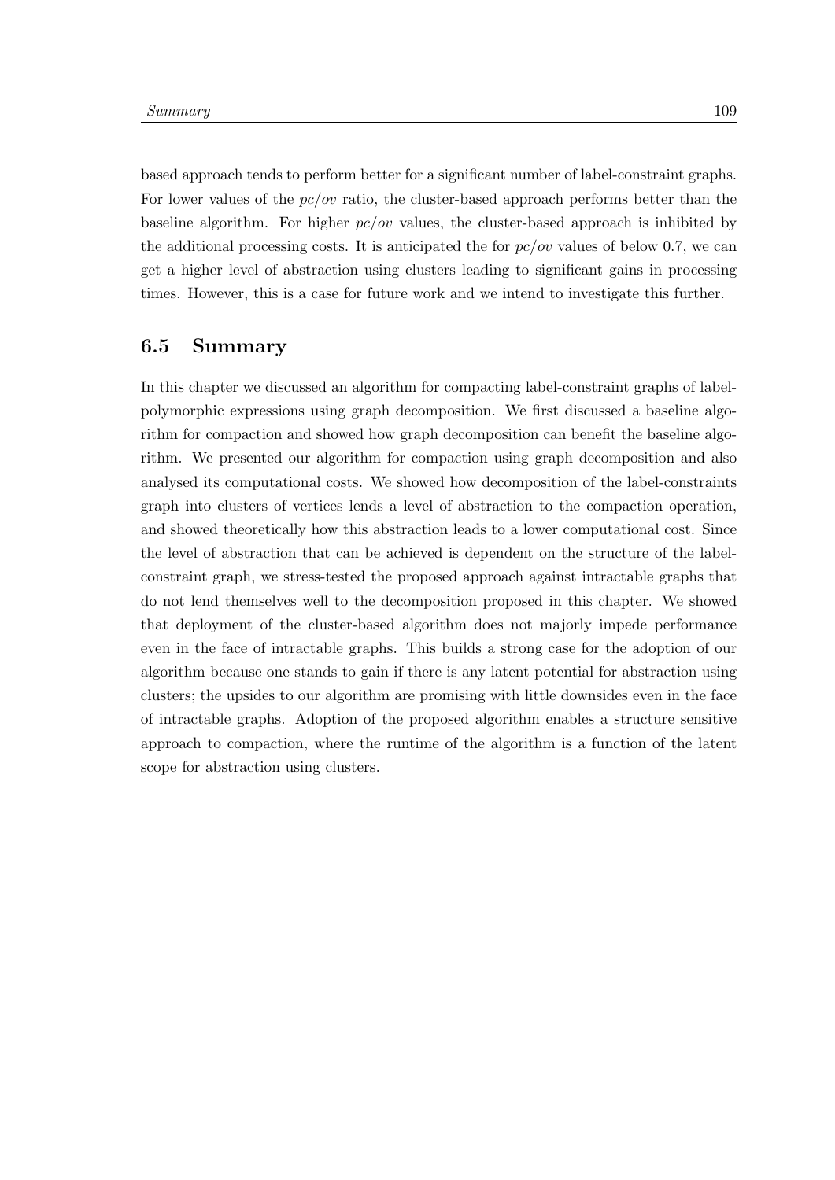based approach tends to perform better for a significant number of label-constraint graphs. For lower values of the $pc/ov$ ratio, the cluster-based approach performs better than the baseline algorithm. For higher $pc/ov$ values, the cluster-based approach is inhibited by the additional processing costs. It is anticipated the for $pc/ov$ values of below 0.7, we can get a higher level of abstraction using clusters leading to significant gains in processing times. However, this is a case for future work and we intend to investigate this further.

## 6.5 Summary

In this chapter we discussed an algorithm for compacting label-constraint graphs of label-polymorphic expressions using graph decomposition. We first discussed a baseline algorithm for compaction and showed how graph decomposition can benefit the baseline algorithm. We presented our algorithm for compaction using graph decomposition and also analysed its computational costs. We showed how decomposition of the label-constraints graph into clusters of vertices lends a level of abstraction to the compaction operation, and showed theoretically how this abstraction leads to a lower computational cost. Since the level of abstraction that can be achieved is dependent on the structure of the label-constraint graph, we stress-tested the proposed approach against intractable graphs that do not lend themselves well to the decomposition proposed in this chapter. We showed that deployment of the cluster-based algorithm does not majorly impede performance even in the face of intractable graphs. This builds a strong case for the adoption of our algorithm because one stands to gain if there is any latent potential for abstraction using clusters; the upsides to our algorithm are promising with little downsides even in the face of intractable graphs. Adoption of the proposed algorithm enables a structure sensitive approach to compaction, where the runtime of the algorithm is a function of the latent scope for abstraction using clusters.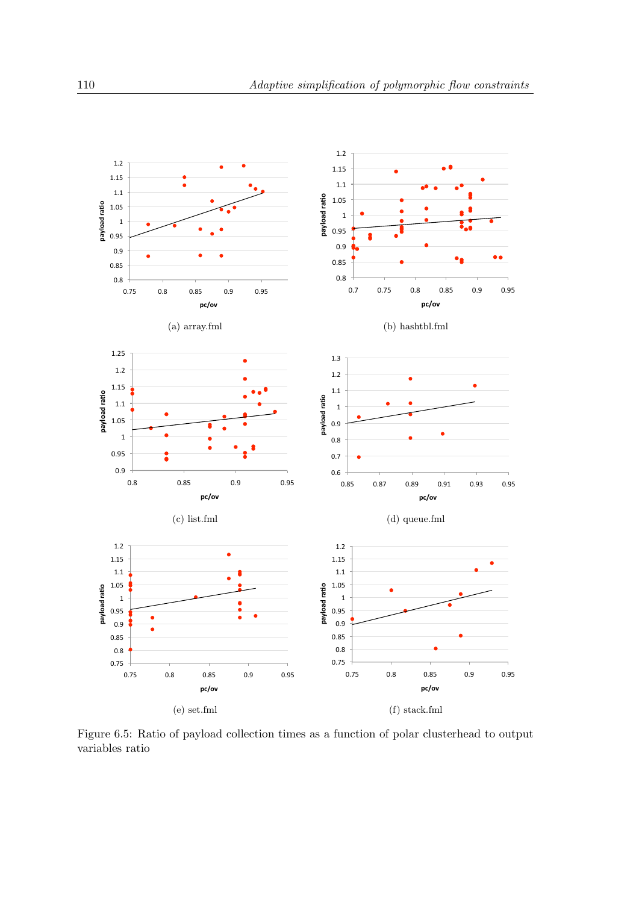(a) array.fml

(b) hashtbl.fml

(c) list.fml

(d) queue.fml

(e) set.fml

(f) stack.fml

Figure 6.5: Ratio of payload collection times as a function of polar clusterhead to output variables ratio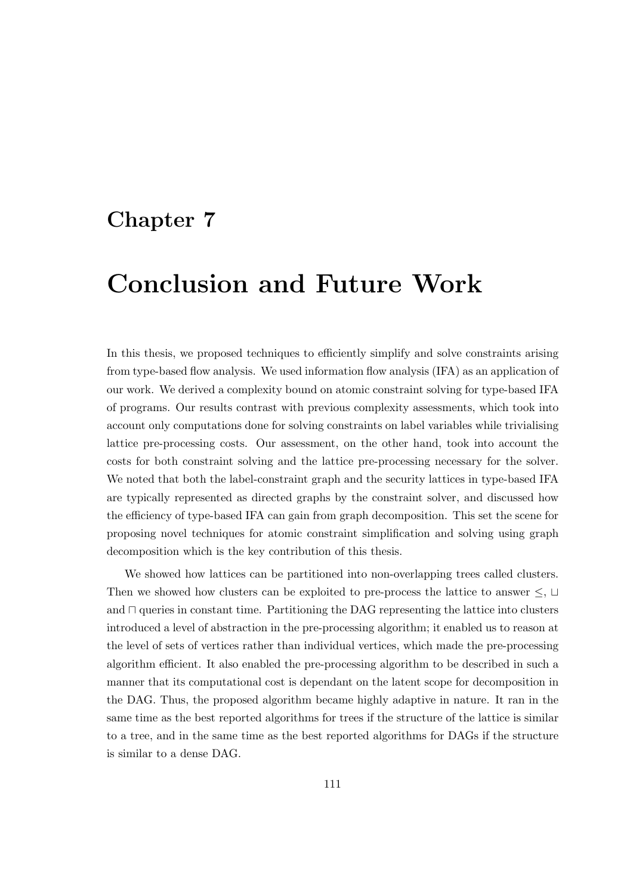# Chapter 7

# Conclusion and Future Work

In this thesis, we proposed techniques to efficiently simplify and solve constraints arising from type-based flow analysis. We used information flow analysis (IFA) as an application of our work. We derived a complexity bound on atomic constraint solving for type-based IFA of programs. Our results contrast with previous complexity assessments, which took into account only computations done for solving constraints on label variables while trivialising lattice pre-processing costs. Our assessment, on the other hand, took into account the costs for both constraint solving and the lattice pre-processing necessary for the solver. We noted that both the label-constraint graph and the security lattices in type-based IFA are typically represented as directed graphs by the constraint solver, and discussed how the efficiency of type-based IFA can gain from graph decomposition. This set the scene for proposing novel techniques for atomic constraint simplification and solving using graph decomposition which is the key contribution of this thesis.

We showed how lattices can be partitioned into non-overlapping trees called clusters. Then we showed how clusters can be exploited to pre-process the lattice to answer $\leq$, $\sqcup$ and $\sqcap$ queries in constant time. Partitioning the DAG representing the lattice into clusters introduced a level of abstraction in the pre-processing algorithm; it enabled us to reason at the level of sets of vertices rather than individual vertices, which made the pre-processing algorithm efficient. It also enabled the pre-processing algorithm to be described in such a manner that its computational cost is dependant on the latent scope for decomposition in the DAG. Thus, the proposed algorithm became highly adaptive in nature. It ran in the same time as the best reported algorithms for trees if the structure of the lattice is similar to a tree, and in the same time as the best reported algorithms for DAGs if the structure is similar to a dense DAG.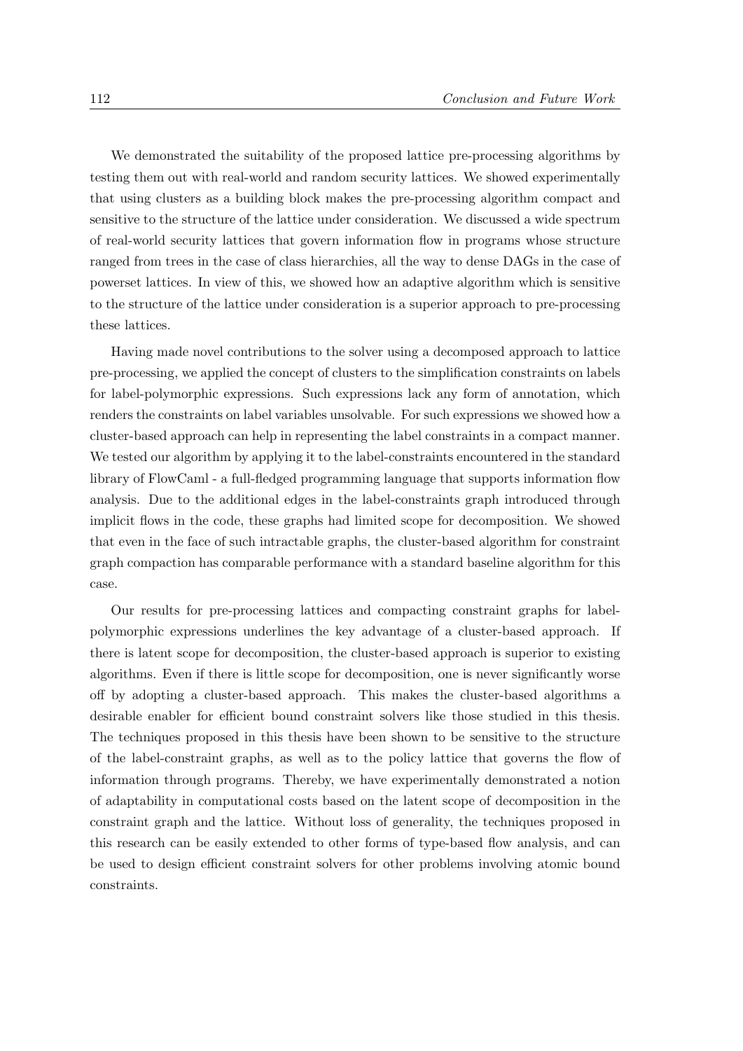We demonstrated the suitability of the proposed lattice pre-processing algorithms by testing them out with real-world and random security lattices. We showed experimentally that using clusters as a building block makes the pre-processing algorithm compact and sensitive to the structure of the lattice under consideration. We discussed a wide spectrum of real-world security lattices that govern information flow in programs whose structure ranged from trees in the case of class hierarchies, all the way to dense DAGs in the case of powerset lattices. In view of this, we showed how an adaptive algorithm which is sensitive to the structure of the lattice under consideration is a superior approach to pre-processing these lattices.

Having made novel contributions to the solver using a decomposed approach to lattice pre-processing, we applied the concept of clusters to the simplification constraints on labels for label-polymorphic expressions. Such expressions lack any form of annotation, which renders the constraints on label variables unsolvable. For such expressions we showed how a cluster-based approach can help in representing the label constraints in a compact manner. We tested our algorithm by applying it to the label-constraints encountered in the standard library of FlowCaml - a full-fledged programming language that supports information flow analysis. Due to the additional edges in the label-constraints graph introduced through implicit flows in the code, these graphs had limited scope for decomposition. We showed that even in the face of such intractable graphs, the cluster-based algorithm for constraint graph compaction has comparable performance with a standard baseline algorithm for this case.

Our results for pre-processing lattices and compacting constraint graphs for label-polymorphic expressions underlines the key advantage of a cluster-based approach. If there is latent scope for decomposition, the cluster-based approach is superior to existing algorithms. Even if there is little scope for decomposition, one is never significantly worse off by adopting a cluster-based approach. This makes the cluster-based algorithms a desirable enabler for efficient bound constraint solvers like those studied in this thesis. The techniques proposed in this thesis have been shown to be sensitive to the structure of the label-constraint graphs, as well as to the policy lattice that governs the flow of information through programs. Thereby, we have experimentally demonstrated a notion of adaptability in computational costs based on the latent scope of decomposition in the constraint graph and the lattice. Without loss of generality, the techniques proposed in this research can be easily extended to other forms of type-based flow analysis, and can be used to design efficient constraint solvers for other problems involving atomic bound constraints.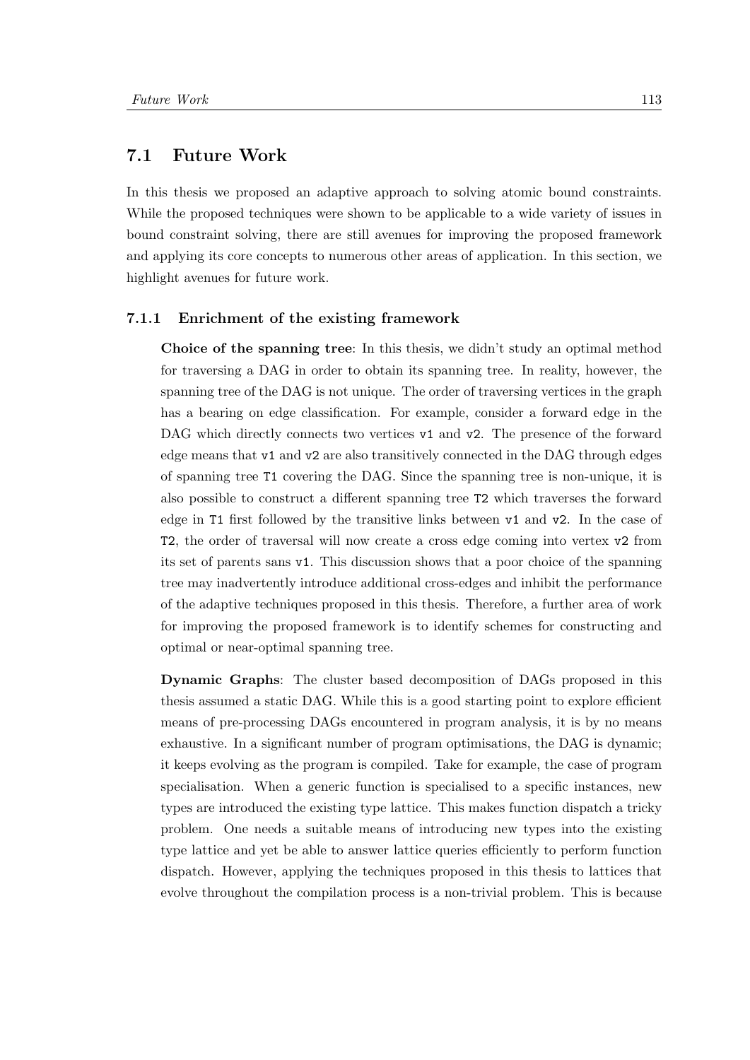## 7.1 Future Work

In this thesis we proposed an adaptive approach to solving atomic bound constraints. While the proposed techniques were shown to be applicable to a wide variety of issues in bound constraint solving, there are still avenues for improving the proposed framework and applying its core concepts to numerous other areas of application. In this section, we highlight avenues for future work.

### 7.1.1 Enrichment of the existing framework

**Choice of the spanning tree**: In this thesis, we didn't study an optimal method for traversing a DAG in order to obtain its spanning tree. In reality, however, the spanning tree of the DAG is not unique. The order of traversing vertices in the graph has a bearing on edge classification. For example, consider a forward edge in the DAG which directly connects two vertices `v1` and `v2`. The presence of the forward edge means that `v1` and `v2` are also transitively connected in the DAG through edges of spanning tree `T1` covering the DAG. Since the spanning tree is non-unique, it is also possible to construct a different spanning tree `T2` which traverses the forward edge in `T1` first followed by the transitive links between `v1` and `v2`. In the case of `T2`, the order of traversal will now create a cross edge coming into vertex `v2` from its set of parents sans `v1`. This discussion shows that a poor choice of the spanning tree may inadvertently introduce additional cross-edges and inhibit the performance of the adaptive techniques proposed in this thesis. Therefore, a further area of work for improving the proposed framework is to identify schemes for constructing and optimal or near-optimal spanning tree.

**Dynamic Graphs**: The cluster based decomposition of DAGs proposed in this thesis assumed a static DAG. While this is a good starting point to explore efficient means of pre-processing DAGs encountered in program analysis, it is by no means exhaustive. In a significant number of program optimisations, the DAG is dynamic; it keeps evolving as the program is compiled. Take for example, the case of program specialisation. When a generic function is specialised to a specific instances, new types are introduced the existing type lattice. This makes function dispatch a tricky problem. One needs a suitable means of introducing new types into the existing type lattice and yet be able to answer lattice queries efficiently to perform function dispatch. However, applying the techniques proposed in this thesis to lattices that evolve throughout the compilation process is a non-trivial problem. This is because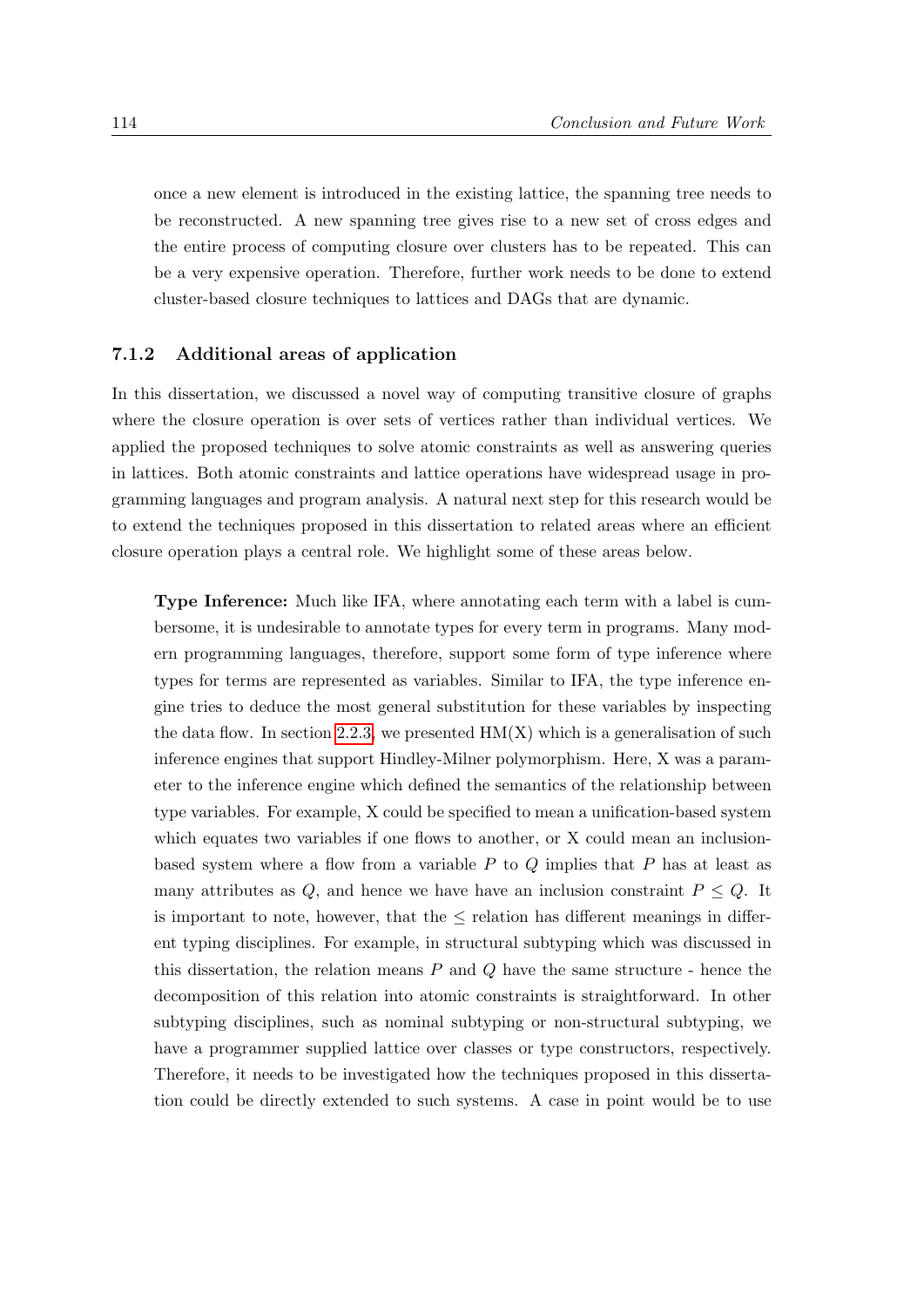once a new element is introduced in the existing lattice, the spanning tree needs to be reconstructed. A new spanning tree gives rise to a new set of cross edges and the entire process of computing closure over clusters has to be repeated. This can be a very expensive operation. Therefore, further work needs to be done to extend cluster-based closure techniques to lattices and DAGs that are dynamic.

### 7.1.2 Additional areas of application

In this dissertation, we discussed a novel way of computing transitive closure of graphs where the closure operation is over sets of vertices rather than individual vertices. We applied the proposed techniques to solve atomic constraints as well as answering queries in lattices. Both atomic constraints and lattice operations have widespread usage in programming languages and program analysis. A natural next step for this research would be to extend the techniques proposed in this dissertation to related areas where an efficient closure operation plays a central role. We highlight some of these areas below.

**Type Inference:** Much like IFA, where annotating each term with a label is cumbersome, it is undesirable to annotate types for every term in programs. Many modern programming languages, therefore, support some form of type inference where types for terms are represented as variables. Similar to IFA, the type inference engine tries to deduce the most general substitution for these variables by inspecting the data flow. In section 2.2.3, we presented HM(X) which is a generalisation of such inference engines that support Hindley-Milner polymorphism. Here, X was a parameter to the inference engine which defined the semantics of the relationship between type variables. For example, X could be specified to mean a unification-based system which equates two variables if one flows to another, or X could mean an inclusion-based system where a flow from a variable $P$ to $Q$ implies that $P$ has at least as many attributes as $Q$, and hence we have have an inclusion constraint $P \leq Q$. It is important to note, however, that the $\leq$ relation has different meanings in different typing disciplines. For example, in structural subtyping which was discussed in this dissertation, the relation means $P$ and $Q$ have the same structure - hence the decomposition of this relation into atomic constraints is straightforward. In other subtyping disciplines, such as nominal subtyping or non-structural subtyping, we have a programmer supplied lattice over classes or type constructors, respectively. Therefore, it needs to be investigated how the techniques proposed in this dissertation could be directly extended to such systems. A case in point would be to use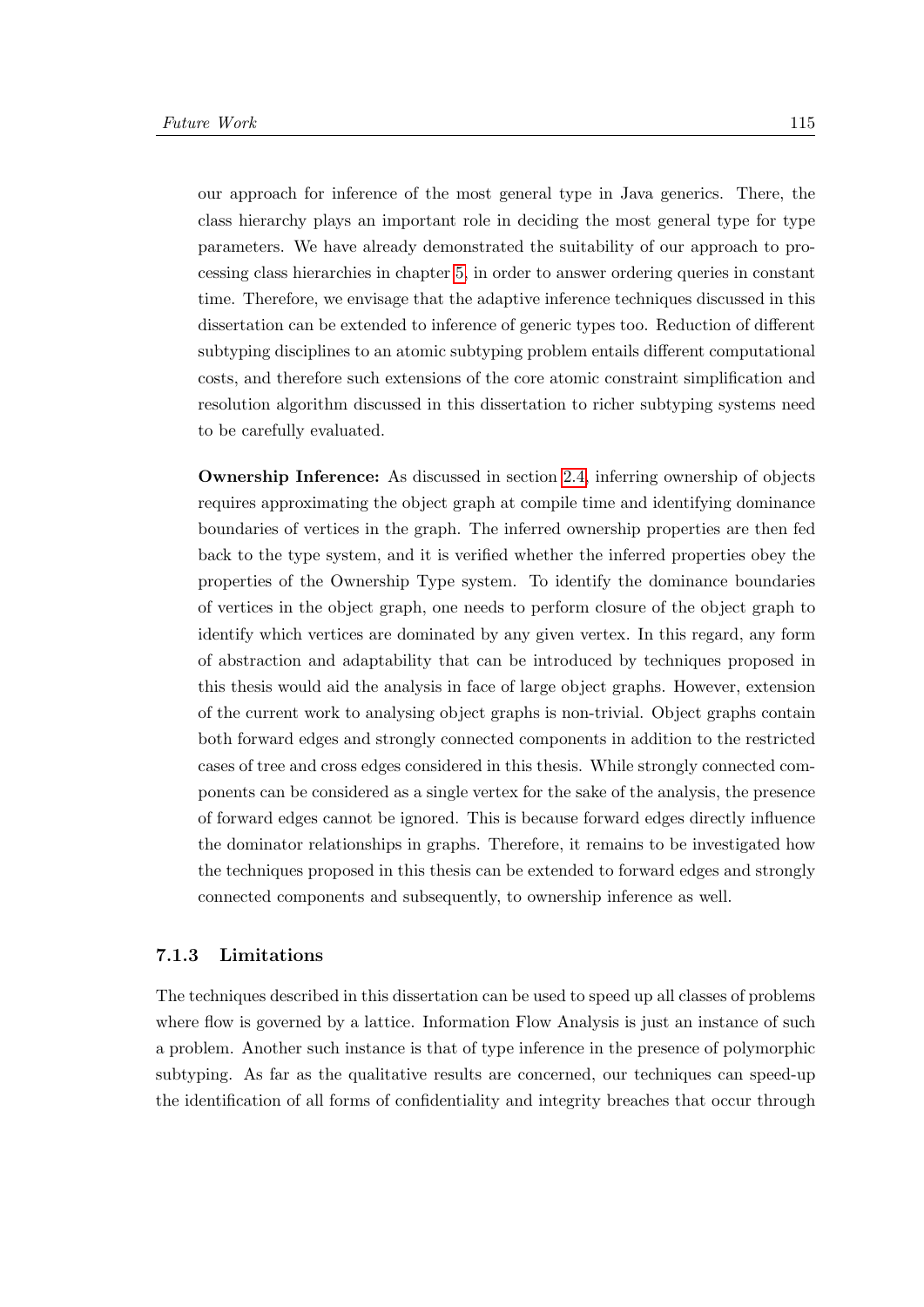our approach for inference of the most general type in Java generics. There, the class hierarchy plays an important role in deciding the most general type for type parameters. We have already demonstrated the suitability of our approach to processing class hierarchies in chapter 5, in order to answer ordering queries in constant time. Therefore, we envisage that the adaptive inference techniques discussed in this dissertation can be extended to inference of generic types too. Reduction of different subtyping disciplines to an atomic subtyping problem entails different computational costs, and therefore such extensions of the core atomic constraint simplification and resolution algorithm discussed in this dissertation to richer subtyping systems need to be carefully evaluated.

**Ownership Inference:** As discussed in section 2.4, inferring ownership of objects requires approximating the object graph at compile time and identifying dominance boundaries of vertices in the graph. The inferred ownership properties are then fed back to the type system, and it is verified whether the inferred properties obey the properties of the Ownership Type system. To identify the dominance boundaries of vertices in the object graph, one needs to perform closure of the object graph to identify which vertices are dominated by any given vertex. In this regard, any form of abstraction and adaptability that can be introduced by techniques proposed in this thesis would aid the analysis in face of large object graphs. However, extension of the current work to analysing object graphs is non-trivial. Object graphs contain both forward edges and strongly connected components in addition to the restricted cases of tree and cross edges considered in this thesis. While strongly connected components can be considered as a single vertex for the sake of the analysis, the presence of forward edges cannot be ignored. This is because forward edges directly influence the dominator relationships in graphs. Therefore, it remains to be investigated how the techniques proposed in this thesis can be extended to forward edges and strongly connected components and subsequently, to ownership inference as well.

### 7.1.3 Limitations

The techniques described in this dissertation can be used to speed up all classes of problems where flow is governed by a lattice. Information Flow Analysis is just an instance of such a problem. Another such instance is that of type inference in the presence of polymorphic subtyping. As far as the qualitative results are concerned, our techniques can speed-up the identification of all forms of confidentiality and integrity breaches that occur through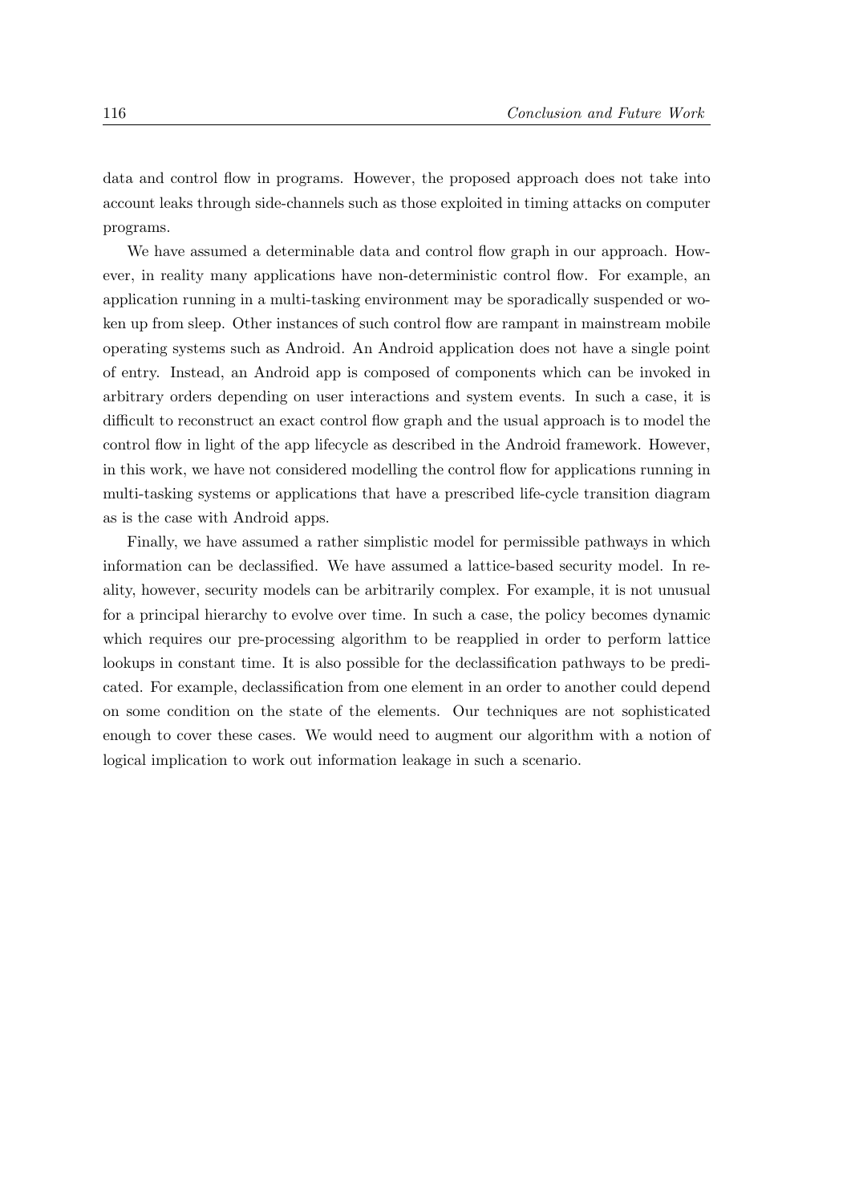data and control flow in programs. However, the proposed approach does not take into account leaks through side-channels such as those exploited in timing attacks on computer programs.

We have assumed a determinable data and control flow graph in our approach. However, in reality many applications have non-deterministic control flow. For example, an application running in a multi-tasking environment may be sporadically suspended or woken up from sleep. Other instances of such control flow are rampant in mainstream mobile operating systems such as Android. An Android application does not have a single point of entry. Instead, an Android app is composed of components which can be invoked in arbitrary orders depending on user interactions and system events. In such a case, it is difficult to reconstruct an exact control flow graph and the usual approach is to model the control flow in light of the app lifecycle as described in the Android framework. However, in this work, we have not considered modelling the control flow for applications running in multi-tasking systems or applications that have a prescribed life-cycle transition diagram as is the case with Android apps.

Finally, we have assumed a rather simplistic model for permissible pathways in which information can be declassified. We have assumed a lattice-based security model. In reality, however, security models can be arbitrarily complex. For example, it is not unusual for a principal hierarchy to evolve over time. In such a case, the policy becomes dynamic which requires our pre-processing algorithm to be reapplied in order to perform lattice lookups in constant time. It is also possible for the declassification pathways to be predicated. For example, declassification from one element in an order to another could depend on some condition on the state of the elements. Our techniques are not sophisticated enough to cover these cases. We would need to augment our algorithm with a notion of logical implication to work out information leakage in such a scenario.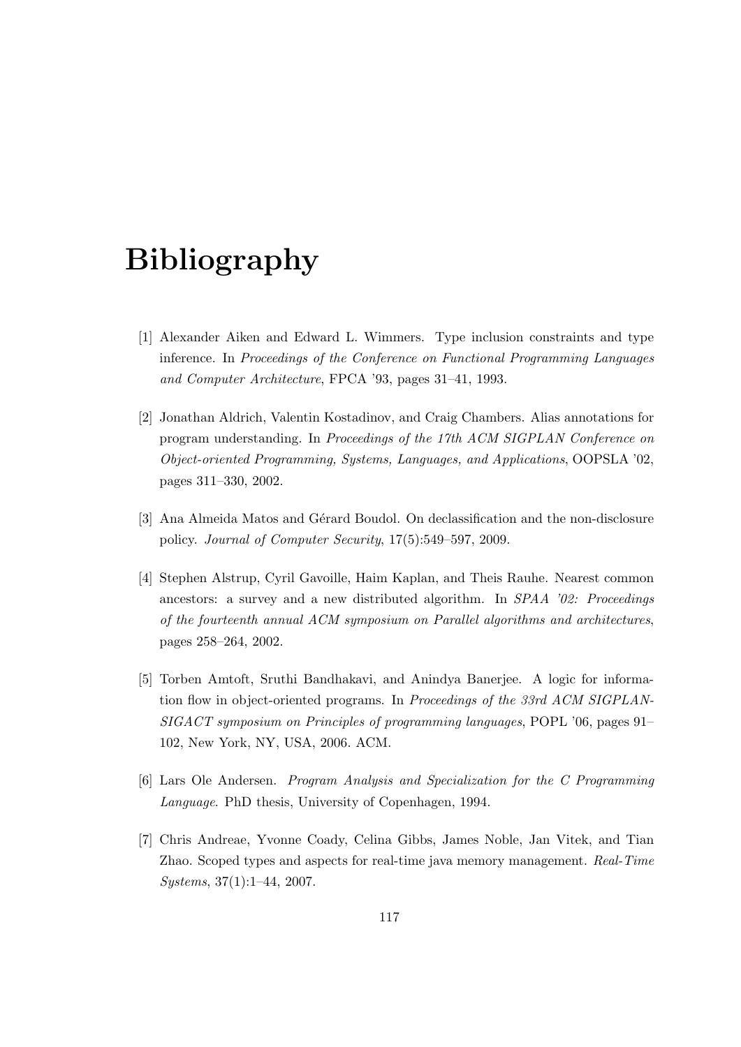# Bibliography

[1] Alexander Aiken and Edward L. Wimmers. Type inclusion constraints and type inference. In *Proceedings of the Conference on Functional Programming Languages and Computer Architecture*, FPCA '93, pages 31–41, 1993.

[2] Jonathan Aldrich, Valentin Kostadinov, and Craig Chambers. Alias annotations for program understanding. In *Proceedings of the 17th ACM SIGPLAN Conference on Object-oriented Programming, Systems, Languages, and Applications*, OOPSLA '02, pages 311–330, 2002.

[3] Ana Almeida Matos and Gérard Boudol. On declassification and the non-disclosure policy. *Journal of Computer Security*, 17(5):549–597, 2009.

[4] Stephen Alstrup, Cyril Gavoille, Haim Kaplan, and Theis Rauhe. Nearest common ancestors: a survey and a new distributed algorithm. In *SPAA '02: Proceedings of the fourteenth annual ACM symposium on Parallel algorithms and architectures*, pages 258–264, 2002.

[5] Torben Amtoft, Sruthi Bandhakavi, and Anindya Banerjee. A logic for information flow in object-oriented programs. In *Proceedings of the 33rd ACM SIGPLAN-SIGACT symposium on Principles of programming languages*, POPL '06, pages 91–102, New York, NY, USA, 2006. ACM.

[6] Lars Ole Andersen. *Program Analysis and Specialization for the C Programming Language*. PhD thesis, University of Copenhagen, 1994.

[7] Chris Andreae, Yvonne Coady, Celina Gibbs, James Noble, Jan Vitek, and Tian Zhao. Scoped types and aspects for real-time java memory management. *Real-Time Systems*, 37(1):1–44, 2007.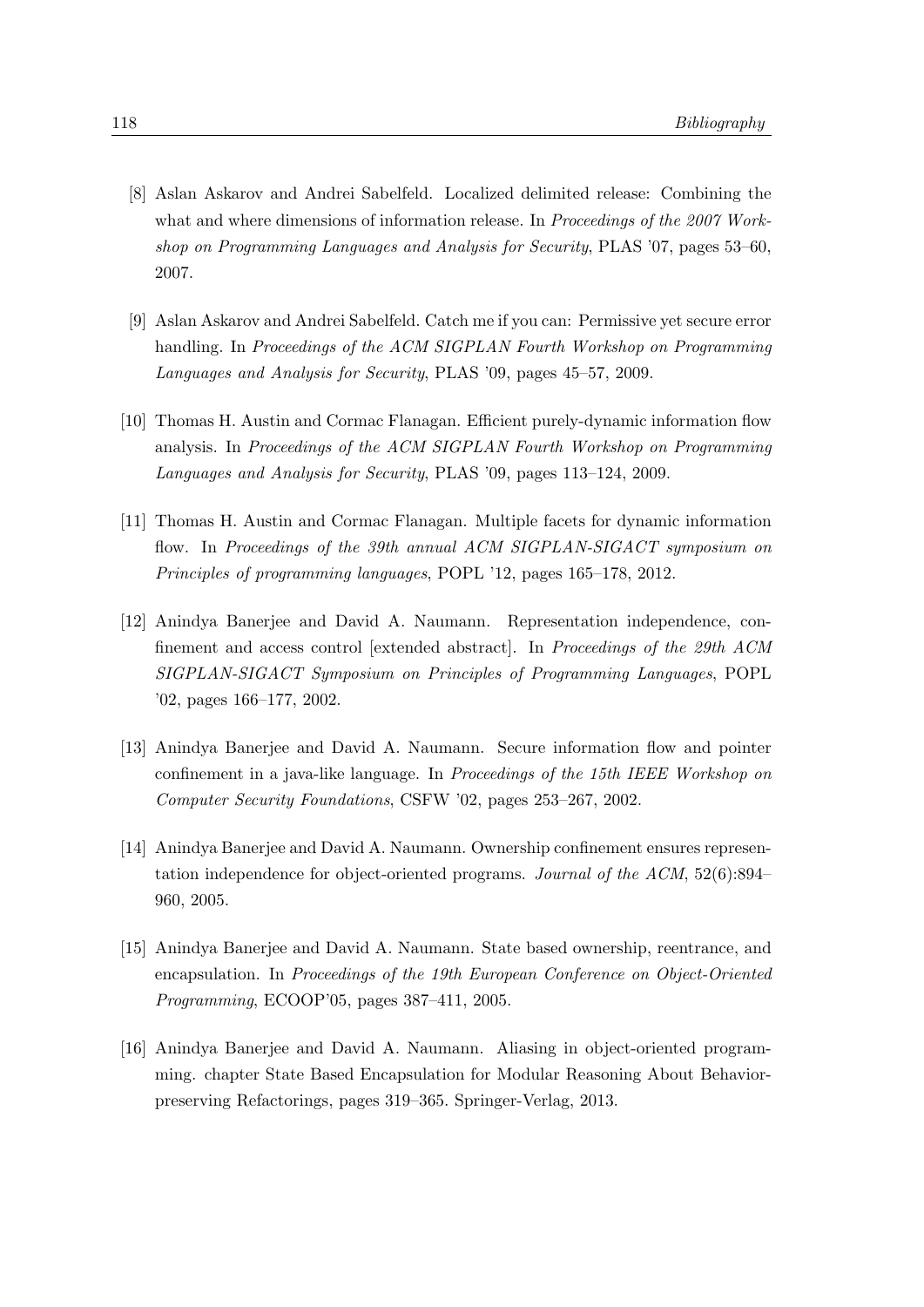[8] Aslan Askarov and Andrei Sabelfeld. Localized delimited release: Combining the what and where dimensions of information release. In *Proceedings of the 2007 Workshop on Programming Languages and Analysis for Security*, PLAS '07, pages 53–60, 2007.

[9] Aslan Askarov and Andrei Sabelfeld. Catch me if you can: Permissive yet secure error handling. In *Proceedings of the ACM SIGPLAN Fourth Workshop on Programming Languages and Analysis for Security*, PLAS '09, pages 45–57, 2009.

[10] Thomas H. Austin and Cormac Flanagan. Efficient purely-dynamic information flow analysis. In *Proceedings of the ACM SIGPLAN Fourth Workshop on Programming Languages and Analysis for Security*, PLAS '09, pages 113–124, 2009.

[11] Thomas H. Austin and Cormac Flanagan. Multiple facets for dynamic information flow. In *Proceedings of the 39th annual ACM SIGPLAN-SIGACT symposium on Principles of programming languages*, POPL '12, pages 165–178, 2012.

[12] Anindya Banerjee and David A. Naumann. Representation independence, confinement and access control [extended abstract]. In *Proceedings of the 29th ACM SIGPLAN-SIGACT Symposium on Principles of Programming Languages*, POPL '02, pages 166–177, 2002.

[13] Anindya Banerjee and David A. Naumann. Secure information flow and pointer confinement in a java-like language. In *Proceedings of the 15th IEEE Workshop on Computer Security Foundations*, CSFW '02, pages 253–267, 2002.

[14] Anindya Banerjee and David A. Naumann. Ownership confinement ensures representation independence for object-oriented programs. *Journal of the ACM*, 52(6):894–960, 2005.

[15] Anindya Banerjee and David A. Naumann. State based ownership, reentrance, and encapsulation. In *Proceedings of the 19th European Conference on Object-Oriented Programming*, ECOOP'05, pages 387–411, 2005.

[16] Anindya Banerjee and David A. Naumann. Aliasing in object-oriented programming. chapter State Based Encapsulation for Modular Reasoning About Behavior-preserving Refactorings, pages 319–365. Springer-Verlag, 2013.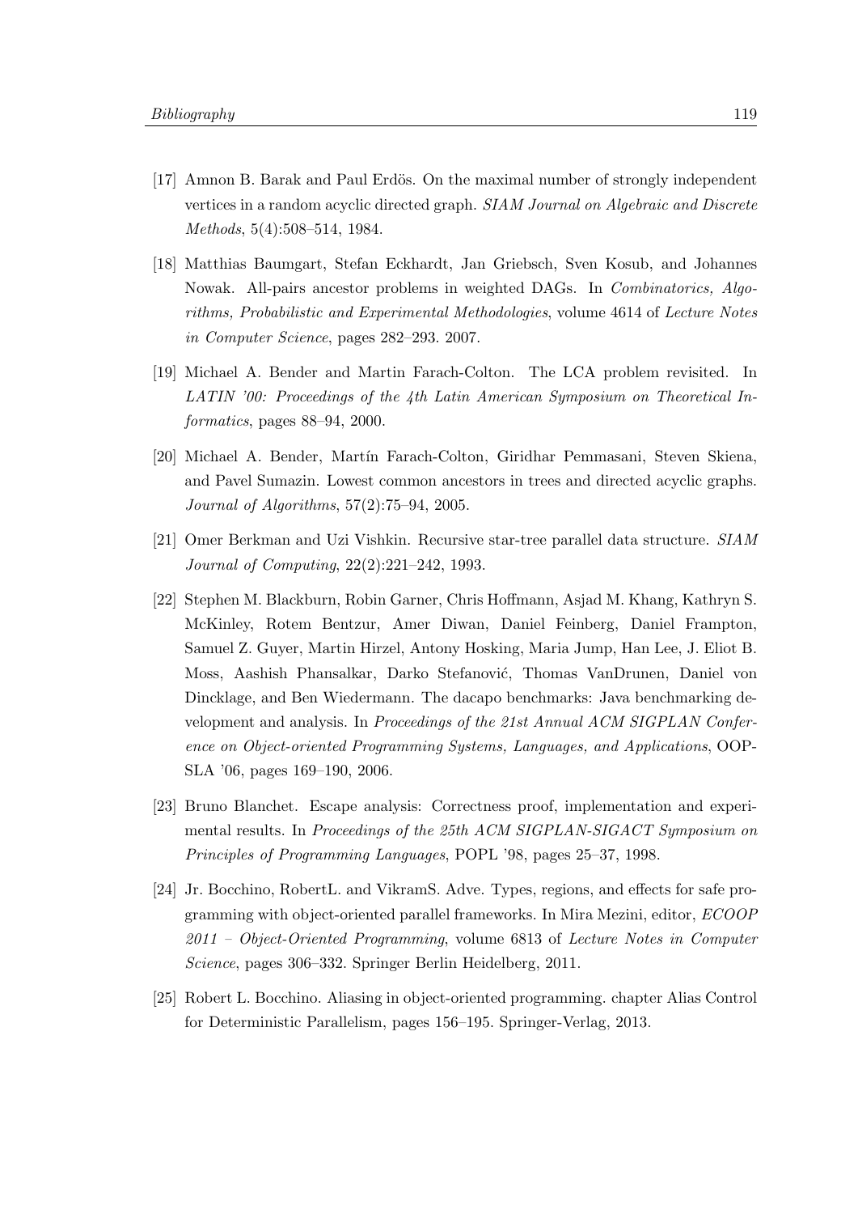[17] Amnon B. Barak and Paul Erdös. On the maximal number of strongly independent vertices in a random acyclic directed graph. *SIAM Journal on Algebraic and Discrete Methods*, 5(4):508–514, 1984.

[18] Matthias Baumgart, Stefan Eckhardt, Jan Griebsch, Sven Kosub, and Johannes Nowak. All-pairs ancestor problems in weighted DAGs. In *Combinatorics, Algorithms, Probabilistic and Experimental Methodologies*, volume 4614 of *Lecture Notes in Computer Science*, pages 282–293. 2007.

[19] Michael A. Bender and Martin Farach-Colton. The LCA problem revisited. In *LATIN '00: Proceedings of the 4th Latin American Symposium on Theoretical Informatics*, pages 88–94, 2000.

[20] Michael A. Bender, Martín Farach-Colton, Giridhar Pemmasani, Steven Skiena, and Pavel Sumazin. Lowest common ancestors in trees and directed acyclic graphs. *Journal of Algorithms*, 57(2):75–94, 2005.

[21] Omer Berkman and Uzi Vishkin. Recursive star-tree parallel data structure. *SIAM Journal of Computing*, 22(2):221–242, 1993.

[22] Stephen M. Blackburn, Robin Garner, Chris Hoffmann, Asjad M. Khang, Kathryn S. McKinley, Rotem Bentzur, Amer Diwan, Daniel Feinberg, Daniel Frampton, Samuel Z. Guyer, Martin Hirzel, Antony Hosking, Maria Jump, Han Lee, J. Eliot B. Moss, Aashish Phansalkar, Darko Stefanović, Thomas VanDrunen, Daniel von Dincklage, and Ben Wiedermann. The dacapo benchmarks: Java benchmarking development and analysis. In *Proceedings of the 21st Annual ACM SIGPLAN Conference on Object-oriented Programming Systems, Languages, and Applications*, OOPSLA '06, pages 169–190, 2006.

[23] Bruno Blanchet. Escape analysis: Correctness proof, implementation and experimental results. In *Proceedings of the 25th ACM SIGPLAN-SIGACT Symposium on Principles of Programming Languages*, POPL '98, pages 25–37, 1998.

[24] Jr. Bocchino, RobertL. and VikramS. Adve. Types, regions, and effects for safe programming with object-oriented parallel frameworks. In Mira Mezini, editor, *ECOOP 2011 – Object-Oriented Programming*, volume 6813 of *Lecture Notes in Computer Science*, pages 306–332. Springer Berlin Heidelberg, 2011.

[25] Robert L. Bocchino. Aliasing in object-oriented programming. chapter Alias Control for Deterministic Parallelism, pages 156–195. Springer-Verlag, 2013.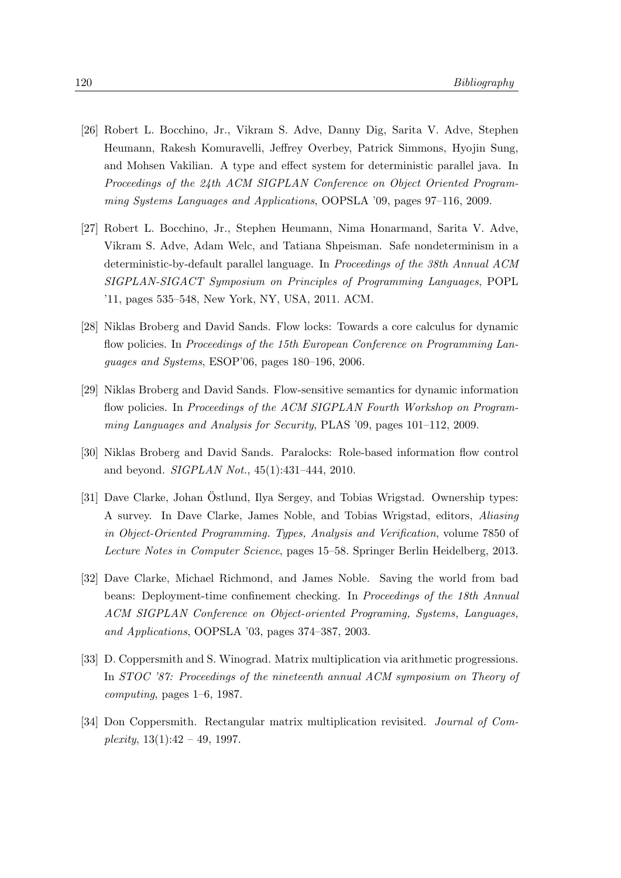[26] Robert L. Bocchino, Jr., Vikram S. Adve, Danny Dig, Sarita V. Adve, Stephen Heumann, Rakesh Komuravelli, Jeffrey Overbey, Patrick Simmons, Hyojin Sung, and Mohsen Vakilian. A type and effect system for deterministic parallel java. In *Proceedings of the 24th ACM SIGPLAN Conference on Object Oriented Programming Systems Languages and Applications*, OOPSLA '09, pages 97–116, 2009.

[27] Robert L. Bocchino, Jr., Stephen Heumann, Nima Honarmand, Sarita V. Adve, Vikram S. Adve, Adam Welc, and Tatiana Shpeisman. Safe nondeterminism in a deterministic-by-default parallel language. In *Proceedings of the 38th Annual ACM SIGPLAN-SIGACT Symposium on Principles of Programming Languages*, POPL '11, pages 535–548, New York, NY, USA, 2011. ACM.

[28] Niklas Broberg and David Sands. Flow locks: Towards a core calculus for dynamic flow policies. In *Proceedings of the 15th European Conference on Programming Languages and Systems*, ESOP'06, pages 180–196, 2006.

[29] Niklas Broberg and David Sands. Flow-sensitive semantics for dynamic information flow policies. In *Proceedings of the ACM SIGPLAN Fourth Workshop on Programming Languages and Analysis for Security*, PLAS '09, pages 101–112, 2009.

[30] Niklas Broberg and David Sands. Paralocks: Role-based information flow control and beyond. *SIGPLAN Not.*, 45(1):431–444, 2010.

[31] Dave Clarke, Johan Östlund, Ilya Sergey, and Tobias Wrigstad. Ownership types: A survey. In Dave Clarke, James Noble, and Tobias Wrigstad, editors, *Aliasing in Object-Oriented Programming. Types, Analysis and Verification*, volume 7850 of *Lecture Notes in Computer Science*, pages 15–58. Springer Berlin Heidelberg, 2013.

[32] Dave Clarke, Michael Richmond, and James Noble. Saving the world from bad beans: Deployment-time confinement checking. In *Proceedings of the 18th Annual ACM SIGPLAN Conference on Object-oriented Programing, Systems, Languages, and Applications*, OOPSLA '03, pages 374–387, 2003.

[33] D. Coppersmith and S. Winograd. Matrix multiplication via arithmetic progressions. In *STOC '87: Proceedings of the nineteenth annual ACM symposium on Theory of computing*, pages 1–6, 1987.

[34] Don Coppersmith. Rectangular matrix multiplication revisited. *Journal of Complexity*, 13(1):42 – 49, 1997.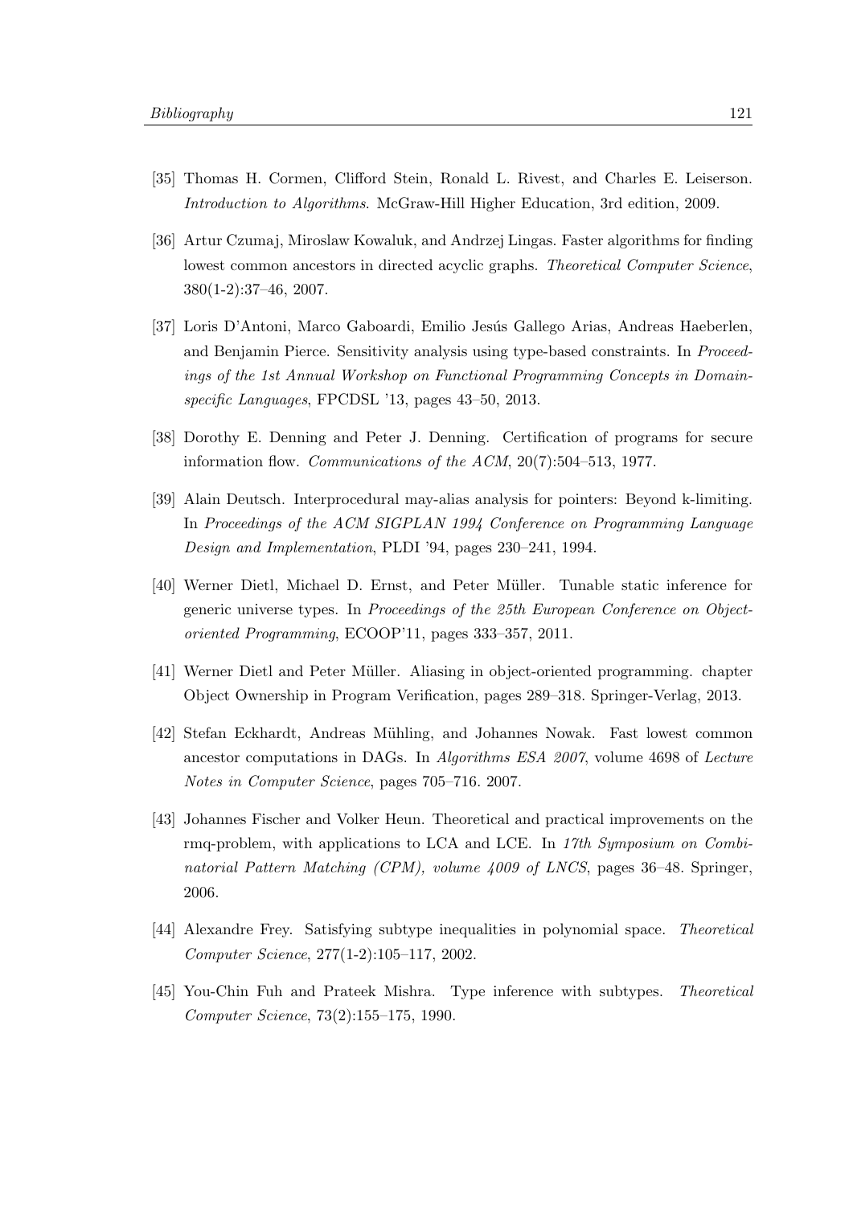[35] Thomas H. Cormen, Clifford Stein, Ronald L. Rivest, and Charles E. Leiserson. *Introduction to Algorithms*. McGraw-Hill Higher Education, 3rd edition, 2009.

[36] Artur Czumaj, Miroslaw Kowaluk, and Andrzej Lingas. Faster algorithms for finding lowest common ancestors in directed acyclic graphs. *Theoretical Computer Science*, 380(1-2):37–46, 2007.

[37] Loris D'Antoni, Marco Gaboardi, Emilio Jesús Gallego Arias, Andreas Haeberlen, and Benjamin Pierce. Sensitivity analysis using type-based constraints. In *Proceedings of the 1st Annual Workshop on Functional Programming Concepts in Domain-specific Languages*, FPCDSL '13, pages 43–50, 2013.

[38] Dorothy E. Denning and Peter J. Denning. Certification of programs for secure information flow. *Communications of the ACM*, 20(7):504–513, 1977.

[39] Alain Deutsch. Interprocedural may-alias analysis for pointers: Beyond k-limiting. In *Proceedings of the ACM SIGPLAN 1994 Conference on Programming Language Design and Implementation*, PLDI '94, pages 230–241, 1994.

[40] Werner Dietl, Michael D. Ernst, and Peter Müller. Tunable static inference for generic universe types. In *Proceedings of the 25th European Conference on Object-oriented Programming*, ECOOP'11, pages 333–357, 2011.

[41] Werner Dietl and Peter Müller. Aliasing in object-oriented programming. chapter Object Ownership in Program Verification, pages 289–318. Springer-Verlag, 2013.

[42] Stefan Eckhardt, Andreas Mühling, and Johannes Nowak. Fast lowest common ancestor computations in DAGs. In *Algorithms ESA 2007*, volume 4698 of *Lecture Notes in Computer Science*, pages 705–716. 2007.

[43] Johannes Fischer and Volker Heun. Theoretical and practical improvements on the rmq-problem, with applications to LCA and LCE. In *17th Symposium on Combinatorial Pattern Matching (CPM), volume 4009 of LNCS*, pages 36–48. Springer, 2006.

[44] Alexandre Frey. Satisfying subtype inequalities in polynomial space. *Theoretical Computer Science*, 277(1-2):105–117, 2002.

[45] You-Chin Fuh and Prateek Mishra. Type inference with subtypes. *Theoretical Computer Science*, 73(2):155–175, 1990.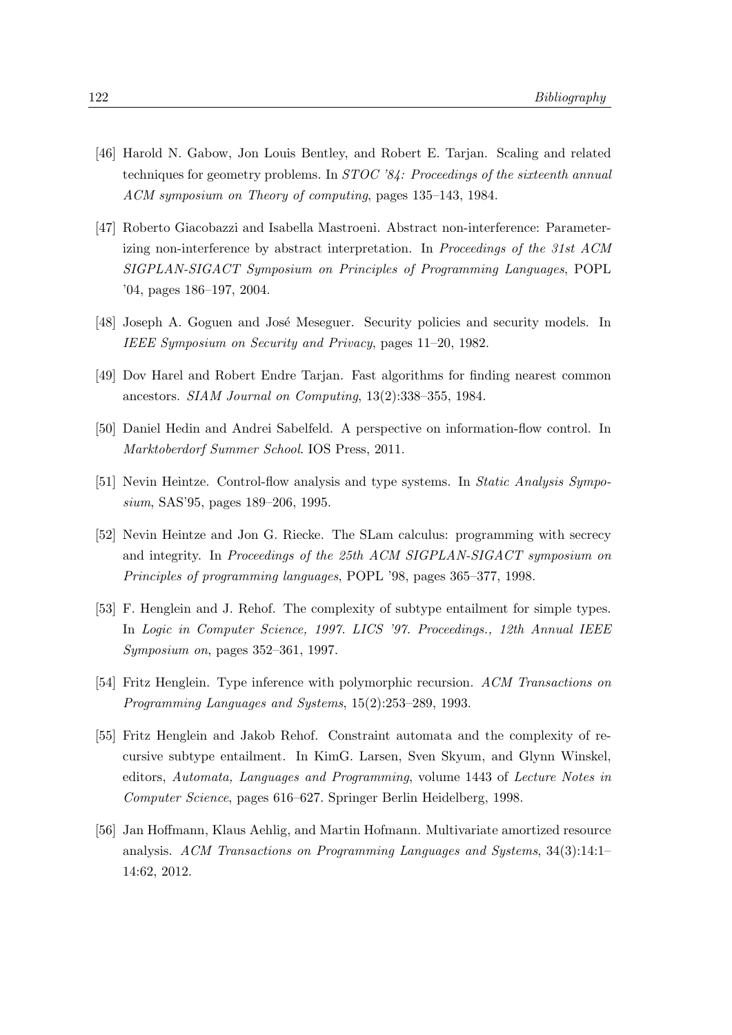[46] Harold N. Gabow, Jon Louis Bentley, and Robert E. Tarjan. Scaling and related techniques for geometry problems. In *STOC '84: Proceedings of the sixteenth annual ACM symposium on Theory of computing*, pages 135–143, 1984.

[47] Roberto Giacobazzi and Isabella Mastroeni. Abstract non-interference: Parameterizing non-interference by abstract interpretation. In *Proceedings of the 31st ACM SIGPLAN-SIGACT Symposium on Principles of Programming Languages*, POPL '04, pages 186–197, 2004.

[48] Joseph A. Goguen and José Meseguer. Security policies and security models. In *IEEE Symposium on Security and Privacy*, pages 11–20, 1982.

[49] Dov Harel and Robert Endre Tarjan. Fast algorithms for finding nearest common ancestors. *SIAM Journal on Computing*, 13(2):338–355, 1984.

[50] Daniel Hedin and Andrei Sabelfeld. A perspective on information-flow control. In *Marktoberdorf Summer School*. IOS Press, 2011.

[51] Nevin Heintze. Control-flow analysis and type systems. In *Static Analysis Symposium*, SAS'95, pages 189–206, 1995.

[52] Nevin Heintze and Jon G. Riecke. The SLam calculus: programming with secrecy and integrity. In *Proceedings of the 25th ACM SIGPLAN-SIGACT symposium on Principles of programming languages*, POPL '98, pages 365–377, 1998.

[53] F. Henglein and J. Rehof. The complexity of subtype entailment for simple types. In *Logic in Computer Science, 1997. LICS '97. Proceedings., 12th Annual IEEE Symposium on*, pages 352–361, 1997.

[54] Fritz Henglein. Type inference with polymorphic recursion. *ACM Transactions on Programming Languages and Systems*, 15(2):253–289, 1993.

[55] Fritz Henglein and Jakob Rehof. Constraint automata and the complexity of recursive subtype entailment. In KimG. Larsen, Sven Skyum, and Glynn Winskel, editors, *Automata, Languages and Programming*, volume 1443 of *Lecture Notes in Computer Science*, pages 616–627. Springer Berlin Heidelberg, 1998.

[56] Jan Hoffmann, Klaus Aehlig, and Martin Hofmann. Multivariate amortized resource analysis. *ACM Transactions on Programming Languages and Systems*, 34(3):14:1–14:62, 2012.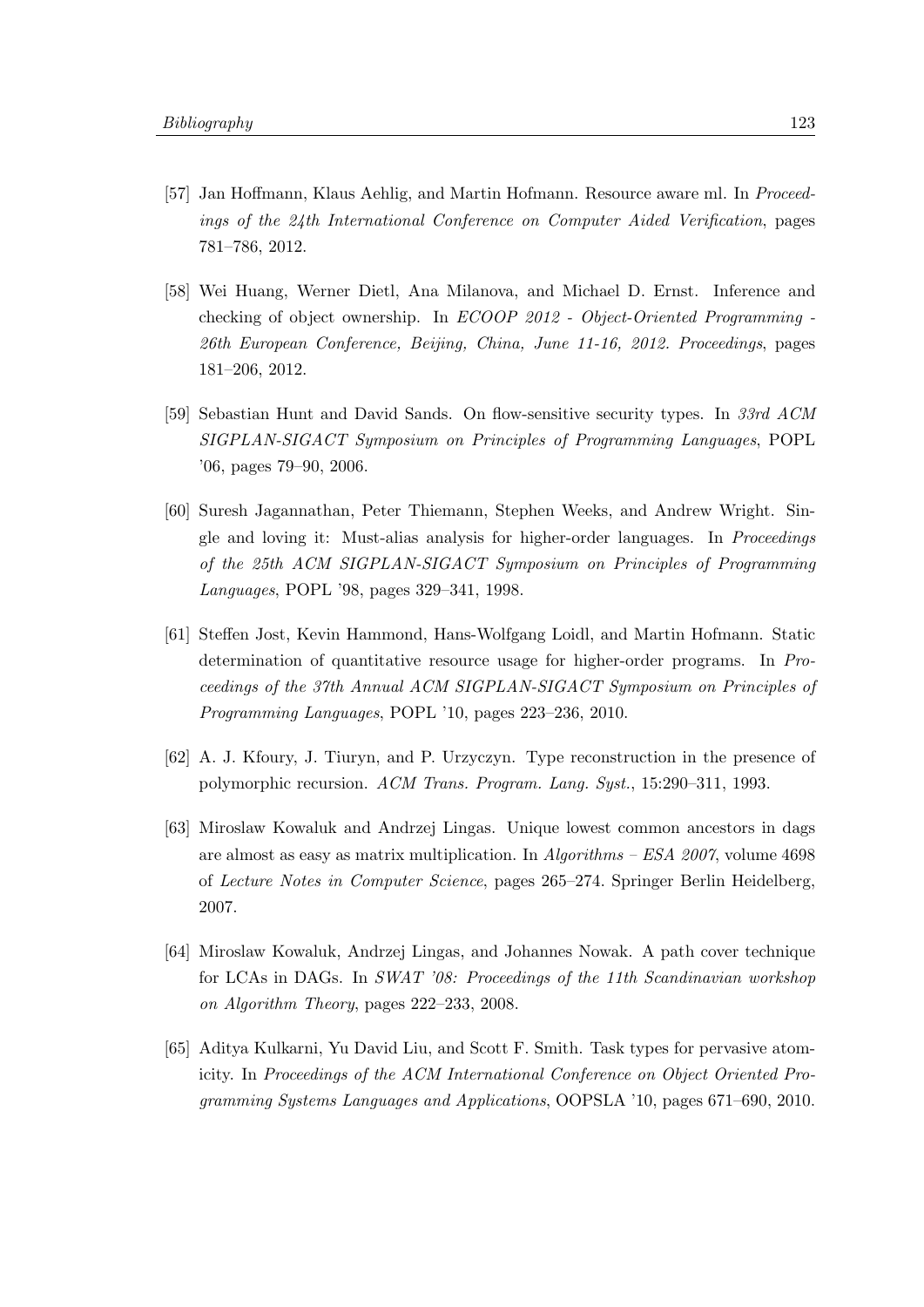[57] Jan Hoffmann, Klaus Aehlig, and Martin Hofmann. Resource aware ml. In *Proceedings of the 24th International Conference on Computer Aided Verification*, pages 781–786, 2012.

[58] Wei Huang, Werner Dietl, Ana Milanova, and Michael D. Ernst. Inference and checking of object ownership. In *ECOOP 2012 - Object-Oriented Programming - 26th European Conference, Beijing, China, June 11-16, 2012. Proceedings*, pages 181–206, 2012.

[59] Sebastian Hunt and David Sands. On flow-sensitive security types. In *33rd ACM SIGPLAN-SIGACT Symposium on Principles of Programming Languages*, POPL '06, pages 79–90, 2006.

[60] Suresh Jagannathan, Peter Thiemann, Stephen Weeks, and Andrew Wright. Single and loving it: Must-alias analysis for higher-order languages. In *Proceedings of the 25th ACM SIGPLAN-SIGACT Symposium on Principles of Programming Languages*, POPL '98, pages 329–341, 1998.

[61] Steffen Jost, Kevin Hammond, Hans-Wolfgang Loidl, and Martin Hofmann. Static determination of quantitative resource usage for higher-order programs. In *Proceedings of the 37th Annual ACM SIGPLAN-SIGACT Symposium on Principles of Programming Languages*, POPL '10, pages 223–236, 2010.

[62] A. J. Kfoury, J. Tiuryn, and P. Urzyczyn. Type reconstruction in the presence of polymorphic recursion. *ACM Trans. Program. Lang. Syst.*, 15:290–311, 1993.

[63] Miroslaw Kowaluk and Andrzej Lingas. Unique lowest common ancestors in dags are almost as easy as matrix multiplication. In *Algorithms – ESA 2007*, volume 4698 of *Lecture Notes in Computer Science*, pages 265–274. Springer Berlin Heidelberg, 2007.

[64] Miroslaw Kowaluk, Andrzej Lingas, and Johannes Nowak. A path cover technique for LCAs in DAGs. In *SWAT '08: Proceedings of the 11th Scandinavian workshop on Algorithm Theory*, pages 222–233, 2008.

[65] Aditya Kulkarni, Yu David Liu, and Scott F. Smith. Task types for pervasive atomicity. In *Proceedings of the ACM International Conference on Object Oriented Programming Systems Languages and Applications*, OOPSLA '10, pages 671–690, 2010.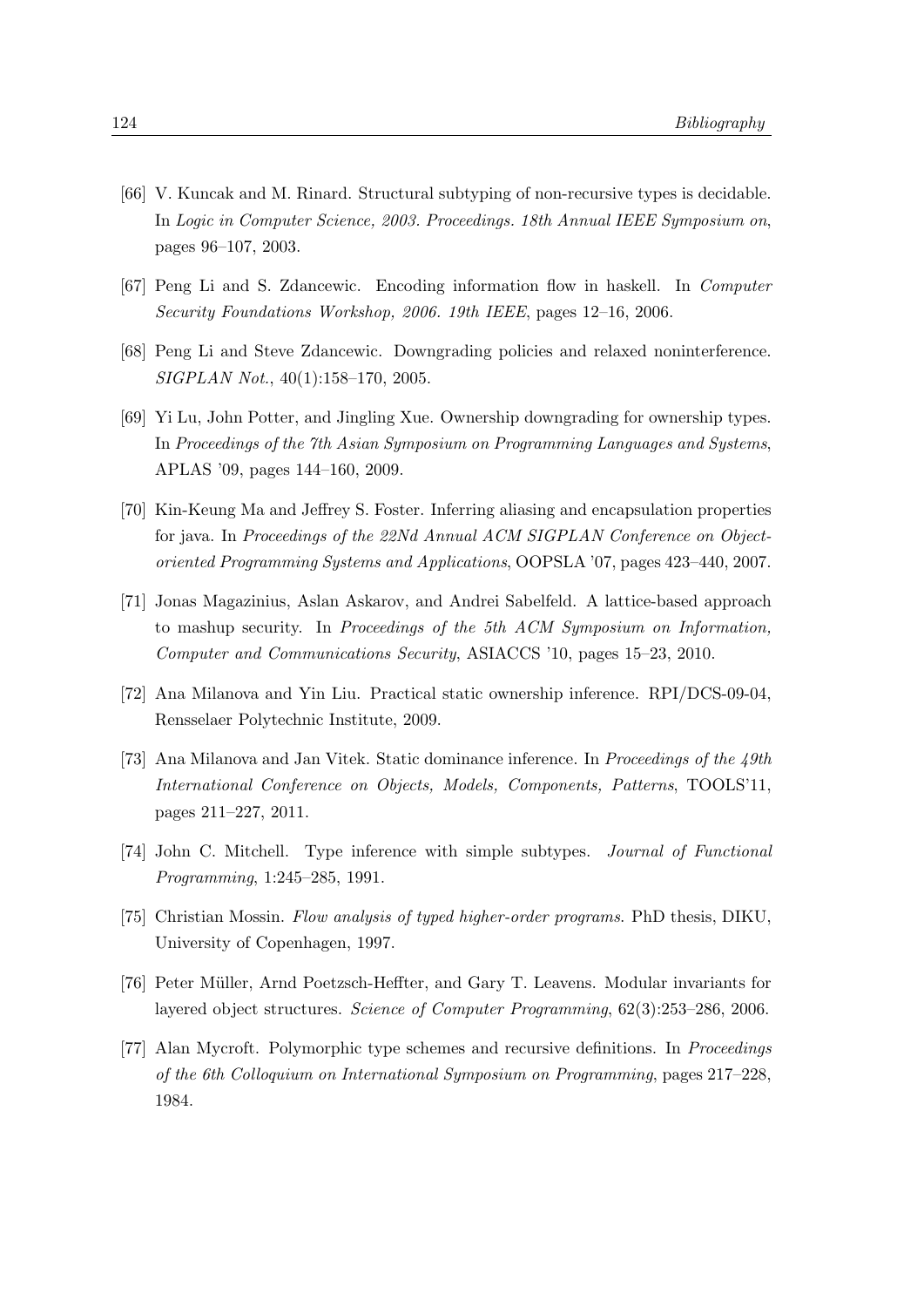[66] V. Kuncak and M. Rinard. Structural subtyping of non-recursive types is decidable. In *Logic in Computer Science, 2003. Proceedings. 18th Annual IEEE Symposium on*, pages 96–107, 2003.

[67] Peng Li and S. Zdancewic. Encoding information flow in haskell. In *Computer Security Foundations Workshop, 2006. 19th IEEE*, pages 12–16, 2006.

[68] Peng Li and Steve Zdancewic. Downgrading policies and relaxed noninterference. *SIGPLAN Not.*, 40(1):158–170, 2005.

[69] Yi Lu, John Potter, and Jingling Xue. Ownership downgrading for ownership types. In *Proceedings of the 7th Asian Symposium on Programming Languages and Systems*, APLAS '09, pages 144–160, 2009.

[70] Kin-Keung Ma and Jeffrey S. Foster. Inferring aliasing and encapsulation properties for java. In *Proceedings of the 22Nd Annual ACM SIGPLAN Conference on Object-oriented Programming Systems and Applications*, OOPSLA '07, pages 423–440, 2007.

[71] Jonas Magazinius, Aslan Askarov, and Andrei Sabelfeld. A lattice-based approach to mashup security. In *Proceedings of the 5th ACM Symposium on Information, Computer and Communications Security*, ASIACCS '10, pages 15–23, 2010.

[72] Ana Milanova and Yin Liu. Practical static ownership inference. RPI/DCS-09-04, Rensselaer Polytechnic Institute, 2009.

[73] Ana Milanova and Jan Vitek. Static dominance inference. In *Proceedings of the 49th International Conference on Objects, Models, Components, Patterns*, TOOLS'11, pages 211–227, 2011.

[74] John C. Mitchell. Type inference with simple subtypes. *Journal of Functional Programming*, 1:245–285, 1991.

[75] Christian Mossin. *Flow analysis of typed higher-order programs*. PhD thesis, DIKU, University of Copenhagen, 1997.

[76] Peter Müller, Arnd Poetzsch-Heffter, and Gary T. Leavens. Modular invariants for layered object structures. *Science of Computer Programming*, 62(3):253–286, 2006.

[77] Alan Mycroft. Polymorphic type schemes and recursive definitions. In *Proceedings of the 6th Colloquium on International Symposium on Programming*, pages 217–228, 1984.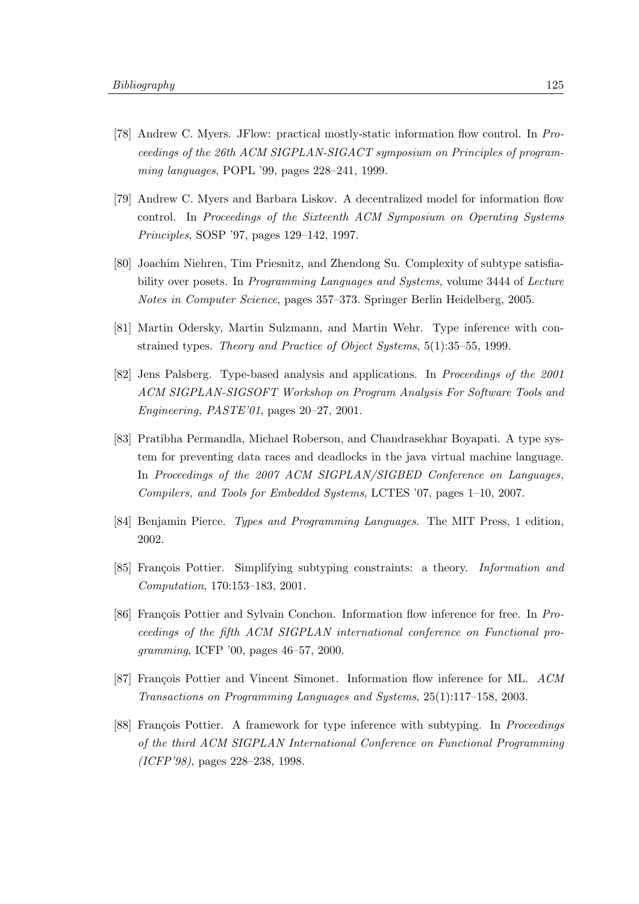[78] Andrew C. Myers. JFlow: practical mostly-static information flow control. In *Proceedings of the 26th ACM SIGPLAN-SIGACT symposium on Principles of programming languages*, POPL '99, pages 228–241, 1999.

[79] Andrew C. Myers and Barbara Liskov. A decentralized model for information flow control. In *Proceedings of the Sixteenth ACM Symposium on Operating Systems Principles*, SOSP '97, pages 129–142, 1997.

[80] Joachim Niehren, Tim Priesnitz, and Zhendong Su. Complexity of subtype satisfiability over posets. In *Programming Languages and Systems*, volume 3444 of *Lecture Notes in Computer Science*, pages 357–373. Springer Berlin Heidelberg, 2005.

[81] Martin Odersky, Martin Sulzmann, and Martin Wehr. Type inference with constrained types. *Theory and Practice of Object Systems*, 5(1):35–55, 1999.

[82] Jens Palsberg. Type-based analysis and applications. In *Proceedings of the 2001 ACM SIGPLAN-SIGSOFT Workshop on Program Analysis For Software Tools and Engineering, PASTE'01*, pages 20–27, 2001.

[83] Pratibha Permandla, Michael Roberson, and Chandrasekhar Boyapati. A type system for preventing data races and deadlocks in the java virtual machine language. In *Proceedings of the 2007 ACM SIGPLAN/SIGBED Conference on Languages, Compilers, and Tools for Embedded Systems*, LCTES '07, pages 1–10, 2007.

[84] Benjamin Pierce. *Types and Programming Languages*. The MIT Press, 1 edition, 2002.

[85] François Pottier. Simplifying subtyping constraints: a theory. *Information and Computation*, 170:153–183, 2001.

[86] François Pottier and Sylvain Conchon. Information flow inference for free. In *Proceedings of the fifth ACM SIGPLAN international conference on Functional programming*, ICFP '00, pages 46–57, 2000.

[87] François Pottier and Vincent Simonet. Information flow inference for ML. *ACM Transactions on Programming Languages and Systems*, 25(1):117–158, 2003.

[88] François Pottier. A framework for type inference with subtyping. In *Proceedings of the third ACM SIGPLAN International Conference on Functional Programming (ICFP'98)*, pages 228–238, 1998.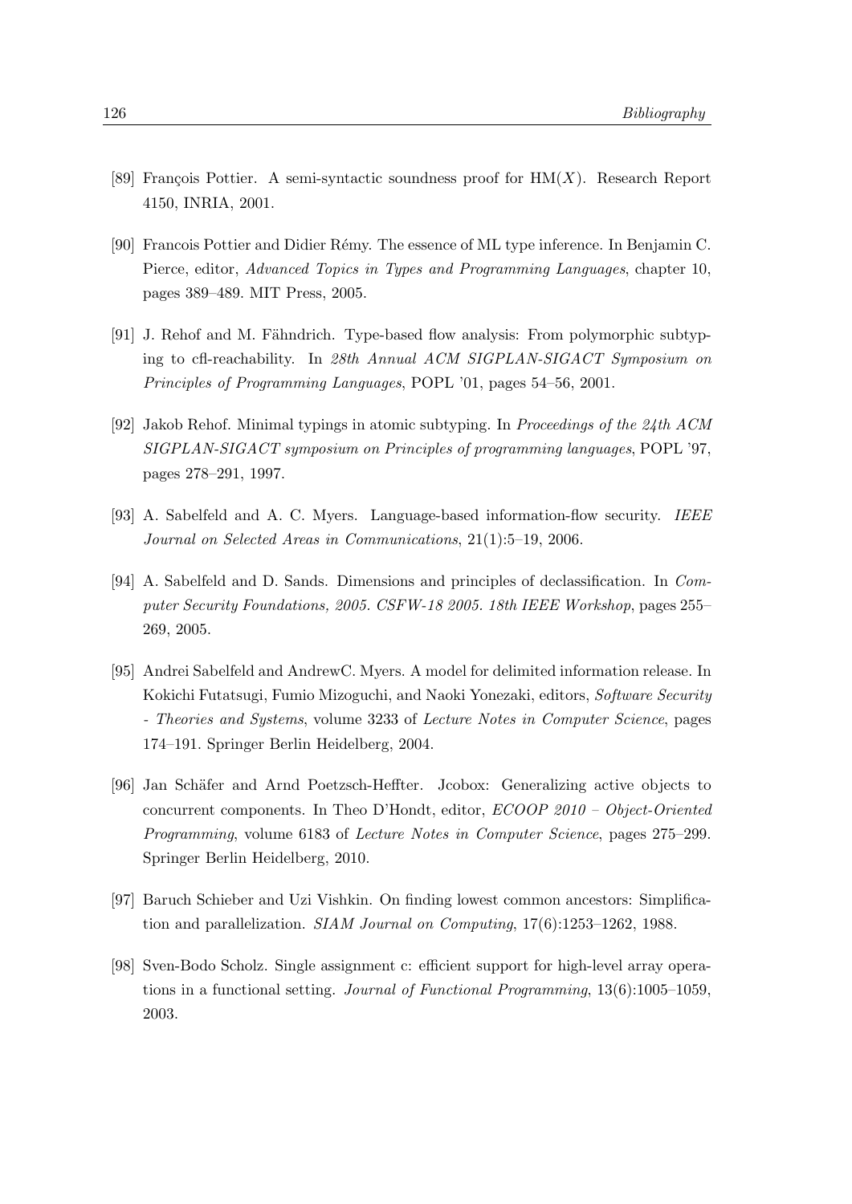[89] François Pottier. A semi-syntactic soundness proof for HM($X$). Research Report 4150, INRIA, 2001.

[90] Francois Pottier and Didier Rémy. The essence of ML type inference. In Benjamin C. Pierce, editor, *Advanced Topics in Types and Programming Languages*, chapter 10, pages 389–489. MIT Press, 2005.

[91] J. Rehof and M. Fähndrich. Type-based flow analysis: From polymorphic subtyping to cfl-reachability. In *28th Annual ACM SIGPLAN-SIGACT Symposium on Principles of Programming Languages*, POPL '01, pages 54–56, 2001.

[92] Jakob Rehof. Minimal typings in atomic subtyping. In *Proceedings of the 24th ACM SIGPLAN-SIGACT symposium on Principles of programming languages*, POPL '97, pages 278–291, 1997.

[93] A. Sabelfeld and A. C. Myers. Language-based information-flow security. *IEEE Journal on Selected Areas in Communications*, 21(1):5–19, 2006.

[94] A. Sabelfeld and D. Sands. Dimensions and principles of declassification. In *Computer Security Foundations, 2005. CSFW-18 2005. 18th IEEE Workshop*, pages 255–269, 2005.

[95] Andrei Sabelfeld and AndrewC. Myers. A model for delimited information release. In Kokichi Futatsugi, Fumio Mizoguchi, and Naoki Yonezaki, editors, *Software Security - Theories and Systems*, volume 3233 of *Lecture Notes in Computer Science*, pages 174–191. Springer Berlin Heidelberg, 2004.

[96] Jan Schäfer and Arnd Poetzsch-Heffter. Jcobox: Generalizing active objects to concurrent components. In Theo D'Hondt, editor, *ECOOP 2010 – Object-Oriented Programming*, volume 6183 of *Lecture Notes in Computer Science*, pages 275–299. Springer Berlin Heidelberg, 2010.

[97] Baruch Schieber and Uzi Vishkin. On finding lowest common ancestors: Simplification and parallelization. *SIAM Journal on Computing*, 17(6):1253–1262, 1988.

[98] Sven-Bodo Scholz. Single assignment c: efficient support for high-level array operations in a functional setting. *Journal of Functional Programming*, 13(6):1005–1059, 2003.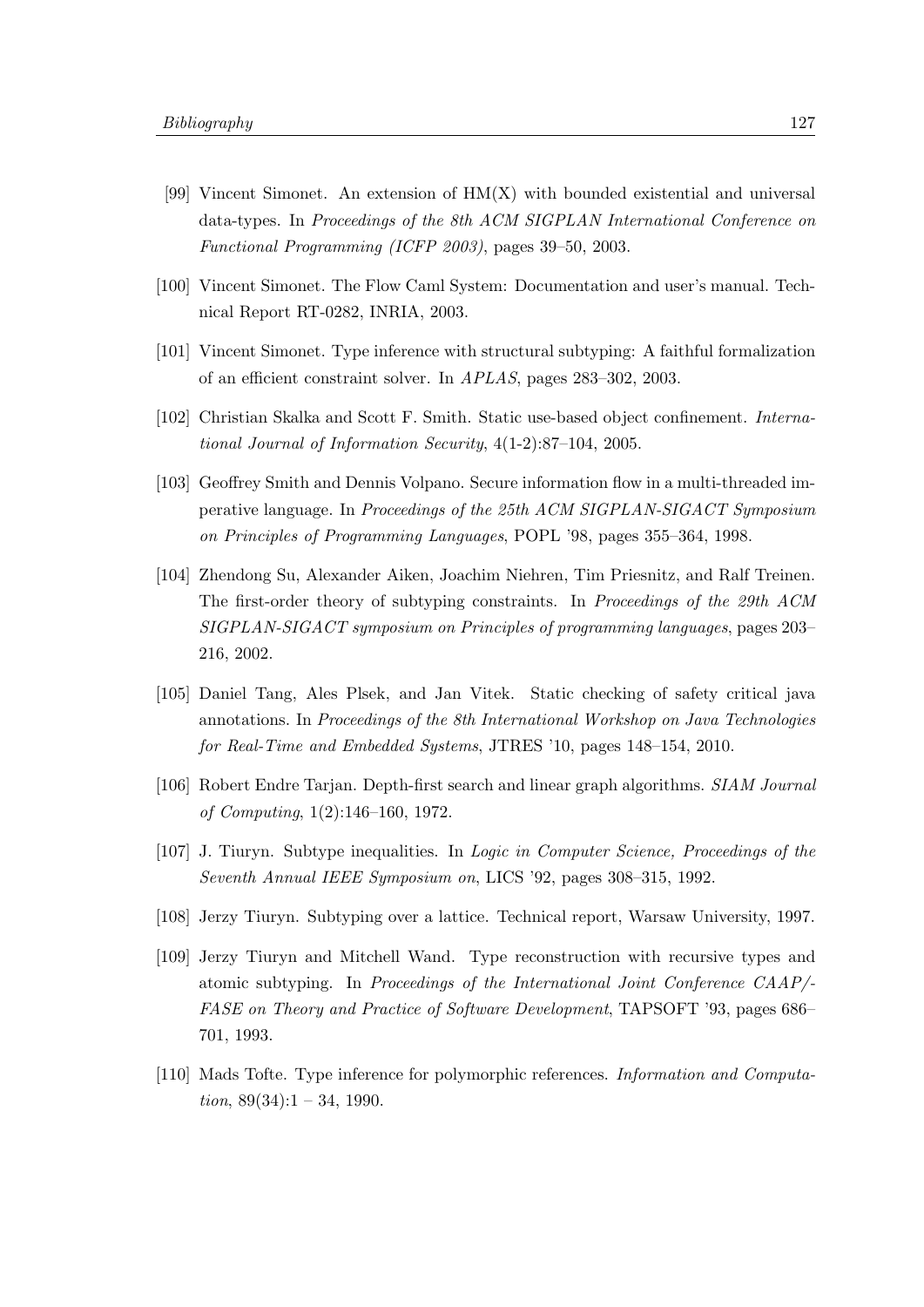[99] Vincent Simonet. An extension of HM(X) with bounded existential and universal data-types. In *Proceedings of the 8th ACM SIGPLAN International Conference on Functional Programming (ICFP 2003)*, pages 39–50, 2003.

[100] Vincent Simonet. The Flow Caml System: Documentation and user's manual. Technical Report RT-0282, INRIA, 2003.

[101] Vincent Simonet. Type inference with structural subtyping: A faithful formalization of an efficient constraint solver. In *APLAS*, pages 283–302, 2003.

[102] Christian Skalka and Scott F. Smith. Static use-based object confinement. *International Journal of Information Security*, 4(1-2):87–104, 2005.

[103] Geoffrey Smith and Dennis Volpano. Secure information flow in a multi-threaded imperative language. In *Proceedings of the 25th ACM SIGPLAN-SIGACT Symposium on Principles of Programming Languages*, POPL '98, pages 355–364, 1998.

[104] Zhendong Su, Alexander Aiken, Joachim Niehren, Tim Priesnitz, and Ralf Treinen. The first-order theory of subtyping constraints. In *Proceedings of the 29th ACM SIGPLAN-SIGACT symposium on Principles of programming languages*, pages 203–216, 2002.

[105] Daniel Tang, Ales Plsek, and Jan Vitek. Static checking of safety critical java annotations. In *Proceedings of the 8th International Workshop on Java Technologies for Real-Time and Embedded Systems*, JTRES '10, pages 148–154, 2010.

[106] Robert Endre Tarjan. Depth-first search and linear graph algorithms. *SIAM Journal of Computing*, 1(2):146–160, 1972.

[107] J. Tiuryn. Subtype inequalities. In *Logic in Computer Science, Proceedings of the Seventh Annual IEEE Symposium on*, LICS '92, pages 308–315, 1992.

[108] Jerzy Tiuryn. Subtyping over a lattice. Technical report, Warsaw University, 1997.

[109] Jerzy Tiuryn and Mitchell Wand. Type reconstruction with recursive types and atomic subtyping. In *Proceedings of the International Joint Conference CAAP/-FASE on Theory and Practice of Software Development*, TAPSOFT '93, pages 686–701, 1993.

[110] Mads Tofte. Type inference for polymorphic references. *Information and Computation*, 89(34):1 – 34, 1990.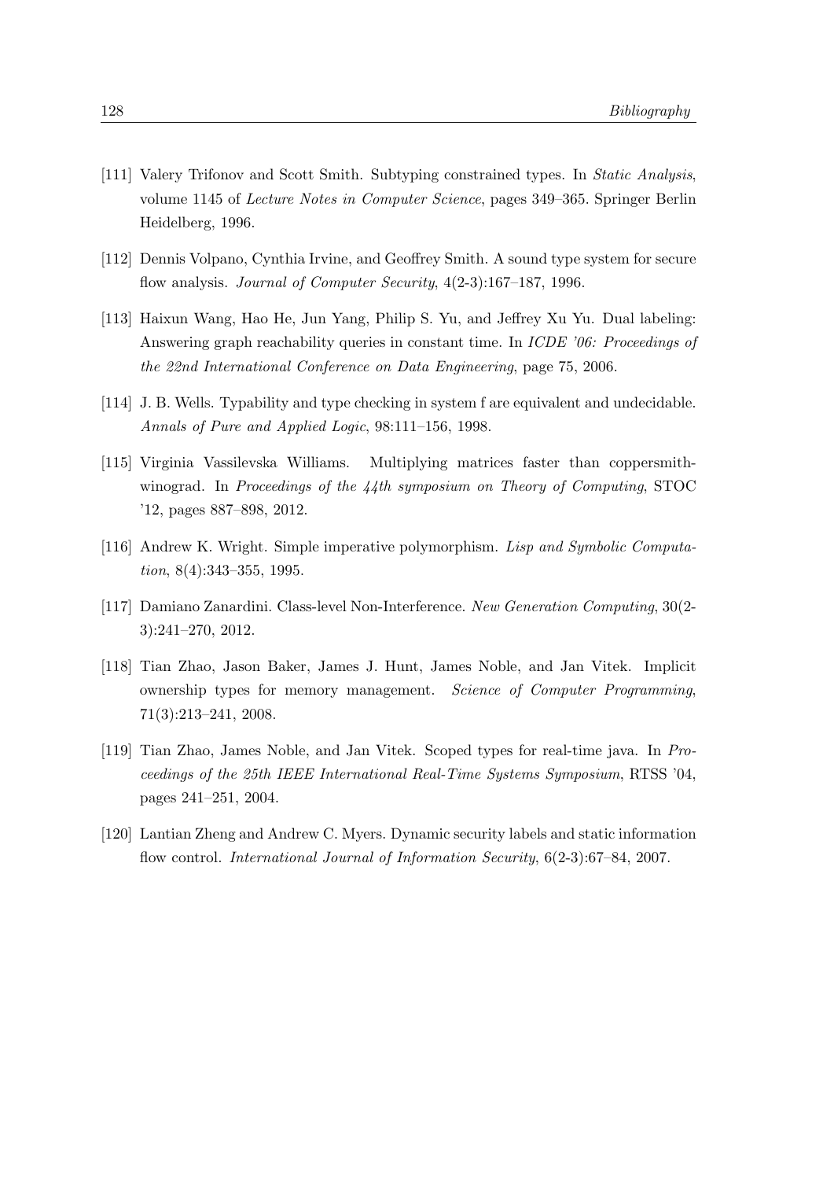[111] Valery Trifonov and Scott Smith. Subtyping constrained types. In *Static Analysis*, volume 1145 of *Lecture Notes in Computer Science*, pages 349–365. Springer Berlin Heidelberg, 1996.

[112] Dennis Volpano, Cynthia Irvine, and Geoffrey Smith. A sound type system for secure flow analysis. *Journal of Computer Security*, 4(2-3):167–187, 1996.

[113] Haixun Wang, Hao He, Jun Yang, Philip S. Yu, and Jeffrey Xu Yu. Dual labeling: Answering graph reachability queries in constant time. In *ICDE '06: Proceedings of the 22nd International Conference on Data Engineering*, page 75, 2006.

[114] J. B. Wells. Typability and type checking in system f are equivalent and undecidable. *Annals of Pure and Applied Logic*, 98:111–156, 1998.

[115] Virginia Vassilevska Williams. Multiplying matrices faster than coppersmith-winograd. In *Proceedings of the 44th symposium on Theory of Computing*, STOC '12, pages 887–898, 2012.

[116] Andrew K. Wright. Simple imperative polymorphism. *Lisp and Symbolic Computation*, 8(4):343–355, 1995.

[117] Damiano Zanardini. Class-level Non-Interference. *New Generation Computing*, 30(2-3):241–270, 2012.

[118] Tian Zhao, Jason Baker, James J. Hunt, James Noble, and Jan Vitek. Implicit ownership types for memory management. *Science of Computer Programming*, 71(3):213–241, 2008.

[119] Tian Zhao, James Noble, and Jan Vitek. Scoped types for real-time java. In *Proceedings of the 25th IEEE International Real-Time Systems Symposium*, RTSS '04, pages 241–251, 2004.

[120] Lantian Zheng and Andrew C. Myers. Dynamic security labels and static information flow control. *International Journal of Information Security*, 6(2-3):67–84, 2007.